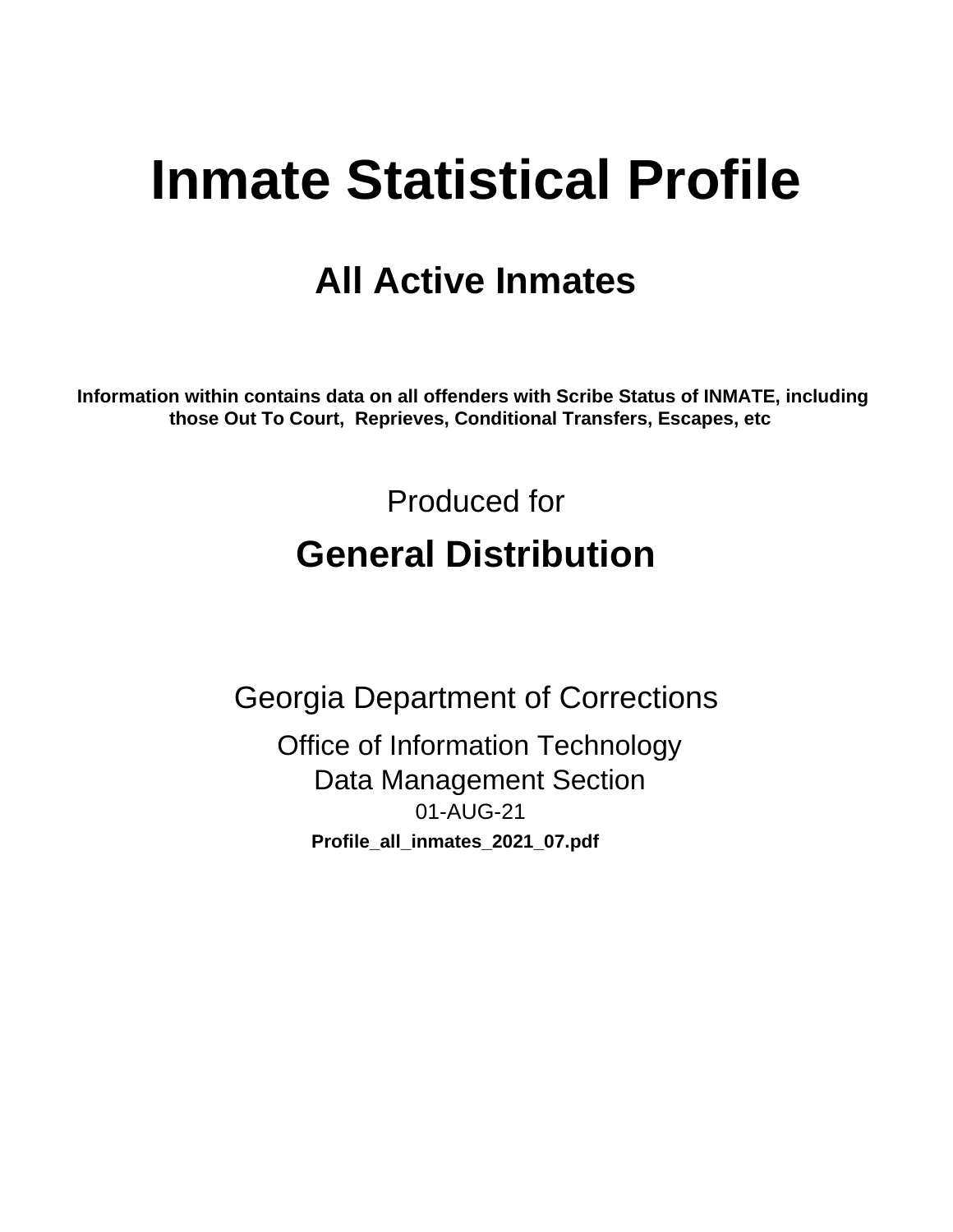# Inmate Statistical Profile

## All Active Inmates

**Information within contains data on all offenders with Scribe Status of INMATE, including those Out To Court, Reprieves, Conditional Transfers, Escapes, etc**

Produced for

## General Distribution

Georgia Department of Corrections

Office of Information Technology

Data Management Section

01-AUG-21

**Profile_all_inmates_2021_07.pdf**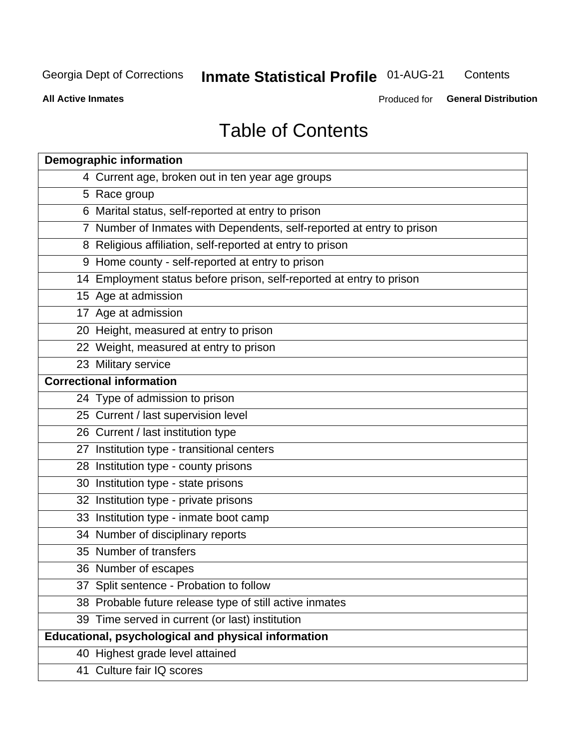# Table of Contents

| Demographic information | |
|---|---|
| 4 | Current age, broken out in ten year age groups |
| 5 | Race group |
| 6 | Marital status, self-reported at entry to prison |
| 7 | Number of Inmates with Dependents, self-reported at entry to prison |
| 8 | Religious affiliation, self-reported at entry to prison |
| 9 | Home county - self-reported at entry to prison |
| 14 | Employment status before prison, self-reported at entry to prison |
| 15 | Age at admission |
| 17 | Age at admission |
| 20 | Height, measured at entry to prison |
| 22 | Weight, measured at entry to prison |
| 23 | Military service |
| **Correctional information** | |
| 24 | Type of admission to prison |
| 25 | Current / last supervision level |
| 26 | Current / last institution type |
| 27 | Institution type - transitional centers |
| 28 | Institution type - county prisons |
| 30 | Institution type - state prisons |
| 32 | Institution type - private prisons |
| 33 | Institution type - inmate boot camp |
| 34 | Number of disciplinary reports |
| 35 | Number of transfers |
| 36 | Number of escapes |
| 37 | Split sentence - Probation to follow |
| 38 | Probable future release type of still active inmates |
| 39 | Time served in current (or last) institution |
| **Educational, psychological and physical information** | |
| 40 | Highest grade level attained |
| 41 | Culture fair IQ scores |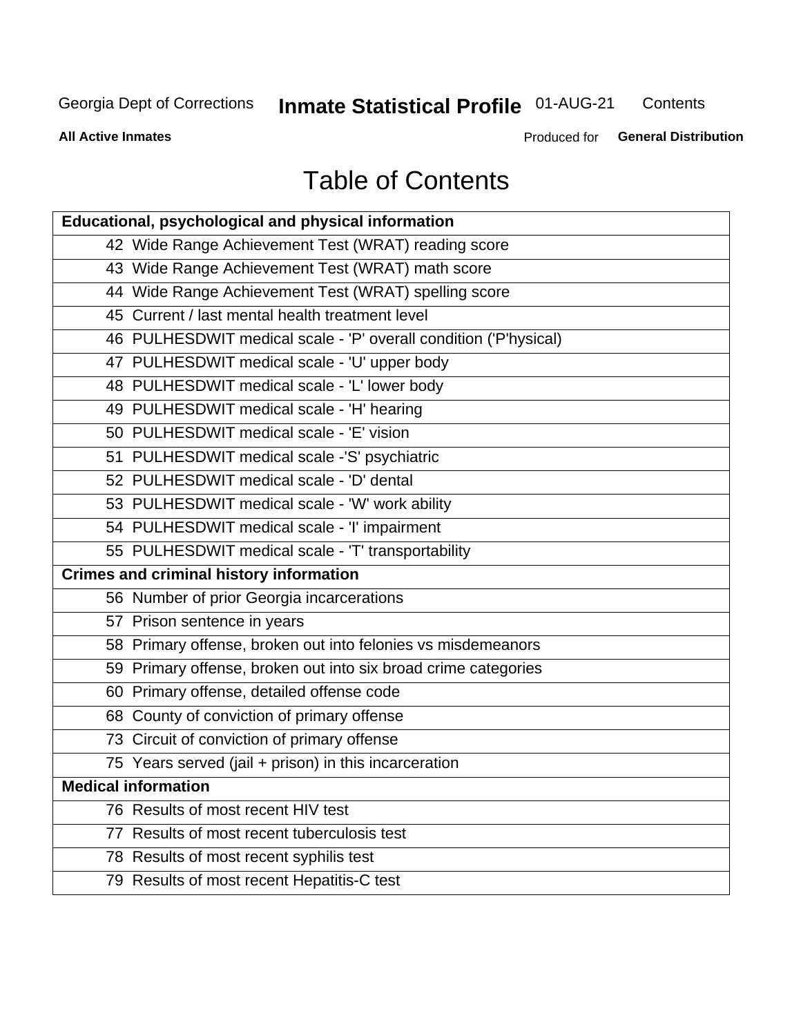# Table of Contents

| Educational, psychological and physical information |
|---|
| 42 Wide Range Achievement Test (WRAT) reading score |
| 43 Wide Range Achievement Test (WRAT) math score |
| 44 Wide Range Achievement Test (WRAT) spelling score |
| 45 Current / last mental health treatment level |
| 46 PULHESDWIT medical scale - 'P' overall condition ('P'hysical) |
| 47 PULHESDWIT medical scale - 'U' upper body |
| 48 PULHESDWIT medical scale - 'L' lower body |
| 49 PULHESDWIT medical scale - 'H' hearing |
| 50 PULHESDWIT medical scale - 'E' vision |
| 51 PULHESDWIT medical scale -'S' psychiatric |
| 52 PULHESDWIT medical scale - 'D' dental |
| 53 PULHESDWIT medical scale - 'W' work ability |
| 54 PULHESDWIT medical scale - 'I' impairment |
| 55 PULHESDWIT medical scale - 'T' transportability |
| **Crimes and criminal history information** |
| 56 Number of prior Georgia incarcerations |
| 57 Prison sentence in years |
| 58 Primary offense, broken out into felonies vs misdemeanors |
| 59 Primary offense, broken out into six broad crime categories |
| 60 Primary offense, detailed offense code |
| 68 County of conviction of primary offense |
| 73 Circuit of conviction of primary offense |
| 75 Years served (jail + prison) in this incarceration |
| **Medical information** |
| 76 Results of most recent HIV test |
| 77 Results of most recent tuberculosis test |
| 78 Results of most recent syphilis test |
| 79 Results of most recent Hepatitis-C test |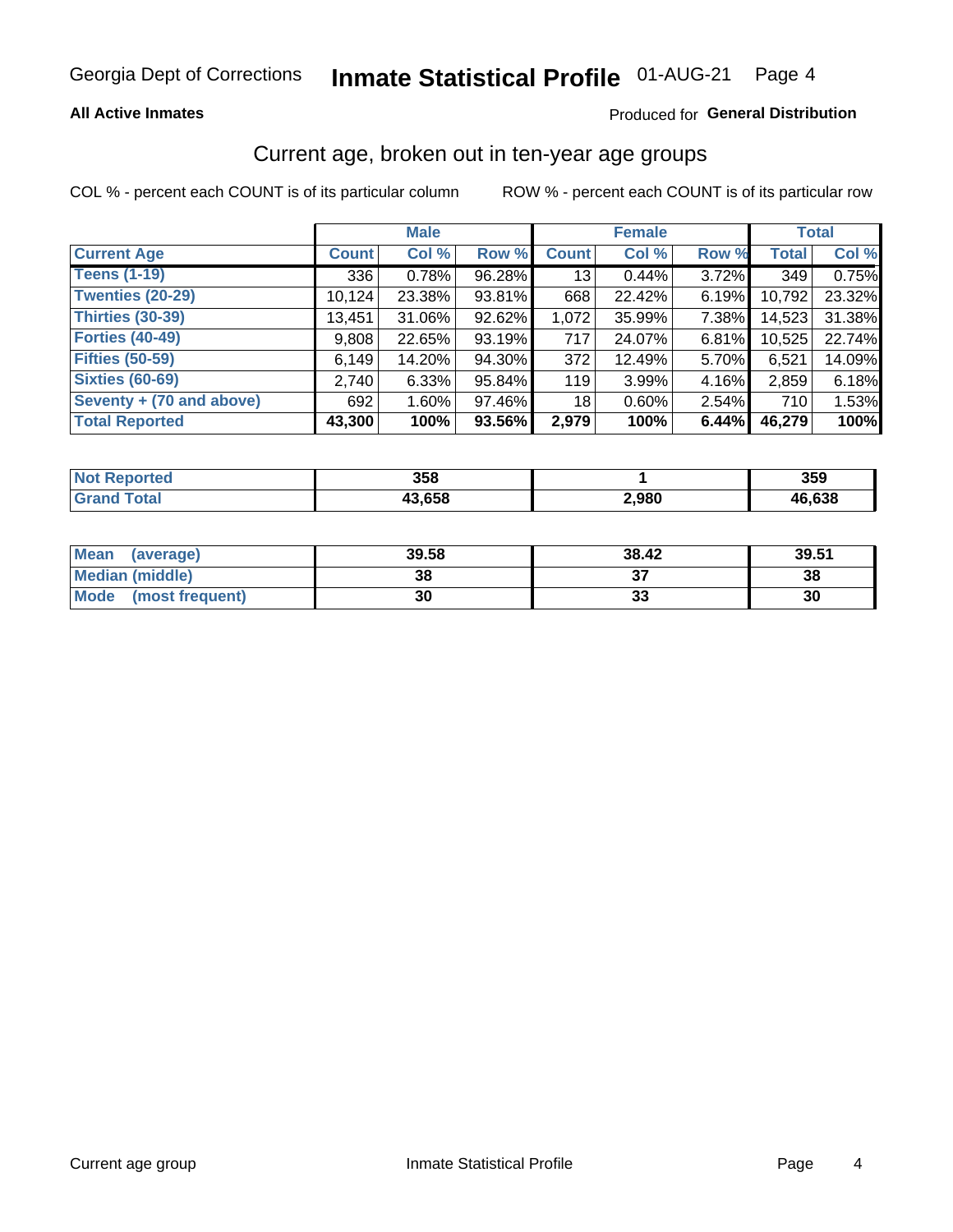# Georgia Dept of Corrections — Inmate Statistical Profile 01-AUG-21

**All Active Inmates**

Produced for **General Distribution**

## Current age, broken out in ten-year age groups

COL % - percent each COUNT is of its particular column

ROW % - percent each COUNT is of its particular row

| | Male | | | Female | | | Total | |
|---|---|---|---|---|---|---|---|---|
| **Current Age** | **Count** | **Col %** | **Row %** | **Count** | **Col %** | **Row %** | **Total** | **Col %** |
| Teens (1-19) | 336 | 0.78% | 96.28% | 13 | 0.44% | 3.72% | 349 | 0.75% |
| Twenties (20-29) | 10,124 | 23.38% | 93.81% | 668 | 22.42% | 6.19% | 10,792 | 23.32% |
| Thirties (30-39) | 13,451 | 31.06% | 92.62% | 1,072 | 35.99% | 7.38% | 14,523 | 31.38% |
| Forties (40-49) | 9,808 | 22.65% | 93.19% | 717 | 24.07% | 6.81% | 10,525 | 22.74% |
| Fifties (50-59) | 6,149 | 14.20% | 94.30% | 372 | 12.49% | 5.70% | 6,521 | 14.09% |
| Sixties (60-69) | 2,740 | 6.33% | 95.84% | 119 | 3.99% | 4.16% | 2,859 | 6.18% |
| Seventy + (70 and above) | 692 | 1.60% | 97.46% | 18 | 0.60% | 2.54% | 710 | 1.53% |
| **Total Reported** | **43,300** | **100%** | **93.56%** | **2,979** | **100%** | **6.44%** | **46,279** | **100%** |

| | Male | Female | Total |
|---|---|---|---|
| Not Reported | 358 | 1 | 359 |
| Grand Total | 43,658 | 2,980 | 46,638 |

| | Male | Female | Total |
|---|---|---|---|
| Mean (average) | 39.58 | 38.42 | 39.51 |
| Median (middle) | 38 | 37 | 38 |
| Mode (most frequent) | 30 | 33 | 30 |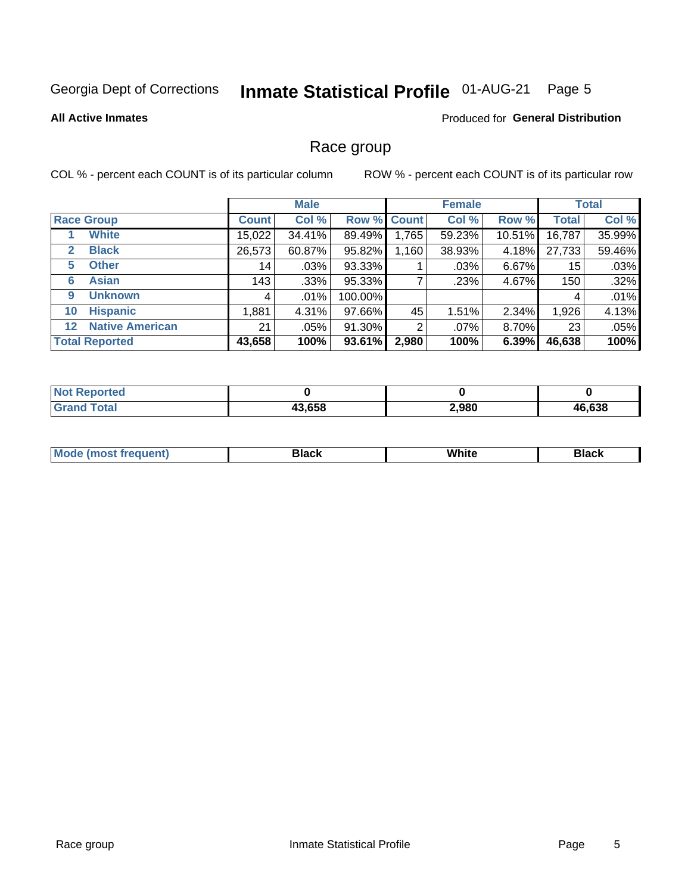Georgia Dept of Corrections **Inmate Statistical Profile** 01-AUG-21

**All Active Inmates**

Produced for **General Distribution**

## Race group

COL % - percent each COUNT is of its particular column

ROW % - percent each COUNT is of its particular row

| | | Male | | | Female | | | Total | |
|---|---|---|---|---|---|---|---|---|---|
| **Race Group** | | **Count** | **Col %** | **Row %** | **Count** | **Col %** | **Row %** | **Total** | **Col %** |
| 1 | White | 15,022 | 34.41% | 89.49% | 1,765 | 59.23% | 10.51% | 16,787 | 35.99% |
| 2 | Black | 26,573 | 60.87% | 95.82% | 1,160 | 38.93% | 4.18% | 27,733 | 59.46% |
| 5 | Other | 14 | .03% | 93.33% | 1 | .03% | 6.67% | 15 | .03% |
| 6 | Asian | 143 | .33% | 95.33% | 7 | .23% | 4.67% | 150 | .32% |
| 9 | Unknown | 4 | .01% | 100.00% | | | | 4 | .01% |
| 10 | Hispanic | 1,881 | 4.31% | 97.66% | 45 | 1.51% | 2.34% | 1,926 | 4.13% |
| 12 | Native American | 21 | .05% | 91.30% | 2 | .07% | 8.70% | 23 | .05% |
| **Total Reported** | | **43,658** | **100%** | **93.61%** | **2,980** | **100%** | **6.39%** | **46,638** | **100%** |

| | Male | Female | Total |
|---|---|---|---|
| **Not Reported** | **0** | **0** | **0** |
| **Grand Total** | **43,658** | **2,980** | **46,638** |

| | Male | Female | Total |
|---|---|---|---|
| **Mode (most frequent)** | **Black** | **White** | **Black** |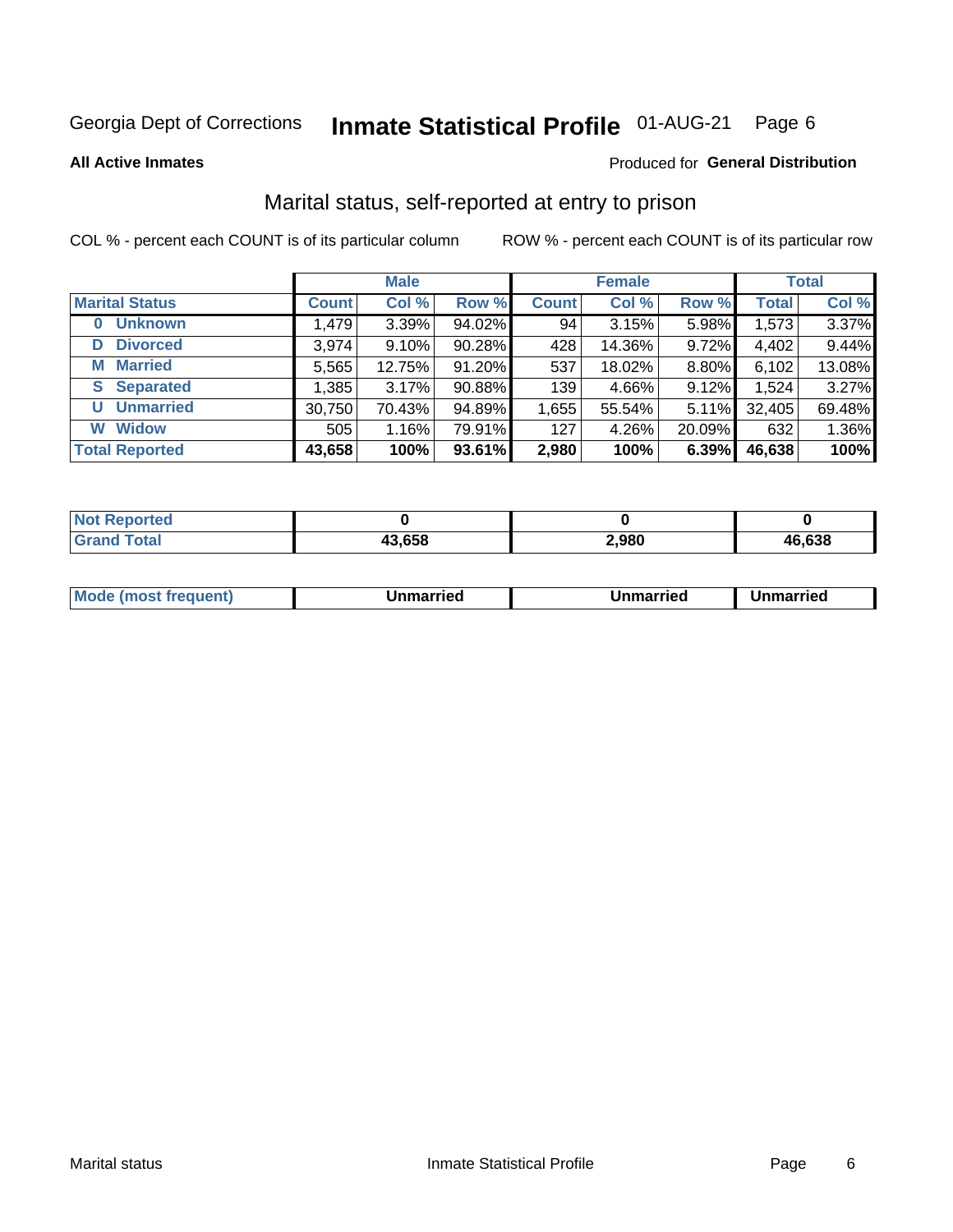Georgia Dept of Corrections **Inmate Statistical Profile** 01-AUG-21

**All Active Inmates**

Produced for **General Distribution**

## Marital status, self-reported at entry to prison

COL % - percent each COUNT is of its particular column

ROW % - percent each COUNT is of its particular row

| | Male | | | Female | | | Total | |
|---|---|---|---|---|---|---|---|---|
| **Marital Status** | **Count** | **Col %** | **Row %** | **Count** | **Col %** | **Row %** | **Total** | **Col %** |
| **0 Unknown** | 1,479 | 3.39% | 94.02% | 94 | 3.15% | 5.98% | 1,573 | 3.37% |
| **D Divorced** | 3,974 | 9.10% | 90.28% | 428 | 14.36% | 9.72% | 4,402 | 9.44% |
| **M Married** | 5,565 | 12.75% | 91.20% | 537 | 18.02% | 8.80% | 6,102 | 13.08% |
| **S Separated** | 1,385 | 3.17% | 90.88% | 139 | 4.66% | 9.12% | 1,524 | 3.27% |
| **U Unmarried** | 30,750 | 70.43% | 94.89% | 1,655 | 55.54% | 5.11% | 32,405 | 69.48% |
| **W Widow** | 505 | 1.16% | 79.91% | 127 | 4.26% | 20.09% | 632 | 1.36% |
| **Total Reported** | **43,658** | **100%** | **93.61%** | **2,980** | **100%** | **6.39%** | **46,638** | **100%** |

| | Male | Female | Total |
|---|---|---|---|
| **Not Reported** | **0** | **0** | **0** |
| **Grand Total** | **43,658** | **2,980** | **46,638** |

| | Male | Female | Total |
|---|---|---|---|
| **Mode (most frequent)** | **Unmarried** | **Unmarried** | **Unmarried** |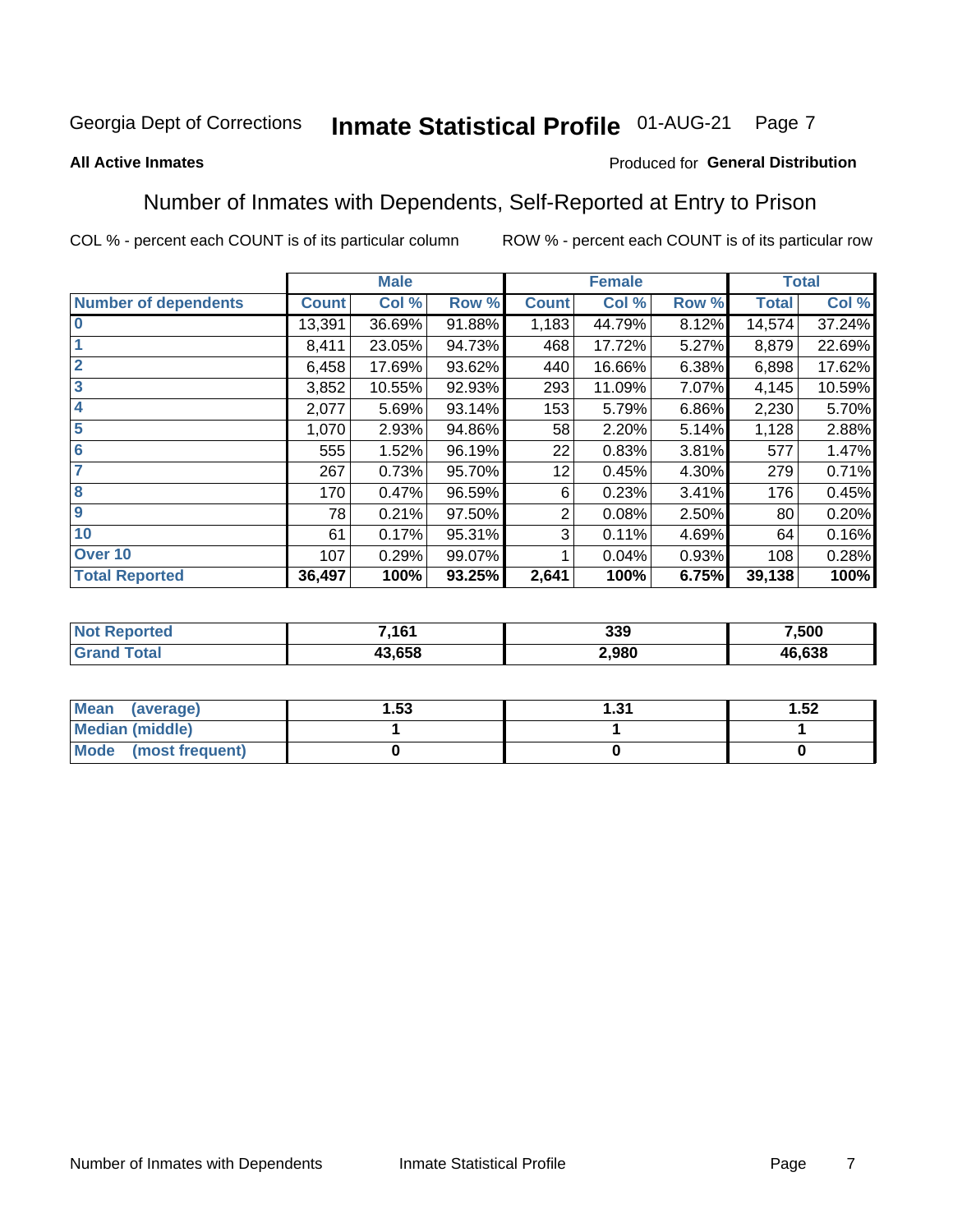Georgia Dept of Corrections **Inmate Statistical Profile** 01-AUG-21 Page 7

**All Active Inmates**

Produced for **General Distribution**

## Number of Inmates with Dependents, Self-Reported at Entry to Prison

COL % - percent each COUNT is of its particular column ROW % - percent each COUNT is of its particular row

| | Male | | | Female | | | Total | |
|---|---|---|---|---|---|---|---|---|
| **Number of dependents** | **Count** | **Col %** | **Row %** | **Count** | **Col %** | **Row %** | **Total** | **Col %** |
| **0** | 13,391 | 36.69% | 91.88% | 1,183 | 44.79% | 8.12% | 14,574 | 37.24% |
| **1** | 8,411 | 23.05% | 94.73% | 468 | 17.72% | 5.27% | 8,879 | 22.69% |
| **2** | 6,458 | 17.69% | 93.62% | 440 | 16.66% | 6.38% | 6,898 | 17.62% |
| **3** | 3,852 | 10.55% | 92.93% | 293 | 11.09% | 7.07% | 4,145 | 10.59% |
| **4** | 2,077 | 5.69% | 93.14% | 153 | 5.79% | 6.86% | 2,230 | 5.70% |
| **5** | 1,070 | 2.93% | 94.86% | 58 | 2.20% | 5.14% | 1,128 | 2.88% |
| **6** | 555 | 1.52% | 96.19% | 22 | 0.83% | 3.81% | 577 | 1.47% |
| **7** | 267 | 0.73% | 95.70% | 12 | 0.45% | 4.30% | 279 | 0.71% |
| **8** | 170 | 0.47% | 96.59% | 6 | 0.23% | 3.41% | 176 | 0.45% |
| **9** | 78 | 0.21% | 97.50% | 2 | 0.08% | 2.50% | 80 | 0.20% |
| **10** | 61 | 0.17% | 95.31% | 3 | 0.11% | 4.69% | 64 | 0.16% |
| **Over 10** | 107 | 0.29% | 99.07% | 1 | 0.04% | 0.93% | 108 | 0.28% |
| **Total Reported** | **36,497** | **100%** | **93.25%** | **2,641** | **100%** | **6.75%** | **39,138** | **100%** |

| | Male | Female | Total |
|---|---|---|---|
| **Not Reported** | **7,161** | **339** | **7,500** |
| **Grand Total** | **43,658** | **2,980** | **46,638** |

| | Male | Female | Total |
|---|---|---|---|
| **Mean (average)** | **1.53** | **1.31** | **1.52** |
| **Median (middle)** | **1** | **1** | **1** |
| **Mode (most frequent)** | **0** | **0** | **0** |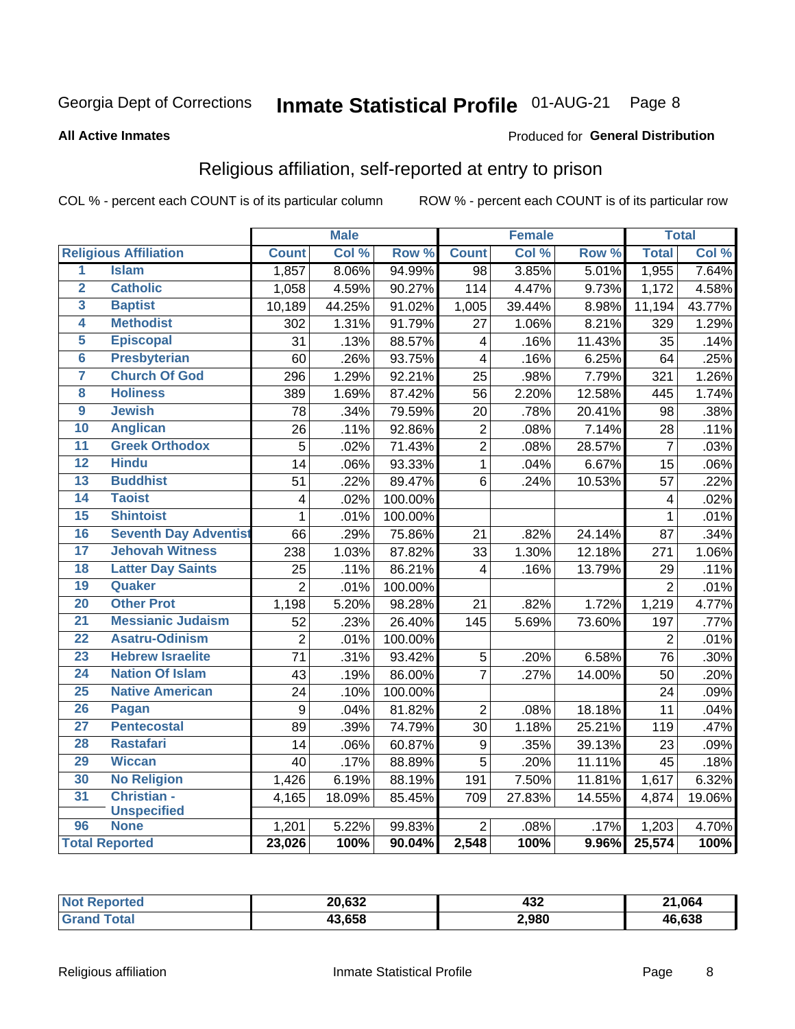Georgia Dept of Corrections **Inmate Statistical Profile** 01-AUG-21

**All Active Inmates**

Produced for **General Distribution**

## Religious affiliation, self-reported at entry to prison

COL % - percent each COUNT is of its particular column    ROW % - percent each COUNT is of its particular row

| Religious Affiliation | | Male | | | Female | | | Total | |
|---|---|---|---|---|---|---|---|---|---|
| | | Count | Col % | Row % | Count | Col % | Row % | Total | Col % |
| 1 | Islam | 1,857 | 8.06% | 94.99% | 98 | 3.85% | 5.01% | 1,955 | 7.64% |
| 2 | Catholic | 1,058 | 4.59% | 90.27% | 114 | 4.47% | 9.73% | 1,172 | 4.58% |
| 3 | Baptist | 10,189 | 44.25% | 91.02% | 1,005 | 39.44% | 8.98% | 11,194 | 43.77% |
| 4 | Methodist | 302 | 1.31% | 91.79% | 27 | 1.06% | 8.21% | 329 | 1.29% |
| 5 | Episcopal | 31 | .13% | 88.57% | 4 | .16% | 11.43% | 35 | .14% |
| 6 | Presbyterian | 60 | .26% | 93.75% | 4 | .16% | 6.25% | 64 | .25% |
| 7 | Church Of God | 296 | 1.29% | 92.21% | 25 | .98% | 7.79% | 321 | 1.26% |
| 8 | Holiness | 389 | 1.69% | 87.42% | 56 | 2.20% | 12.58% | 445 | 1.74% |
| 9 | Jewish | 78 | .34% | 79.59% | 20 | .78% | 20.41% | 98 | .38% |
| 10 | Anglican | 26 | .11% | 92.86% | 2 | .08% | 7.14% | 28 | .11% |
| 11 | Greek Orthodox | 5 | .02% | 71.43% | 2 | .08% | 28.57% | 7 | .03% |
| 12 | Hindu | 14 | .06% | 93.33% | 1 | .04% | 6.67% | 15 | .06% |
| 13 | Buddhist | 51 | .22% | 89.47% | 6 | .24% | 10.53% | 57 | .22% |
| 14 | Taoist | 4 | .02% | 100.00% | | | | 4 | .02% |
| 15 | Shintoist | 1 | .01% | 100.00% | | | | 1 | .01% |
| 16 | Seventh Day Adventist | 66 | .29% | 75.86% | 21 | .82% | 24.14% | 87 | .34% |
| 17 | Jehovah Witness | 238 | 1.03% | 87.82% | 33 | 1.30% | 12.18% | 271 | 1.06% |
| 18 | Latter Day Saints | 25 | .11% | 86.21% | 4 | .16% | 13.79% | 29 | .11% |
| 19 | Quaker | 2 | .01% | 100.00% | | | | 2 | .01% |
| 20 | Other Prot | 1,198 | 5.20% | 98.28% | 21 | .82% | 1.72% | 1,219 | 4.77% |
| 21 | Messianic Judaism | 52 | .23% | 26.40% | 145 | 5.69% | 73.60% | 197 | .77% |
| 22 | Asatru-Odinism | 2 | .01% | 100.00% | | | | 2 | .01% |
| 23 | Hebrew Israelite | 71 | .31% | 93.42% | 5 | .20% | 6.58% | 76 | .30% |
| 24 | Nation Of Islam | 43 | .19% | 86.00% | 7 | .27% | 14.00% | 50 | .20% |
| 25 | Native American | 24 | .10% | 100.00% | | | | 24 | .09% |
| 26 | Pagan | 9 | .04% | 81.82% | 2 | .08% | 18.18% | 11 | .04% |
| 27 | Pentecostal | 89 | .39% | 74.79% | 30 | 1.18% | 25.21% | 119 | .47% |
| 28 | Rastafari | 14 | .06% | 60.87% | 9 | .35% | 39.13% | 23 | .09% |
| 29 | Wiccan | 40 | .17% | 88.89% | 5 | .20% | 11.11% | 45 | .18% |
| 30 | No Religion | 1,426 | 6.19% | 88.19% | 191 | 7.50% | 11.81% | 1,617 | 6.32% |
| 31 | Christian - Unspecified | 4,165 | 18.09% | 85.45% | 709 | 27.83% | 14.55% | 4,874 | 19.06% |
| 96 | None | 1,201 | 5.22% | 99.83% | 2 | .08% | .17% | 1,203 | 4.70% |
| **Total Reported** | | **23,026** | **100%** | **90.04%** | **2,548** | **100%** | **9.96%** | **25,574** | **100%** |

| | Male | Female | Total |
|---|---|---|---|
| Not Reported | 20,632 | 432 | 21,064 |
| Grand Total | 43,658 | 2,980 | 46,638 |

Religious affiliation    Inmate Statistical Profile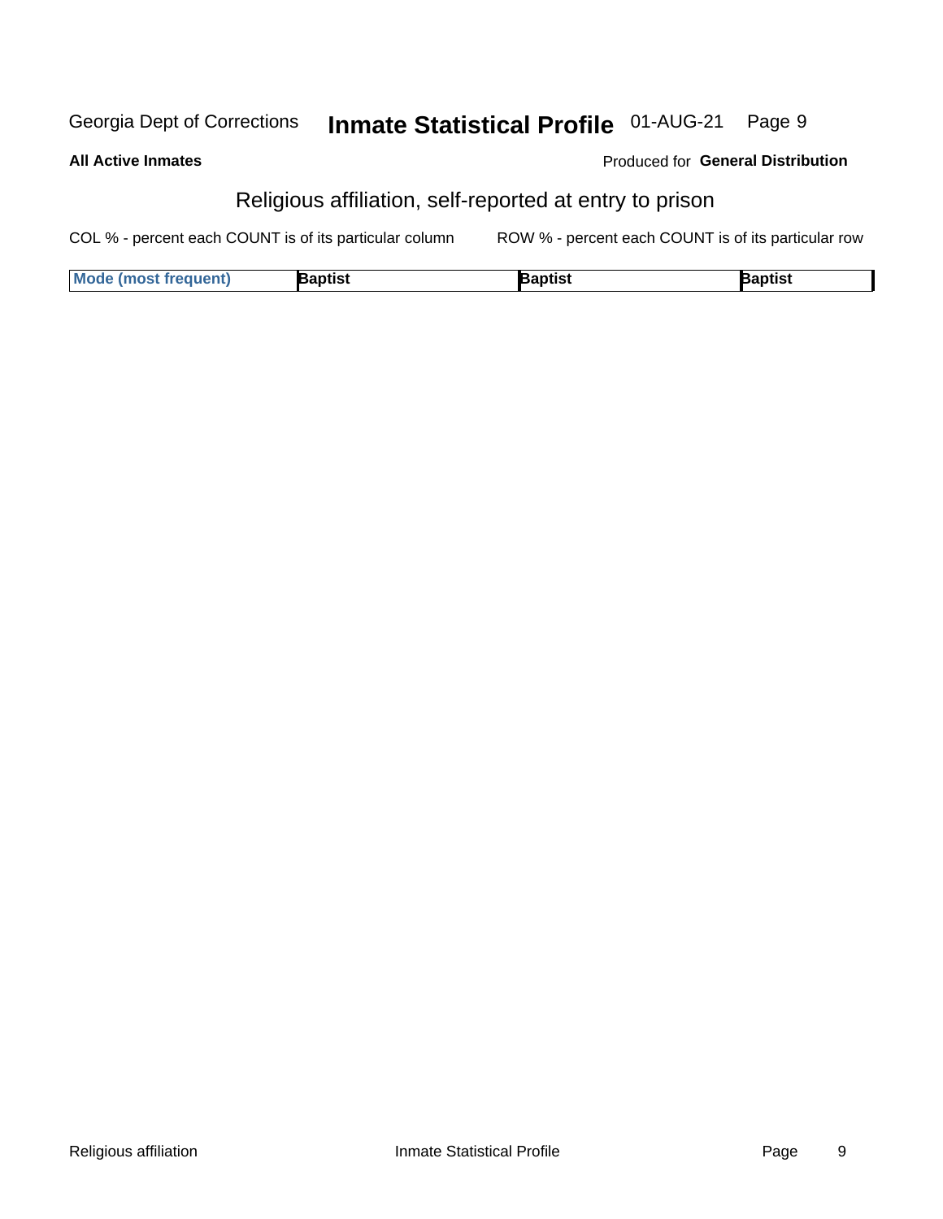Georgia Dept of Corrections **Inmate Statistical Profile** 01-AUG-21

**All Active Inmates**

Produced for **General Distribution**

## Religious affiliation, self-reported at entry to prison

COL % - percent each COUNT is of its particular column ROW % - percent each COUNT is of its particular row

| Mode (most frequent) | Baptist | Baptist | Baptist |
|---|---|---|---|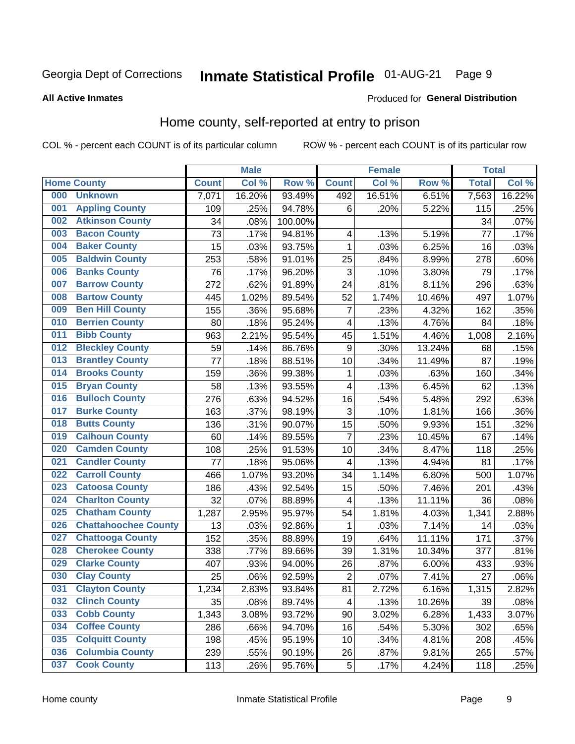Georgia Dept of Corrections **Inmate Statistical Profile** 01-AUG-21

**All Active Inmates**

Produced for **General Distribution**

## Home county, self-reported at entry to prison

COL % - percent each COUNT is of its particular column    ROW % - percent each COUNT is of its particular row

| Home County | | Male | | | Female | | | Total | |
|---|---|---|---|---|---|---|---|---|---|
| | | Count | Col % | Row % | Count | Col % | Row % | Total | Col % |
| 000 | Unknown | 7,071 | 16.20% | 93.49% | 492 | 16.51% | 6.51% | 7,563 | 16.22% |
| 001 | Appling County | 109 | .25% | 94.78% | 6 | .20% | 5.22% | 115 | .25% |
| 002 | Atkinson County | 34 | .08% | 100.00% | | | | 34 | .07% |
| 003 | Bacon County | 73 | .17% | 94.81% | 4 | .13% | 5.19% | 77 | .17% |
| 004 | Baker County | 15 | .03% | 93.75% | 1 | .03% | 6.25% | 16 | .03% |
| 005 | Baldwin County | 253 | .58% | 91.01% | 25 | .84% | 8.99% | 278 | .60% |
| 006 | Banks County | 76 | .17% | 96.20% | 3 | .10% | 3.80% | 79 | .17% |
| 007 | Barrow County | 272 | .62% | 91.89% | 24 | .81% | 8.11% | 296 | .63% |
| 008 | Bartow County | 445 | 1.02% | 89.54% | 52 | 1.74% | 10.46% | 497 | 1.07% |
| 009 | Ben Hill County | 155 | .36% | 95.68% | 7 | .23% | 4.32% | 162 | .35% |
| 010 | Berrien County | 80 | .18% | 95.24% | 4 | .13% | 4.76% | 84 | .18% |
| 011 | Bibb County | 963 | 2.21% | 95.54% | 45 | 1.51% | 4.46% | 1,008 | 2.16% |
| 012 | Bleckley County | 59 | .14% | 86.76% | 9 | .30% | 13.24% | 68 | .15% |
| 013 | Brantley County | 77 | .18% | 88.51% | 10 | .34% | 11.49% | 87 | .19% |
| 014 | Brooks County | 159 | .36% | 99.38% | 1 | .03% | .63% | 160 | .34% |
| 015 | Bryan County | 58 | .13% | 93.55% | 4 | .13% | 6.45% | 62 | .13% |
| 016 | Bulloch County | 276 | .63% | 94.52% | 16 | .54% | 5.48% | 292 | .63% |
| 017 | Burke County | 163 | .37% | 98.19% | 3 | .10% | 1.81% | 166 | .36% |
| 018 | Butts County | 136 | .31% | 90.07% | 15 | .50% | 9.93% | 151 | .32% |
| 019 | Calhoun County | 60 | .14% | 89.55% | 7 | .23% | 10.45% | 67 | .14% |
| 020 | Camden County | 108 | .25% | 91.53% | 10 | .34% | 8.47% | 118 | .25% |
| 021 | Candler County | 77 | .18% | 95.06% | 4 | .13% | 4.94% | 81 | .17% |
| 022 | Carroll County | 466 | 1.07% | 93.20% | 34 | 1.14% | 6.80% | 500 | 1.07% |
| 023 | Catoosa County | 186 | .43% | 92.54% | 15 | .50% | 7.46% | 201 | .43% |
| 024 | Charlton County | 32 | .07% | 88.89% | 4 | .13% | 11.11% | 36 | .08% |
| 025 | Chatham County | 1,287 | 2.95% | 95.97% | 54 | 1.81% | 4.03% | 1,341 | 2.88% |
| 026 | Chattahoochee County | 13 | .03% | 92.86% | 1 | .03% | 7.14% | 14 | .03% |
| 027 | Chattooga County | 152 | .35% | 88.89% | 19 | .64% | 11.11% | 171 | .37% |
| 028 | Cherokee County | 338 | .77% | 89.66% | 39 | 1.31% | 10.34% | 377 | .81% |
| 029 | Clarke County | 407 | .93% | 94.00% | 26 | .87% | 6.00% | 433 | .93% |
| 030 | Clay County | 25 | .06% | 92.59% | 2 | .07% | 7.41% | 27 | .06% |
| 031 | Clayton County | 1,234 | 2.83% | 93.84% | 81 | 2.72% | 6.16% | 1,315 | 2.82% |
| 032 | Clinch County | 35 | .08% | 89.74% | 4 | .13% | 10.26% | 39 | .08% |
| 033 | Cobb County | 1,343 | 3.08% | 93.72% | 90 | 3.02% | 6.28% | 1,433 | 3.07% |
| 034 | Coffee County | 286 | .66% | 94.70% | 16 | .54% | 5.30% | 302 | .65% |
| 035 | Colquitt County | 198 | .45% | 95.19% | 10 | .34% | 4.81% | 208 | .45% |
| 036 | Columbia County | 239 | .55% | 90.19% | 26 | .87% | 9.81% | 265 | .57% |
| 037 | Cook County | 113 | .26% | 95.76% | 5 | .17% | 4.24% | 118 | .25% |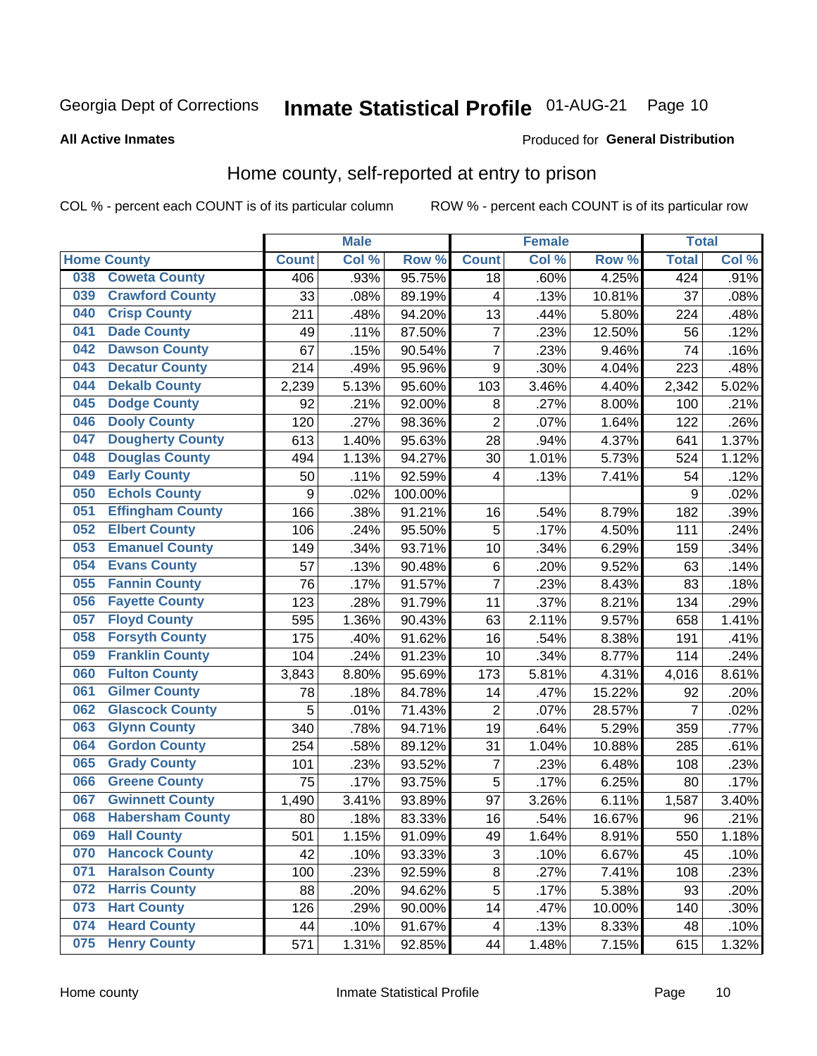Georgia Dept of Corrections **Inmate Statistical Profile** 01-AUG-21

**All Active Inmates**

Produced for **General Distribution**

## Home county, self-reported at entry to prison

COL % - percent each COUNT is of its particular column ROW % - percent each COUNT is of its particular row

| Home County | | Male | | | Female | | | Total | |
|---|---|---|---|---|---|---|---|---|---|
| | | Count | Col % | Row % | Count | Col % | Row % | Total | Col % |
| 038 | Coweta County | 406 | .93% | 95.75% | 18 | .60% | 4.25% | 424 | .91% |
| 039 | Crawford County | 33 | .08% | 89.19% | 4 | .13% | 10.81% | 37 | .08% |
| 040 | Crisp County | 211 | .48% | 94.20% | 13 | .44% | 5.80% | 224 | .48% |
| 041 | Dade County | 49 | .11% | 87.50% | 7 | .23% | 12.50% | 56 | .12% |
| 042 | Dawson County | 67 | .15% | 90.54% | 7 | .23% | 9.46% | 74 | .16% |
| 043 | Decatur County | 214 | .49% | 95.96% | 9 | .30% | 4.04% | 223 | .48% |
| 044 | Dekalb County | 2,239 | 5.13% | 95.60% | 103 | 3.46% | 4.40% | 2,342 | 5.02% |
| 045 | Dodge County | 92 | .21% | 92.00% | 8 | .27% | 8.00% | 100 | .21% |
| 046 | Dooly County | 120 | .27% | 98.36% | 2 | .07% | 1.64% | 122 | .26% |
| 047 | Dougherty County | 613 | 1.40% | 95.63% | 28 | .94% | 4.37% | 641 | 1.37% |
| 048 | Douglas County | 494 | 1.13% | 94.27% | 30 | 1.01% | 5.73% | 524 | 1.12% |
| 049 | Early County | 50 | .11% | 92.59% | 4 | .13% | 7.41% | 54 | .12% |
| 050 | Echols County | 9 | .02% | 100.00% | | | | 9 | .02% |
| 051 | Effingham County | 166 | .38% | 91.21% | 16 | .54% | 8.79% | 182 | .39% |
| 052 | Elbert County | 106 | .24% | 95.50% | 5 | .17% | 4.50% | 111 | .24% |
| 053 | Emanuel County | 149 | .34% | 93.71% | 10 | .34% | 6.29% | 159 | .34% |
| 054 | Evans County | 57 | .13% | 90.48% | 6 | .20% | 9.52% | 63 | .14% |
| 055 | Fannin County | 76 | .17% | 91.57% | 7 | .23% | 8.43% | 83 | .18% |
| 056 | Fayette County | 123 | .28% | 91.79% | 11 | .37% | 8.21% | 134 | .29% |
| 057 | Floyd County | 595 | 1.36% | 90.43% | 63 | 2.11% | 9.57% | 658 | 1.41% |
| 058 | Forsyth County | 175 | .40% | 91.62% | 16 | .54% | 8.38% | 191 | .41% |
| 059 | Franklin County | 104 | .24% | 91.23% | 10 | .34% | 8.77% | 114 | .24% |
| 060 | Fulton County | 3,843 | 8.80% | 95.69% | 173 | 5.81% | 4.31% | 4,016 | 8.61% |
| 061 | Gilmer County | 78 | .18% | 84.78% | 14 | .47% | 15.22% | 92 | .20% |
| 062 | Glascock County | 5 | .01% | 71.43% | 2 | .07% | 28.57% | 7 | .02% |
| 063 | Glynn County | 340 | .78% | 94.71% | 19 | .64% | 5.29% | 359 | .77% |
| 064 | Gordon County | 254 | .58% | 89.12% | 31 | 1.04% | 10.88% | 285 | .61% |
| 065 | Grady County | 101 | .23% | 93.52% | 7 | .23% | 6.48% | 108 | .23% |
| 066 | Greene County | 75 | .17% | 93.75% | 5 | .17% | 6.25% | 80 | .17% |
| 067 | Gwinnett County | 1,490 | 3.41% | 93.89% | 97 | 3.26% | 6.11% | 1,587 | 3.40% |
| 068 | Habersham County | 80 | .18% | 83.33% | 16 | .54% | 16.67% | 96 | .21% |
| 069 | Hall County | 501 | 1.15% | 91.09% | 49 | 1.64% | 8.91% | 550 | 1.18% |
| 070 | Hancock County | 42 | .10% | 93.33% | 3 | .10% | 6.67% | 45 | .10% |
| 071 | Haralson County | 100 | .23% | 92.59% | 8 | .27% | 7.41% | 108 | .23% |
| 072 | Harris County | 88 | .20% | 94.62% | 5 | .17% | 5.38% | 93 | .20% |
| 073 | Hart County | 126 | .29% | 90.00% | 14 | .47% | 10.00% | 140 | .30% |
| 074 | Heard County | 44 | .10% | 91.67% | 4 | .13% | 8.33% | 48 | .10% |
| 075 | Henry County | 571 | 1.31% | 92.85% | 44 | 1.48% | 7.15% | 615 | 1.32% |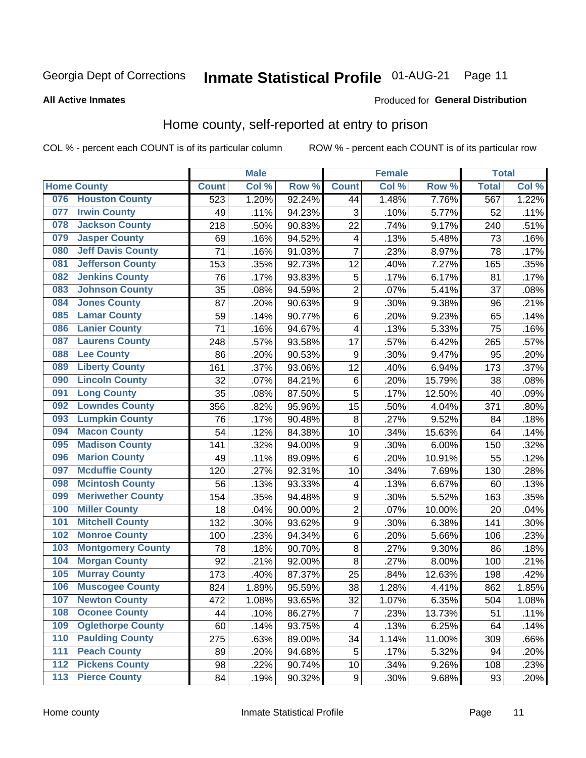Georgia Dept of Corrections **Inmate Statistical Profile** 01-AUG-21

**All Active Inmates**

Produced for **General Distribution**

## Home county, self-reported at entry to prison

COL % - percent each COUNT is of its particular column ROW % - percent each COUNT is of its particular row

| Home County | | Male | | | Female | | | Total | |
|---|---|---|---|---|---|---|---|---|---|
| | | Count | Col % | Row % | Count | Col % | Row % | Total | Col % |
| 076 | Houston County | 523 | 1.20% | 92.24% | 44 | 1.48% | 7.76% | 567 | 1.22% |
| 077 | Irwin County | 49 | .11% | 94.23% | 3 | .10% | 5.77% | 52 | .11% |
| 078 | Jackson County | 218 | .50% | 90.83% | 22 | .74% | 9.17% | 240 | .51% |
| 079 | Jasper County | 69 | .16% | 94.52% | 4 | .13% | 5.48% | 73 | .16% |
| 080 | Jeff Davis County | 71 | .16% | 91.03% | 7 | .23% | 8.97% | 78 | .17% |
| 081 | Jefferson County | 153 | .35% | 92.73% | 12 | .40% | 7.27% | 165 | .35% |
| 082 | Jenkins County | 76 | .17% | 93.83% | 5 | .17% | 6.17% | 81 | .17% |
| 083 | Johnson County | 35 | .08% | 94.59% | 2 | .07% | 5.41% | 37 | .08% |
| 084 | Jones County | 87 | .20% | 90.63% | 9 | .30% | 9.38% | 96 | .21% |
| 085 | Lamar County | 59 | .14% | 90.77% | 6 | .20% | 9.23% | 65 | .14% |
| 086 | Lanier County | 71 | .16% | 94.67% | 4 | .13% | 5.33% | 75 | .16% |
| 087 | Laurens County | 248 | .57% | 93.58% | 17 | .57% | 6.42% | 265 | .57% |
| 088 | Lee County | 86 | .20% | 90.53% | 9 | .30% | 9.47% | 95 | .20% |
| 089 | Liberty County | 161 | .37% | 93.06% | 12 | .40% | 6.94% | 173 | .37% |
| 090 | Lincoln County | 32 | .07% | 84.21% | 6 | .20% | 15.79% | 38 | .08% |
| 091 | Long County | 35 | .08% | 87.50% | 5 | .17% | 12.50% | 40 | .09% |
| 092 | Lowndes County | 356 | .82% | 95.96% | 15 | .50% | 4.04% | 371 | .80% |
| 093 | Lumpkin County | 76 | .17% | 90.48% | 8 | .27% | 9.52% | 84 | .18% |
| 094 | Macon County | 54 | .12% | 84.38% | 10 | .34% | 15.63% | 64 | .14% |
| 095 | Madison County | 141 | .32% | 94.00% | 9 | .30% | 6.00% | 150 | .32% |
| 096 | Marion County | 49 | .11% | 89.09% | 6 | .20% | 10.91% | 55 | .12% |
| 097 | Mcduffie County | 120 | .27% | 92.31% | 10 | .34% | 7.69% | 130 | .28% |
| 098 | Mcintosh County | 56 | .13% | 93.33% | 4 | .13% | 6.67% | 60 | .13% |
| 099 | Meriwether County | 154 | .35% | 94.48% | 9 | .30% | 5.52% | 163 | .35% |
| 100 | Miller County | 18 | .04% | 90.00% | 2 | .07% | 10.00% | 20 | .04% |
| 101 | Mitchell County | 132 | .30% | 93.62% | 9 | .30% | 6.38% | 141 | .30% |
| 102 | Monroe County | 100 | .23% | 94.34% | 6 | .20% | 5.66% | 106 | .23% |
| 103 | Montgomery County | 78 | .18% | 90.70% | 8 | .27% | 9.30% | 86 | .18% |
| 104 | Morgan County | 92 | .21% | 92.00% | 8 | .27% | 8.00% | 100 | .21% |
| 105 | Murray County | 173 | .40% | 87.37% | 25 | .84% | 12.63% | 198 | .42% |
| 106 | Muscogee County | 824 | 1.89% | 95.59% | 38 | 1.28% | 4.41% | 862 | 1.85% |
| 107 | Newton County | 472 | 1.08% | 93.65% | 32 | 1.07% | 6.35% | 504 | 1.08% |
| 108 | Oconee County | 44 | .10% | 86.27% | 7 | .23% | 13.73% | 51 | .11% |
| 109 | Oglethorpe County | 60 | .14% | 93.75% | 4 | .13% | 6.25% | 64 | .14% |
| 110 | Paulding County | 275 | .63% | 89.00% | 34 | 1.14% | 11.00% | 309 | .66% |
| 111 | Peach County | 89 | .20% | 94.68% | 5 | .17% | 5.32% | 94 | .20% |
| 112 | Pickens County | 98 | .22% | 90.74% | 10 | .34% | 9.26% | 108 | .23% |
| 113 | Pierce County | 84 | .19% | 90.32% | 9 | .30% | 9.68% | 93 | .20% |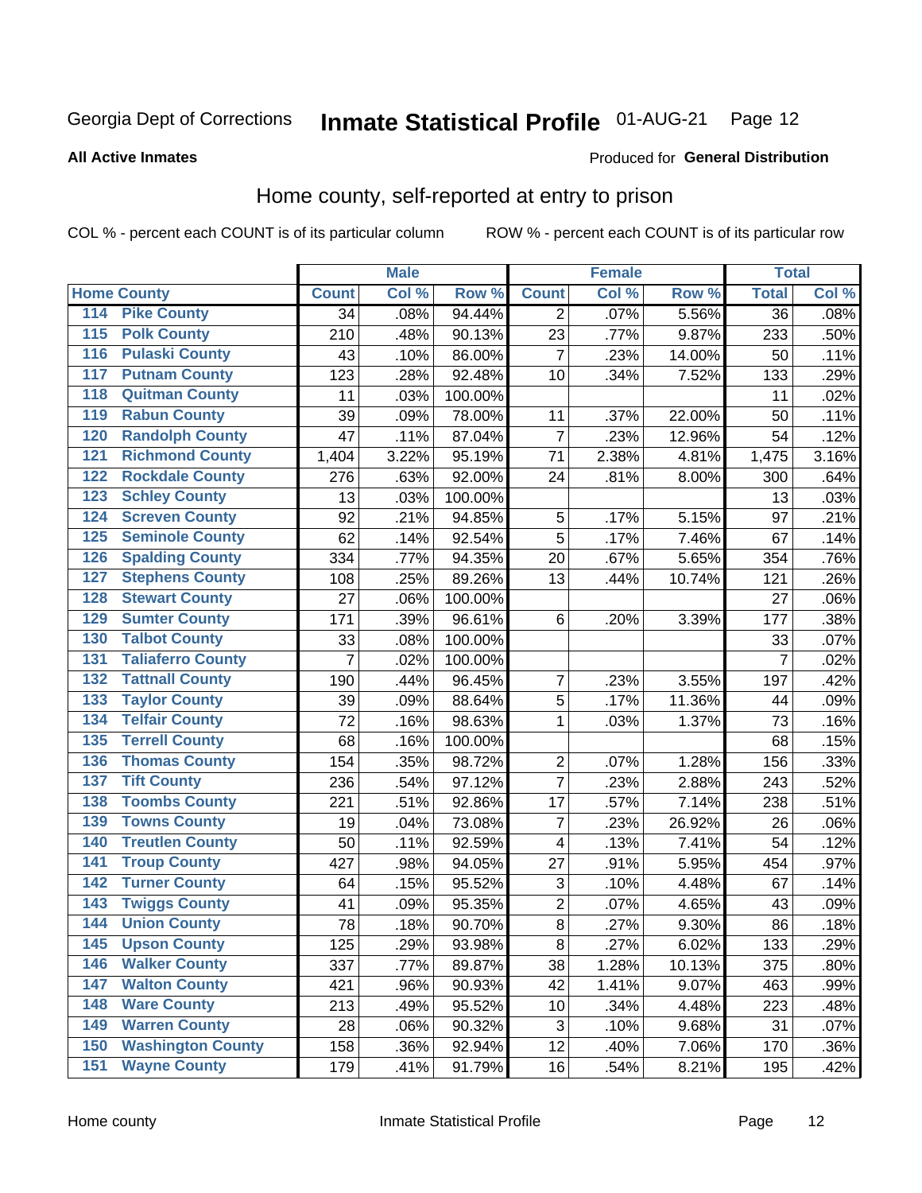Georgia Dept of Corrections **Inmate Statistical Profile** 01-AUG-21 Page 12

**All Active Inmates**

Produced for **General Distribution**

## Home county, self-reported at entry to prison

COL % - percent each COUNT is of its particular column ROW % - percent each COUNT is of its particular row

| Home County | | Male | | | Female | | | Total | |
|---|---|---|---|---|---|---|---|---|---|
| | | Count | Col % | Row % | Count | Col % | Row % | Total | Col % |
| 114 | Pike County | 34 | .08% | 94.44% | 2 | .07% | 5.56% | 36 | .08% |
| 115 | Polk County | 210 | .48% | 90.13% | 23 | .77% | 9.87% | 233 | .50% |
| 116 | Pulaski County | 43 | .10% | 86.00% | 7 | .23% | 14.00% | 50 | .11% |
| 117 | Putnam County | 123 | .28% | 92.48% | 10 | .34% | 7.52% | 133 | .29% |
| 118 | Quitman County | 11 | .03% | 100.00% | | | | 11 | .02% |
| 119 | Rabun County | 39 | .09% | 78.00% | 11 | .37% | 22.00% | 50 | .11% |
| 120 | Randolph County | 47 | .11% | 87.04% | 7 | .23% | 12.96% | 54 | .12% |
| 121 | Richmond County | 1,404 | 3.22% | 95.19% | 71 | 2.38% | 4.81% | 1,475 | 3.16% |
| 122 | Rockdale County | 276 | .63% | 92.00% | 24 | .81% | 8.00% | 300 | .64% |
| 123 | Schley County | 13 | .03% | 100.00% | | | | 13 | .03% |
| 124 | Screven County | 92 | .21% | 94.85% | 5 | .17% | 5.15% | 97 | .21% |
| 125 | Seminole County | 62 | .14% | 92.54% | 5 | .17% | 7.46% | 67 | .14% |
| 126 | Spalding County | 334 | .77% | 94.35% | 20 | .67% | 5.65% | 354 | .76% |
| 127 | Stephens County | 108 | .25% | 89.26% | 13 | .44% | 10.74% | 121 | .26% |
| 128 | Stewart County | 27 | .06% | 100.00% | | | | 27 | .06% |
| 129 | Sumter County | 171 | .39% | 96.61% | 6 | .20% | 3.39% | 177 | .38% |
| 130 | Talbot County | 33 | .08% | 100.00% | | | | 33 | .07% |
| 131 | Taliaferro County | 7 | .02% | 100.00% | | | | 7 | .02% |
| 132 | Tattnall County | 190 | .44% | 96.45% | 7 | .23% | 3.55% | 197 | .42% |
| 133 | Taylor County | 39 | .09% | 88.64% | 5 | .17% | 11.36% | 44 | .09% |
| 134 | Telfair County | 72 | .16% | 98.63% | 1 | .03% | 1.37% | 73 | .16% |
| 135 | Terrell County | 68 | .16% | 100.00% | | | | 68 | .15% |
| 136 | Thomas County | 154 | .35% | 98.72% | 2 | .07% | 1.28% | 156 | .33% |
| 137 | Tift County | 236 | .54% | 97.12% | 7 | .23% | 2.88% | 243 | .52% |
| 138 | Toombs County | 221 | .51% | 92.86% | 17 | .57% | 7.14% | 238 | .51% |
| 139 | Towns County | 19 | .04% | 73.08% | 7 | .23% | 26.92% | 26 | .06% |
| 140 | Treutlen County | 50 | .11% | 92.59% | 4 | .13% | 7.41% | 54 | .12% |
| 141 | Troup County | 427 | .98% | 94.05% | 27 | .91% | 5.95% | 454 | .97% |
| 142 | Turner County | 64 | .15% | 95.52% | 3 | .10% | 4.48% | 67 | .14% |
| 143 | Twiggs County | 41 | .09% | 95.35% | 2 | .07% | 4.65% | 43 | .09% |
| 144 | Union County | 78 | .18% | 90.70% | 8 | .27% | 9.30% | 86 | .18% |
| 145 | Upson County | 125 | .29% | 93.98% | 8 | .27% | 6.02% | 133 | .29% |
| 146 | Walker County | 337 | .77% | 89.87% | 38 | 1.28% | 10.13% | 375 | .80% |
| 147 | Walton County | 421 | .96% | 90.93% | 42 | 1.41% | 9.07% | 463 | .99% |
| 148 | Ware County | 213 | .49% | 95.52% | 10 | .34% | 4.48% | 223 | .48% |
| 149 | Warren County | 28 | .06% | 90.32% | 3 | .10% | 9.68% | 31 | .07% |
| 150 | Washington County | 158 | .36% | 92.94% | 12 | .40% | 7.06% | 170 | .36% |
| 151 | Wayne County | 179 | .41% | 91.79% | 16 | .54% | 8.21% | 195 | .42% |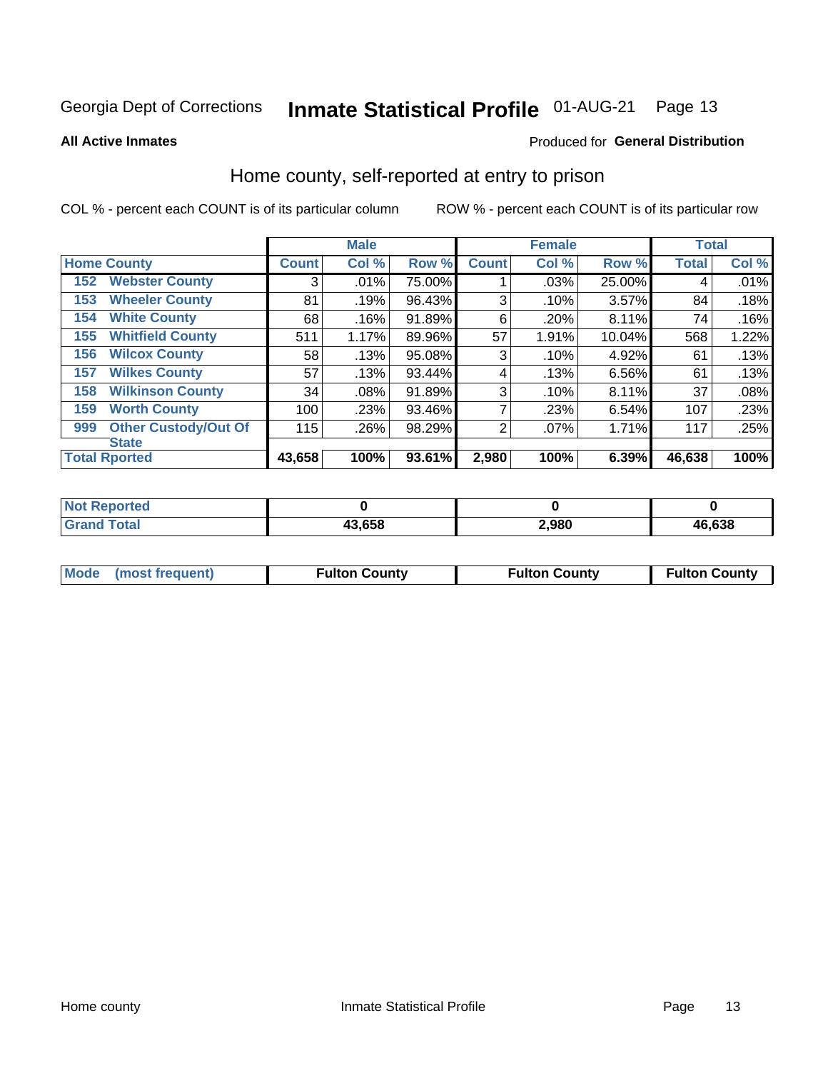Georgia Dept of Corrections **Inmate Statistical Profile** 01-AUG-21

**All Active Inmates**

Produced for **General Distribution**

## Home county, self-reported at entry to prison

COL % - percent each COUNT is of its particular column ROW % - percent each COUNT is of its particular row

| Home County | | Male | | | Female | | | Total | |
|---|---|---|---|---|---|---|---|---|---|
| | | Count | Col % | Row % | Count | Col % | Row % | Total | Col % |
| 152 | Webster County | 3 | .01% | 75.00% | 1 | .03% | 25.00% | 4 | .01% |
| 153 | Wheeler County | 81 | .19% | 96.43% | 3 | .10% | 3.57% | 84 | .18% |
| 154 | White County | 68 | .16% | 91.89% | 6 | .20% | 8.11% | 74 | .16% |
| 155 | Whitfield County | 511 | 1.17% | 89.96% | 57 | 1.91% | 10.04% | 568 | 1.22% |
| 156 | Wilcox County | 58 | .13% | 95.08% | 3 | .10% | 4.92% | 61 | .13% |
| 157 | Wilkes County | 57 | .13% | 93.44% | 4 | .13% | 6.56% | 61 | .13% |
| 158 | Wilkinson County | 34 | .08% | 91.89% | 3 | .10% | 8.11% | 37 | .08% |
| 159 | Worth County | 100 | .23% | 93.46% | 7 | .23% | 6.54% | 107 | .23% |
| 999 | Other Custody/Out Of State | 115 | .26% | 98.29% | 2 | .07% | 1.71% | 117 | .25% |
| Total Rported | | 43,658 | 100% | 93.61% | 2,980 | 100% | 6.39% | 46,638 | 100% |

| | Male | Female | Total |
|---|---|---|---|
| Not Reported | 0 | 0 | 0 |
| Grand Total | 43,658 | 2,980 | 46,638 |

| | Male | Female | Total |
|---|---|---|---|
| Mode (most frequent) | Fulton County | Fulton County | Fulton County |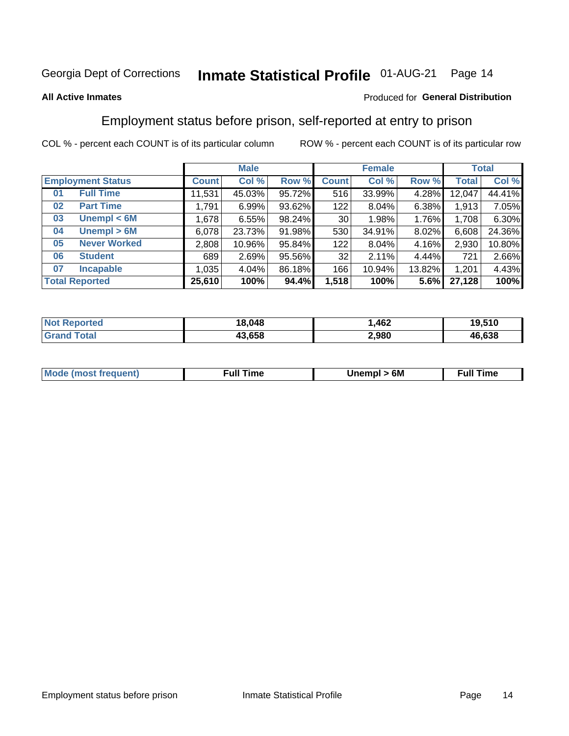Georgia Dept of Corrections **Inmate Statistical Profile** 01-AUG-21 Page 14

**All Active Inmates**

Produced for **General Distribution**

## Employment status before prison, self-reported at entry to prison

COL % - percent each COUNT is of its particular column ROW % - percent each COUNT is of its particular row

| Employment Status | | Male | | | Female | | | Total | |
|---|---|---|---|---|---|---|---|---|---|
| | | Count | Col % | Row % | Count | Col % | Row % | Total | Col % |
| 01 | Full Time | 11,531 | 45.03% | 95.72% | 516 | 33.99% | 4.28% | 12,047 | 44.41% |
| 02 | Part Time | 1,791 | 6.99% | 93.62% | 122 | 8.04% | 6.38% | 1,913 | 7.05% |
| 03 | Unempl < 6M | 1,678 | 6.55% | 98.24% | 30 | 1.98% | 1.76% | 1,708 | 6.30% |
| 04 | Unempl > 6M | 6,078 | 23.73% | 91.98% | 530 | 34.91% | 8.02% | 6,608 | 24.36% |
| 05 | Never Worked | 2,808 | 10.96% | 95.84% | 122 | 8.04% | 4.16% | 2,930 | 10.80% |
| 06 | Student | 689 | 2.69% | 95.56% | 32 | 2.11% | 4.44% | 721 | 2.66% |
| 07 | Incapable | 1,035 | 4.04% | 86.18% | 166 | 10.94% | 13.82% | 1,201 | 4.43% |
| **Total Reported** | | **25,610** | **100%** | **94.4%** | **1,518** | **100%** | **5.6%** | **27,128** | **100%** |

| | Male | Female | Total |
|---|---|---|---|
| Not Reported | 18,048 | 1,462 | 19,510 |
| Grand Total | 43,658 | 2,980 | 46,638 |

| | Male | Female | Total |
|---|---|---|---|
| Mode (most frequent) | Full Time | Unempl > 6M | Full Time |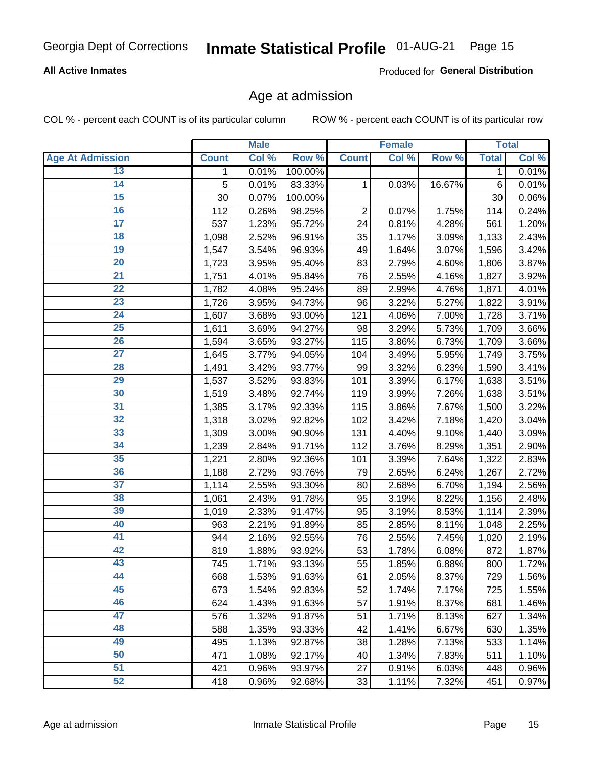Georgia Dept of Corrections **Inmate Statistical Profile** 01-AUG-21

**All Active Inmates**

Produced for **General Distribution**

## Age at admission

COL % - percent each COUNT is of its particular column ROW % - percent each COUNT is of its particular row

| | Male | | | Female | | | Total | |
|---|---|---|---|---|---|---|---|---|
| **Age At Admission** | **Count** | **Col %** | **Row %** | **Count** | **Col %** | **Row %** | **Total** | **Col %** |
| 13 | 1 | 0.01% | 100.00% | | | | 1 | 0.01% |
| 14 | 5 | 0.01% | 83.33% | 1 | 0.03% | 16.67% | 6 | 0.01% |
| 15 | 30 | 0.07% | 100.00% | | | | 30 | 0.06% |
| 16 | 112 | 0.26% | 98.25% | 2 | 0.07% | 1.75% | 114 | 0.24% |
| 17 | 537 | 1.23% | 95.72% | 24 | 0.81% | 4.28% | 561 | 1.20% |
| 18 | 1,098 | 2.52% | 96.91% | 35 | 1.17% | 3.09% | 1,133 | 2.43% |
| 19 | 1,547 | 3.54% | 96.93% | 49 | 1.64% | 3.07% | 1,596 | 3.42% |
| 20 | 1,723 | 3.95% | 95.40% | 83 | 2.79% | 4.60% | 1,806 | 3.87% |
| 21 | 1,751 | 4.01% | 95.84% | 76 | 2.55% | 4.16% | 1,827 | 3.92% |
| 22 | 1,782 | 4.08% | 95.24% | 89 | 2.99% | 4.76% | 1,871 | 4.01% |
| 23 | 1,726 | 3.95% | 94.73% | 96 | 3.22% | 5.27% | 1,822 | 3.91% |
| 24 | 1,607 | 3.68% | 93.00% | 121 | 4.06% | 7.00% | 1,728 | 3.71% |
| 25 | 1,611 | 3.69% | 94.27% | 98 | 3.29% | 5.73% | 1,709 | 3.66% |
| 26 | 1,594 | 3.65% | 93.27% | 115 | 3.86% | 6.73% | 1,709 | 3.66% |
| 27 | 1,645 | 3.77% | 94.05% | 104 | 3.49% | 5.95% | 1,749 | 3.75% |
| 28 | 1,491 | 3.42% | 93.77% | 99 | 3.32% | 6.23% | 1,590 | 3.41% |
| 29 | 1,537 | 3.52% | 93.83% | 101 | 3.39% | 6.17% | 1,638 | 3.51% |
| 30 | 1,519 | 3.48% | 92.74% | 119 | 3.99% | 7.26% | 1,638 | 3.51% |
| 31 | 1,385 | 3.17% | 92.33% | 115 | 3.86% | 7.67% | 1,500 | 3.22% |
| 32 | 1,318 | 3.02% | 92.82% | 102 | 3.42% | 7.18% | 1,420 | 3.04% |
| 33 | 1,309 | 3.00% | 90.90% | 131 | 4.40% | 9.10% | 1,440 | 3.09% |
| 34 | 1,239 | 2.84% | 91.71% | 112 | 3.76% | 8.29% | 1,351 | 2.90% |
| 35 | 1,221 | 2.80% | 92.36% | 101 | 3.39% | 7.64% | 1,322 | 2.83% |
| 36 | 1,188 | 2.72% | 93.76% | 79 | 2.65% | 6.24% | 1,267 | 2.72% |
| 37 | 1,114 | 2.55% | 93.30% | 80 | 2.68% | 6.70% | 1,194 | 2.56% |
| 38 | 1,061 | 2.43% | 91.78% | 95 | 3.19% | 8.22% | 1,156 | 2.48% |
| 39 | 1,019 | 2.33% | 91.47% | 95 | 3.19% | 8.53% | 1,114 | 2.39% |
| 40 | 963 | 2.21% | 91.89% | 85 | 2.85% | 8.11% | 1,048 | 2.25% |
| 41 | 944 | 2.16% | 92.55% | 76 | 2.55% | 7.45% | 1,020 | 2.19% |
| 42 | 819 | 1.88% | 93.92% | 53 | 1.78% | 6.08% | 872 | 1.87% |
| 43 | 745 | 1.71% | 93.13% | 55 | 1.85% | 6.88% | 800 | 1.72% |
| 44 | 668 | 1.53% | 91.63% | 61 | 2.05% | 8.37% | 729 | 1.56% |
| 45 | 673 | 1.54% | 92.83% | 52 | 1.74% | 7.17% | 725 | 1.55% |
| 46 | 624 | 1.43% | 91.63% | 57 | 1.91% | 8.37% | 681 | 1.46% |
| 47 | 576 | 1.32% | 91.87% | 51 | 1.71% | 8.13% | 627 | 1.34% |
| 48 | 588 | 1.35% | 93.33% | 42 | 1.41% | 6.67% | 630 | 1.35% |
| 49 | 495 | 1.13% | 92.87% | 38 | 1.28% | 7.13% | 533 | 1.14% |
| 50 | 471 | 1.08% | 92.17% | 40 | 1.34% | 7.83% | 511 | 1.10% |
| 51 | 421 | 0.96% | 93.97% | 27 | 0.91% | 6.03% | 448 | 0.96% |
| 52 | 418 | 0.96% | 92.68% | 33 | 1.11% | 7.32% | 451 | 0.97% |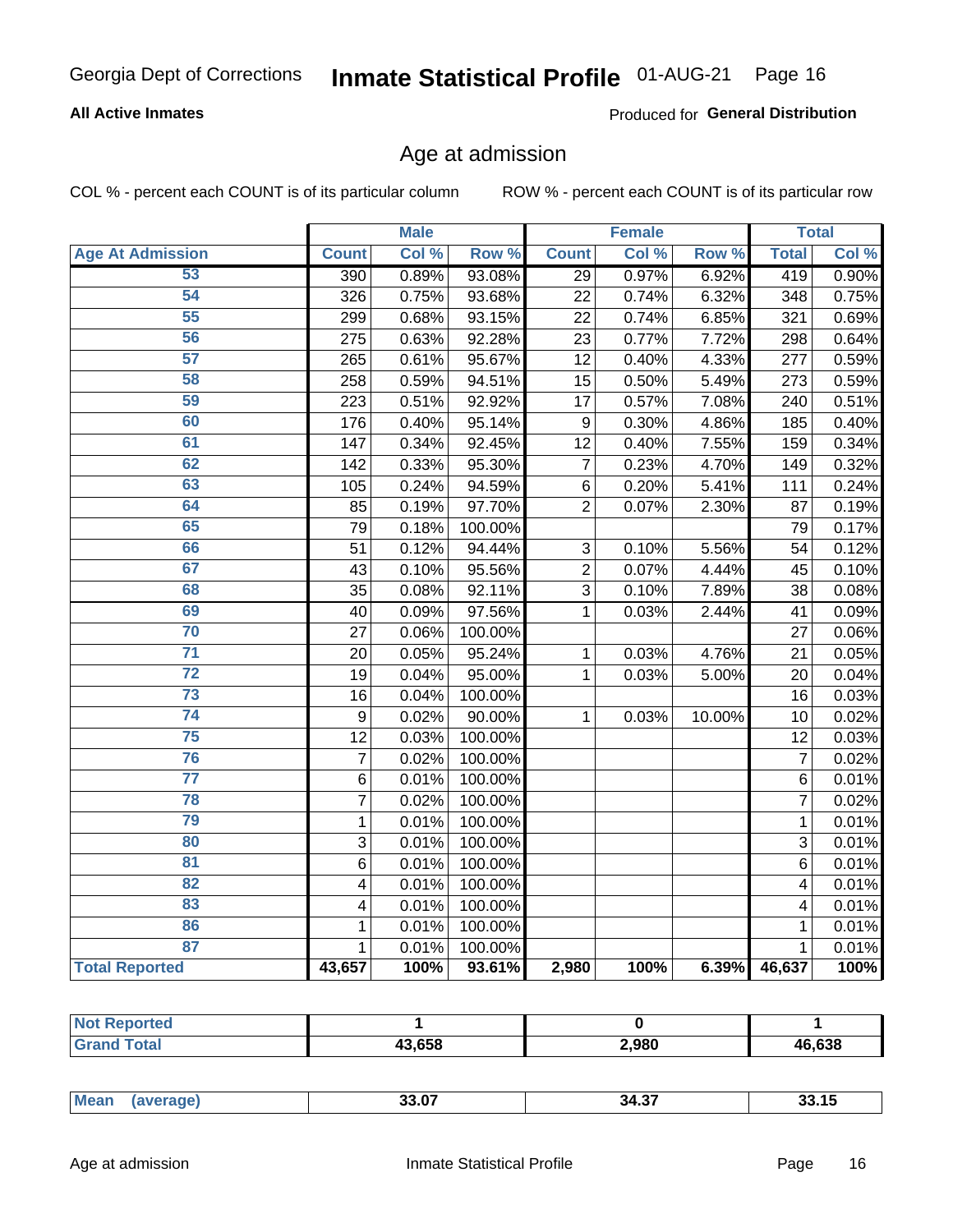Georgia Dept of Corrections **Inmate Statistical Profile** 01-AUG-21

**All Active Inmates** Produced for **General Distribution**

## Age at admission

COL % - percent each COUNT is of its particular column ROW % - percent each COUNT is of its particular row

| Age At Admission | Male | | | Female | | | Total | |
|---|---|---|---|---|---|---|---|---|
| | Count | Col % | Row % | Count | Col % | Row % | Total | Col % |
| 53 | 390 | 0.89% | 93.08% | 29 | 0.97% | 6.92% | 419 | 0.90% |
| 54 | 326 | 0.75% | 93.68% | 22 | 0.74% | 6.32% | 348 | 0.75% |
| 55 | 299 | 0.68% | 93.15% | 22 | 0.74% | 6.85% | 321 | 0.69% |
| 56 | 275 | 0.63% | 92.28% | 23 | 0.77% | 7.72% | 298 | 0.64% |
| 57 | 265 | 0.61% | 95.67% | 12 | 0.40% | 4.33% | 277 | 0.59% |
| 58 | 258 | 0.59% | 94.51% | 15 | 0.50% | 5.49% | 273 | 0.59% |
| 59 | 223 | 0.51% | 92.92% | 17 | 0.57% | 7.08% | 240 | 0.51% |
| 60 | 176 | 0.40% | 95.14% | 9 | 0.30% | 4.86% | 185 | 0.40% |
| 61 | 147 | 0.34% | 92.45% | 12 | 0.40% | 7.55% | 159 | 0.34% |
| 62 | 142 | 0.33% | 95.30% | 7 | 0.23% | 4.70% | 149 | 0.32% |
| 63 | 105 | 0.24% | 94.59% | 6 | 0.20% | 5.41% | 111 | 0.24% |
| 64 | 85 | 0.19% | 97.70% | 2 | 0.07% | 2.30% | 87 | 0.19% |
| 65 | 79 | 0.18% | 100.00% | | | | 79 | 0.17% |
| 66 | 51 | 0.12% | 94.44% | 3 | 0.10% | 5.56% | 54 | 0.12% |
| 67 | 43 | 0.10% | 95.56% | 2 | 0.07% | 4.44% | 45 | 0.10% |
| 68 | 35 | 0.08% | 92.11% | 3 | 0.10% | 7.89% | 38 | 0.08% |
| 69 | 40 | 0.09% | 97.56% | 1 | 0.03% | 2.44% | 41 | 0.09% |
| 70 | 27 | 0.06% | 100.00% | | | | 27 | 0.06% |
| 71 | 20 | 0.05% | 95.24% | 1 | 0.03% | 4.76% | 21 | 0.05% |
| 72 | 19 | 0.04% | 95.00% | 1 | 0.03% | 5.00% | 20 | 0.04% |
| 73 | 16 | 0.04% | 100.00% | | | | 16 | 0.03% |
| 74 | 9 | 0.02% | 90.00% | 1 | 0.03% | 10.00% | 10 | 0.02% |
| 75 | 12 | 0.03% | 100.00% | | | | 12 | 0.03% |
| 76 | 7 | 0.02% | 100.00% | | | | 7 | 0.02% |
| 77 | 6 | 0.01% | 100.00% | | | | 6 | 0.01% |
| 78 | 7 | 0.02% | 100.00% | | | | 7 | 0.02% |
| 79 | 1 | 0.01% | 100.00% | | | | 1 | 0.01% |
| 80 | 3 | 0.01% | 100.00% | | | | 3 | 0.01% |
| 81 | 6 | 0.01% | 100.00% | | | | 6 | 0.01% |
| 82 | 4 | 0.01% | 100.00% | | | | 4 | 0.01% |
| 83 | 4 | 0.01% | 100.00% | | | | 4 | 0.01% |
| 86 | 1 | 0.01% | 100.00% | | | | 1 | 0.01% |
| 87 | 1 | 0.01% | 100.00% | | | | 1 | 0.01% |
| **Total Reported** | **43,657** | **100%** | **93.61%** | **2,980** | **100%** | **6.39%** | **46,637** | **100%** |

| | Male | Female | Total |
|---|---|---|---|
| Not Reported | 1 | 0 | 1 |
| Grand Total | 43,658 | 2,980 | 46,638 |

| | Male | Female | Total |
|---|---|---|---|
| Mean (average) | 33.07 | 34.37 | 33.15 |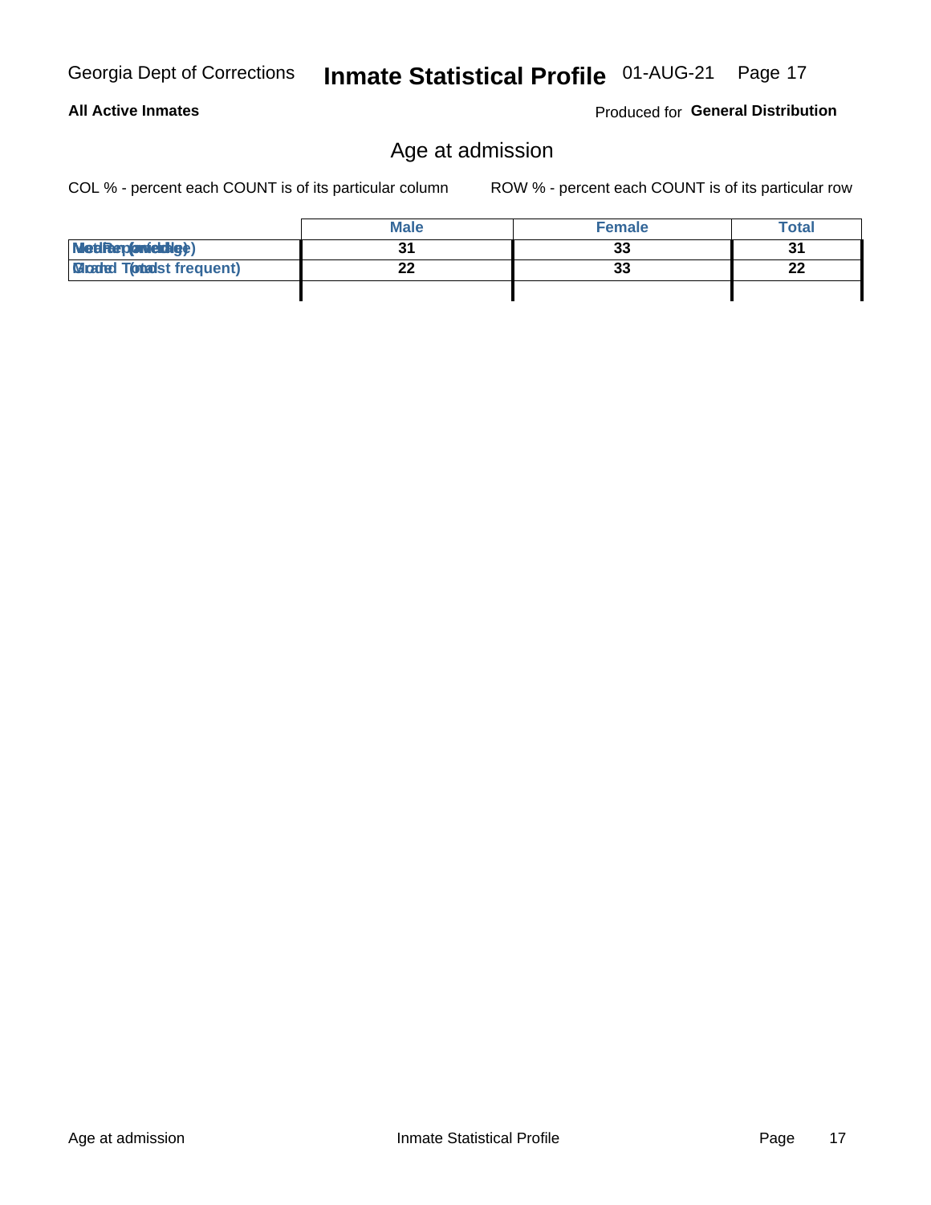# Inmate Statistical Profile

**All Active Inmates**

Produced for **General Distribution**

## Age at admission

COL % - percent each COUNT is of its particular column

ROW % - percent each COUNT is of its particular row

| | Male | Female | Total |
|---|---|---|---|
| Median (middle) | 31 | 33 | 31 |
| Mode (most frequent) | 22 | 33 | 22 |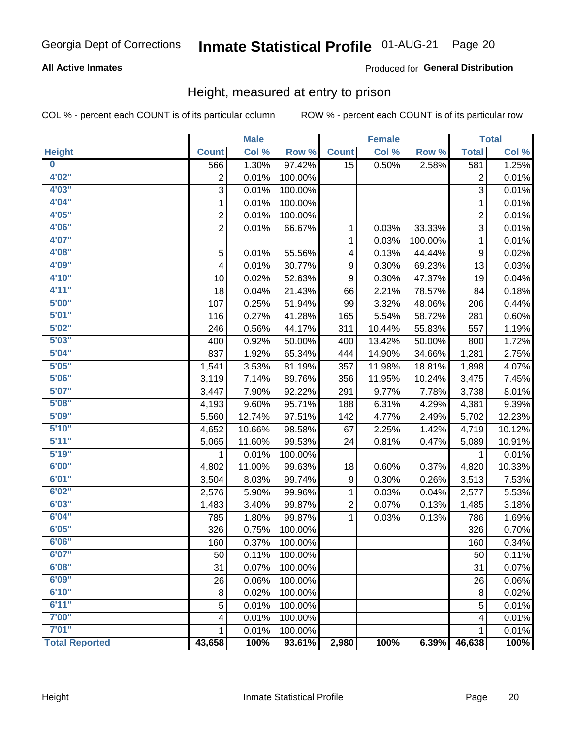Georgia Dept of Corrections **Inmate Statistical Profile** 01-AUG-21 Page 20

**All Active Inmates**

Produced for **General Distribution**

## Height, measured at entry to prison

COL % - percent each COUNT is of its particular column

ROW % - percent each COUNT is of its particular row

| | Male | | | Female | | | Total | |
|---|---|---|---|---|---|---|---|---|
| Height | Count | Col % | Row % | Count | Col % | Row % | Total | Col % |
| 0 | 566 | 1.30% | 97.42% | 15 | 0.50% | 2.58% | 581 | 1.25% |
| 4'02" | 2 | 0.01% | 100.00% | | | | 2 | 0.01% |
| 4'03" | 3 | 0.01% | 100.00% | | | | 3 | 0.01% |
| 4'04" | 1 | 0.01% | 100.00% | | | | 1 | 0.01% |
| 4'05" | 2 | 0.01% | 100.00% | | | | 2 | 0.01% |
| 4'06" | 2 | 0.01% | 66.67% | 1 | 0.03% | 33.33% | 3 | 0.01% |
| 4'07" | | | | 1 | 0.03% | 100.00% | 1 | 0.01% |
| 4'08" | 5 | 0.01% | 55.56% | 4 | 0.13% | 44.44% | 9 | 0.02% |
| 4'09" | 4 | 0.01% | 30.77% | 9 | 0.30% | 69.23% | 13 | 0.03% |
| 4'10" | 10 | 0.02% | 52.63% | 9 | 0.30% | 47.37% | 19 | 0.04% |
| 4'11" | 18 | 0.04% | 21.43% | 66 | 2.21% | 78.57% | 84 | 0.18% |
| 5'00" | 107 | 0.25% | 51.94% | 99 | 3.32% | 48.06% | 206 | 0.44% |
| 5'01" | 116 | 0.27% | 41.28% | 165 | 5.54% | 58.72% | 281 | 0.60% |
| 5'02" | 246 | 0.56% | 44.17% | 311 | 10.44% | 55.83% | 557 | 1.19% |
| 5'03" | 400 | 0.92% | 50.00% | 400 | 13.42% | 50.00% | 800 | 1.72% |
| 5'04" | 837 | 1.92% | 65.34% | 444 | 14.90% | 34.66% | 1,281 | 2.75% |
| 5'05" | 1,541 | 3.53% | 81.19% | 357 | 11.98% | 18.81% | 1,898 | 4.07% |
| 5'06" | 3,119 | 7.14% | 89.76% | 356 | 11.95% | 10.24% | 3,475 | 7.45% |
| 5'07" | 3,447 | 7.90% | 92.22% | 291 | 9.77% | 7.78% | 3,738 | 8.01% |
| 5'08" | 4,193 | 9.60% | 95.71% | 188 | 6.31% | 4.29% | 4,381 | 9.39% |
| 5'09" | 5,560 | 12.74% | 97.51% | 142 | 4.77% | 2.49% | 5,702 | 12.23% |
| 5'10" | 4,652 | 10.66% | 98.58% | 67 | 2.25% | 1.42% | 4,719 | 10.12% |
| 5'11" | 5,065 | 11.60% | 99.53% | 24 | 0.81% | 0.47% | 5,089 | 10.91% |
| 5'19" | 1 | 0.01% | 100.00% | | | | 1 | 0.01% |
| 6'00" | 4,802 | 11.00% | 99.63% | 18 | 0.60% | 0.37% | 4,820 | 10.33% |
| 6'01" | 3,504 | 8.03% | 99.74% | 9 | 0.30% | 0.26% | 3,513 | 7.53% |
| 6'02" | 2,576 | 5.90% | 99.96% | 1 | 0.03% | 0.04% | 2,577 | 5.53% |
| 6'03" | 1,483 | 3.40% | 99.87% | 2 | 0.07% | 0.13% | 1,485 | 3.18% |
| 6'04" | 785 | 1.80% | 99.87% | 1 | 0.03% | 0.13% | 786 | 1.69% |
| 6'05" | 326 | 0.75% | 100.00% | | | | 326 | 0.70% |
| 6'06" | 160 | 0.37% | 100.00% | | | | 160 | 0.34% |
| 6'07" | 50 | 0.11% | 100.00% | | | | 50 | 0.11% |
| 6'08" | 31 | 0.07% | 100.00% | | | | 31 | 0.07% |
| 6'09" | 26 | 0.06% | 100.00% | | | | 26 | 0.06% |
| 6'10" | 8 | 0.02% | 100.00% | | | | 8 | 0.02% |
| 6'11" | 5 | 0.01% | 100.00% | | | | 5 | 0.01% |
| 7'00" | 4 | 0.01% | 100.00% | | | | 4 | 0.01% |
| 7'01" | 1 | 0.01% | 100.00% | | | | 1 | 0.01% |
| **Total Reported** | **43,658** | **100%** | **93.61%** | **2,980** | **100%** | **6.39%** | **46,638** | **100%** |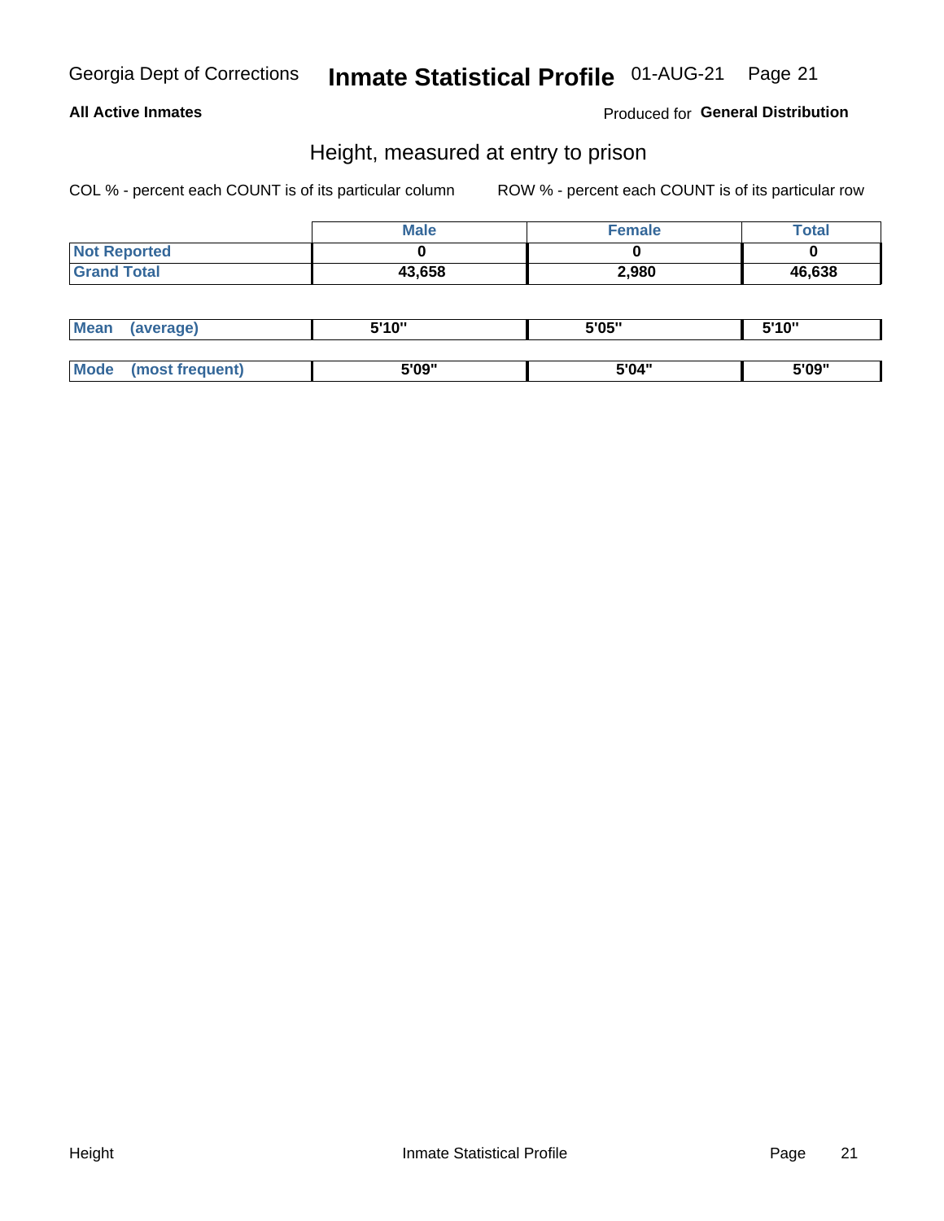Georgia Dept of Corrections **Inmate Statistical Profile** 01-AUG-21

**All Active Inmates**

Produced for **General Distribution**

## Height, measured at entry to prison

COL % - percent each COUNT is of its particular column    ROW % - percent each COUNT is of its particular row

| | Male | Female | Total |
|---|---|---|---|
| Not Reported | 0 | 0 | 0 |
| Grand Total | 43,658 | 2,980 | 46,638 |

| | Male | Female | Total |
|---|---|---|---|
| Mean (average) | 5'10" | 5'05" | 5'10" |
| Mode (most frequent) | 5'09" | 5'04" | 5'09" |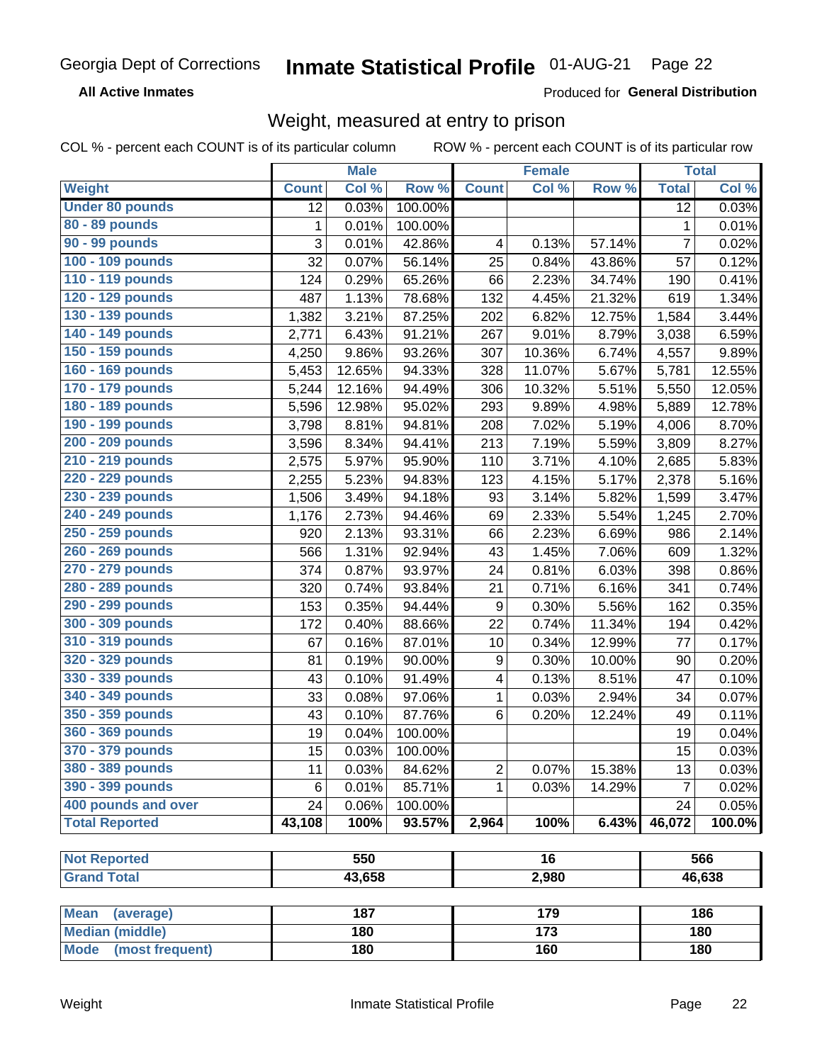Georgia Dept of Corrections **Inmate Statistical Profile** 01-AUG-21

**All Active Inmates** Produced for **General Distribution**

## Weight, measured at entry to prison

COL % - percent each COUNT is of its particular column ROW % - percent each COUNT is of its particular row

| | Male | | | Female | | | Total | |
|---|---|---|---|---|---|---|---|---|
| **Weight** | **Count** | **Col %** | **Row %** | **Count** | **Col %** | **Row %** | **Total** | **Col %** |
| **Under 80 pounds** | 12 | 0.03% | 100.00% | | | | 12 | 0.03% |
| **80 - 89 pounds** | 1 | 0.01% | 100.00% | | | | 1 | 0.01% |
| **90 - 99 pounds** | 3 | 0.01% | 42.86% | 4 | 0.13% | 57.14% | 7 | 0.02% |
| **100 - 109 pounds** | 32 | 0.07% | 56.14% | 25 | 0.84% | 43.86% | 57 | 0.12% |
| **110 - 119 pounds** | 124 | 0.29% | 65.26% | 66 | 2.23% | 34.74% | 190 | 0.41% |
| **120 - 129 pounds** | 487 | 1.13% | 78.68% | 132 | 4.45% | 21.32% | 619 | 1.34% |
| **130 - 139 pounds** | 1,382 | 3.21% | 87.25% | 202 | 6.82% | 12.75% | 1,584 | 3.44% |
| **140 - 149 pounds** | 2,771 | 6.43% | 91.21% | 267 | 9.01% | 8.79% | 3,038 | 6.59% |
| **150 - 159 pounds** | 4,250 | 9.86% | 93.26% | 307 | 10.36% | 6.74% | 4,557 | 9.89% |
| **160 - 169 pounds** | 5,453 | 12.65% | 94.33% | 328 | 11.07% | 5.67% | 5,781 | 12.55% |
| **170 - 179 pounds** | 5,244 | 12.16% | 94.49% | 306 | 10.32% | 5.51% | 5,550 | 12.05% |
| **180 - 189 pounds** | 5,596 | 12.98% | 95.02% | 293 | 9.89% | 4.98% | 5,889 | 12.78% |
| **190 - 199 pounds** | 3,798 | 8.81% | 94.81% | 208 | 7.02% | 5.19% | 4,006 | 8.70% |
| **200 - 209 pounds** | 3,596 | 8.34% | 94.41% | 213 | 7.19% | 5.59% | 3,809 | 8.27% |
| **210 - 219 pounds** | 2,575 | 5.97% | 95.90% | 110 | 3.71% | 4.10% | 2,685 | 5.83% |
| **220 - 229 pounds** | 2,255 | 5.23% | 94.83% | 123 | 4.15% | 5.17% | 2,378 | 5.16% |
| **230 - 239 pounds** | 1,506 | 3.49% | 94.18% | 93 | 3.14% | 5.82% | 1,599 | 3.47% |
| **240 - 249 pounds** | 1,176 | 2.73% | 94.46% | 69 | 2.33% | 5.54% | 1,245 | 2.70% |
| **250 - 259 pounds** | 920 | 2.13% | 93.31% | 66 | 2.23% | 6.69% | 986 | 2.14% |
| **260 - 269 pounds** | 566 | 1.31% | 92.94% | 43 | 1.45% | 7.06% | 609 | 1.32% |
| **270 - 279 pounds** | 374 | 0.87% | 93.97% | 24 | 0.81% | 6.03% | 398 | 0.86% |
| **280 - 289 pounds** | 320 | 0.74% | 93.84% | 21 | 0.71% | 6.16% | 341 | 0.74% |
| **290 - 299 pounds** | 153 | 0.35% | 94.44% | 9 | 0.30% | 5.56% | 162 | 0.35% |
| **300 - 309 pounds** | 172 | 0.40% | 88.66% | 22 | 0.74% | 11.34% | 194 | 0.42% |
| **310 - 319 pounds** | 67 | 0.16% | 87.01% | 10 | 0.34% | 12.99% | 77 | 0.17% |
| **320 - 329 pounds** | 81 | 0.19% | 90.00% | 9 | 0.30% | 10.00% | 90 | 0.20% |
| **330 - 339 pounds** | 43 | 0.10% | 91.49% | 4 | 0.13% | 8.51% | 47 | 0.10% |
| **340 - 349 pounds** | 33 | 0.08% | 97.06% | 1 | 0.03% | 2.94% | 34 | 0.07% |
| **350 - 359 pounds** | 43 | 0.10% | 87.76% | 6 | 0.20% | 12.24% | 49 | 0.11% |
| **360 - 369 pounds** | 19 | 0.04% | 100.00% | | | | 19 | 0.04% |
| **370 - 379 pounds** | 15 | 0.03% | 100.00% | | | | 15 | 0.03% |
| **380 - 389 pounds** | 11 | 0.03% | 84.62% | 2 | 0.07% | 15.38% | 13 | 0.03% |
| **390 - 399 pounds** | 6 | 0.01% | 85.71% | 1 | 0.03% | 14.29% | 7 | 0.02% |
| **400 pounds and over** | 24 | 0.06% | 100.00% | | | | 24 | 0.05% |
| **Total Reported** | **43,108** | **100%** | **93.57%** | **2,964** | **100%** | **6.43%** | **46,072** | **100.0%** |

| | Male | Female | Total |
|---|---|---|---|
| **Not Reported** | 550 | 16 | 566 |
| **Grand Total** | 43,658 | 2,980 | 46,638 |

| | Male | Female | Total |
|---|---|---|---|
| **Mean (average)** | 187 | 179 | 186 |
| **Median (middle)** | 180 | 173 | 180 |
| **Mode (most frequent)** | 180 | 160 | 180 |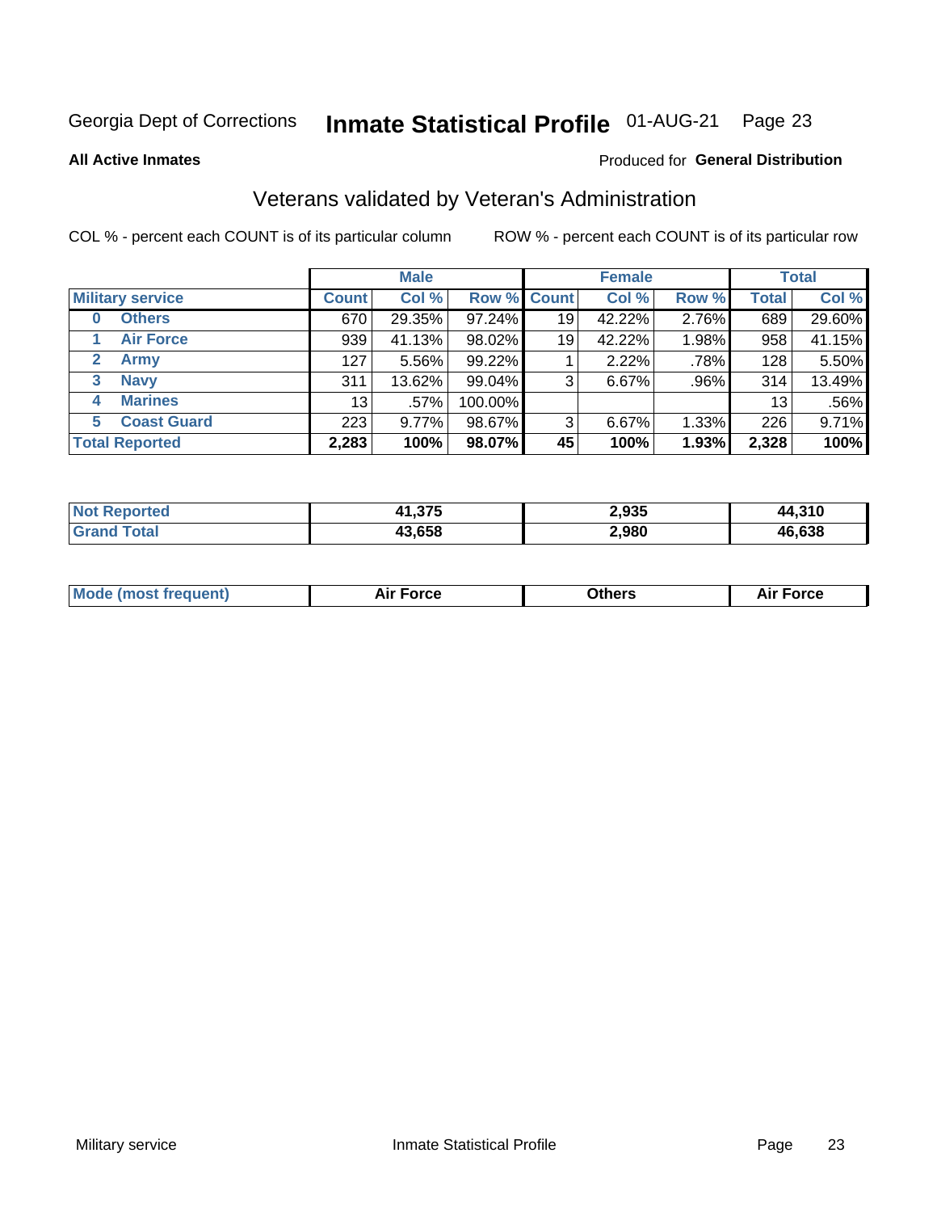Georgia Dept of Corrections **Inmate Statistical Profile** 01-AUG-21 Page 23

**All Active Inmates**

Produced for **General Distribution**

## Veterans validated by Veteran's Administration

COL % - percent each COUNT is of its particular column ROW % - percent each COUNT is of its particular row

| Military service | Male | | | Female | | | Total | |
|---|---|---|---|---|---|---|---|---|
| | Count | Col % | Row % | Count | Col % | Row % | Total | Col % |
| 0 Others | 670 | 29.35% | 97.24% | 19 | 42.22% | 2.76% | 689 | 29.60% |
| 1 Air Force | 939 | 41.13% | 98.02% | 19 | 42.22% | 1.98% | 958 | 41.15% |
| 2 Army | 127 | 5.56% | 99.22% | 1 | 2.22% | .78% | 128 | 5.50% |
| 3 Navy | 311 | 13.62% | 99.04% | 3 | 6.67% | .96% | 314 | 13.49% |
| 4 Marines | 13 | .57% | 100.00% | | | | 13 | .56% |
| 5 Coast Guard | 223 | 9.77% | 98.67% | 3 | 6.67% | 1.33% | 226 | 9.71% |
| **Total Reported** | **2,283** | **100%** | **98.07%** | **45** | **100%** | **1.93%** | **2,328** | **100%** |

| | Male | Female | Total |
|---|---|---|---|
| Not Reported | **41,375** | **2,935** | **44,310** |
| Grand Total | **43,658** | **2,980** | **46,638** |

| | Male | Female | Total |
|---|---|---|---|
| Mode (most frequent) | **Air Force** | **Others** | **Air Force** |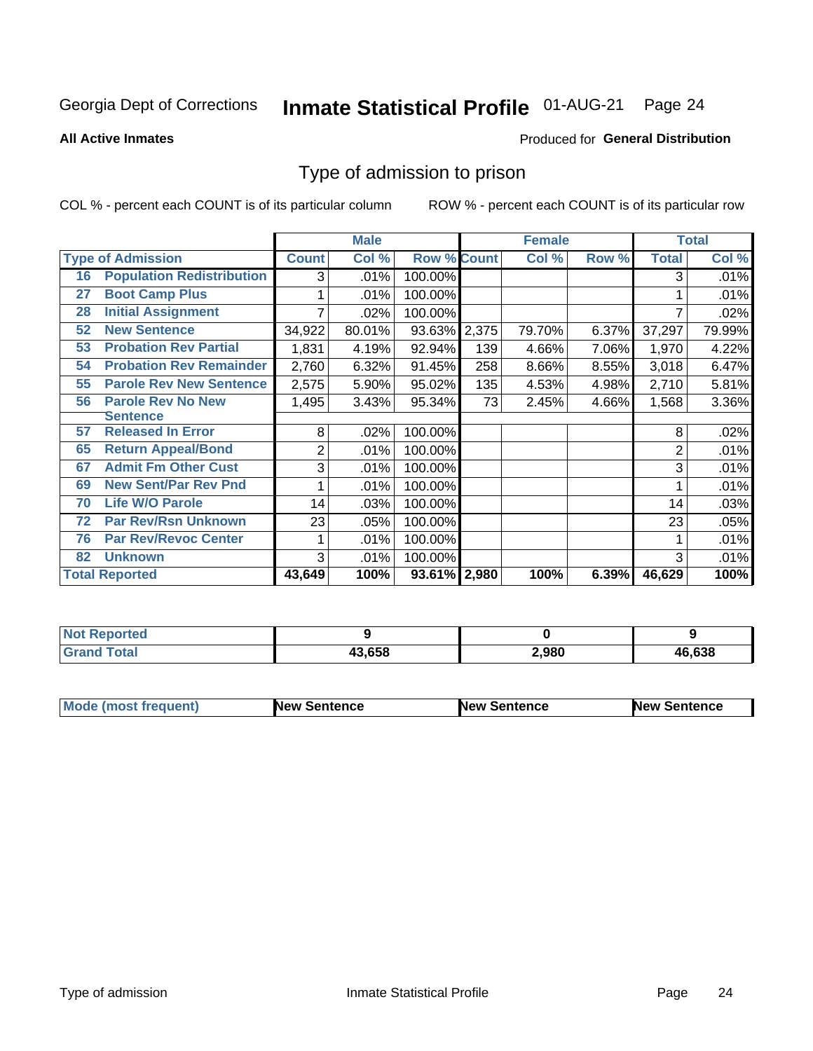Georgia Dept of Corrections **Inmate Statistical Profile** 01-AUG-21

**All Active Inmates**

Produced for **General Distribution**

## Type of admission to prison

COL % - percent each COUNT is of its particular column ROW % - percent each COUNT is of its particular row

| Type of Admission | | Male | | | Female | | | Total | |
|---|---|---|---|---|---|---|---|---|---|
| | | Count | Col % | Row % | Count | Col % | Row % | Total | Col % |
| 16 | Population Redistribution | 3 | .01% | 100.00% | | | | 3 | .01% |
| 27 | Boot Camp Plus | 1 | .01% | 100.00% | | | | 1 | .01% |
| 28 | Initial Assignment | 7 | .02% | 100.00% | | | | 7 | .02% |
| 52 | New Sentence | 34,922 | 80.01% | 93.63% | 2,375 | 79.70% | 6.37% | 37,297 | 79.99% |
| 53 | Probation Rev Partial | 1,831 | 4.19% | 92.94% | 139 | 4.66% | 7.06% | 1,970 | 4.22% |
| 54 | Probation Rev Remainder | 2,760 | 6.32% | 91.45% | 258 | 8.66% | 8.55% | 3,018 | 6.47% |
| 55 | Parole Rev New Sentence | 2,575 | 5.90% | 95.02% | 135 | 4.53% | 4.98% | 2,710 | 5.81% |
| 56 | Parole Rev No New Sentence | 1,495 | 3.43% | 95.34% | 73 | 2.45% | 4.66% | 1,568 | 3.36% |
| 57 | Released In Error | 8 | .02% | 100.00% | | | | 8 | .02% |
| 65 | Return Appeal/Bond | 2 | .01% | 100.00% | | | | 2 | .01% |
| 67 | Admit Fm Other Cust | 3 | .01% | 100.00% | | | | 3 | .01% |
| 69 | New Sent/Par Rev Pnd | 1 | .01% | 100.00% | | | | 1 | .01% |
| 70 | Life W/O Parole | 14 | .03% | 100.00% | | | | 14 | .03% |
| 72 | Par Rev/Rsn Unknown | 23 | .05% | 100.00% | | | | 23 | .05% |
| 76 | Par Rev/Revoc Center | 1 | .01% | 100.00% | | | | 1 | .01% |
| 82 | Unknown | 3 | .01% | 100.00% | | | | 3 | .01% |
| **Total Reported** | | **43,649** | **100%** | **93.61%** | **2,980** | **100%** | **6.39%** | **46,629** | **100%** |

| | Male | Female | Total |
|---|---|---|---|
| Not Reported | 9 | 0 | 9 |
| Grand Total | 43,658 | 2,980 | 46,638 |

| | Male | Female | Total |
|---|---|---|---|
| Mode (most frequent) | New Sentence | New Sentence | New Sentence |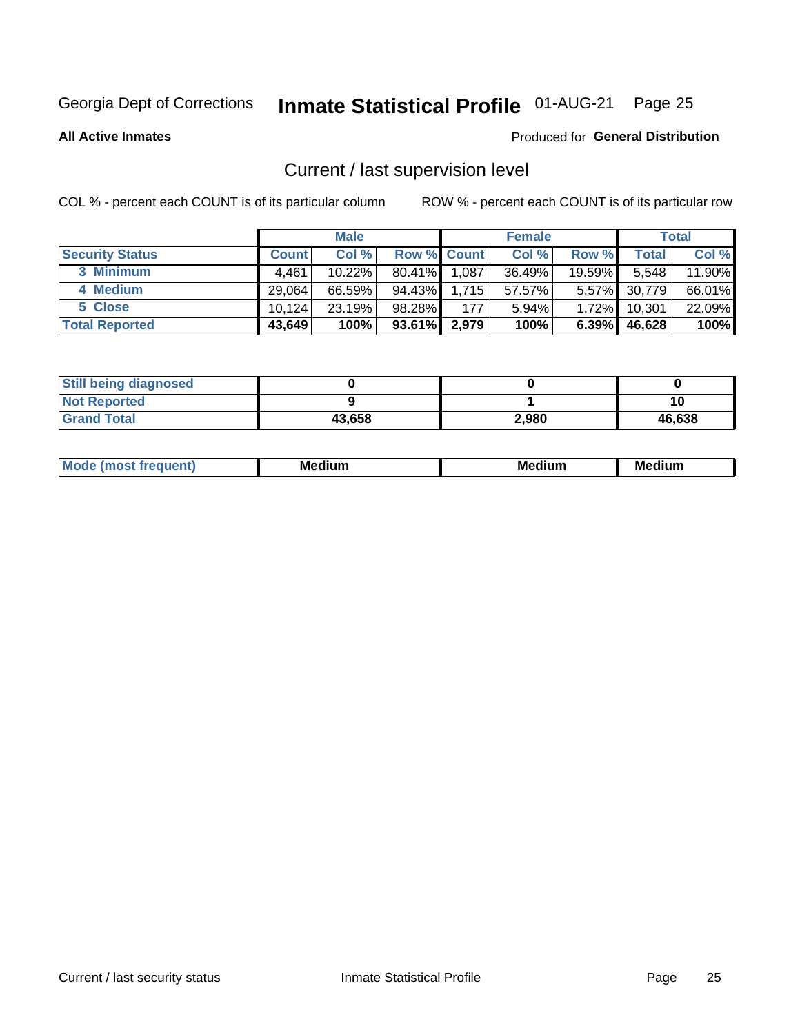Georgia Dept of Corrections **Inmate Statistical Profile** 01-AUG-21 Page 25

**All Active Inmates**

Produced for **General Distribution**

## Current / last supervision level

COL % - percent each COUNT is of its particular column

ROW % - percent each COUNT is of its particular row

| | Male | | | Female | | | Total | |
|---|---|---|---|---|---|---|---|---|
| **Security Status** | **Count** | **Col %** | **Row %** | **Count** | **Col %** | **Row %** | **Total** | **Col %** |
| **3 Minimum** | 4,461 | 10.22% | 80.41% | 1,087 | 36.49% | 19.59% | 5,548 | 11.90% |
| **4 Medium** | 29,064 | 66.59% | 94.43% | 1,715 | 57.57% | 5.57% | 30,779 | 66.01% |
| **5 Close** | 10,124 | 23.19% | 98.28% | 177 | 5.94% | 1.72% | 10,301 | 22.09% |
| **Total Reported** | **43,649** | **100%** | **93.61%** | **2,979** | **100%** | **6.39%** | **46,628** | **100%** |

| | Male | Female | Total |
|---|---|---|---|
| **Still being diagnosed** | **0** | **0** | **0** |
| **Not Reported** | **9** | **1** | **10** |
| **Grand Total** | **43,658** | **2,980** | **46,638** |

| | Male | Female | Total |
|---|---|---|---|
| **Mode (most frequent)** | **Medium** | **Medium** | **Medium** |

Current / last security status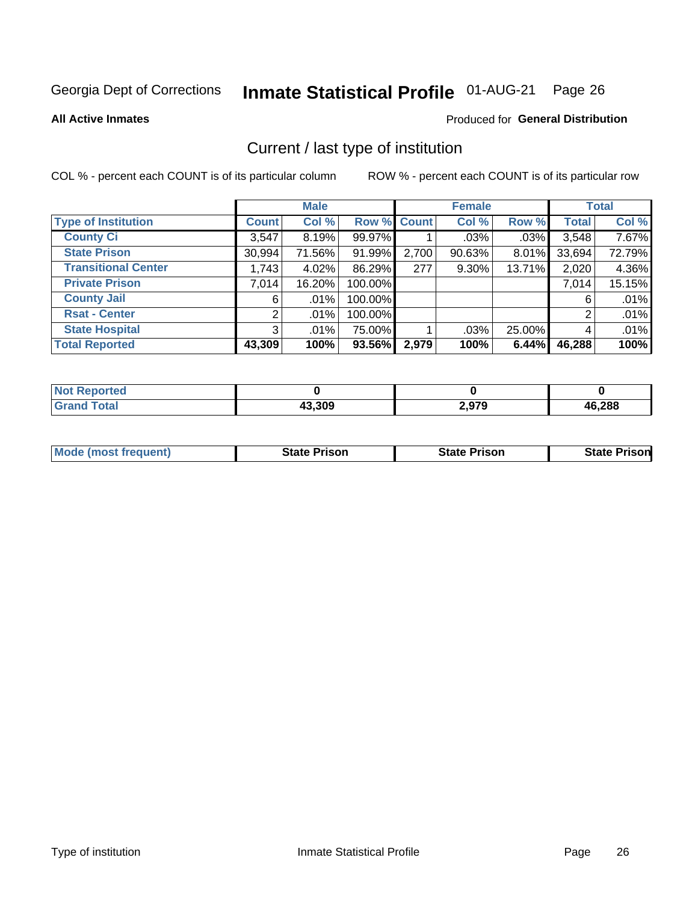Georgia Dept of Corrections **Inmate Statistical Profile** 01-AUG-21

**All Active Inmates**

Produced for **General Distribution**

## Current / last type of institution

COL % - percent each COUNT is of its particular column ROW % - percent each COUNT is of its particular row

| | Male | | | Female | | | Total | |
|---|---|---|---|---|---|---|---|---|
| **Type of Institution** | **Count** | **Col %** | **Row %** | **Count** | **Col %** | **Row %** | **Total** | **Col %** |
| **County Ci** | 3,547 | 8.19% | 99.97% | 1 | .03% | .03% | 3,548 | 7.67% |
| **State Prison** | 30,994 | 71.56% | 91.99% | 2,700 | 90.63% | 8.01% | 33,694 | 72.79% |
| **Transitional Center** | 1,743 | 4.02% | 86.29% | 277 | 9.30% | 13.71% | 2,020 | 4.36% |
| **Private Prison** | 7,014 | 16.20% | 100.00% | | | | 7,014 | 15.15% |
| **County Jail** | 6 | .01% | 100.00% | | | | 6 | .01% |
| **Rsat - Center** | 2 | .01% | 100.00% | | | | 2 | .01% |
| **State Hospital** | 3 | .01% | 75.00% | 1 | .03% | 25.00% | 4 | .01% |
| **Total Reported** | **43,309** | **100%** | **93.56%** | **2,979** | **100%** | **6.44%** | **46,288** | **100%** |

| | Male | Female | Total |
|---|---|---|---|
| **Not Reported** | **0** | **0** | **0** |
| **Grand Total** | **43,309** | **2,979** | **46,288** |

| | Male | Female | Total |
|---|---|---|---|
| **Mode (most frequent)** | **State Prison** | **State Prison** | **State Prison** |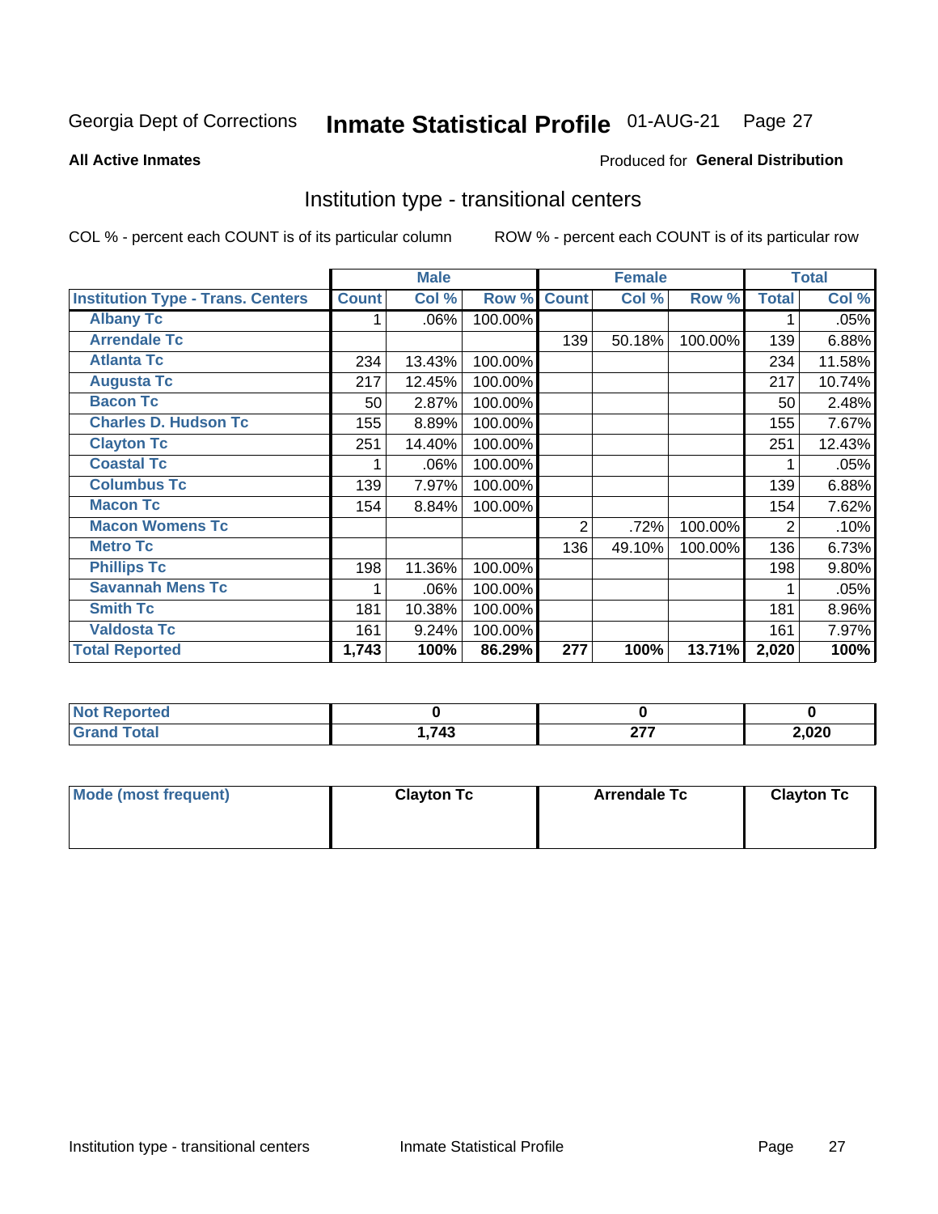Georgia Dept of Corrections **Inmate Statistical Profile** 01-AUG-21 Page 27

**All Active Inmates**

Produced for **General Distribution**

## Institution type - transitional centers

COL % - percent each COUNT is of its particular column

ROW % - percent each COUNT is of its particular row

| | Male | | | Female | | | Total | |
|---|---|---|---|---|---|---|---|---|
| **Institution Type - Trans. Centers** | **Count** | **Col %** | **Row %** | **Count** | **Col %** | **Row %** | **Total** | **Col %** |
| **Albany Tc** | 1 | .06% | 100.00% | | | | 1 | .05% |
| **Arrendale Tc** | | | | 139 | 50.18% | 100.00% | 139 | 6.88% |
| **Atlanta Tc** | 234 | 13.43% | 100.00% | | | | 234 | 11.58% |
| **Augusta Tc** | 217 | 12.45% | 100.00% | | | | 217 | 10.74% |
| **Bacon Tc** | 50 | 2.87% | 100.00% | | | | 50 | 2.48% |
| **Charles D. Hudson Tc** | 155 | 8.89% | 100.00% | | | | 155 | 7.67% |
| **Clayton Tc** | 251 | 14.40% | 100.00% | | | | 251 | 12.43% |
| **Coastal Tc** | 1 | .06% | 100.00% | | | | 1 | .05% |
| **Columbus Tc** | 139 | 7.97% | 100.00% | | | | 139 | 6.88% |
| **Macon Tc** | 154 | 8.84% | 100.00% | | | | 154 | 7.62% |
| **Macon Womens Tc** | | | | 2 | .72% | 100.00% | 2 | .10% |
| **Metro Tc** | | | | 136 | 49.10% | 100.00% | 136 | 6.73% |
| **Phillips Tc** | 198 | 11.36% | 100.00% | | | | 198 | 9.80% |
| **Savannah Mens Tc** | 1 | .06% | 100.00% | | | | 1 | .05% |
| **Smith Tc** | 181 | 10.38% | 100.00% | | | | 181 | 8.96% |
| **Valdosta Tc** | 161 | 9.24% | 100.00% | | | | 161 | 7.97% |
| **Total Reported** | **1,743** | **100%** | **86.29%** | **277** | **100%** | **13.71%** | **2,020** | **100%** |

| | Male | Female | Total |
|---|---|---|---|
| **Not Reported** | **0** | **0** | **0** |
| **Grand Total** | **1,743** | **277** | **2,020** |

| | Male | Female | Total |
|---|---|---|---|
| **Mode (most frequent)** | **Clayton Tc** | **Arrendale Tc** | **Clayton Tc** |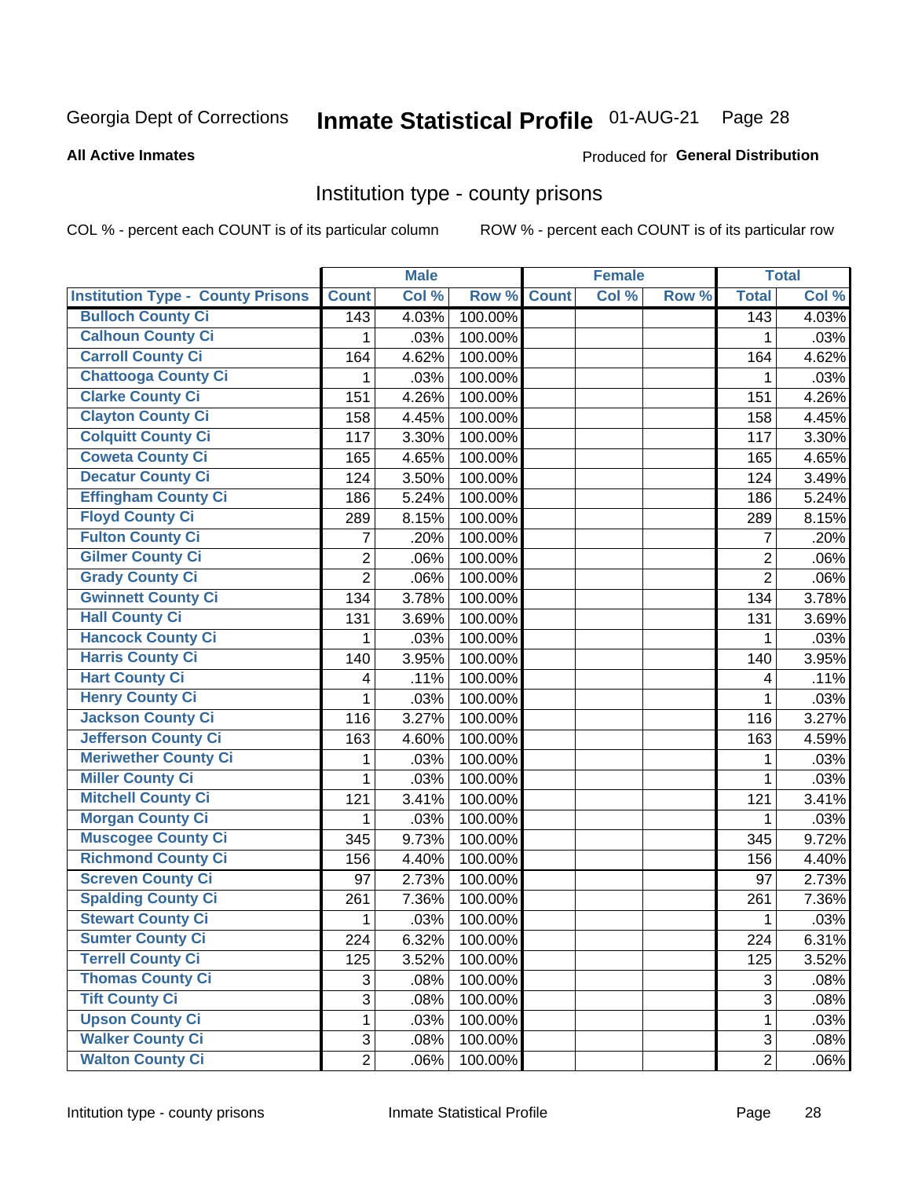Georgia Dept of Corrections **Inmate Statistical Profile** 01-AUG-21

**All Active Inmates**

Produced for **General Distribution**

## Institution type - county prisons

COL % - percent each COUNT is of its particular column

ROW % - percent each COUNT is of its particular row

| Institution Type - County Prisons | Male | | | Female | | | Total | |
|---|---|---|---|---|---|---|---|---|
| | Count | Col % | Row % | Count | Col % | Row % | Total | Col % |
| Bulloch County Ci | 143 | 4.03% | 100.00% | | | | 143 | 4.03% |
| Calhoun County Ci | 1 | .03% | 100.00% | | | | 1 | .03% |
| Carroll County Ci | 164 | 4.62% | 100.00% | | | | 164 | 4.62% |
| Chattooga County Ci | 1 | .03% | 100.00% | | | | 1 | .03% |
| Clarke County Ci | 151 | 4.26% | 100.00% | | | | 151 | 4.26% |
| Clayton County Ci | 158 | 4.45% | 100.00% | | | | 158 | 4.45% |
| Colquitt County Ci | 117 | 3.30% | 100.00% | | | | 117 | 3.30% |
| Coweta County Ci | 165 | 4.65% | 100.00% | | | | 165 | 4.65% |
| Decatur County Ci | 124 | 3.50% | 100.00% | | | | 124 | 3.49% |
| Effingham County Ci | 186 | 5.24% | 100.00% | | | | 186 | 5.24% |
| Floyd County Ci | 289 | 8.15% | 100.00% | | | | 289 | 8.15% |
| Fulton County Ci | 7 | .20% | 100.00% | | | | 7 | .20% |
| Gilmer County Ci | 2 | .06% | 100.00% | | | | 2 | .06% |
| Grady County Ci | 2 | .06% | 100.00% | | | | 2 | .06% |
| Gwinnett County Ci | 134 | 3.78% | 100.00% | | | | 134 | 3.78% |
| Hall County Ci | 131 | 3.69% | 100.00% | | | | 131 | 3.69% |
| Hancock County Ci | 1 | .03% | 100.00% | | | | 1 | .03% |
| Harris County Ci | 140 | 3.95% | 100.00% | | | | 140 | 3.95% |
| Hart County Ci | 4 | .11% | 100.00% | | | | 4 | .11% |
| Henry County Ci | 1 | .03% | 100.00% | | | | 1 | .03% |
| Jackson County Ci | 116 | 3.27% | 100.00% | | | | 116 | 3.27% |
| Jefferson County Ci | 163 | 4.60% | 100.00% | | | | 163 | 4.59% |
| Meriwether County Ci | 1 | .03% | 100.00% | | | | 1 | .03% |
| Miller County Ci | 1 | .03% | 100.00% | | | | 1 | .03% |
| Mitchell County Ci | 121 | 3.41% | 100.00% | | | | 121 | 3.41% |
| Morgan County Ci | 1 | .03% | 100.00% | | | | 1 | .03% |
| Muscogee County Ci | 345 | 9.73% | 100.00% | | | | 345 | 9.72% |
| Richmond County Ci | 156 | 4.40% | 100.00% | | | | 156 | 4.40% |
| Screven County Ci | 97 | 2.73% | 100.00% | | | | 97 | 2.73% |
| Spalding County Ci | 261 | 7.36% | 100.00% | | | | 261 | 7.36% |
| Stewart County Ci | 1 | .03% | 100.00% | | | | 1 | .03% |
| Sumter County Ci | 224 | 6.32% | 100.00% | | | | 224 | 6.31% |
| Terrell County Ci | 125 | 3.52% | 100.00% | | | | 125 | 3.52% |
| Thomas County Ci | 3 | .08% | 100.00% | | | | 3 | .08% |
| Tift County Ci | 3 | .08% | 100.00% | | | | 3 | .08% |
| Upson County Ci | 1 | .03% | 100.00% | | | | 1 | .03% |
| Walker County Ci | 3 | .08% | 100.00% | | | | 3 | .08% |
| Walton County Ci | 2 | .06% | 100.00% | | | | 2 | .06% |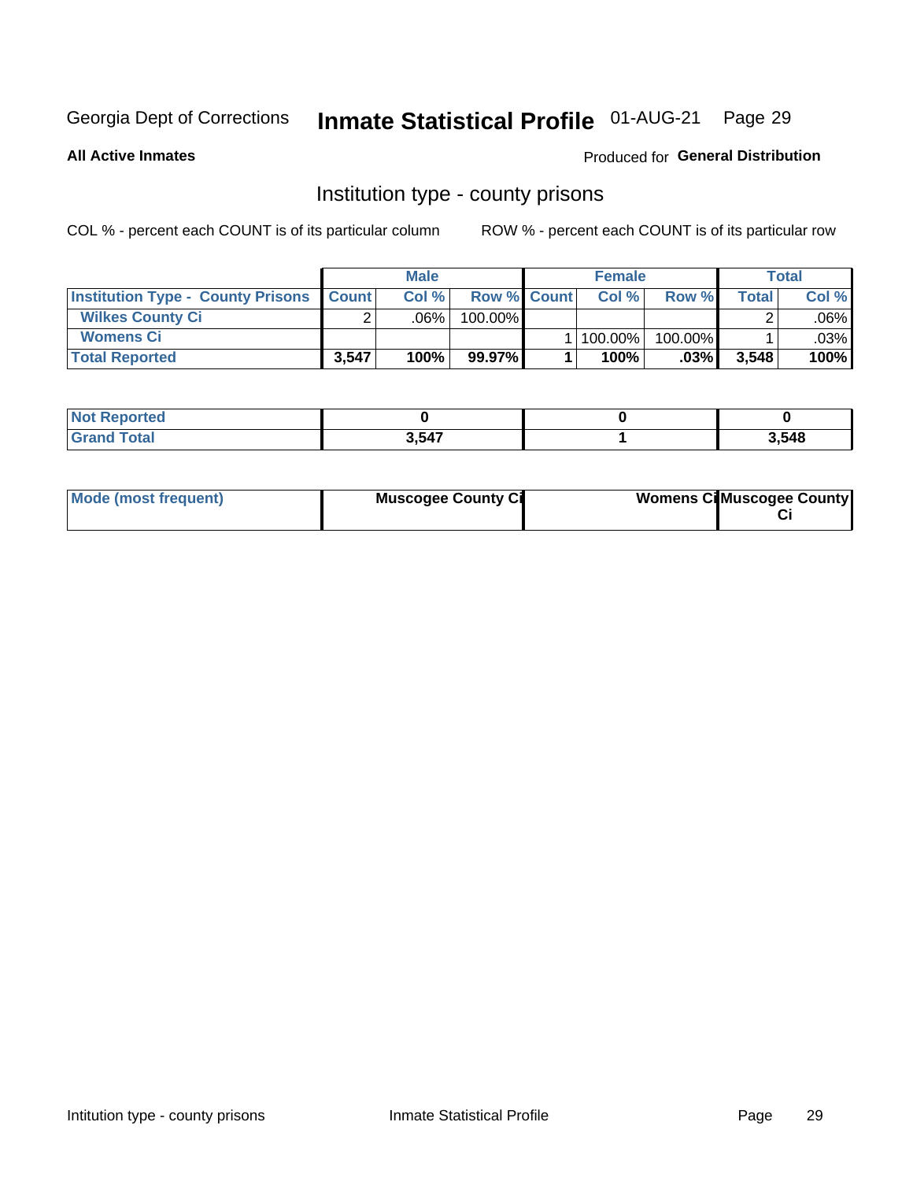Georgia Dept of Corrections **Inmate Statistical Profile** 01-AUG-21 Page 29

**All Active Inmates** Produced for **General Distribution**

## Institution type - county prisons

COL % - percent each COUNT is of its particular column ROW % - percent each COUNT is of its particular row

| | Male | | | Female | | | Total | |
|---|---|---|---|---|---|---|---|---|
| **Institution Type - County Prisons** | **Count** | **Col %** | **Row %** | **Count** | **Col %** | **Row %** | **Total** | **Col %** |
| **Wilkes County Ci** | 2 | .06% | 100.00% | | | | 2 | .06% |
| **Womens Ci** | | | | 1 | 100.00% | 100.00% | 1 | .03% |
| **Total Reported** | **3,547** | **100%** | **99.97%** | **1** | **100%** | **.03%** | **3,548** | **100%** |

| | Male | Female | Total |
|---|---|---|---|
| **Not Reported** | **0** | **0** | **0** |
| **Grand Total** | **3,547** | **1** | **3,548** |

| | Male | Female | Total |
|---|---|---|---|
| **Mode (most frequent)** | **Muscogee County Ci** | **Womens Ci** | **Muscogee County Ci** |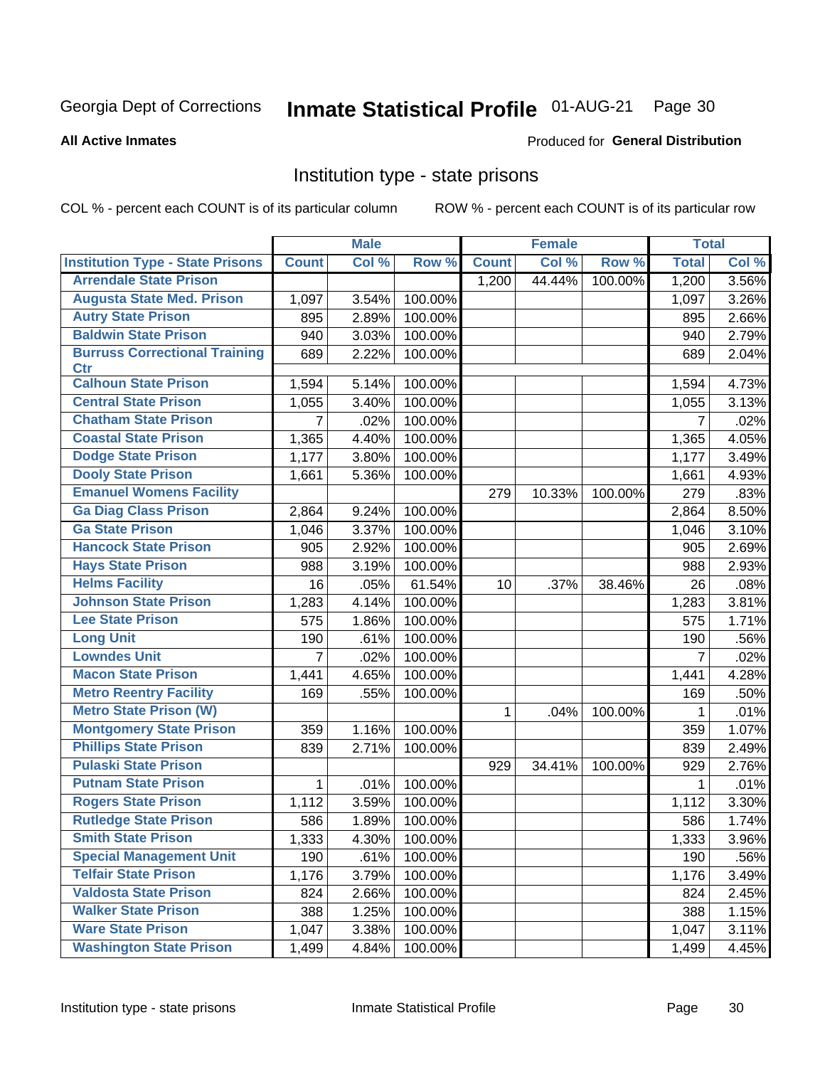Georgia Dept of Corrections **Inmate Statistical Profile** 01-AUG-21

**All Active Inmates**

Produced for **General Distribution**

## Institution type - state prisons

COL % - percent each COUNT is of its particular column ROW % - percent each COUNT is of its particular row

| | Male | | | Female | | | Total | |
|---|---|---|---|---|---|---|---|---|
| **Institution Type - State Prisons** | **Count** | **Col %** | **Row %** | **Count** | **Col %** | **Row %** | **Total** | **Col %** |
| Arrendale State Prison | | | | 1,200 | 44.44% | 100.00% | 1,200 | 3.56% |
| Augusta State Med. Prison | 1,097 | 3.54% | 100.00% | | | | 1,097 | 3.26% |
| Autry State Prison | 895 | 2.89% | 100.00% | | | | 895 | 2.66% |
| Baldwin State Prison | 940 | 3.03% | 100.00% | | | | 940 | 2.79% |
| Burruss Correctional Training Ctr | 689 | 2.22% | 100.00% | | | | 689 | 2.04% |
| Calhoun State Prison | 1,594 | 5.14% | 100.00% | | | | 1,594 | 4.73% |
| Central State Prison | 1,055 | 3.40% | 100.00% | | | | 1,055 | 3.13% |
| Chatham State Prison | 7 | .02% | 100.00% | | | | 7 | .02% |
| Coastal State Prison | 1,365 | 4.40% | 100.00% | | | | 1,365 | 4.05% |
| Dodge State Prison | 1,177 | 3.80% | 100.00% | | | | 1,177 | 3.49% |
| Dooly State Prison | 1,661 | 5.36% | 100.00% | | | | 1,661 | 4.93% |
| Emanuel Womens Facility | | | | 279 | 10.33% | 100.00% | 279 | .83% |
| Ga Diag Class Prison | 2,864 | 9.24% | 100.00% | | | | 2,864 | 8.50% |
| Ga State Prison | 1,046 | 3.37% | 100.00% | | | | 1,046 | 3.10% |
| Hancock State Prison | 905 | 2.92% | 100.00% | | | | 905 | 2.69% |
| Hays State Prison | 988 | 3.19% | 100.00% | | | | 988 | 2.93% |
| Helms Facility | 16 | .05% | 61.54% | 10 | .37% | 38.46% | 26 | .08% |
| Johnson State Prison | 1,283 | 4.14% | 100.00% | | | | 1,283 | 3.81% |
| Lee State Prison | 575 | 1.86% | 100.00% | | | | 575 | 1.71% |
| Long Unit | 190 | .61% | 100.00% | | | | 190 | .56% |
| Lowndes Unit | 7 | .02% | 100.00% | | | | 7 | .02% |
| Macon State Prison | 1,441 | 4.65% | 100.00% | | | | 1,441 | 4.28% |
| Metro Reentry Facility | 169 | .55% | 100.00% | | | | 169 | .50% |
| Metro State Prison (W) | | | | 1 | .04% | 100.00% | 1 | .01% |
| Montgomery State Prison | 359 | 1.16% | 100.00% | | | | 359 | 1.07% |
| Phillips State Prison | 839 | 2.71% | 100.00% | | | | 839 | 2.49% |
| Pulaski State Prison | | | | 929 | 34.41% | 100.00% | 929 | 2.76% |
| Putnam State Prison | 1 | .01% | 100.00% | | | | 1 | .01% |
| Rogers State Prison | 1,112 | 3.59% | 100.00% | | | | 1,112 | 3.30% |
| Rutledge State Prison | 586 | 1.89% | 100.00% | | | | 586 | 1.74% |
| Smith State Prison | 1,333 | 4.30% | 100.00% | | | | 1,333 | 3.96% |
| Special Management Unit | 190 | .61% | 100.00% | | | | 190 | .56% |
| Telfair State Prison | 1,176 | 3.79% | 100.00% | | | | 1,176 | 3.49% |
| Valdosta State Prison | 824 | 2.66% | 100.00% | | | | 824 | 2.45% |
| Walker State Prison | 388 | 1.25% | 100.00% | | | | 388 | 1.15% |
| Ware State Prison | 1,047 | 3.38% | 100.00% | | | | 1,047 | 3.11% |
| Washington State Prison | 1,499 | 4.84% | 100.00% | | | | 1,499 | 4.45% |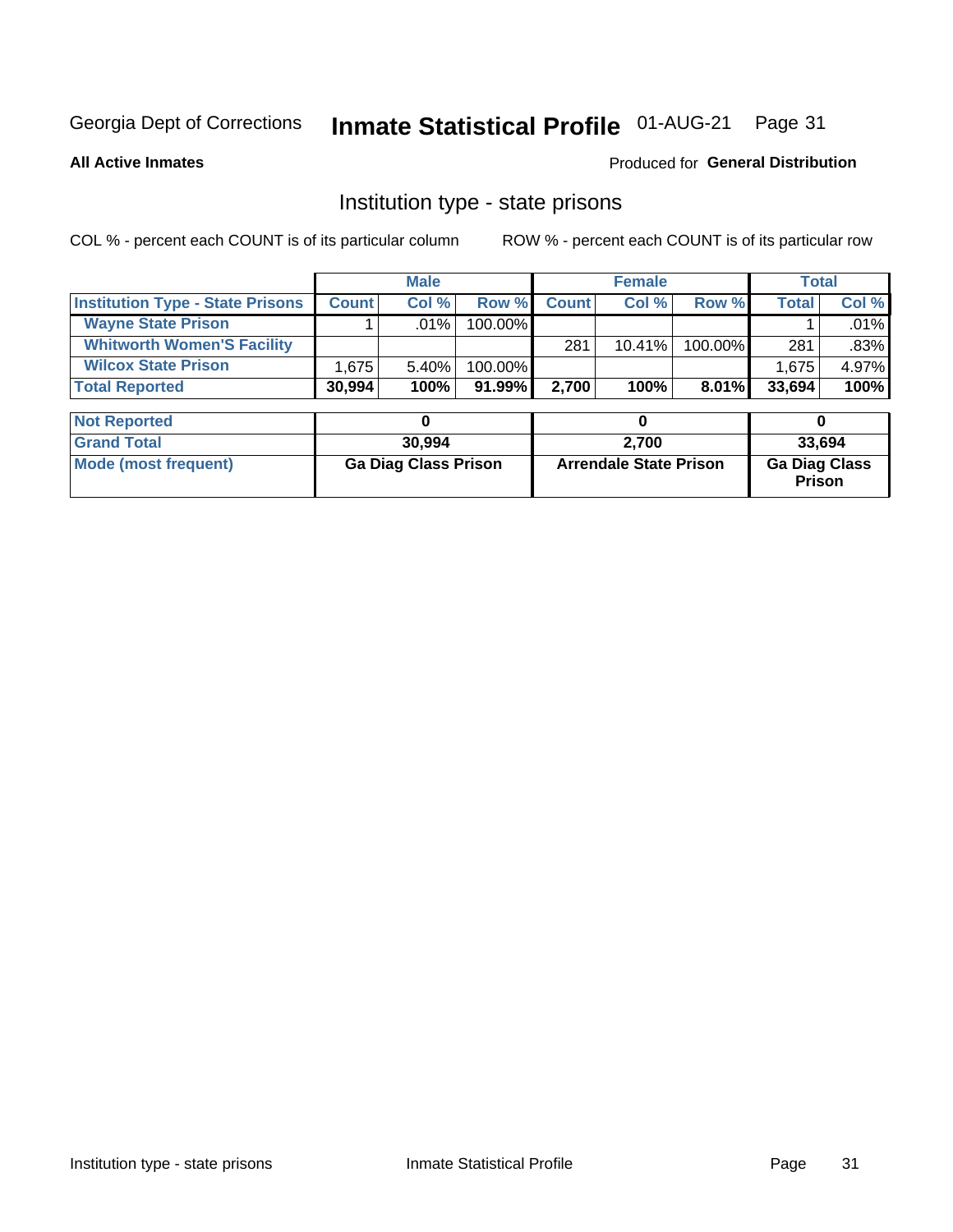Georgia Dept of Corrections **Inmate Statistical Profile** 01-AUG-21

**All Active Inmates**

Produced for **General Distribution**

## Institution type - state prisons

COL % - percent each COUNT is of its particular column ROW % - percent each COUNT is of its particular row

| | Male | | | Female | | | Total | |
|---|---|---|---|---|---|---|---|---|
| **Institution Type - State Prisons** | **Count** | **Col %** | **Row %** | **Count** | **Col %** | **Row %** | **Total** | **Col %** |
| **Wayne State Prison** | 1 | .01% | 100.00% | | | | 1 | .01% |
| **Whitworth Women'S Facility** | | | | 281 | 10.41% | 100.00% | 281 | .83% |
| **Wilcox State Prison** | 1,675 | 5.40% | 100.00% | | | | 1,675 | 4.97% |
| **Total Reported** | **30,994** | **100%** | **91.99%** | **2,700** | **100%** | **8.01%** | **33,694** | **100%** |

| | Male | Female | Total |
|---|---|---|---|
| **Not Reported** | **0** | **0** | **0** |
| **Grand Total** | **30,994** | **2,700** | **33,694** |
| **Mode (most frequent)** | **Ga Diag Class Prison** | **Arrendale State Prison** | **Ga Diag Class Prison** |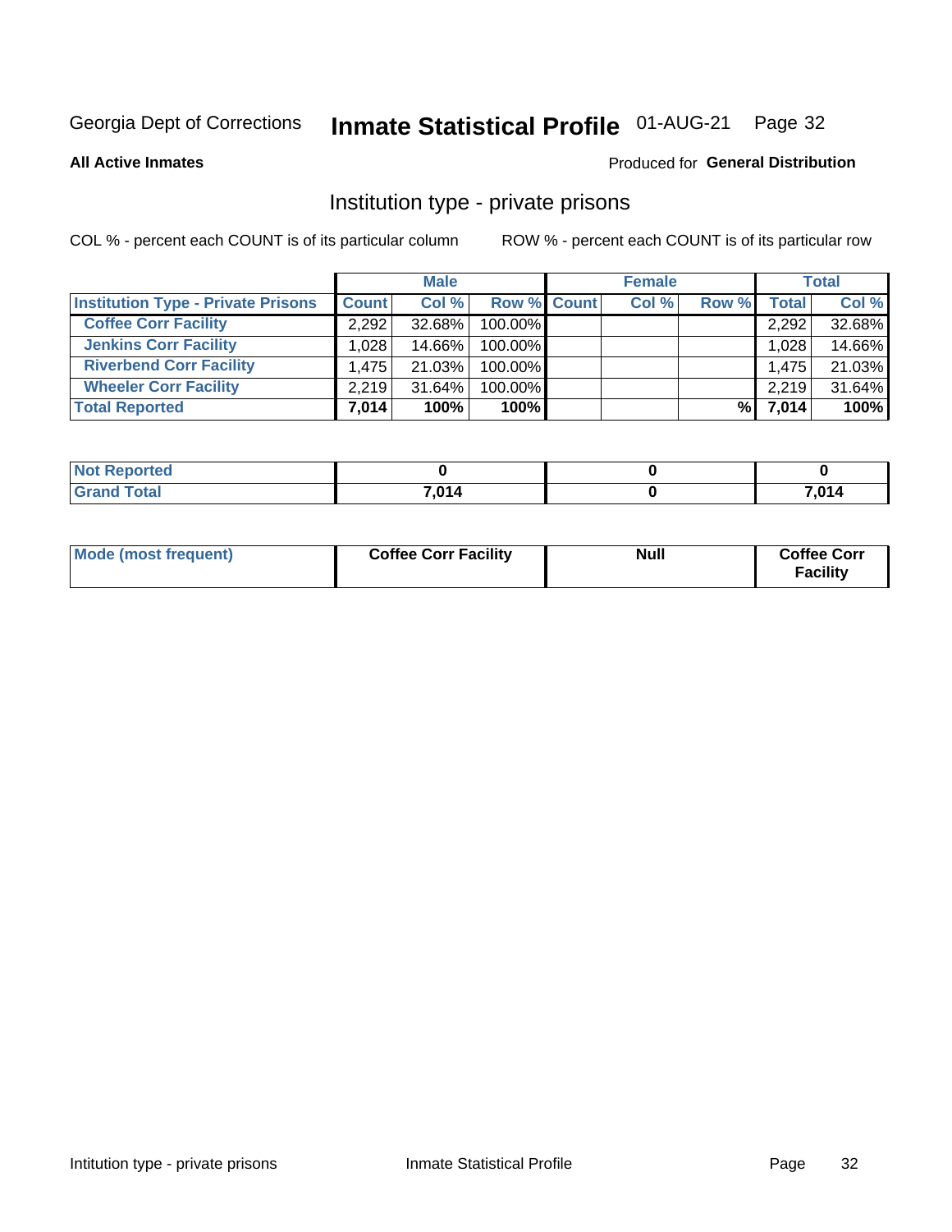Georgia Dept of Corrections **Inmate Statistical Profile** 01-AUG-21

**All Active Inmates**

Produced for **General Distribution**

## Institution type - private prisons

COL % - percent each COUNT is of its particular column

ROW % - percent each COUNT is of its particular row

| | Male | | | Female | | | Total | |
|---|---|---|---|---|---|---|---|---|
| **Institution Type - Private Prisons** | **Count** | **Col %** | **Row %** | **Count** | **Col %** | **Row %** | **Total** | **Col %** |
| **Coffee Corr Facility** | 2,292 | 32.68% | 100.00% | | | | 2,292 | 32.68% |
| **Jenkins Corr Facility** | 1,028 | 14.66% | 100.00% | | | | 1,028 | 14.66% |
| **Riverbend Corr Facility** | 1,475 | 21.03% | 100.00% | | | | 1,475 | 21.03% |
| **Wheeler Corr Facility** | 2,219 | 31.64% | 100.00% | | | | 2,219 | 31.64% |
| **Total Reported** | **7,014** | **100%** | **100%** | | | **%** | **7,014** | **100%** |

| | Male | Female | Total |
|---|---|---|---|
| **Not Reported** | **0** | **0** | **0** |
| **Grand Total** | **7,014** | **0** | **7,014** |

| | Male | Female | Total |
|---|---|---|---|
| **Mode (most frequent)** | **Coffee Corr Facility** | **Null** | **Coffee Corr Facility** |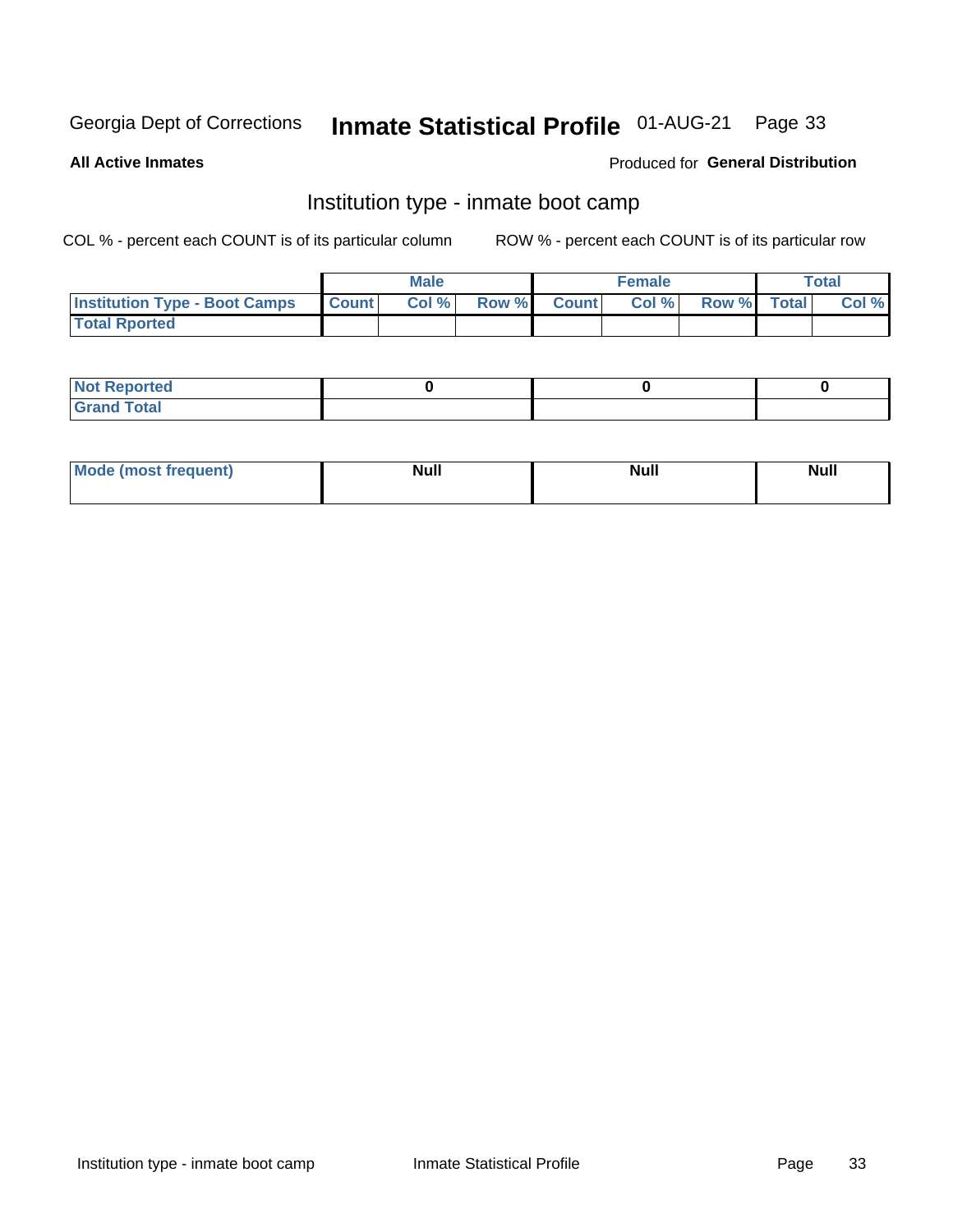Georgia Dept of Corrections **Inmate Statistical Profile** 01-AUG-21

**All Active Inmates**

Produced for **General Distribution**

## Institution type - inmate boot camp

COL % - percent each COUNT is of its particular column

ROW % - percent each COUNT is of its particular row

| | Male | | | Female | | | Total | |
|---|---|---|---|---|---|---|---|---|
| **Institution Type - Boot Camps** | **Count** | **Col %** | **Row %** | **Count** | **Col %** | **Row %** | **Total** | **Col %** |
| **Total Rported** | | | | | | | | |

| | Male | Female | Total |
|---|---|---|---|
| **Not Reported** | 0 | 0 | 0 |
| **Grand Total** | | | |

| | Male | Female | Total |
|---|---|---|---|
| **Mode (most frequent)** | Null | Null | Null |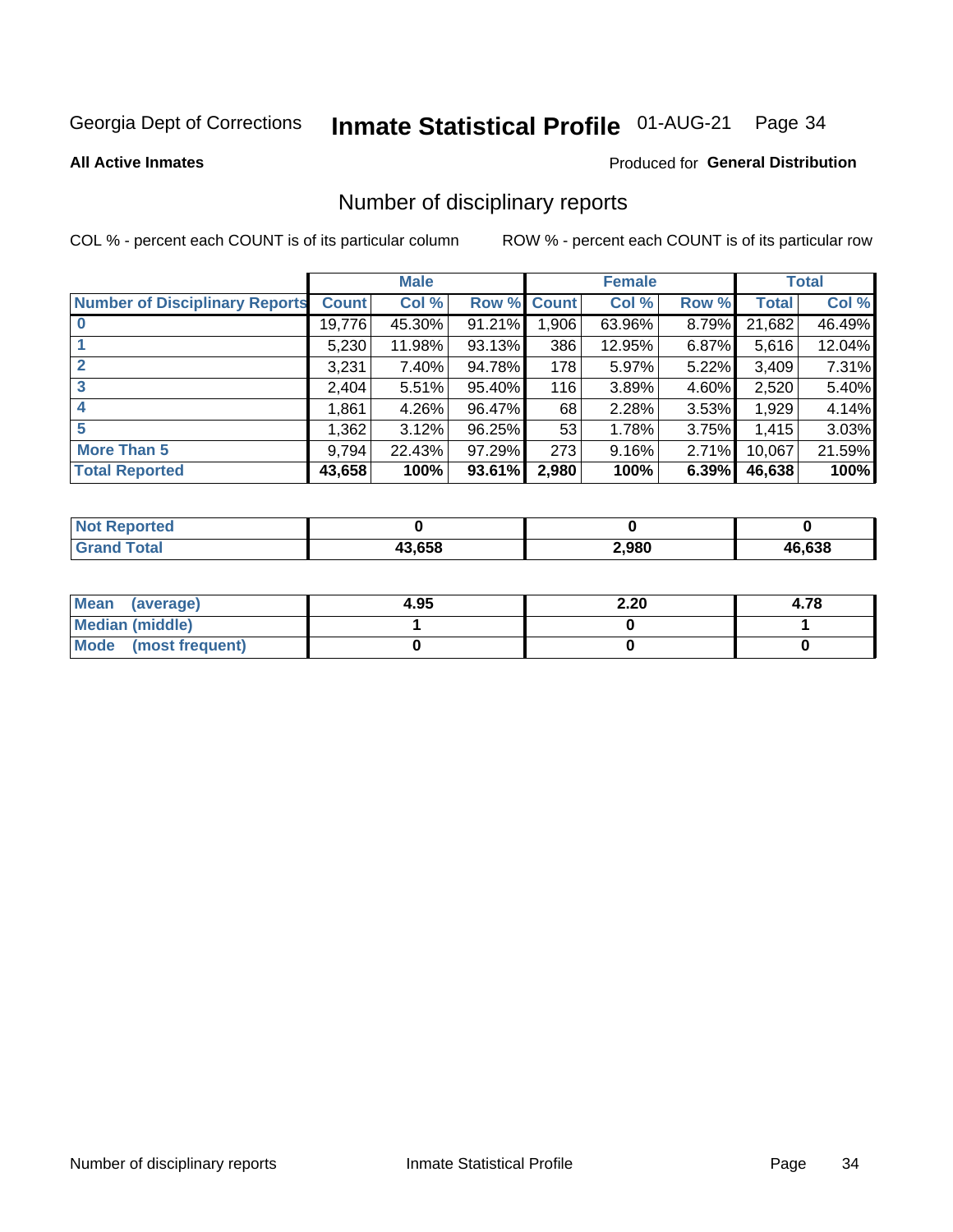Georgia Dept of Corrections **Inmate Statistical Profile** 01-AUG-21

**All Active Inmates**

Produced for **General Distribution**

## Number of disciplinary reports

COL % - percent each COUNT is of its particular column

ROW % - percent each COUNT is of its particular row

| | Male | | | Female | | | Total | |
|---|---|---|---|---|---|---|---|---|
| Number of Disciplinary Reports | Count | Col % | Row % | Count | Col % | Row % | Total | Col % |
| 0 | 19,776 | 45.30% | 91.21% | 1,906 | 63.96% | 8.79% | 21,682 | 46.49% |
| 1 | 5,230 | 11.98% | 93.13% | 386 | 12.95% | 6.87% | 5,616 | 12.04% |
| 2 | 3,231 | 7.40% | 94.78% | 178 | 5.97% | 5.22% | 3,409 | 7.31% |
| 3 | 2,404 | 5.51% | 95.40% | 116 | 3.89% | 4.60% | 2,520 | 5.40% |
| 4 | 1,861 | 4.26% | 96.47% | 68 | 2.28% | 3.53% | 1,929 | 4.14% |
| 5 | 1,362 | 3.12% | 96.25% | 53 | 1.78% | 3.75% | 1,415 | 3.03% |
| More Than 5 | 9,794 | 22.43% | 97.29% | 273 | 9.16% | 2.71% | 10,067 | 21.59% |
| **Total Reported** | **43,658** | **100%** | **93.61%** | **2,980** | **100%** | **6.39%** | **46,638** | **100%** |

| | Male | Female | Total |
|---|---|---|---|
| Not Reported | 0 | 0 | 0 |
| Grand Total | 43,658 | 2,980 | 46,638 |

| | Male | Female | Total |
|---|---|---|---|
| Mean (average) | 4.95 | 2.20 | 4.78 |
| Median (middle) | 1 | 0 | 1 |
| Mode (most frequent) | 0 | 0 | 0 |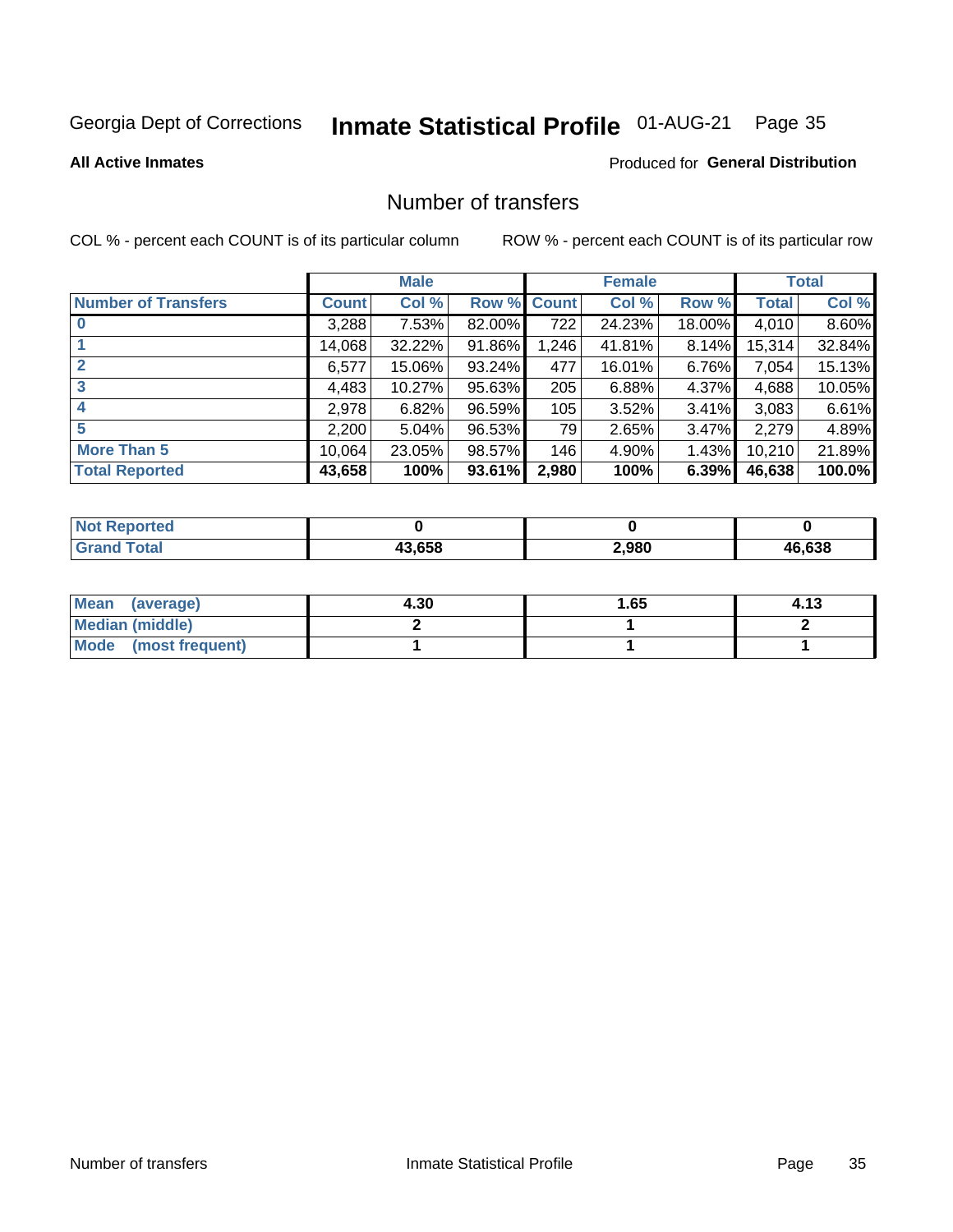Georgia Dept of Corrections **Inmate Statistical Profile** 01-AUG-21

**All Active Inmates**

Produced for **General Distribution**

## Number of transfers

COL % - percent each COUNT is of its particular column ROW % - percent each COUNT is of its particular row

| | Male | | | Female | | | Total | |
|---|---|---|---|---|---|---|---|---|
| **Number of Transfers** | **Count** | **Col %** | **Row %** | **Count** | **Col %** | **Row %** | **Total** | **Col %** |
| **0** | 3,288 | 7.53% | 82.00% | 722 | 24.23% | 18.00% | 4,010 | 8.60% |
| **1** | 14,068 | 32.22% | 91.86% | 1,246 | 41.81% | 8.14% | 15,314 | 32.84% |
| **2** | 6,577 | 15.06% | 93.24% | 477 | 16.01% | 6.76% | 7,054 | 15.13% |
| **3** | 4,483 | 10.27% | 95.63% | 205 | 6.88% | 4.37% | 4,688 | 10.05% |
| **4** | 2,978 | 6.82% | 96.59% | 105 | 3.52% | 3.41% | 3,083 | 6.61% |
| **5** | 2,200 | 5.04% | 96.53% | 79 | 2.65% | 3.47% | 2,279 | 4.89% |
| **More Than 5** | 10,064 | 23.05% | 98.57% | 146 | 4.90% | 1.43% | 10,210 | 21.89% |
| **Total Reported** | **43,658** | **100%** | **93.61%** | **2,980** | **100%** | **6.39%** | **46,638** | **100.0%** |

| | Male | Female | Total |
|---|---|---|---|
| **Not Reported** | **0** | **0** | **0** |
| **Grand Total** | **43,658** | **2,980** | **46,638** |

| | Male | Female | Total |
|---|---|---|---|
| **Mean (average)** | **4.30** | **1.65** | **4.13** |
| **Median (middle)** | **2** | **1** | **2** |
| **Mode (most frequent)** | **1** | **1** | **1** |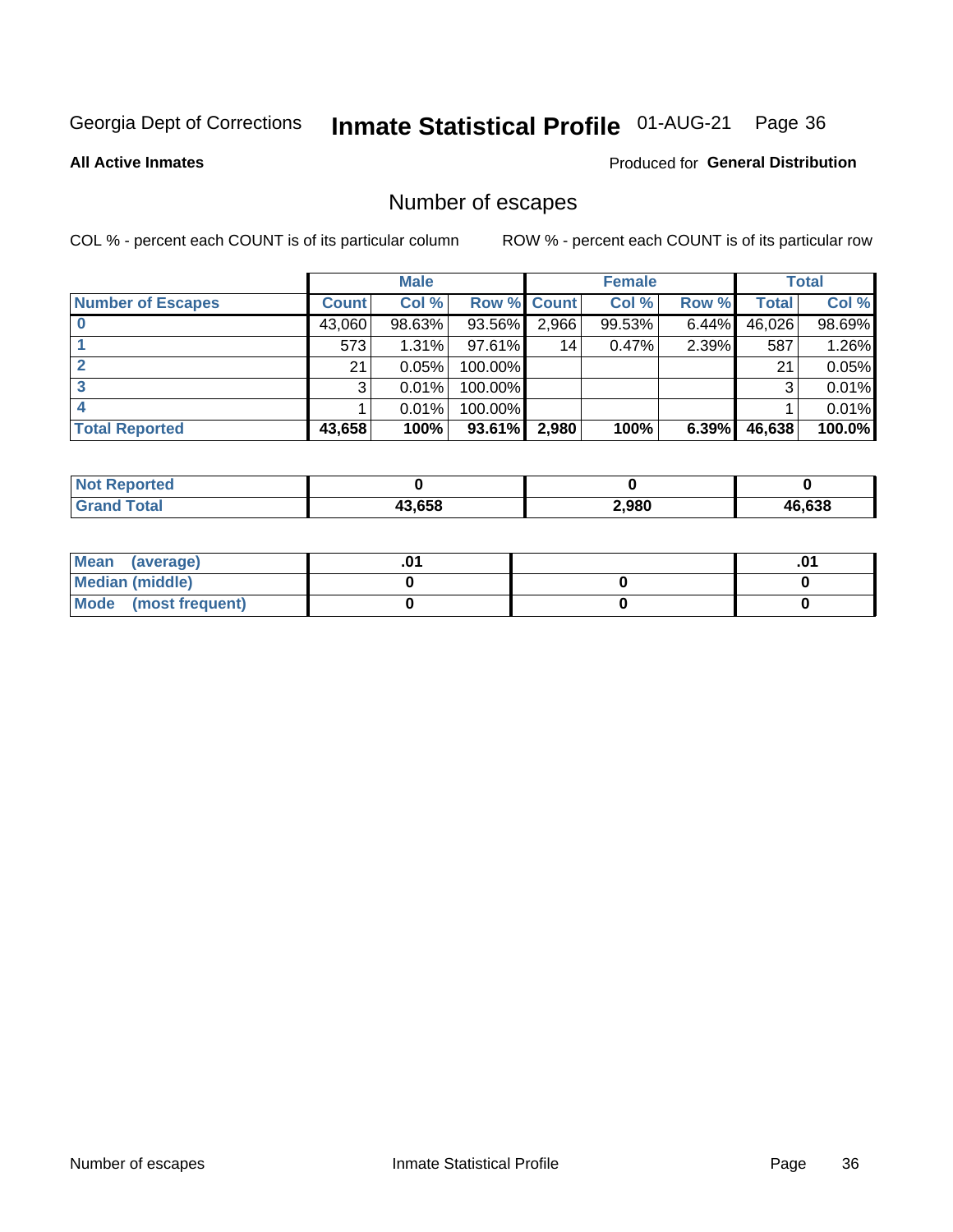Georgia Dept of Corrections **Inmate Statistical Profile** 01-AUG-21

**All Active Inmates**

Produced for **General Distribution**

## Number of escapes

COL % - percent each COUNT is of its particular column

ROW % - percent each COUNT is of its particular row

| | Male | | | Female | | | Total | |
|---|---|---|---|---|---|---|---|---|
| **Number of Escapes** | **Count** | **Col %** | **Row %** | **Count** | **Col %** | **Row %** | **Total** | **Col %** |
| **0** | 43,060 | 98.63% | 93.56% | 2,966 | 99.53% | 6.44% | 46,026 | 98.69% |
| **1** | 573 | 1.31% | 97.61% | 14 | 0.47% | 2.39% | 587 | 1.26% |
| **2** | 21 | 0.05% | 100.00% | | | | 21 | 0.05% |
| **3** | 3 | 0.01% | 100.00% | | | | 3 | 0.01% |
| **4** | 1 | 0.01% | 100.00% | | | | 1 | 0.01% |
| **Total Reported** | **43,658** | **100%** | **93.61%** | **2,980** | **100%** | **6.39%** | **46,638** | **100.0%** |

| | Male | Female | Total |
|---|---|---|---|
| **Not Reported** | **0** | **0** | **0** |
| **Grand Total** | **43,658** | **2,980** | **46,638** |

| | Male | Female | Total |
|---|---|---|---|
| **Mean (average)** | **.01** | | **.01** |
| **Median (middle)** | **0** | **0** | **0** |
| **Mode (most frequent)** | **0** | **0** | **0** |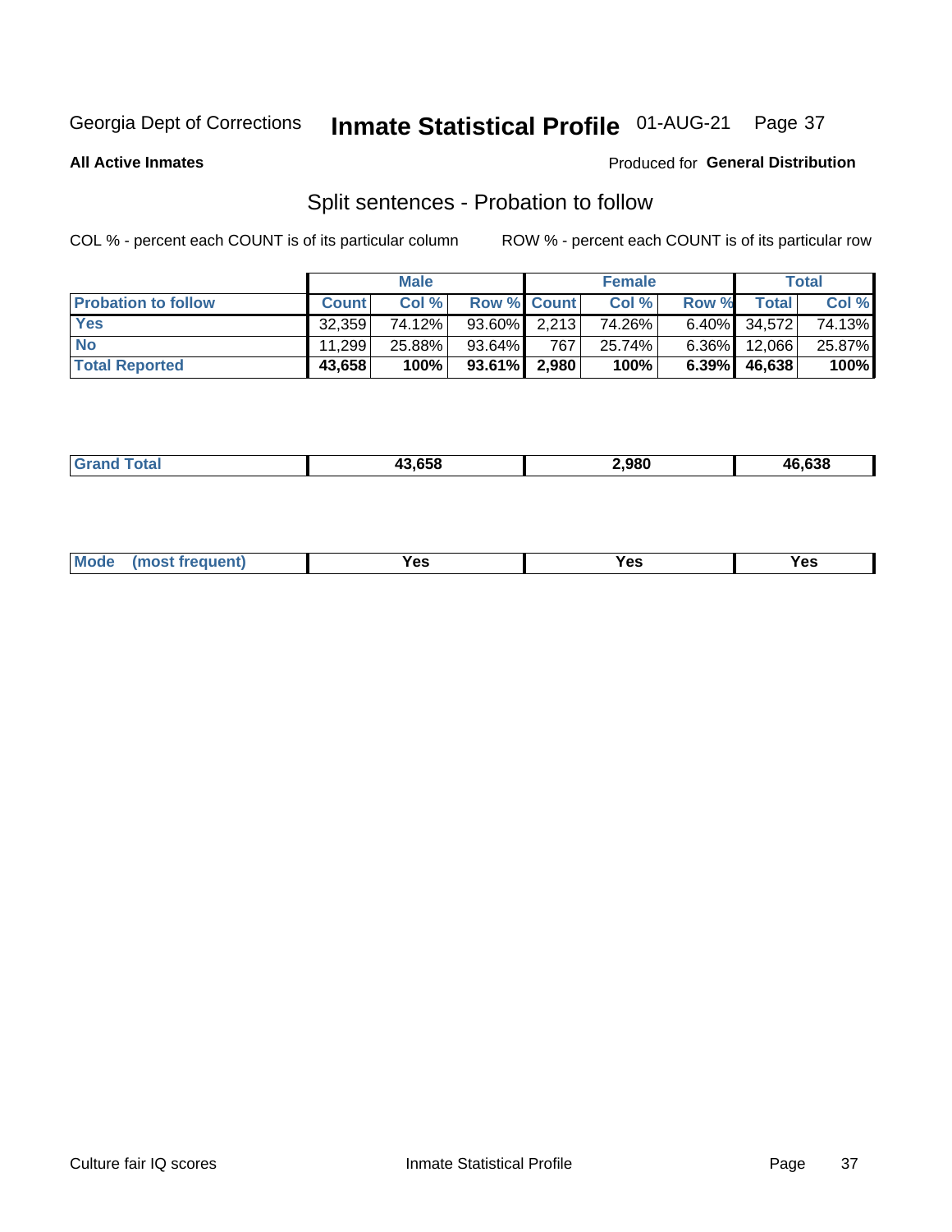Georgia Dept of Corrections **Inmate Statistical Profile** 01-AUG-21

**All Active Inmates**

Produced for **General Distribution**

## Split sentences - Probation to follow

COL % - percent each COUNT is of its particular column

ROW % - percent each COUNT is of its particular row

| | Male | | | Female | | | Total | |
|---|---|---|---|---|---|---|---|---|
| **Probation to follow** | **Count** | **Col %** | **Row %** | **Count** | **Col %** | **Row %** | **Total** | **Col %** |
| **Yes** | 32,359 | 74.12% | 93.60% | 2,213 | 74.26% | 6.40% | 34,572 | 74.13% |
| **No** | 11,299 | 25.88% | 93.64% | 767 | 25.74% | 6.36% | 12,066 | 25.87% |
| **Total Reported** | **43,658** | **100%** | **93.61%** | **2,980** | **100%** | **6.39%** | **46,638** | **100%** |

| | Male | Female | Total |
|---|---|---|---|
| **Grand Total** | **43,658** | **2,980** | **46,638** |

| | Male | Female | Total |
|---|---|---|---|
| **Mode (most frequent)** | **Yes** | **Yes** | **Yes** |

Culture fair IQ scores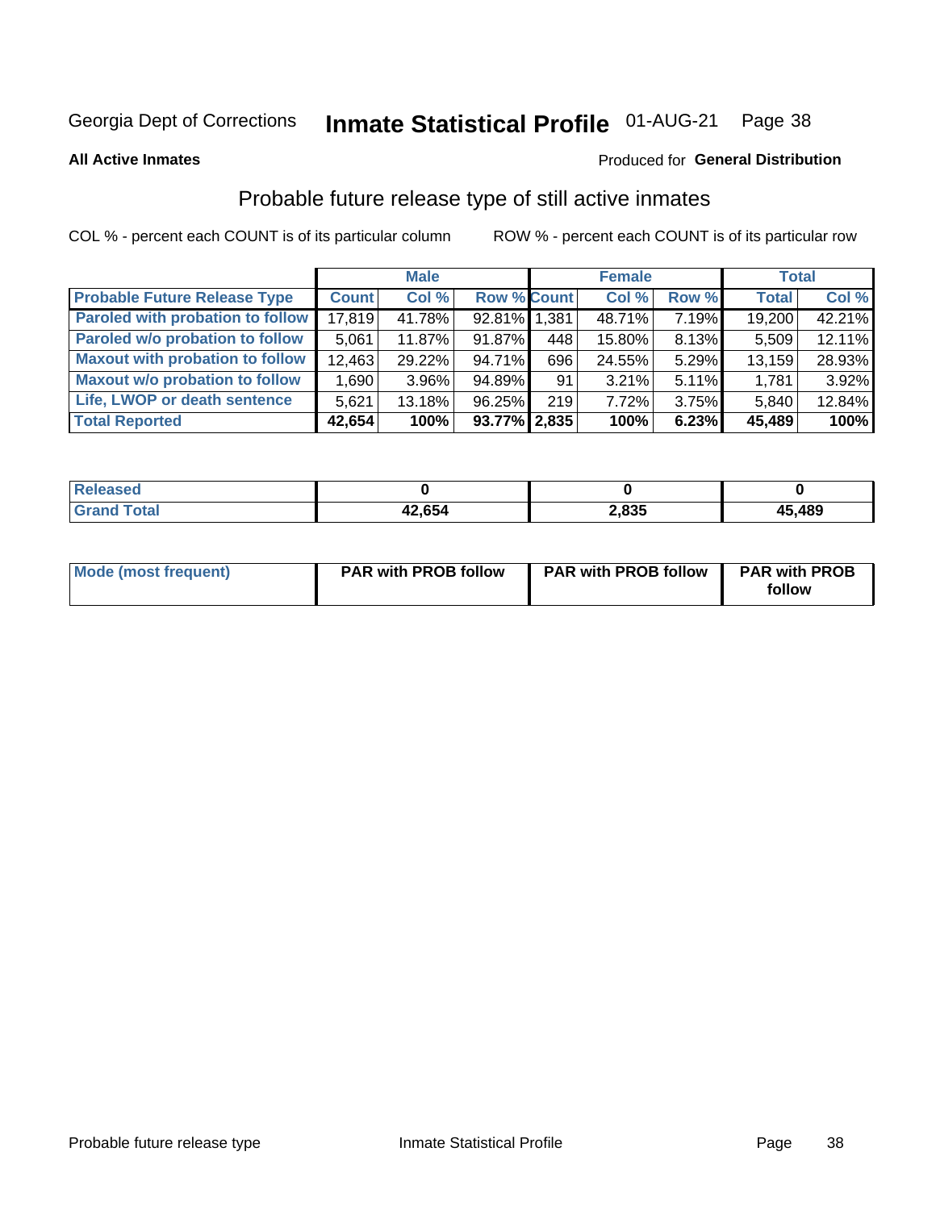Georgia Dept of Corrections **Inmate Statistical Profile** 01-AUG-21

**All Active Inmates**

Produced for **General Distribution**

## Probable future release type of still active inmates

COL % - percent each COUNT is of its particular column

ROW % - percent each COUNT is of its particular row

| | Male | | | Female | | | Total | |
|---|---|---|---|---|---|---|---|---|
| **Probable Future Release Type** | **Count** | **Col %** | **Row %** | **Count** | **Col %** | **Row %** | **Total** | **Col %** |
| Paroled with probation to follow | 17,819 | 41.78% | 92.81% | 1,381 | 48.71% | 7.19% | 19,200 | 42.21% |
| Paroled w/o probation to follow | 5,061 | 11.87% | 91.87% | 448 | 15.80% | 8.13% | 5,509 | 12.11% |
| Maxout with probation to follow | 12,463 | 29.22% | 94.71% | 696 | 24.55% | 5.29% | 13,159 | 28.93% |
| Maxout w/o probation to follow | 1,690 | 3.96% | 94.89% | 91 | 3.21% | 5.11% | 1,781 | 3.92% |
| Life, LWOP or death sentence | 5,621 | 13.18% | 96.25% | 219 | 7.72% | 3.75% | 5,840 | 12.84% |
| **Total Reported** | **42,654** | **100%** | **93.77%** | **2,835** | **100%** | **6.23%** | **45,489** | **100%** |

| | Male | Female | Total |
|---|---|---|---|
| **Released** | **0** | **0** | **0** |
| **Grand Total** | **42,654** | **2,835** | **45,489** |

| | Male | Female | Total |
|---|---|---|---|
| **Mode (most frequent)** | **PAR with PROB follow** | **PAR with PROB follow** | **PAR with PROB follow** |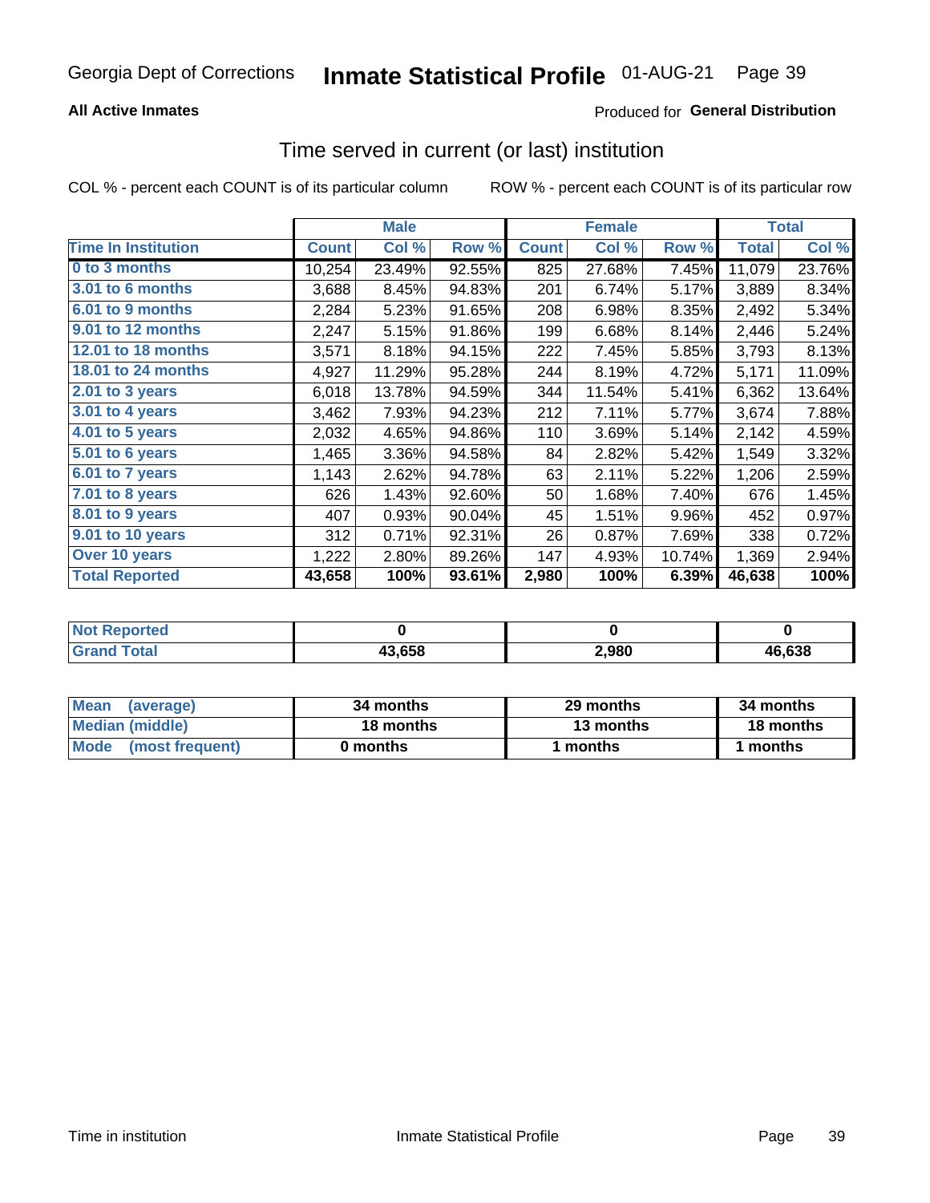# Georgia Dept of Corrections — Inmate Statistical Profile 01-AUG-21

**All Active Inmates** — Produced for **General Distribution**

## Time served in current (or last) institution

COL % - percent each COUNT is of its particular column  ROW % - percent each COUNT is of its particular row

| | Male | | | Female | | | Total | |
|---|---|---|---|---|---|---|---|---|
| **Time In Institution** | **Count** | **Col %** | **Row %** | **Count** | **Col %** | **Row %** | **Total** | **Col %** |
| 0 to 3 months | 10,254 | 23.49% | 92.55% | 825 | 27.68% | 7.45% | 11,079 | 23.76% |
| 3.01 to 6 months | 3,688 | 8.45% | 94.83% | 201 | 6.74% | 5.17% | 3,889 | 8.34% |
| 6.01 to 9 months | 2,284 | 5.23% | 91.65% | 208 | 6.98% | 8.35% | 2,492 | 5.34% |
| 9.01 to 12 months | 2,247 | 5.15% | 91.86% | 199 | 6.68% | 8.14% | 2,446 | 5.24% |
| 12.01 to 18 months | 3,571 | 8.18% | 94.15% | 222 | 7.45% | 5.85% | 3,793 | 8.13% |
| 18.01 to 24 months | 4,927 | 11.29% | 95.28% | 244 | 8.19% | 4.72% | 5,171 | 11.09% |
| 2.01 to 3 years | 6,018 | 13.78% | 94.59% | 344 | 11.54% | 5.41% | 6,362 | 13.64% |
| 3.01 to 4 years | 3,462 | 7.93% | 94.23% | 212 | 7.11% | 5.77% | 3,674 | 7.88% |
| 4.01 to 5 years | 2,032 | 4.65% | 94.86% | 110 | 3.69% | 5.14% | 2,142 | 4.59% |
| 5.01 to 6 years | 1,465 | 3.36% | 94.58% | 84 | 2.82% | 5.42% | 1,549 | 3.32% |
| 6.01 to 7 years | 1,143 | 2.62% | 94.78% | 63 | 2.11% | 5.22% | 1,206 | 2.59% |
| 7.01 to 8 years | 626 | 1.43% | 92.60% | 50 | 1.68% | 7.40% | 676 | 1.45% |
| 8.01 to 9 years | 407 | 0.93% | 90.04% | 45 | 1.51% | 9.96% | 452 | 0.97% |
| 9.01 to 10 years | 312 | 0.71% | 92.31% | 26 | 0.87% | 7.69% | 338 | 0.72% |
| Over 10 years | 1,222 | 2.80% | 89.26% | 147 | 4.93% | 10.74% | 1,369 | 2.94% |
| **Total Reported** | **43,658** | **100%** | **93.61%** | **2,980** | **100%** | **6.39%** | **46,638** | **100%** |

| | Male | Female | Total |
|---|---|---|---|
| Not Reported | 0 | 0 | 0 |
| Grand Total | 43,658 | 2,980 | 46,638 |

| | Male | Female | Total |
|---|---|---|---|
| Mean (average) | 34 months | 29 months | 34 months |
| Median (middle) | 18 months | 13 months | 18 months |
| Mode (most frequent) | 0 months | 1 months | 1 months |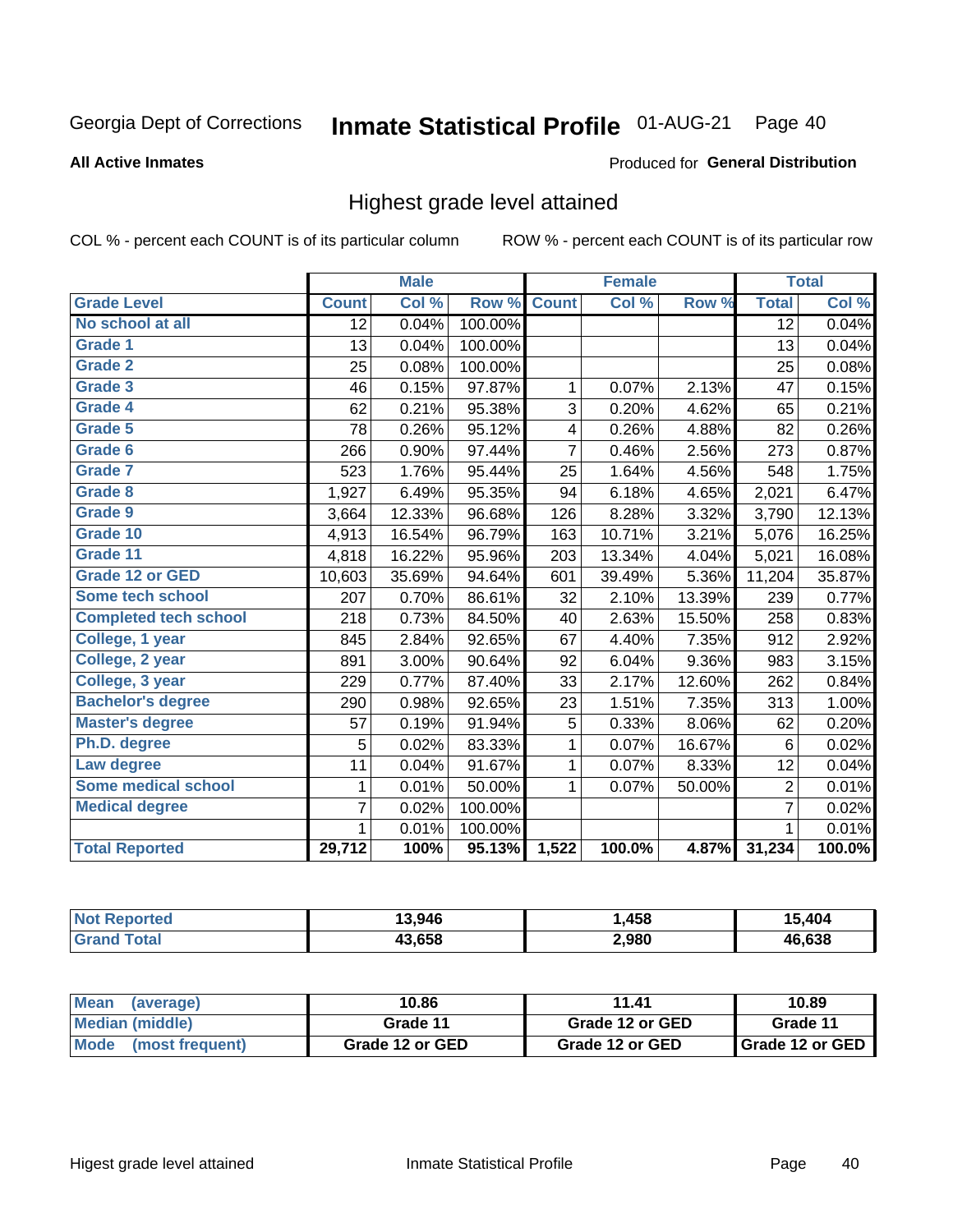Georgia Dept of Corrections **Inmate Statistical Profile** 01-AUG-21

**All Active Inmates**

Produced for **General Distribution**

## Highest grade level attained

COL % - percent each COUNT is of its particular column ROW % - percent each COUNT is of its particular row

| | Male | | | Female | | | Total | |
|---|---|---|---|---|---|---|---|---|
| **Grade Level** | **Count** | **Col %** | **Row %** | **Count** | **Col %** | **Row %** | **Total** | **Col %** |
| No school at all | 12 | 0.04% | 100.00% | | | | 12 | 0.04% |
| Grade 1 | 13 | 0.04% | 100.00% | | | | 13 | 0.04% |
| Grade 2 | 25 | 0.08% | 100.00% | | | | 25 | 0.08% |
| Grade 3 | 46 | 0.15% | 97.87% | 1 | 0.07% | 2.13% | 47 | 0.15% |
| Grade 4 | 62 | 0.21% | 95.38% | 3 | 0.20% | 4.62% | 65 | 0.21% |
| Grade 5 | 78 | 0.26% | 95.12% | 4 | 0.26% | 4.88% | 82 | 0.26% |
| Grade 6 | 266 | 0.90% | 97.44% | 7 | 0.46% | 2.56% | 273 | 0.87% |
| Grade 7 | 523 | 1.76% | 95.44% | 25 | 1.64% | 4.56% | 548 | 1.75% |
| Grade 8 | 1,927 | 6.49% | 95.35% | 94 | 6.18% | 4.65% | 2,021 | 6.47% |
| Grade 9 | 3,664 | 12.33% | 96.68% | 126 | 8.28% | 3.32% | 3,790 | 12.13% |
| Grade 10 | 4,913 | 16.54% | 96.79% | 163 | 10.71% | 3.21% | 5,076 | 16.25% |
| Grade 11 | 4,818 | 16.22% | 95.96% | 203 | 13.34% | 4.04% | 5,021 | 16.08% |
| Grade 12 or GED | 10,603 | 35.69% | 94.64% | 601 | 39.49% | 5.36% | 11,204 | 35.87% |
| Some tech school | 207 | 0.70% | 86.61% | 32 | 2.10% | 13.39% | 239 | 0.77% |
| Completed tech school | 218 | 0.73% | 84.50% | 40 | 2.63% | 15.50% | 258 | 0.83% |
| College, 1 year | 845 | 2.84% | 92.65% | 67 | 4.40% | 7.35% | 912 | 2.92% |
| College, 2 year | 891 | 3.00% | 90.64% | 92 | 6.04% | 9.36% | 983 | 3.15% |
| College, 3 year | 229 | 0.77% | 87.40% | 33 | 2.17% | 12.60% | 262 | 0.84% |
| Bachelor's degree | 290 | 0.98% | 92.65% | 23 | 1.51% | 7.35% | 313 | 1.00% |
| Master's degree | 57 | 0.19% | 91.94% | 5 | 0.33% | 8.06% | 62 | 0.20% |
| Ph.D. degree | 5 | 0.02% | 83.33% | 1 | 0.07% | 16.67% | 6 | 0.02% |
| Law degree | 11 | 0.04% | 91.67% | 1 | 0.07% | 8.33% | 12 | 0.04% |
| Some medical school | 1 | 0.01% | 50.00% | 1 | 0.07% | 50.00% | 2 | 0.01% |
| Medical degree | 7 | 0.02% | 100.00% | | | | 7 | 0.02% |
| | 1 | 0.01% | 100.00% | | | | 1 | 0.01% |
| **Total Reported** | **29,712** | **100%** | **95.13%** | **1,522** | **100.0%** | **4.87%** | **31,234** | **100.0%** |

| | Male | Female | Total |
|---|---|---|---|
| Not Reported | 13,946 | 1,458 | 15,404 |
| Grand Total | 43,658 | 2,980 | 46,638 |

| | Male | Female | Total |
|---|---|---|---|
| Mean (average) | 10.86 | 11.41 | 10.89 |
| Median (middle) | Grade 11 | Grade 12 or GED | Grade 11 |
| Mode (most frequent) | Grade 12 or GED | Grade 12 or GED | Grade 12 or GED |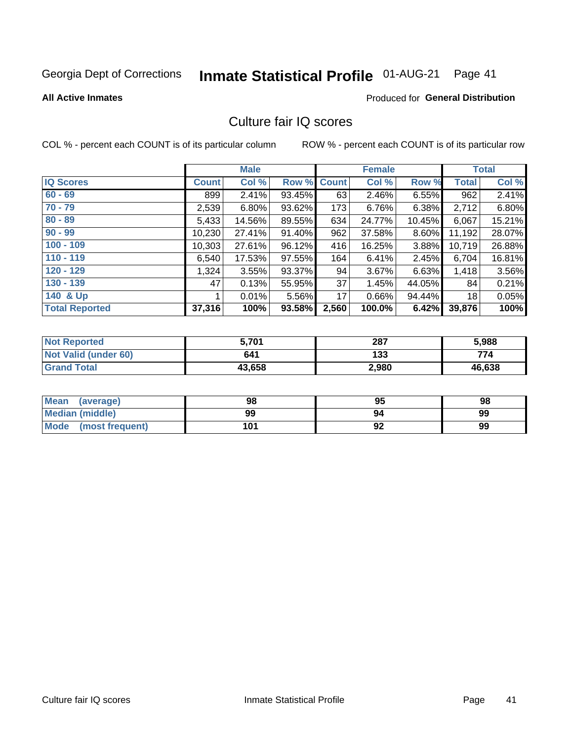Georgia Dept of Corrections **Inmate Statistical Profile** 01-AUG-21

**All Active Inmates**

Produced for **General Distribution**

## Culture fair IQ scores

COL % - percent each COUNT is of its particular column

ROW % - percent each COUNT is of its particular row

| | Male | | | Female | | | Total | |
|---|---|---|---|---|---|---|---|---|
| **IQ Scores** | **Count** | **Col %** | **Row %** | **Count** | **Col %** | **Row %** | **Total** | **Col %** |
| 60 - 69 | 899 | 2.41% | 93.45% | 63 | 2.46% | 6.55% | 962 | 2.41% |
| 70 - 79 | 2,539 | 6.80% | 93.62% | 173 | 6.76% | 6.38% | 2,712 | 6.80% |
| 80 - 89 | 5,433 | 14.56% | 89.55% | 634 | 24.77% | 10.45% | 6,067 | 15.21% |
| 90 - 99 | 10,230 | 27.41% | 91.40% | 962 | 37.58% | 8.60% | 11,192 | 28.07% |
| 100 - 109 | 10,303 | 27.61% | 96.12% | 416 | 16.25% | 3.88% | 10,719 | 26.88% |
| 110 - 119 | 6,540 | 17.53% | 97.55% | 164 | 6.41% | 2.45% | 6,704 | 16.81% |
| 120 - 129 | 1,324 | 3.55% | 93.37% | 94 | 3.67% | 6.63% | 1,418 | 3.56% |
| 130 - 139 | 47 | 0.13% | 55.95% | 37 | 1.45% | 44.05% | 84 | 0.21% |
| 140 & Up | 1 | 0.01% | 5.56% | 17 | 0.66% | 94.44% | 18 | 0.05% |
| **Total Reported** | **37,316** | **100%** | **93.58%** | **2,560** | **100.0%** | **6.42%** | **39,876** | **100%** |

| | Male | Female | Total |
|---|---|---|---|
| Not Reported | 5,701 | 287 | 5,988 |
| Not Valid (under 60) | 641 | 133 | 774 |
| Grand Total | 43,658 | 2,980 | 46,638 |

| | Male | Female | Total |
|---|---|---|---|
| Mean (average) | 98 | 95 | 98 |
| Median (middle) | 99 | 94 | 99 |
| Mode (most frequent) | 101 | 92 | 99 |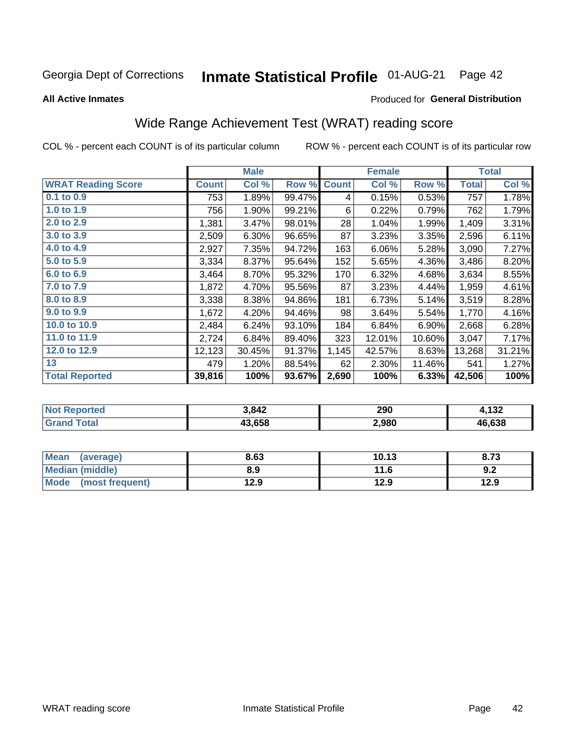Georgia Dept of Corrections **Inmate Statistical Profile** 01-AUG-21

**All Active Inmates**

Produced for **General Distribution**

## Wide Range Achievement Test (WRAT) reading score

COL % - percent each COUNT is of its particular column

ROW % - percent each COUNT is of its particular row

| | Male | | | Female | | | Total | |
|---|---|---|---|---|---|---|---|---|
| **WRAT Reading Score** | **Count** | **Col %** | **Row %** | **Count** | **Col %** | **Row %** | **Total** | **Col %** |
| **0.1 to 0.9** | 753 | 1.89% | 99.47% | 4 | 0.15% | 0.53% | 757 | 1.78% |
| **1.0 to 1.9** | 756 | 1.90% | 99.21% | 6 | 0.22% | 0.79% | 762 | 1.79% |
| **2.0 to 2.9** | 1,381 | 3.47% | 98.01% | 28 | 1.04% | 1.99% | 1,409 | 3.31% |
| **3.0 to 3.9** | 2,509 | 6.30% | 96.65% | 87 | 3.23% | 3.35% | 2,596 | 6.11% |
| **4.0 to 4.9** | 2,927 | 7.35% | 94.72% | 163 | 6.06% | 5.28% | 3,090 | 7.27% |
| **5.0 to 5.9** | 3,334 | 8.37% | 95.64% | 152 | 5.65% | 4.36% | 3,486 | 8.20% |
| **6.0 to 6.9** | 3,464 | 8.70% | 95.32% | 170 | 6.32% | 4.68% | 3,634 | 8.55% |
| **7.0 to 7.9** | 1,872 | 4.70% | 95.56% | 87 | 3.23% | 4.44% | 1,959 | 4.61% |
| **8.0 to 8.9** | 3,338 | 8.38% | 94.86% | 181 | 6.73% | 5.14% | 3,519 | 8.28% |
| **9.0 to 9.9** | 1,672 | 4.20% | 94.46% | 98 | 3.64% | 5.54% | 1,770 | 4.16% |
| **10.0 to 10.9** | 2,484 | 6.24% | 93.10% | 184 | 6.84% | 6.90% | 2,668 | 6.28% |
| **11.0 to 11.9** | 2,724 | 6.84% | 89.40% | 323 | 12.01% | 10.60% | 3,047 | 7.17% |
| **12.0 to 12.9** | 12,123 | 30.45% | 91.37% | 1,145 | 42.57% | 8.63% | 13,268 | 31.21% |
| **13** | 479 | 1.20% | 88.54% | 62 | 2.30% | 11.46% | 541 | 1.27% |
| **Total Reported** | **39,816** | **100%** | **93.67%** | **2,690** | **100%** | **6.33%** | **42,506** | **100%** |

| | Male | Female | Total |
|---|---|---|---|
| **Not Reported** | **3,842** | **290** | **4,132** |
| **Grand Total** | **43,658** | **2,980** | **46,638** |

| | Male | Female | Total |
|---|---|---|---|
| **Mean (average)** | **8.63** | **10.13** | **8.73** |
| **Median (middle)** | **8.9** | **11.6** | **9.2** |
| **Mode (most frequent)** | **12.9** | **12.9** | **12.9** |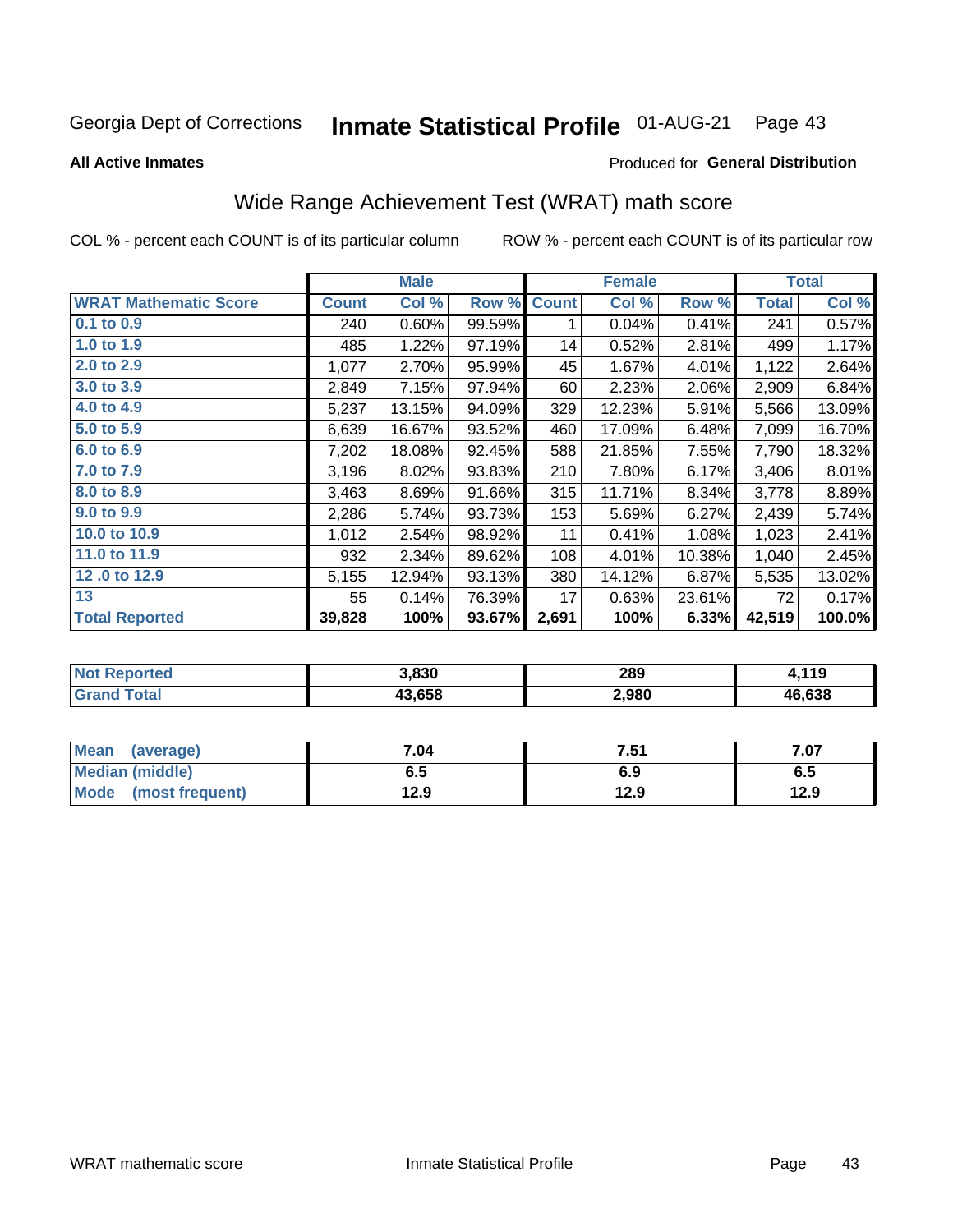Georgia Dept of Corrections **Inmate Statistical Profile** 01-AUG-21

**All Active Inmates**

Produced for **General Distribution**

## Wide Range Achievement Test (WRAT) math score

COL % - percent each COUNT is of its particular column    ROW % - percent each COUNT is of its particular row

| | Male | | | Female | | | Total | |
|---|---|---|---|---|---|---|---|---|
| **WRAT Mathematic Score** | **Count** | **Col %** | **Row %** | **Count** | **Col %** | **Row %** | **Total** | **Col %** |
| **0.1 to 0.9** | 240 | 0.60% | 99.59% | 1 | 0.04% | 0.41% | 241 | 0.57% |
| **1.0 to 1.9** | 485 | 1.22% | 97.19% | 14 | 0.52% | 2.81% | 499 | 1.17% |
| **2.0 to 2.9** | 1,077 | 2.70% | 95.99% | 45 | 1.67% | 4.01% | 1,122 | 2.64% |
| **3.0 to 3.9** | 2,849 | 7.15% | 97.94% | 60 | 2.23% | 2.06% | 2,909 | 6.84% |
| **4.0 to 4.9** | 5,237 | 13.15% | 94.09% | 329 | 12.23% | 5.91% | 5,566 | 13.09% |
| **5.0 to 5.9** | 6,639 | 16.67% | 93.52% | 460 | 17.09% | 6.48% | 7,099 | 16.70% |
| **6.0 to 6.9** | 7,202 | 18.08% | 92.45% | 588 | 21.85% | 7.55% | 7,790 | 18.32% |
| **7.0 to 7.9** | 3,196 | 8.02% | 93.83% | 210 | 7.80% | 6.17% | 3,406 | 8.01% |
| **8.0 to 8.9** | 3,463 | 8.69% | 91.66% | 315 | 11.71% | 8.34% | 3,778 | 8.89% |
| **9.0 to 9.9** | 2,286 | 5.74% | 93.73% | 153 | 5.69% | 6.27% | 2,439 | 5.74% |
| **10.0 to 10.9** | 1,012 | 2.54% | 98.92% | 11 | 0.41% | 1.08% | 1,023 | 2.41% |
| **11.0 to 11.9** | 932 | 2.34% | 89.62% | 108 | 4.01% | 10.38% | 1,040 | 2.45% |
| **12 .0 to 12.9** | 5,155 | 12.94% | 93.13% | 380 | 14.12% | 6.87% | 5,535 | 13.02% |
| **13** | 55 | 0.14% | 76.39% | 17 | 0.63% | 23.61% | 72 | 0.17% |
| **Total Reported** | **39,828** | **100%** | **93.67%** | **2,691** | **100%** | **6.33%** | **42,519** | **100.0%** |

| | Male | Female | Total |
|---|---|---|---|
| **Not Reported** | **3,830** | **289** | **4,119** |
| **Grand Total** | **43,658** | **2,980** | **46,638** |

| | Male | Female | Total |
|---|---|---|---|
| **Mean (average)** | **7.04** | **7.51** | **7.07** |
| **Median (middle)** | **6.5** | **6.9** | **6.5** |
| **Mode (most frequent)** | **12.9** | **12.9** | **12.9** |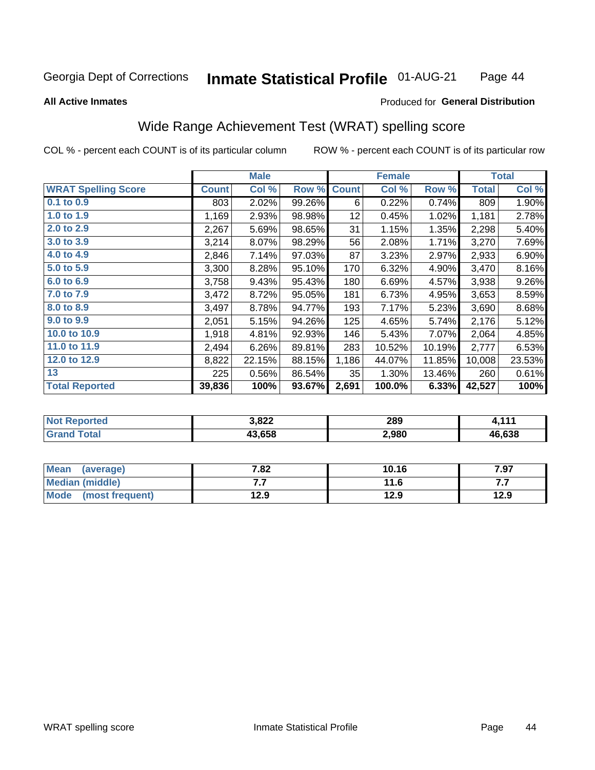Georgia Dept of Corrections **Inmate Statistical Profile** 01-AUG-21

**All Active Inmates** Produced for **General Distribution**

## Wide Range Achievement Test (WRAT) spelling score

COL % - percent each COUNT is of its particular column ROW % - percent each COUNT is of its particular row

| | Male | | | Female | | | Total | |
|---|---|---|---|---|---|---|---|---|
| **WRAT Spelling Score** | **Count** | **Col %** | **Row %** | **Count** | **Col %** | **Row %** | **Total** | **Col %** |
| 0.1 to 0.9 | 803 | 2.02% | 99.26% | 6 | 0.22% | 0.74% | 809 | 1.90% |
| 1.0 to 1.9 | 1,169 | 2.93% | 98.98% | 12 | 0.45% | 1.02% | 1,181 | 2.78% |
| 2.0 to 2.9 | 2,267 | 5.69% | 98.65% | 31 | 1.15% | 1.35% | 2,298 | 5.40% |
| 3.0 to 3.9 | 3,214 | 8.07% | 98.29% | 56 | 2.08% | 1.71% | 3,270 | 7.69% |
| 4.0 to 4.9 | 2,846 | 7.14% | 97.03% | 87 | 3.23% | 2.97% | 2,933 | 6.90% |
| 5.0 to 5.9 | 3,300 | 8.28% | 95.10% | 170 | 6.32% | 4.90% | 3,470 | 8.16% |
| 6.0 to 6.9 | 3,758 | 9.43% | 95.43% | 180 | 6.69% | 4.57% | 3,938 | 9.26% |
| 7.0 to 7.9 | 3,472 | 8.72% | 95.05% | 181 | 6.73% | 4.95% | 3,653 | 8.59% |
| 8.0 to 8.9 | 3,497 | 8.78% | 94.77% | 193 | 7.17% | 5.23% | 3,690 | 8.68% |
| 9.0 to 9.9 | 2,051 | 5.15% | 94.26% | 125 | 4.65% | 5.74% | 2,176 | 5.12% |
| 10.0 to 10.9 | 1,918 | 4.81% | 92.93% | 146 | 5.43% | 7.07% | 2,064 | 4.85% |
| 11.0 to 11.9 | 2,494 | 6.26% | 89.81% | 283 | 10.52% | 10.19% | 2,777 | 6.53% |
| 12.0 to 12.9 | 8,822 | 22.15% | 88.15% | 1,186 | 44.07% | 11.85% | 10,008 | 23.53% |
| 13 | 225 | 0.56% | 86.54% | 35 | 1.30% | 13.46% | 260 | 0.61% |
| **Total Reported** | **39,836** | **100%** | **93.67%** | **2,691** | **100.0%** | **6.33%** | **42,527** | **100%** |

| | Male | Female | Total |
|---|---|---|---|
| Not Reported | 3,822 | 289 | 4,111 |
| Grand Total | 43,658 | 2,980 | 46,638 |

| | Male | Female | Total |
|---|---|---|---|
| Mean (average) | 7.82 | 10.16 | 7.97 |
| Median (middle) | 7.7 | 11.6 | 7.7 |
| Mode (most frequent) | 12.9 | 12.9 | 12.9 |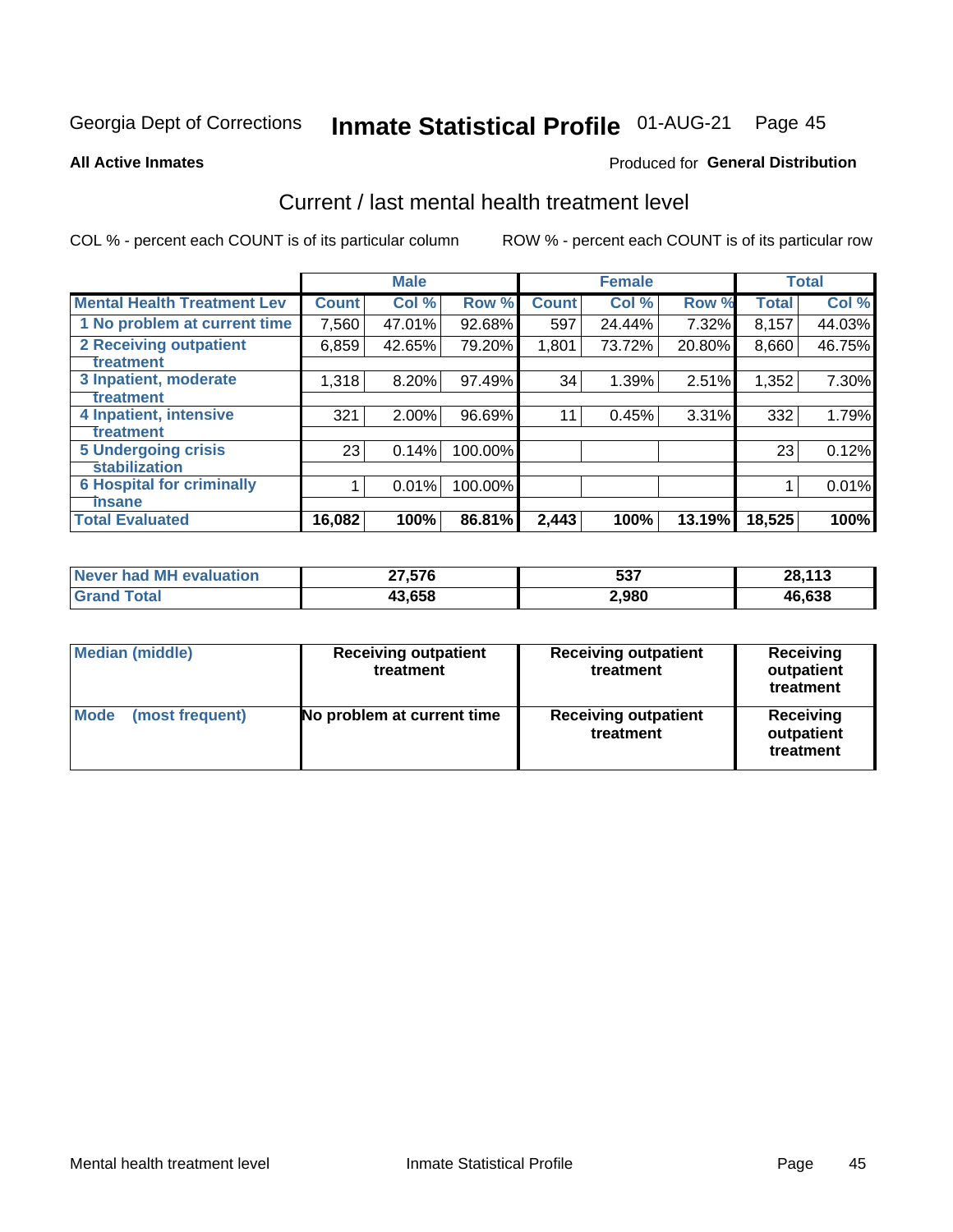Georgia Dept of Corrections **Inmate Statistical Profile** 01-AUG-21 Page 45

**All Active Inmates**

Produced for **General Distribution**

## Current / last mental health treatment level

COL % - percent each COUNT is of its particular column

ROW % - percent each COUNT is of its particular row

| | Male | | | Female | | | Total | |
|---|---|---|---|---|---|---|---|---|
| **Mental Health Treatment Lev** | **Count** | **Col %** | **Row %** | **Count** | **Col %** | **Row %** | **Total** | **Col %** |
| 1 No problem at current time | 7,560 | 47.01% | 92.68% | 597 | 24.44% | 7.32% | 8,157 | 44.03% |
| 2 Receiving outpatient treatment | 6,859 | 42.65% | 79.20% | 1,801 | 73.72% | 20.80% | 8,660 | 46.75% |
| 3 Inpatient, moderate treatment | 1,318 | 8.20% | 97.49% | 34 | 1.39% | 2.51% | 1,352 | 7.30% |
| 4 Inpatient, intensive treatment | 321 | 2.00% | 96.69% | 11 | 0.45% | 3.31% | 332 | 1.79% |
| 5 Undergoing crisis stabilization | 23 | 0.14% | 100.00% | | | | 23 | 0.12% |
| 6 Hospital for criminally insane | 1 | 0.01% | 100.00% | | | | 1 | 0.01% |
| **Total Evaluated** | **16,082** | **100%** | **86.81%** | **2,443** | **100%** | **13.19%** | **18,525** | **100%** |

| | Male | Female | Total |
|---|---|---|---|
| **Never had MH evaluation** | **27,576** | **537** | **28,113** |
| **Grand Total** | **43,658** | **2,980** | **46,638** |

| | Male | Female | Total |
|---|---|---|---|
| **Median (middle)** | **Receiving outpatient treatment** | **Receiving outpatient treatment** | **Receiving outpatient treatment** |
| **Mode (most frequent)** | **No problem at current time** | **Receiving outpatient treatment** | **Receiving outpatient treatment** |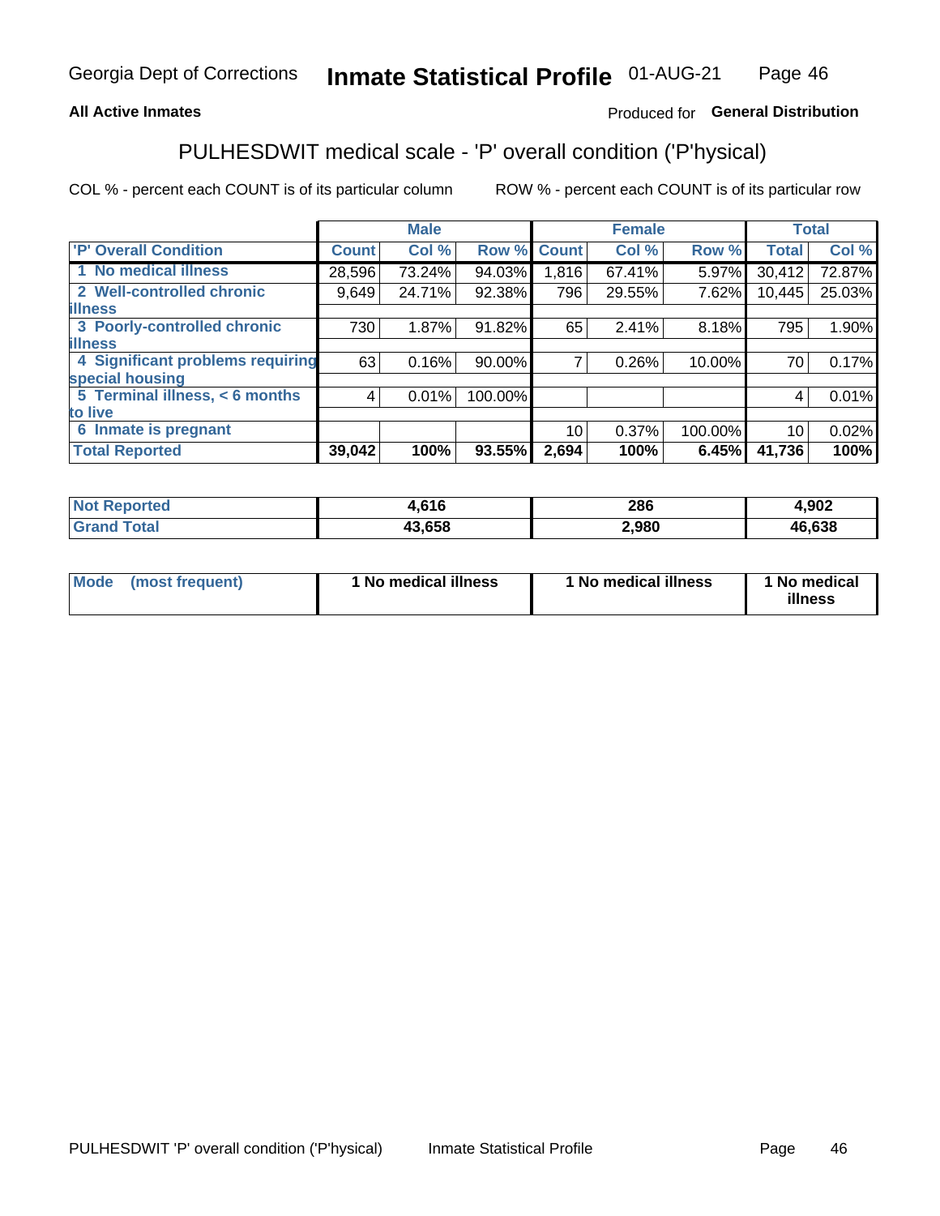Georgia Dept of Corrections **Inmate Statistical Profile** 01-AUG-21

**All Active Inmates**

Produced for **General Distribution**

## PULHESDWIT medical scale - 'P' overall condition ('P'hysical)

COL % - percent each COUNT is of its particular column

ROW % - percent each COUNT is of its particular row

| | Male | | | Female | | | Total | |
|---|---|---|---|---|---|---|---|---|
| 'P' Overall Condition | Count | Col % | Row % | Count | Col % | Row % | Total | Col % |
| 1 No medical illness | 28,596 | 73.24% | 94.03% | 1,816 | 67.41% | 5.97% | 30,412 | 72.87% |
| 2 Well-controlled chronic illness | 9,649 | 24.71% | 92.38% | 796 | 29.55% | 7.62% | 10,445 | 25.03% |
| 3 Poorly-controlled chronic illness | 730 | 1.87% | 91.82% | 65 | 2.41% | 8.18% | 795 | 1.90% |
| 4 Significant problems requiring special housing | 63 | 0.16% | 90.00% | 7 | 0.26% | 10.00% | 70 | 0.17% |
| 5 Terminal illness, < 6 months to live | 4 | 0.01% | 100.00% | | | | 4 | 0.01% |
| 6 Inmate is pregnant | | | | 10 | 0.37% | 100.00% | 10 | 0.02% |
| **Total Reported** | **39,042** | **100%** | **93.55%** | **2,694** | **100%** | **6.45%** | **41,736** | **100%** |

| | Male | Female | Total |
|---|---|---|---|
| Not Reported | 4,616 | 286 | 4,902 |
| Grand Total | 43,658 | 2,980 | 46,638 |

| | Male | Female | Total |
|---|---|---|---|
| Mode (most frequent) | 1 No medical illness | 1 No medical illness | 1 No medical illness |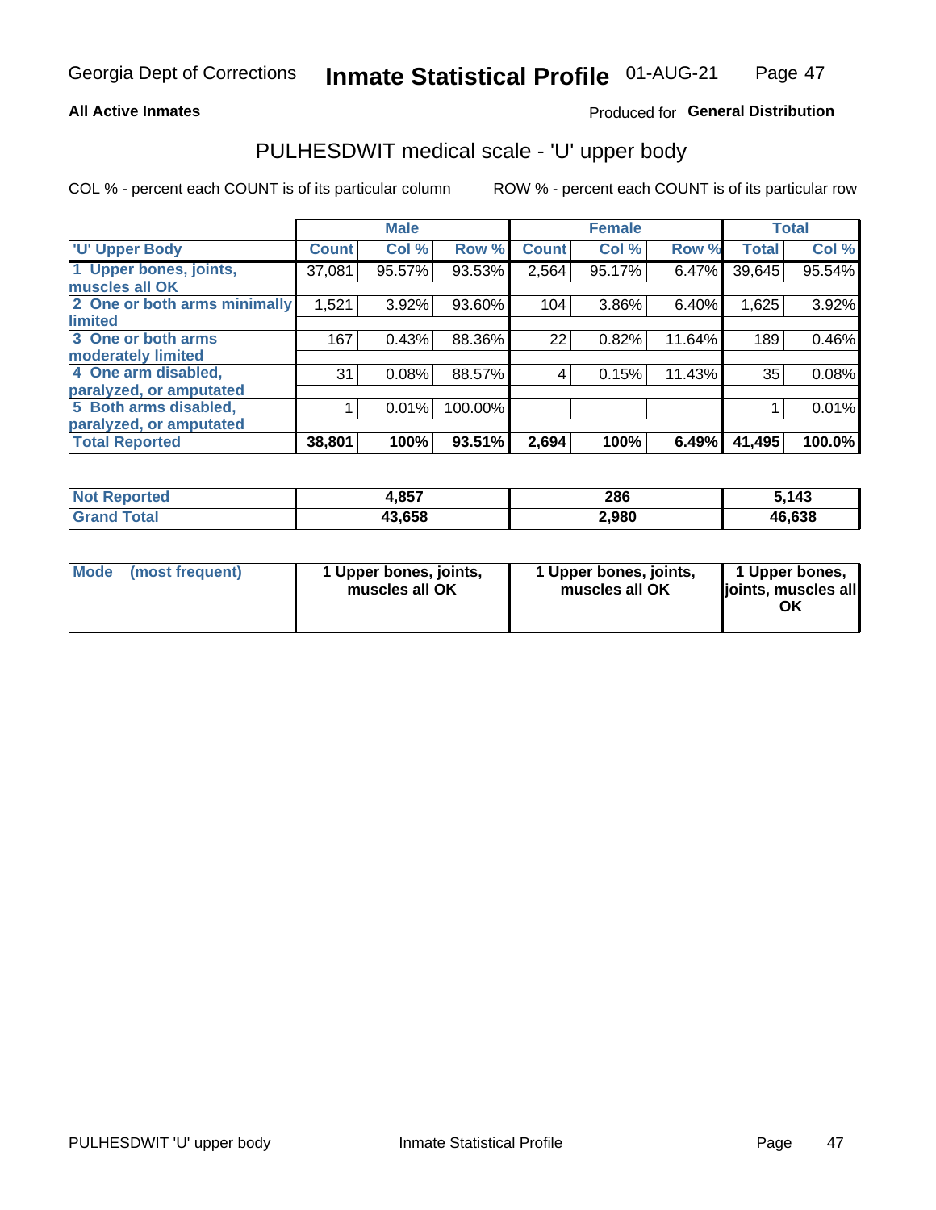Georgia Dept of Corrections **Inmate Statistical Profile** 01-AUG-21

**All Active Inmates**

Produced for **General Distribution**

## PULHESDWIT medical scale - 'U' upper body

COL % - percent each COUNT is of its particular column

ROW % - percent each COUNT is of its particular row

| | Male | | | Female | | | Total | |
|---|---|---|---|---|---|---|---|---|
| 'U' Upper Body | Count | Col % | Row % | Count | Col % | Row % | Total | Col % |
| 1 Upper bones, joints, muscles all OK | 37,081 | 95.57% | 93.53% | 2,564 | 95.17% | 6.47% | 39,645 | 95.54% |
| 2 One or both arms minimally limited | 1,521 | 3.92% | 93.60% | 104 | 3.86% | 6.40% | 1,625 | 3.92% |
| 3 One or both arms moderately limited | 167 | 0.43% | 88.36% | 22 | 0.82% | 11.64% | 189 | 0.46% |
| 4 One arm disabled, paralyzed, or amputated | 31 | 0.08% | 88.57% | 4 | 0.15% | 11.43% | 35 | 0.08% |
| 5 Both arms disabled, paralyzed, or amputated | 1 | 0.01% | 100.00% | | | | 1 | 0.01% |
| **Total Reported** | **38,801** | **100%** | **93.51%** | **2,694** | **100%** | **6.49%** | **41,495** | **100.0%** |

| | Male | Female | Total |
|---|---|---|---|
| Not Reported | **4,857** | **286** | **5,143** |
| Grand Total | **43,658** | **2,980** | **46,638** |

| | Male | Female | Total |
|---|---|---|---|
| Mode (most frequent) | **1 Upper bones, joints, muscles all OK** | **1 Upper bones, joints, muscles all OK** | **1 Upper bones, joints, muscles all OK** |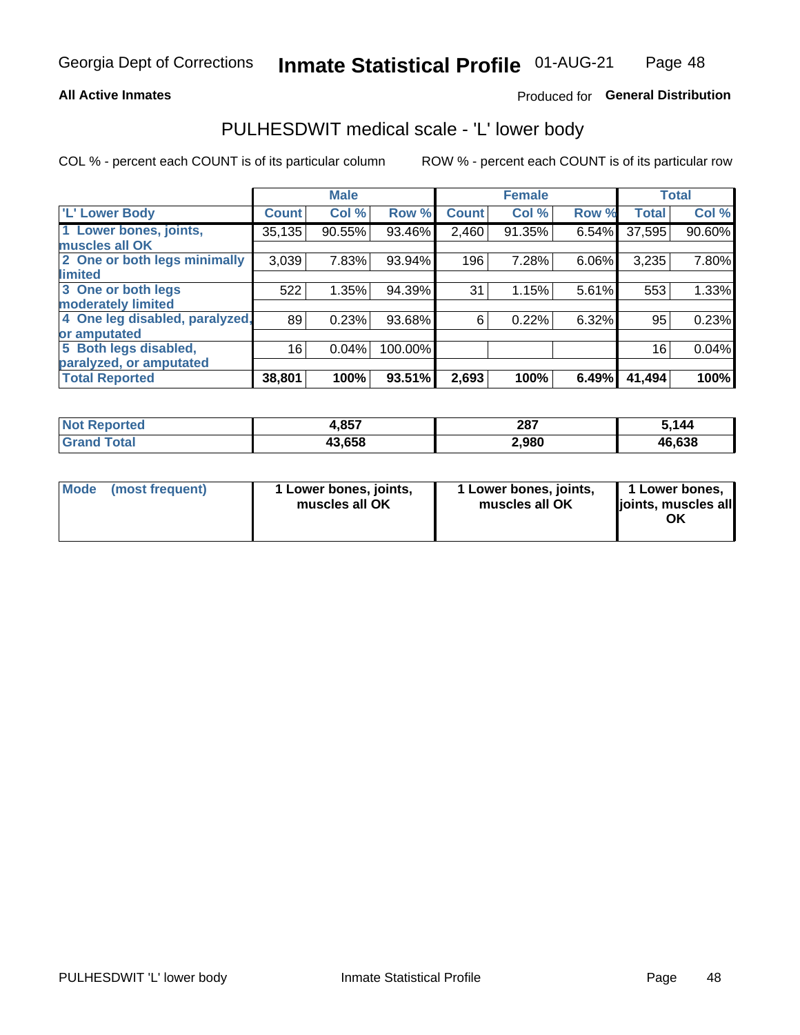Georgia Dept of Corrections **Inmate Statistical Profile** 01-AUG-21

**All Active Inmates**

Produced for **General Distribution**

## PULHESDWIT medical scale - 'L' lower body

COL % - percent each COUNT is of its particular column

ROW % - percent each COUNT is of its particular row

| | Male | | | Female | | | Total | |
|---|---|---|---|---|---|---|---|---|
| 'L' Lower Body | Count | Col % | Row % | Count | Col % | Row % | Total | Col % |
| 1 Lower bones, joints, muscles all OK | 35,135 | 90.55% | 93.46% | 2,460 | 91.35% | 6.54% | 37,595 | 90.60% |
| 2 One or both legs minimally limited | 3,039 | 7.83% | 93.94% | 196 | 7.28% | 6.06% | 3,235 | 7.80% |
| 3 One or both legs moderately limited | 522 | 1.35% | 94.39% | 31 | 1.15% | 5.61% | 553 | 1.33% |
| 4 One leg disabled, paralyzed, or amputated | 89 | 0.23% | 93.68% | 6 | 0.22% | 6.32% | 95 | 0.23% |
| 5 Both legs disabled, paralyzed, or amputated | 16 | 0.04% | 100.00% | | | | 16 | 0.04% |
| **Total Reported** | **38,801** | **100%** | **93.51%** | **2,693** | **100%** | **6.49%** | **41,494** | **100%** |

| | Male | Female | Total |
|---|---|---|---|
| Not Reported | 4,857 | 287 | 5,144 |
| Grand Total | 43,658 | 2,980 | 46,638 |

| | Male | Female | Total |
|---|---|---|---|
| Mode (most frequent) | 1 Lower bones, joints, muscles all OK | 1 Lower bones, joints, muscles all OK | 1 Lower bones, joints, muscles all OK |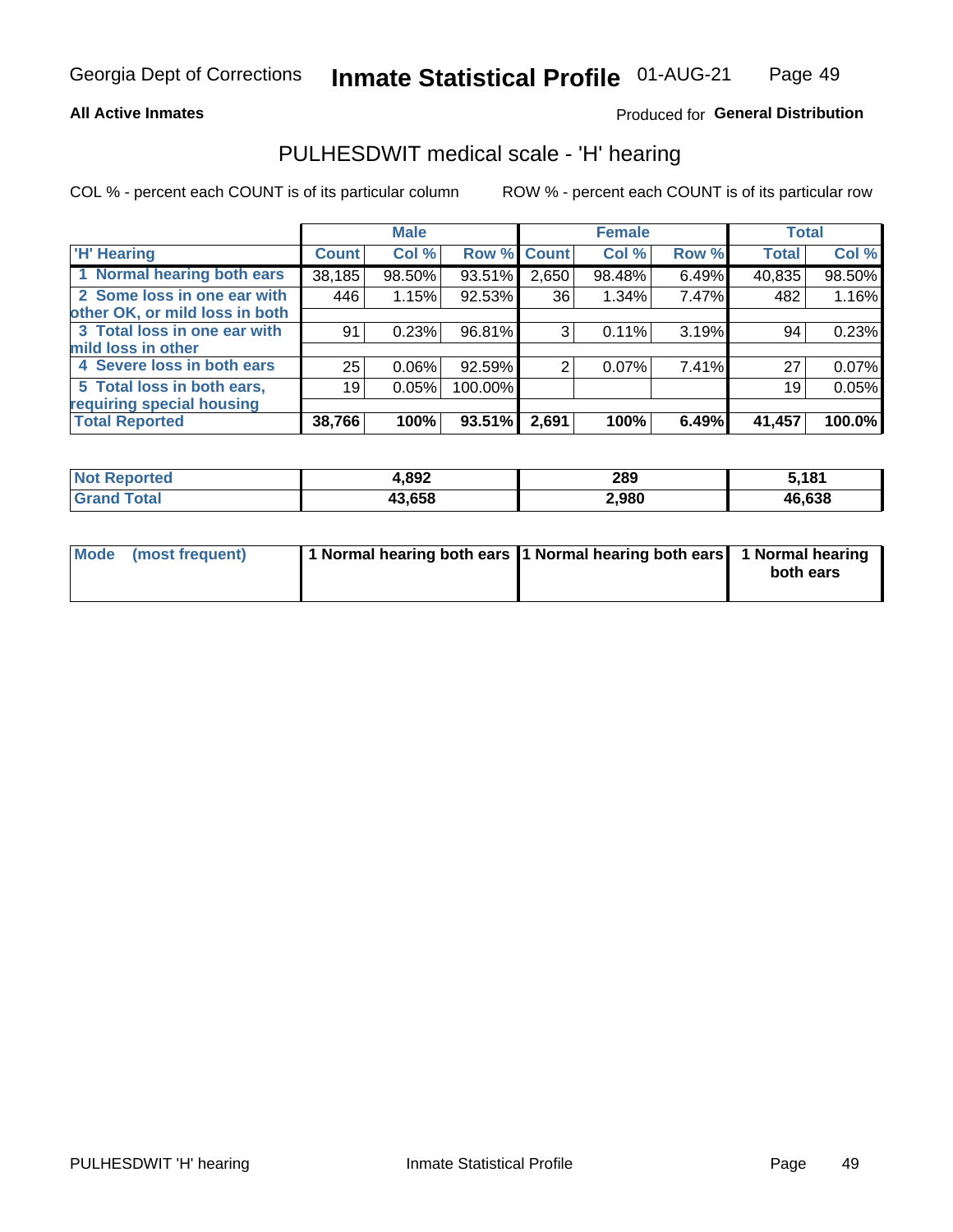Georgia Dept of Corrections **Inmate Statistical Profile** 01-AUG-21

**All Active Inmates**

Produced for **General Distribution**

## PULHESDWIT medical scale - 'H' hearing

COL % - percent each COUNT is of its particular column

ROW % - percent each COUNT is of its particular row

| | Male | | | Female | | | Total | |
|---|---|---|---|---|---|---|---|---|
| 'H' Hearing | Count | Col % | Row % | Count | Col % | Row % | Total | Col % |
| 1 Normal hearing both ears | 38,185 | 98.50% | 93.51% | 2,650 | 98.48% | 6.49% | 40,835 | 98.50% |
| 2 Some loss in one ear with other OK, or mild loss in both | 446 | 1.15% | 92.53% | 36 | 1.34% | 7.47% | 482 | 1.16% |
| 3 Total loss in one ear with mild loss in other | 91 | 0.23% | 96.81% | 3 | 0.11% | 3.19% | 94 | 0.23% |
| 4 Severe loss in both ears | 25 | 0.06% | 92.59% | 2 | 0.07% | 7.41% | 27 | 0.07% |
| 5 Total loss in both ears, requiring special housing | 19 | 0.05% | 100.00% | | | | 19 | 0.05% |
| **Total Reported** | **38,766** | **100%** | **93.51%** | **2,691** | **100%** | **6.49%** | **41,457** | **100.0%** |

| | Male | Female | Total |
|---|---|---|---|
| **Not Reported** | **4,892** | **289** | **5,181** |
| **Grand Total** | **43,658** | **2,980** | **46,638** |

| | Male | Female | Total |
|---|---|---|---|
| **Mode (most frequent)** | **1 Normal hearing both ears** | **1 Normal hearing both ears** | **1 Normal hearing both ears** |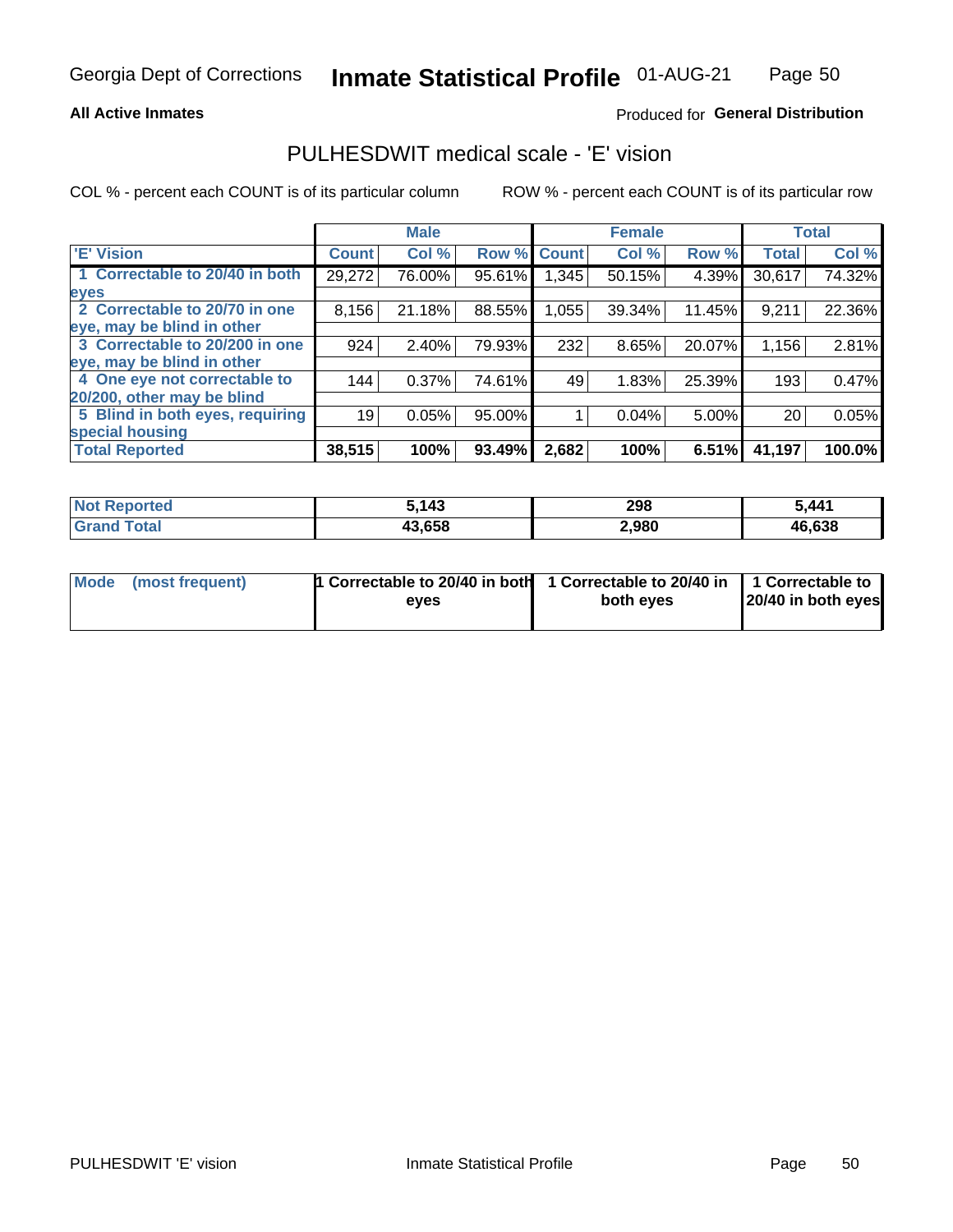Georgia Dept of Corrections **Inmate Statistical Profile** 01-AUG-21

**All Active Inmates**

Produced for **General Distribution**

## PULHESDWIT medical scale - 'E' vision

COL % - percent each COUNT is of its particular column ROW % - percent each COUNT is of its particular row

| | Male | | | Female | | | Total | |
|---|---|---|---|---|---|---|---|---|
| 'E' Vision | Count | Col % | Row % | Count | Col % | Row % | Total | Col % |
| 1 Correctable to 20/40 in both eyes | 29,272 | 76.00% | 95.61% | 1,345 | 50.15% | 4.39% | 30,617 | 74.32% |
| 2 Correctable to 20/70 in one eye, may be blind in other | 8,156 | 21.18% | 88.55% | 1,055 | 39.34% | 11.45% | 9,211 | 22.36% |
| 3 Correctable to 20/200 in one eye, may be blind in other | 924 | 2.40% | 79.93% | 232 | 8.65% | 20.07% | 1,156 | 2.81% |
| 4 One eye not correctable to 20/200, other may be blind | 144 | 0.37% | 74.61% | 49 | 1.83% | 25.39% | 193 | 0.47% |
| 5 Blind in both eyes, requiring special housing | 19 | 0.05% | 95.00% | 1 | 0.04% | 5.00% | 20 | 0.05% |
| **Total Reported** | **38,515** | **100%** | **93.49%** | **2,682** | **100%** | **6.51%** | **41,197** | **100.0%** |

| | Male | Female | Total |
|---|---|---|---|
| Not Reported | 5,143 | 298 | 5,441 |
| Grand Total | 43,658 | 2,980 | 46,638 |

| | Male | Female | Total |
|---|---|---|---|
| Mode (most frequent) | 1 Correctable to 20/40 in both eyes | 1 Correctable to 20/40 in both eyes | 1 Correctable to 20/40 in both eyes |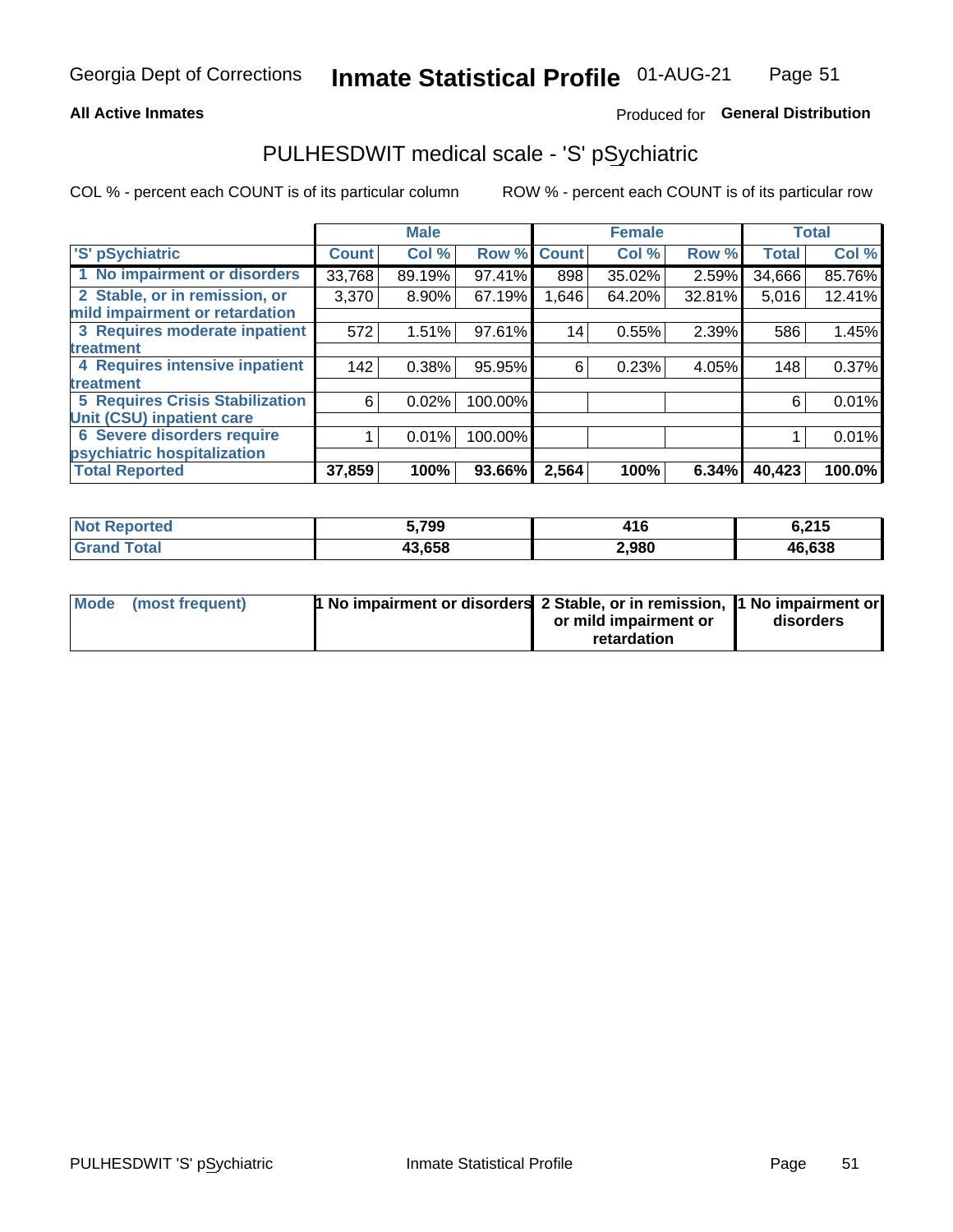Georgia Dept of Corrections **Inmate Statistical Profile** 01-AUG-21

**All Active Inmates** Produced for **General Distribution**

## PULHESDWIT medical scale - 'S' pSychiatric

COL % - percent each COUNT is of its particular column ROW % - percent each COUNT is of its particular row

| | Male | | | Female | | | Total | |
|---|---|---|---|---|---|---|---|---|
| 'S' pSychiatric | Count | Col % | Row % | Count | Col % | Row % | Total | Col % |
| 1 No impairment or disorders | 33,768 | 89.19% | 97.41% | 898 | 35.02% | 2.59% | 34,666 | 85.76% |
| 2 Stable, or in remission, or mild impairment or retardation | 3,370 | 8.90% | 67.19% | 1,646 | 64.20% | 32.81% | 5,016 | 12.41% |
| 3 Requires moderate inpatient treatment | 572 | 1.51% | 97.61% | 14 | 0.55% | 2.39% | 586 | 1.45% |
| 4 Requires intensive inpatient treatment | 142 | 0.38% | 95.95% | 6 | 0.23% | 4.05% | 148 | 0.37% |
| 5 Requires Crisis Stabilization Unit (CSU) inpatient care | 6 | 0.02% | 100.00% | | | | 6 | 0.01% |
| 6 Severe disorders require psychiatric hospitalization | 1 | 0.01% | 100.00% | | | | 1 | 0.01% |
| **Total Reported** | **37,859** | **100%** | **93.66%** | **2,564** | **100%** | **6.34%** | **40,423** | **100.0%** |

| | Male | Female | Total |
|---|---|---|---|
| **Not Reported** | **5,799** | **416** | **6,215** |
| **Grand Total** | **43,658** | **2,980** | **46,638** |

| | Male | Female | Total |
|---|---|---|---|
| **Mode (most frequent)** | **1 No impairment or disorders** | **2 Stable, or in remission, or mild impairment or retardation** | **1 No impairment or disorders** |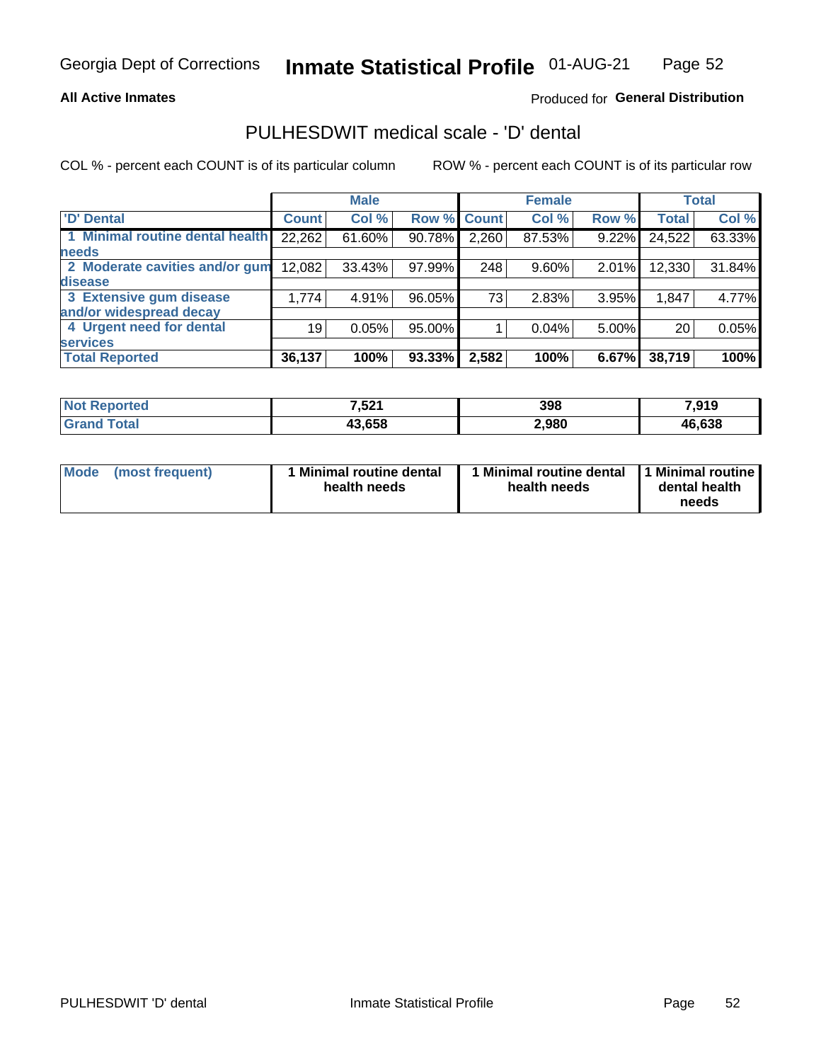Georgia Dept of Corrections **Inmate Statistical Profile** 01-AUG-21

**All Active Inmates**

Produced for **General Distribution**

## PULHESDWIT medical scale - 'D' dental

COL % - percent each COUNT is of its particular column ROW % - percent each COUNT is of its particular row

| | Male | | | Female | | | Total | |
|---|---|---|---|---|---|---|---|---|
| 'D' Dental | Count | Col % | Row % | Count | Col % | Row % | Total | Col % |
| 1 Minimal routine dental health needs | 22,262 | 61.60% | 90.78% | 2,260 | 87.53% | 9.22% | 24,522 | 63.33% |
| 2 Moderate cavities and/or gum disease | 12,082 | 33.43% | 97.99% | 248 | 9.60% | 2.01% | 12,330 | 31.84% |
| 3 Extensive gum disease and/or widespread decay | 1,774 | 4.91% | 96.05% | 73 | 2.83% | 3.95% | 1,847 | 4.77% |
| 4 Urgent need for dental services | 19 | 0.05% | 95.00% | 1 | 0.04% | 5.00% | 20 | 0.05% |
| **Total Reported** | **36,137** | **100%** | **93.33%** | **2,582** | **100%** | **6.67%** | **38,719** | **100%** |

| | Male | Female | Total |
|---|---|---|---|
| Not Reported | 7,521 | 398 | 7,919 |
| Grand Total | 43,658 | 2,980 | 46,638 |

| | Male | Female | Total |
|---|---|---|---|
| Mode (most frequent) | 1 Minimal routine dental health needs | 1 Minimal routine dental health needs | 1 Minimal routine dental health needs |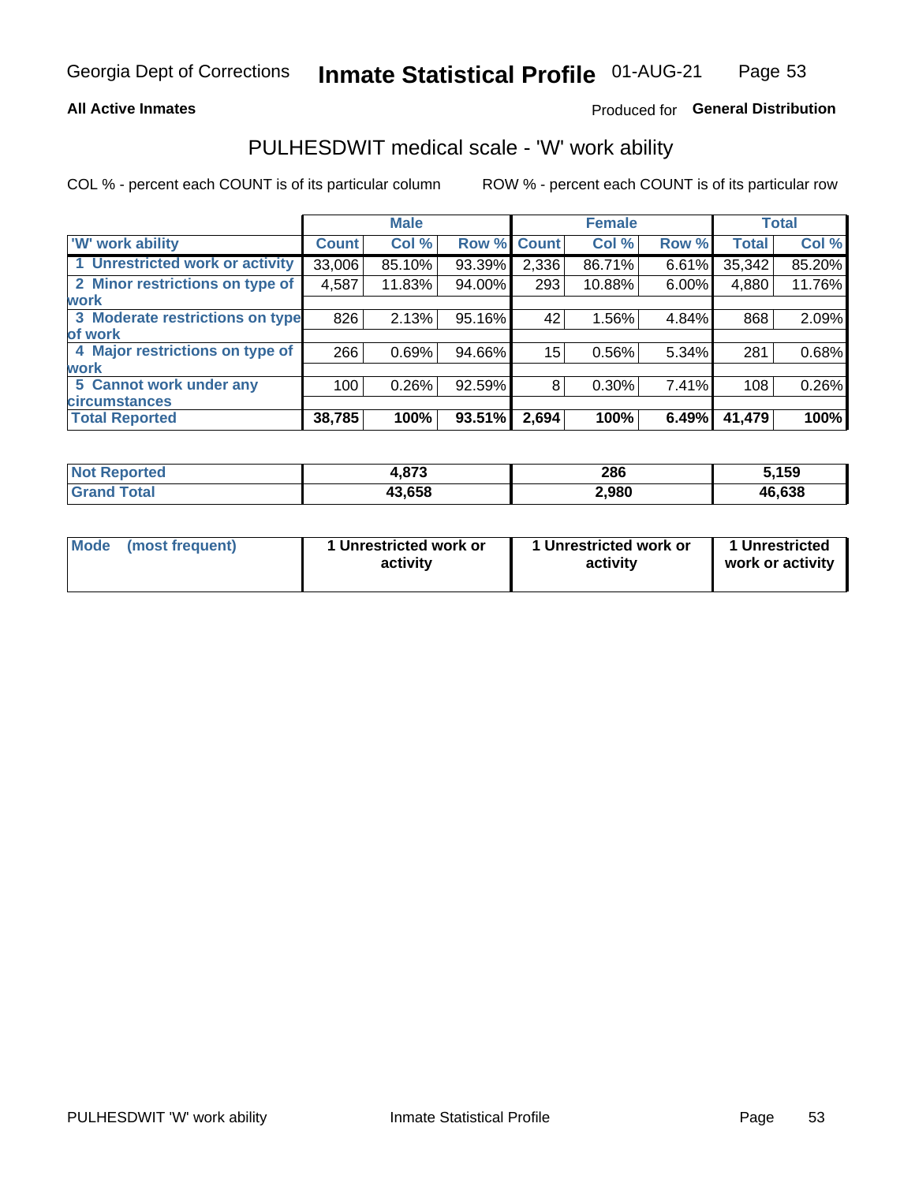Georgia Dept of Corrections **Inmate Statistical Profile** 01-AUG-21

**All Active Inmates**

Produced for **General Distribution**

## PULHESDWIT medical scale - 'W' work ability

COL % - percent each COUNT is of its particular column ROW % - percent each COUNT is of its particular row

| | Male | | | Female | | | Total | |
|---|---|---|---|---|---|---|---|---|
| 'W' work ability | Count | Col % | Row % | Count | Col % | Row % | Total | Col % |
| 1 Unrestricted work or activity | 33,006 | 85.10% | 93.39% | 2,336 | 86.71% | 6.61% | 35,342 | 85.20% |
| 2 Minor restrictions on type of work | 4,587 | 11.83% | 94.00% | 293 | 10.88% | 6.00% | 4,880 | 11.76% |
| 3 Moderate restrictions on type of work | 826 | 2.13% | 95.16% | 42 | 1.56% | 4.84% | 868 | 2.09% |
| 4 Major restrictions on type of work | 266 | 0.69% | 94.66% | 15 | 0.56% | 5.34% | 281 | 0.68% |
| 5 Cannot work under any circumstances | 100 | 0.26% | 92.59% | 8 | 0.30% | 7.41% | 108 | 0.26% |
| **Total Reported** | **38,785** | **100%** | **93.51%** | **2,694** | **100%** | **6.49%** | **41,479** | **100%** |

| | Male | Female | Total |
|---|---|---|---|
| Not Reported | 4,873 | 286 | 5,159 |
| Grand Total | 43,658 | 2,980 | 46,638 |

| | Male | Female | Total |
|---|---|---|---|
| Mode (most frequent) | 1 Unrestricted work or activity | 1 Unrestricted work or activity | 1 Unrestricted work or activity |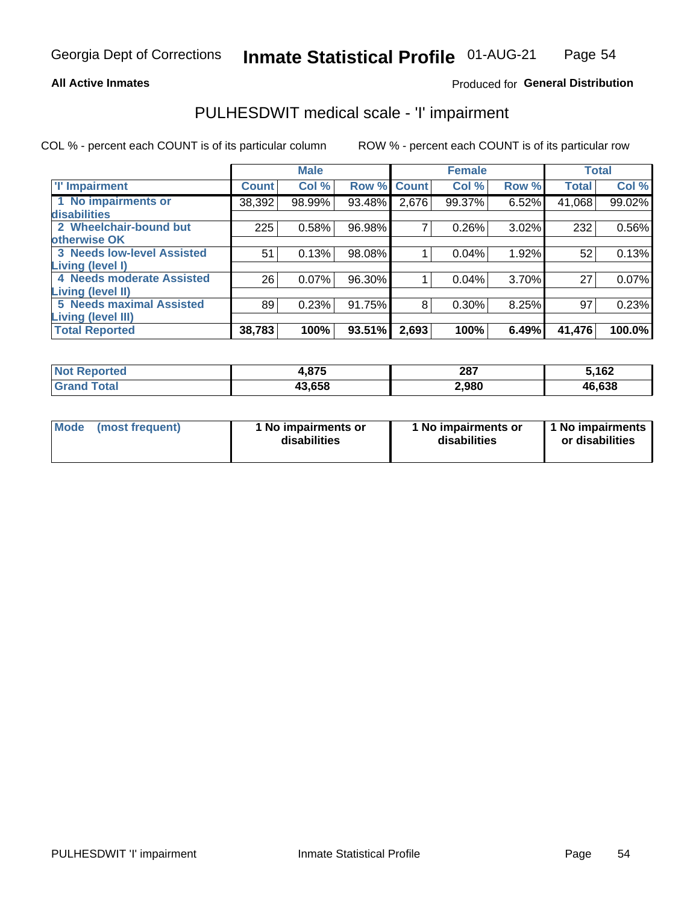Georgia Dept of Corrections **Inmate Statistical Profile** 01-AUG-21

**All Active Inmates**

Produced for **General Distribution**

## PULHESDWIT medical scale - 'I' impairment

COL % - percent each COUNT is of its particular column ROW % - percent each COUNT is of its particular row

| | Male | | | Female | | | Total | |
|---|---|---|---|---|---|---|---|---|
| **'I' Impairment** | **Count** | **Col %** | **Row %** | **Count** | **Col %** | **Row %** | **Total** | **Col %** |
| 1 No impairments or disabilities | 38,392 | 98.99% | 93.48% | 2,676 | 99.37% | 6.52% | 41,068 | 99.02% |
| 2 Wheelchair-bound but otherwise OK | 225 | 0.58% | 96.98% | 7 | 0.26% | 3.02% | 232 | 0.56% |
| 3 Needs low-level Assisted Living (level I) | 51 | 0.13% | 98.08% | 1 | 0.04% | 1.92% | 52 | 0.13% |
| 4 Needs moderate Assisted Living (level II) | 26 | 0.07% | 96.30% | 1 | 0.04% | 3.70% | 27 | 0.07% |
| 5 Needs maximal Assisted Living (level III) | 89 | 0.23% | 91.75% | 8 | 0.30% | 8.25% | 97 | 0.23% |
| **Total Reported** | **38,783** | **100%** | **93.51%** | **2,693** | **100%** | **6.49%** | **41,476** | **100.0%** |

| | Male | Female | Total |
|---|---|---|---|
| **Not Reported** | **4,875** | **287** | **5,162** |
| **Grand Total** | **43,658** | **2,980** | **46,638** |

| | Male | Female | Total |
|---|---|---|---|
| **Mode (most frequent)** | **1 No impairments or disabilities** | **1 No impairments or disabilities** | **1 No impairments or disabilities** |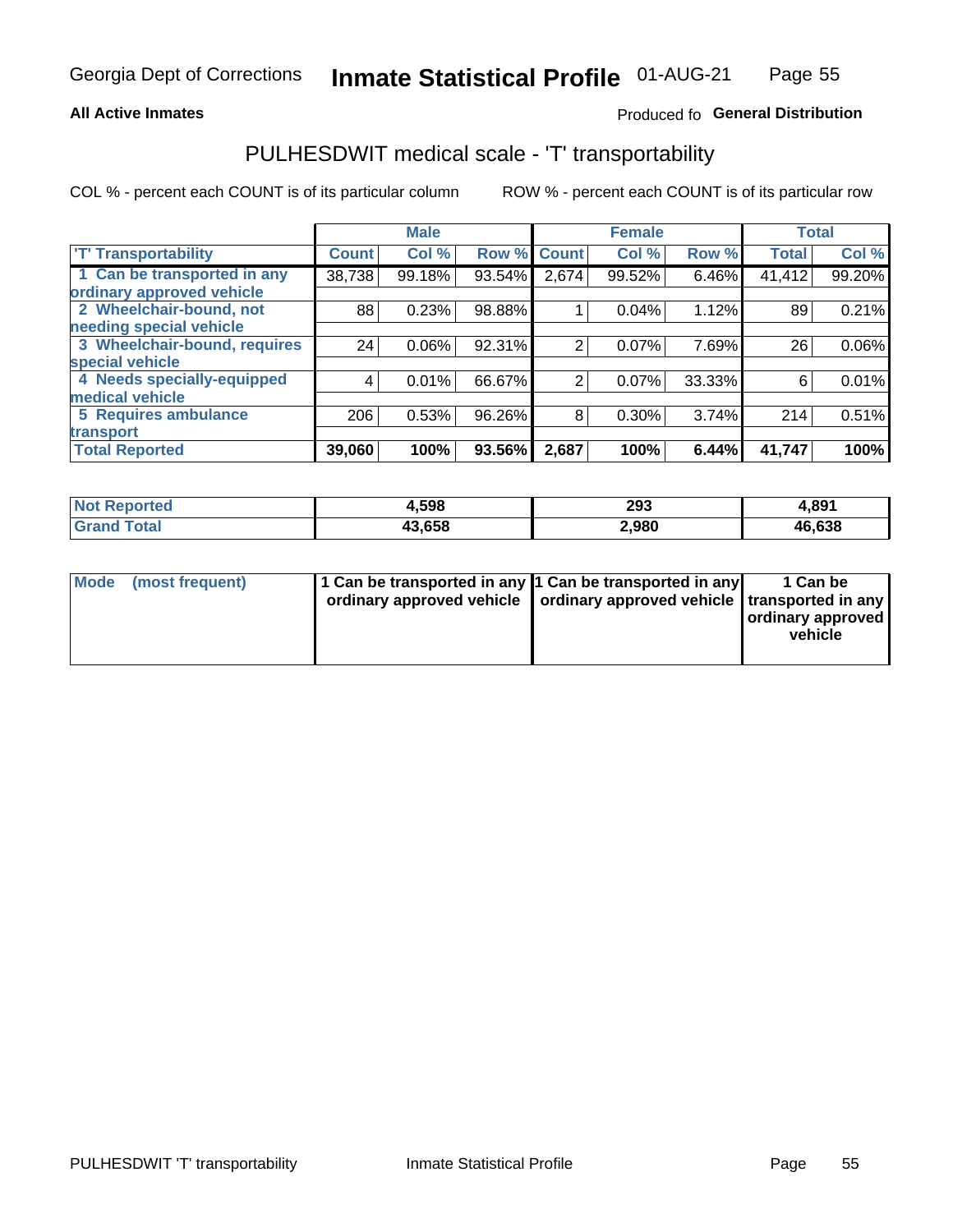Georgia Dept of Corrections **Inmate Statistical Profile** 01-AUG-21

**All Active Inmates** Produced fo **General Distribution**

## PULHESDWIT medical scale - 'T' transportability

COL % - percent each COUNT is of its particular column ROW % - percent each COUNT is of its particular row

| | Male | | | Female | | | Total | |
|---|---|---|---|---|---|---|---|---|
| 'T' Transportability | Count | Col % | Row % | Count | Col % | Row % | Total | Col % |
| 1 Can be transported in any ordinary approved vehicle | 38,738 | 99.18% | 93.54% | 2,674 | 99.52% | 6.46% | 41,412 | 99.20% |
| 2 Wheelchair-bound, not needing special vehicle | 88 | 0.23% | 98.88% | 1 | 0.04% | 1.12% | 89 | 0.21% |
| 3 Wheelchair-bound, requires special vehicle | 24 | 0.06% | 92.31% | 2 | 0.07% | 7.69% | 26 | 0.06% |
| 4 Needs specially-equipped medical vehicle | 4 | 0.01% | 66.67% | 2 | 0.07% | 33.33% | 6 | 0.01% |
| 5 Requires ambulance transport | 206 | 0.53% | 96.26% | 8 | 0.30% | 3.74% | 214 | 0.51% |
| **Total Reported** | **39,060** | **100%** | **93.56%** | **2,687** | **100%** | **6.44%** | **41,747** | **100%** |

| | Male | Female | Total |
|---|---|---|---|
| **Not Reported** | **4,598** | **293** | **4,891** |
| **Grand Total** | **43,658** | **2,980** | **46,638** |

| | Male | Female | Total |
|---|---|---|---|
| **Mode (most frequent)** | **1 Can be transported in any ordinary approved vehicle** | **1 Can be transported in any ordinary approved vehicle** | **1 Can be transported in any ordinary approved vehicle** |

PULHESDWIT 'T' transportability Inmate Statistical Profile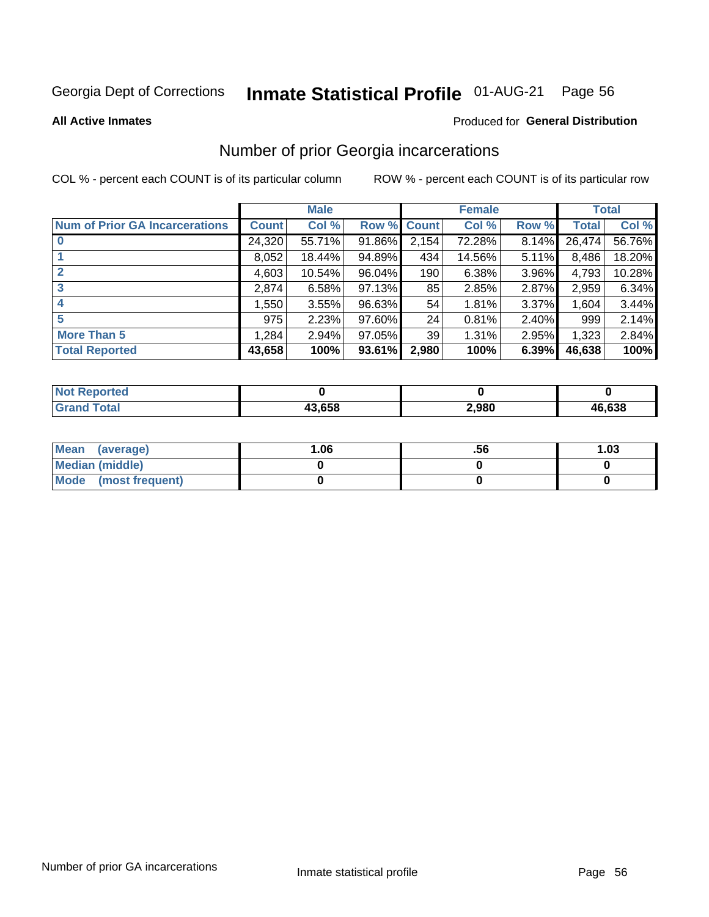Georgia Dept of Corrections **Inmate Statistical Profile** 01-AUG-21

**All Active Inmates**

Produced for **General Distribution**

## Number of prior Georgia incarcerations

COL % - percent each COUNT is of its particular column

ROW % - percent each COUNT is of its particular row

| | Male | | | Female | | | Total | |
|---|---|---|---|---|---|---|---|---|
| **Num of Prior GA Incarcerations** | **Count** | **Col %** | **Row %** | **Count** | **Col %** | **Row %** | **Total** | **Col %** |
| **0** | 24,320 | 55.71% | 91.86% | 2,154 | 72.28% | 8.14% | 26,474 | 56.76% |
| **1** | 8,052 | 18.44% | 94.89% | 434 | 14.56% | 5.11% | 8,486 | 18.20% |
| **2** | 4,603 | 10.54% | 96.04% | 190 | 6.38% | 3.96% | 4,793 | 10.28% |
| **3** | 2,874 | 6.58% | 97.13% | 85 | 2.85% | 2.87% | 2,959 | 6.34% |
| **4** | 1,550 | 3.55% | 96.63% | 54 | 1.81% | 3.37% | 1,604 | 3.44% |
| **5** | 975 | 2.23% | 97.60% | 24 | 0.81% | 2.40% | 999 | 2.14% |
| **More Than 5** | 1,284 | 2.94% | 97.05% | 39 | 1.31% | 2.95% | 1,323 | 2.84% |
| **Total Reported** | **43,658** | **100%** | **93.61%** | **2,980** | **100%** | **6.39%** | **46,638** | **100%** |

| | Male | Female | Total |
|---|---|---|---|
| **Not Reported** | **0** | **0** | **0** |
| **Grand Total** | **43,658** | **2,980** | **46,638** |

| | Male | Female | Total |
|---|---|---|---|
| **Mean (average)** | **1.06** | **.56** | **1.03** |
| **Median (middle)** | **0** | **0** | **0** |
| **Mode (most frequent)** | **0** | **0** | **0** |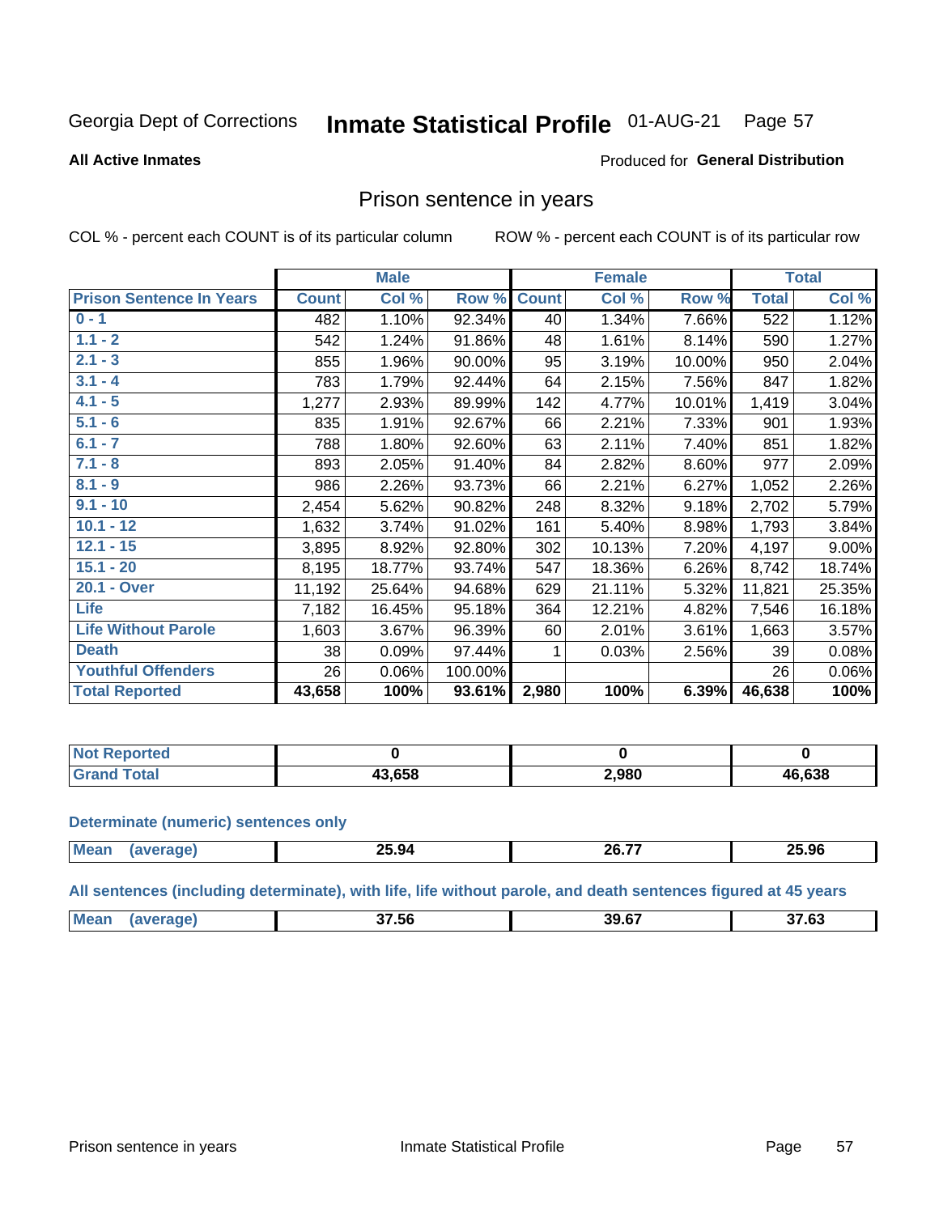Georgia Dept of Corrections **Inmate Statistical Profile** 01-AUG-21 Page 57

**All Active Inmates**

Produced for **General Distribution**

## Prison sentence in years

COL % - percent each COUNT is of its particular column

ROW % - percent each COUNT is of its particular row

| | Male | | | Female | | | Total | |
|---|---|---|---|---|---|---|---|---|
| **Prison Sentence In Years** | **Count** | **Col %** | **Row %** | **Count** | **Col %** | **Row %** | **Total** | **Col %** |
| **0 - 1** | 482 | 1.10% | 92.34% | 40 | 1.34% | 7.66% | 522 | 1.12% |
| **1.1 - 2** | 542 | 1.24% | 91.86% | 48 | 1.61% | 8.14% | 590 | 1.27% |
| **2.1 - 3** | 855 | 1.96% | 90.00% | 95 | 3.19% | 10.00% | 950 | 2.04% |
| **3.1 - 4** | 783 | 1.79% | 92.44% | 64 | 2.15% | 7.56% | 847 | 1.82% |
| **4.1 - 5** | 1,277 | 2.93% | 89.99% | 142 | 4.77% | 10.01% | 1,419 | 3.04% |
| **5.1 - 6** | 835 | 1.91% | 92.67% | 66 | 2.21% | 7.33% | 901 | 1.93% |
| **6.1 - 7** | 788 | 1.80% | 92.60% | 63 | 2.11% | 7.40% | 851 | 1.82% |
| **7.1 - 8** | 893 | 2.05% | 91.40% | 84 | 2.82% | 8.60% | 977 | 2.09% |
| **8.1 - 9** | 986 | 2.26% | 93.73% | 66 | 2.21% | 6.27% | 1,052 | 2.26% |
| **9.1 - 10** | 2,454 | 5.62% | 90.82% | 248 | 8.32% | 9.18% | 2,702 | 5.79% |
| **10.1 - 12** | 1,632 | 3.74% | 91.02% | 161 | 5.40% | 8.98% | 1,793 | 3.84% |
| **12.1 - 15** | 3,895 | 8.92% | 92.80% | 302 | 10.13% | 7.20% | 4,197 | 9.00% |
| **15.1 - 20** | 8,195 | 18.77% | 93.74% | 547 | 18.36% | 6.26% | 8,742 | 18.74% |
| **20.1 - Over** | 11,192 | 25.64% | 94.68% | 629 | 21.11% | 5.32% | 11,821 | 25.35% |
| **Life** | 7,182 | 16.45% | 95.18% | 364 | 12.21% | 4.82% | 7,546 | 16.18% |
| **Life Without Parole** | 1,603 | 3.67% | 96.39% | 60 | 2.01% | 3.61% | 1,663 | 3.57% |
| **Death** | 38 | 0.09% | 97.44% | 1 | 0.03% | 2.56% | 39 | 0.08% |
| **Youthful Offenders** | 26 | 0.06% | 100.00% | | | | 26 | 0.06% |
| **Total Reported** | **43,658** | **100%** | **93.61%** | **2,980** | **100%** | **6.39%** | **46,638** | **100%** |

| | Male | Female | Total |
|---|---|---|---|
| **Not Reported** | **0** | **0** | **0** |
| **Grand Total** | **43,658** | **2,980** | **46,638** |

**Determinate (numeric) sentences only**

| | Male | Female | Total |
|---|---|---|---|
| **Mean (average)** | **25.94** | **26.77** | **25.96** |

**All sentences (including determinate), with life, life without parole, and death sentences figured at 45 years**

| | Male | Female | Total |
|---|---|---|---|
| **Mean (average)** | **37.56** | **39.67** | **37.63** |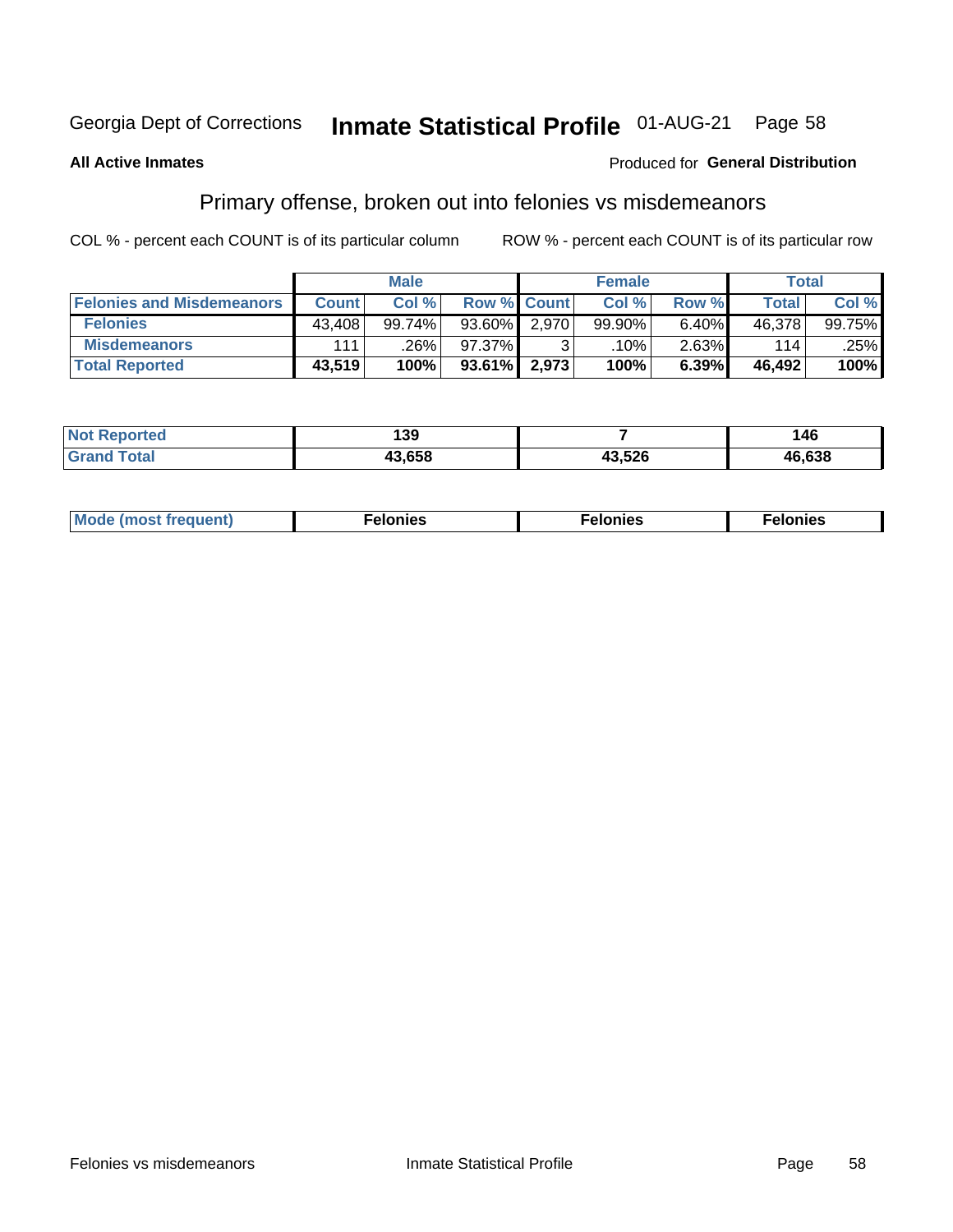Georgia Dept of Corrections **Inmate Statistical Profile** 01-AUG-21

**All Active Inmates**

Produced for **General Distribution**

## Primary offense, broken out into felonies vs misdemeanors

COL % - percent each COUNT is of its particular column ROW % - percent each COUNT is of its particular row

| | Male | | | Female | | | Total | |
|---|---|---|---|---|---|---|---|---|
| **Felonies and Misdemeanors** | **Count** | **Col %** | **Row %** | **Count** | **Col %** | **Row %** | **Total** | **Col %** |
| **Felonies** | 43,408 | 99.74% | 93.60% | 2,970 | 99.90% | 6.40% | 46,378 | 99.75% |
| **Misdemeanors** | 111 | .26% | 97.37% | 3 | .10% | 2.63% | 114 | .25% |
| **Total Reported** | **43,519** | **100%** | **93.61%** | **2,973** | **100%** | **6.39%** | **46,492** | **100%** |

| | Male | Female | Total |
|---|---|---|---|
| **Not Reported** | **139** | **7** | **146** |
| **Grand Total** | **43,658** | **43,526** | **46,638** |

| | Male | Female | Total |
|---|---|---|---|
| **Mode (most frequent)** | **Felonies** | **Felonies** | **Felonies** |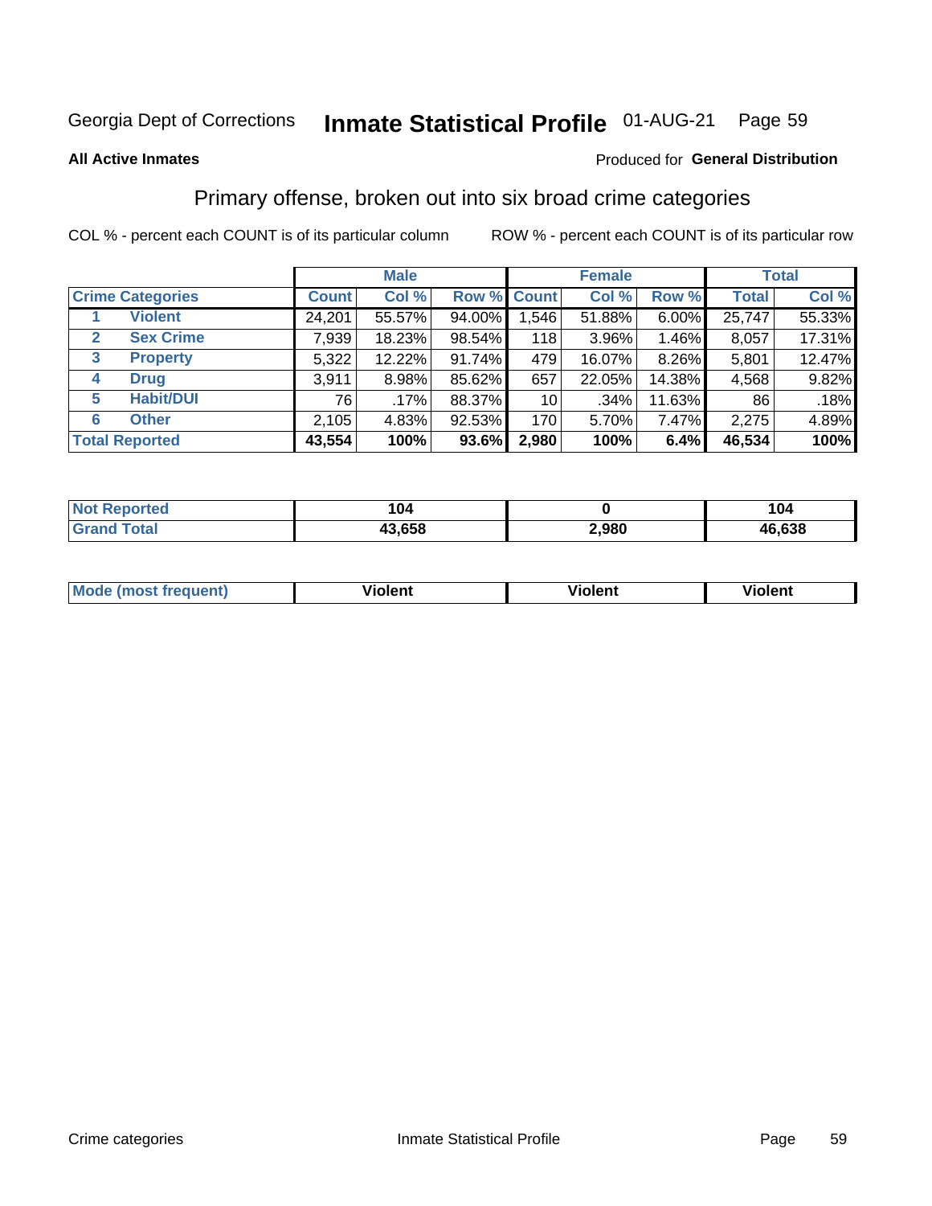Georgia Dept of Corrections **Inmate Statistical Profile** 01-AUG-21

**All Active Inmates**

Produced for **General Distribution**

## Primary offense, broken out into six broad crime categories

COL % - percent each COUNT is of its particular column

ROW % - percent each COUNT is of its particular row

| | | Male | | | Female | | | Total | |
|---|---|---|---|---|---|---|---|---|---|
| **Crime Categories** | | **Count** | **Col %** | **Row %** | **Count** | **Col %** | **Row %** | **Total** | **Col %** |
| 1 | **Violent** | 24,201 | 55.57% | 94.00% | 1,546 | 51.88% | 6.00% | 25,747 | 55.33% |
| 2 | **Sex Crime** | 7,939 | 18.23% | 98.54% | 118 | 3.96% | 1.46% | 8,057 | 17.31% |
| 3 | **Property** | 5,322 | 12.22% | 91.74% | 479 | 16.07% | 8.26% | 5,801 | 12.47% |
| 4 | **Drug** | 3,911 | 8.98% | 85.62% | 657 | 22.05% | 14.38% | 4,568 | 9.82% |
| 5 | **Habit/DUI** | 76 | .17% | 88.37% | 10 | .34% | 11.63% | 86 | .18% |
| 6 | **Other** | 2,105 | 4.83% | 92.53% | 170 | 5.70% | 7.47% | 2,275 | 4.89% |
| **Total Reported** | | **43,554** | **100%** | **93.6%** | **2,980** | **100%** | **6.4%** | **46,534** | **100%** |

| | Male | Female | Total |
|---|---|---|---|
| **Not Reported** | **104** | **0** | **104** |
| **Grand Total** | **43,658** | **2,980** | **46,638** |

| | Male | Female | Total |
|---|---|---|---|
| **Mode (most frequent)** | **Violent** | **Violent** | **Violent** |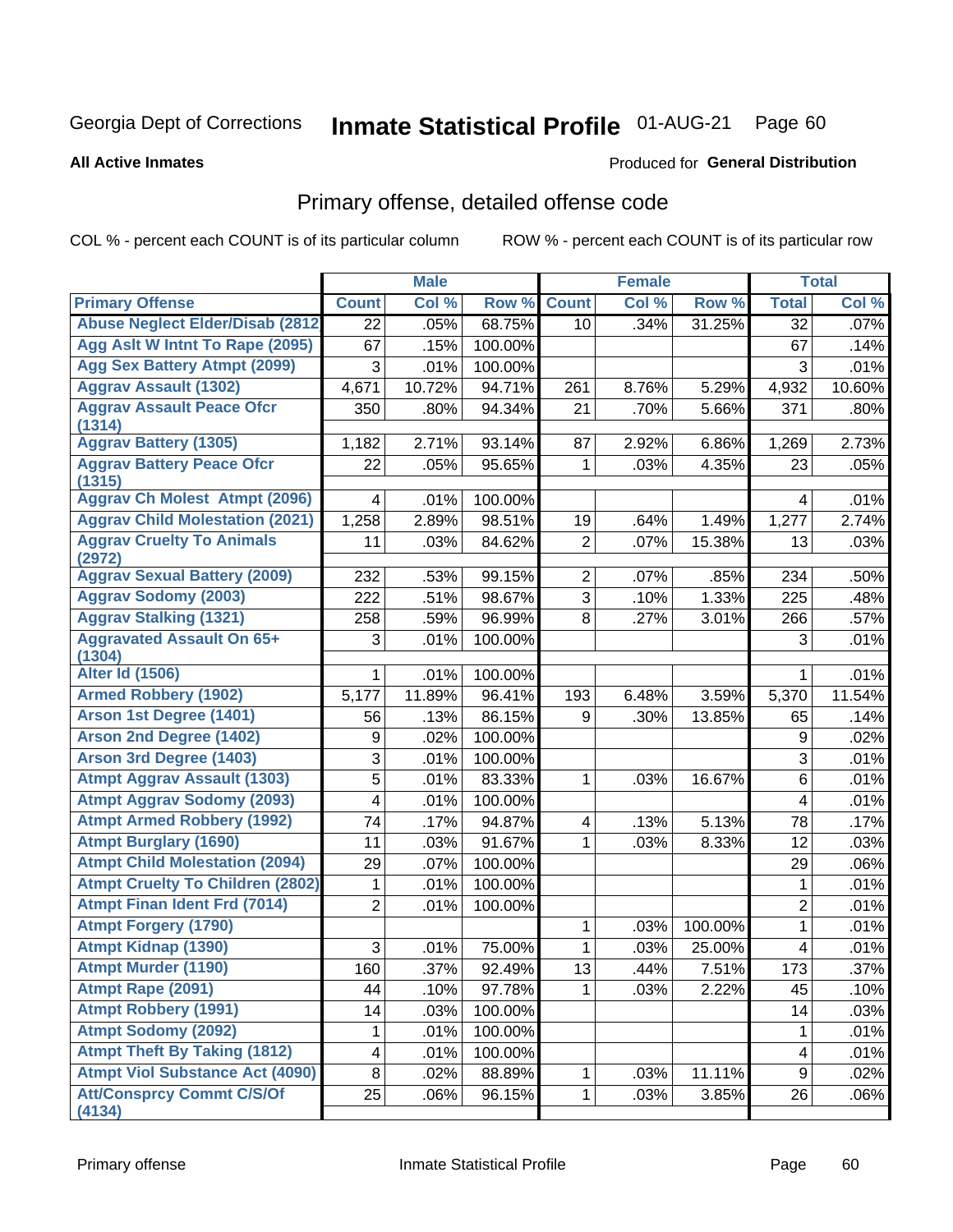Georgia Dept of Corrections **Inmate Statistical Profile** 01-AUG-21 Page 60

**All Active Inmates**

Produced for **General Distribution**

## Primary offense, detailed offense code

COL % - percent each COUNT is of its particular column ROW % - percent each COUNT is of its particular row

| | Male | | | Female | | | Total | |
|---|---|---|---|---|---|---|---|---|
| **Primary Offense** | **Count** | **Col %** | **Row %** | **Count** | **Col %** | **Row %** | **Total** | **Col %** |
| Abuse Neglect Elder/Disab (2812 | 22 | .05% | 68.75% | 10 | .34% | 31.25% | 32 | .07% |
| Agg Aslt W Intnt To Rape (2095) | 67 | .15% | 100.00% | | | | 67 | .14% |
| Agg Sex Battery Atmpt (2099) | 3 | .01% | 100.00% | | | | 3 | .01% |
| Aggrav Assault (1302) | 4,671 | 10.72% | 94.71% | 261 | 8.76% | 5.29% | 4,932 | 10.60% |
| Aggrav Assault Peace Ofcr (1314) | 350 | .80% | 94.34% | 21 | .70% | 5.66% | 371 | .80% |
| Aggrav Battery (1305) | 1,182 | 2.71% | 93.14% | 87 | 2.92% | 6.86% | 1,269 | 2.73% |
| Aggrav Battery Peace Ofcr (1315) | 22 | .05% | 95.65% | 1 | .03% | 4.35% | 23 | .05% |
| Aggrav Ch Molest Atmpt (2096) | 4 | .01% | 100.00% | | | | 4 | .01% |
| Aggrav Child Molestation (2021) | 1,258 | 2.89% | 98.51% | 19 | .64% | 1.49% | 1,277 | 2.74% |
| Aggrav Cruelty To Animals (2972) | 11 | .03% | 84.62% | 2 | .07% | 15.38% | 13 | .03% |
| Aggrav Sexual Battery (2009) | 232 | .53% | 99.15% | 2 | .07% | .85% | 234 | .50% |
| Aggrav Sodomy (2003) | 222 | .51% | 98.67% | 3 | .10% | 1.33% | 225 | .48% |
| Aggrav Stalking (1321) | 258 | .59% | 96.99% | 8 | .27% | 3.01% | 266 | .57% |
| Aggravated Assault On 65+ (1304) | 3 | .01% | 100.00% | | | | 3 | .01% |
| Alter Id (1506) | 1 | .01% | 100.00% | | | | 1 | .01% |
| Armed Robbery (1902) | 5,177 | 11.89% | 96.41% | 193 | 6.48% | 3.59% | 5,370 | 11.54% |
| Arson 1st Degree (1401) | 56 | .13% | 86.15% | 9 | .30% | 13.85% | 65 | .14% |
| Arson 2nd Degree (1402) | 9 | .02% | 100.00% | | | | 9 | .02% |
| Arson 3rd Degree (1403) | 3 | .01% | 100.00% | | | | 3 | .01% |
| Atmpt Aggrav Assault (1303) | 5 | .01% | 83.33% | 1 | .03% | 16.67% | 6 | .01% |
| Atmpt Aggrav Sodomy (2093) | 4 | .01% | 100.00% | | | | 4 | .01% |
| Atmpt Armed Robbery (1992) | 74 | .17% | 94.87% | 4 | .13% | 5.13% | 78 | .17% |
| Atmpt Burglary (1690) | 11 | .03% | 91.67% | 1 | .03% | 8.33% | 12 | .03% |
| Atmpt Child Molestation (2094) | 29 | .07% | 100.00% | | | | 29 | .06% |
| Atmpt Cruelty To Children (2802) | 1 | .01% | 100.00% | | | | 1 | .01% |
| Atmpt Finan Ident Frd (7014) | 2 | .01% | 100.00% | | | | 2 | .01% |
| Atmpt Forgery (1790) | | | | 1 | .03% | 100.00% | 1 | .01% |
| Atmpt Kidnap (1390) | 3 | .01% | 75.00% | 1 | .03% | 25.00% | 4 | .01% |
| Atmpt Murder (1190) | 160 | .37% | 92.49% | 13 | .44% | 7.51% | 173 | .37% |
| Atmpt Rape (2091) | 44 | .10% | 97.78% | 1 | .03% | 2.22% | 45 | .10% |
| Atmpt Robbery (1991) | 14 | .03% | 100.00% | | | | 14 | .03% |
| Atmpt Sodomy (2092) | 1 | .01% | 100.00% | | | | 1 | .01% |
| Atmpt Theft By Taking (1812) | 4 | .01% | 100.00% | | | | 4 | .01% |
| Atmpt Viol Substance Act (4090) | 8 | .02% | 88.89% | 1 | .03% | 11.11% | 9 | .02% |
| Att/Consprcy Commt C/S/Of (4134) | 25 | .06% | 96.15% | 1 | .03% | 3.85% | 26 | .06% |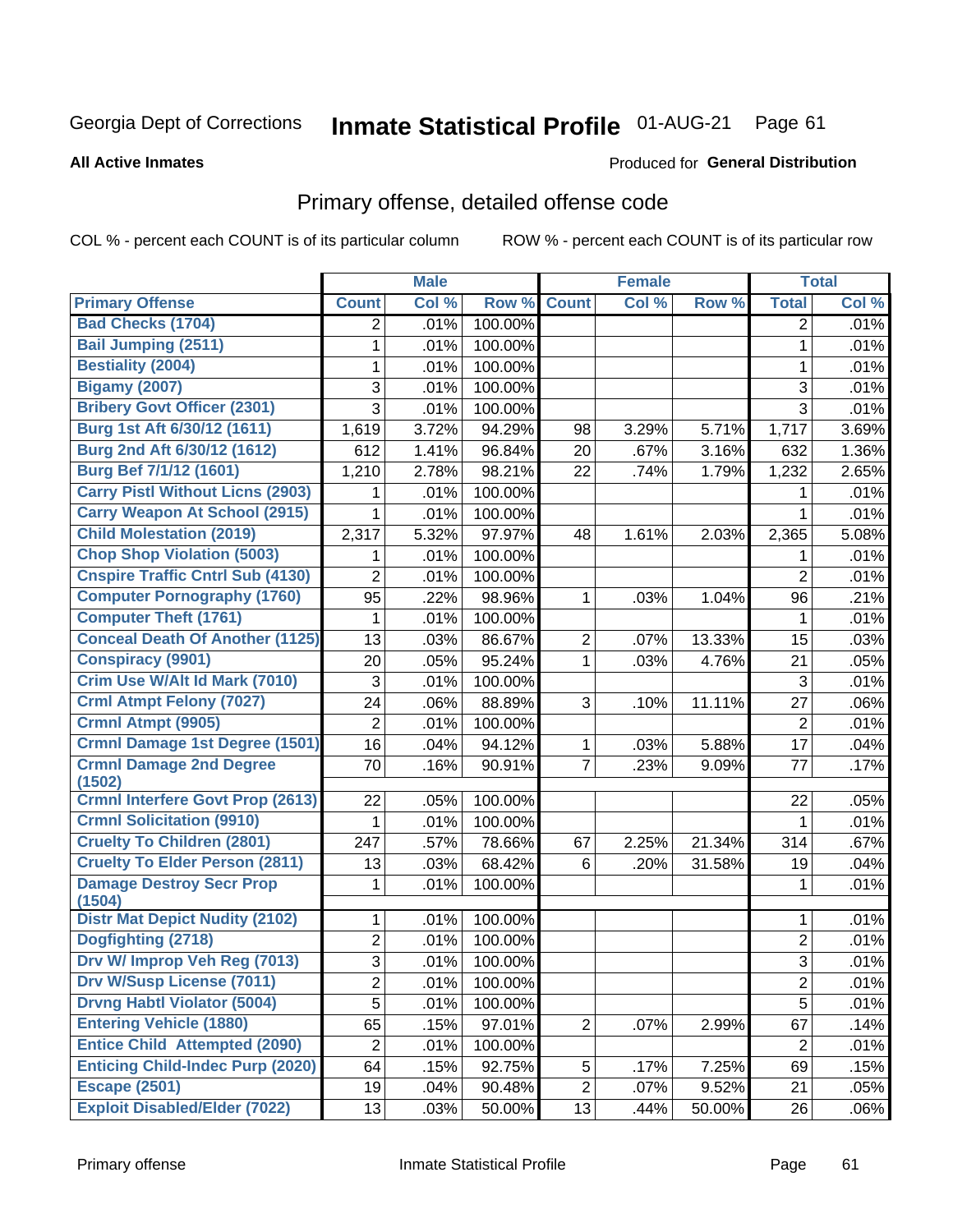Georgia Dept of Corrections **Inmate Statistical Profile** 01-AUG-21

**All Active Inmates**

Produced for **General Distribution**

## Primary offense, detailed offense code

COL % - percent each COUNT is of its particular column ROW % - percent each COUNT is of its particular row

| | Male | | | Female | | | Total | |
|---|---|---|---|---|---|---|---|---|
| **Primary Offense** | **Count** | **Col %** | **Row %** | **Count** | **Col %** | **Row %** | **Total** | **Col %** |
| Bad Checks (1704) | 2 | .01% | 100.00% | | | | 2 | .01% |
| Bail Jumping (2511) | 1 | .01% | 100.00% | | | | 1 | .01% |
| Bestiality (2004) | 1 | .01% | 100.00% | | | | 1 | .01% |
| Bigamy (2007) | 3 | .01% | 100.00% | | | | 3 | .01% |
| Bribery Govt Officer (2301) | 3 | .01% | 100.00% | | | | 3 | .01% |
| Burg 1st Aft 6/30/12 (1611) | 1,619 | 3.72% | 94.29% | 98 | 3.29% | 5.71% | 1,717 | 3.69% |
| Burg 2nd Aft 6/30/12 (1612) | 612 | 1.41% | 96.84% | 20 | .67% | 3.16% | 632 | 1.36% |
| Burg Bef 7/1/12 (1601) | 1,210 | 2.78% | 98.21% | 22 | .74% | 1.79% | 1,232 | 2.65% |
| Carry Pistl Without Licns (2903) | 1 | .01% | 100.00% | | | | 1 | .01% |
| Carry Weapon At School (2915) | 1 | .01% | 100.00% | | | | 1 | .01% |
| Child Molestation (2019) | 2,317 | 5.32% | 97.97% | 48 | 1.61% | 2.03% | 2,365 | 5.08% |
| Chop Shop Violation (5003) | 1 | .01% | 100.00% | | | | 1 | .01% |
| Cnspire Traffic Cntrl Sub (4130) | 2 | .01% | 100.00% | | | | 2 | .01% |
| Computer Pornography (1760) | 95 | .22% | 98.96% | 1 | .03% | 1.04% | 96 | .21% |
| Computer Theft (1761) | 1 | .01% | 100.00% | | | | 1 | .01% |
| Conceal Death Of Another (1125) | 13 | .03% | 86.67% | 2 | .07% | 13.33% | 15 | .03% |
| Conspiracy (9901) | 20 | .05% | 95.24% | 1 | .03% | 4.76% | 21 | .05% |
| Crim Use W/Alt Id Mark (7010) | 3 | .01% | 100.00% | | | | 3 | .01% |
| Crml Atmpt Felony (7027) | 24 | .06% | 88.89% | 3 | .10% | 11.11% | 27 | .06% |
| Crmnl Atmpt (9905) | 2 | .01% | 100.00% | | | | 2 | .01% |
| Crmnl Damage 1st Degree (1501) | 16 | .04% | 94.12% | 1 | .03% | 5.88% | 17 | .04% |
| Crmnl Damage 2nd Degree (1502) | 70 | .16% | 90.91% | 7 | .23% | 9.09% | 77 | .17% |
| Crmnl Interfere Govt Prop (2613) | 22 | .05% | 100.00% | | | | 22 | .05% |
| Crmnl Solicitation (9910) | 1 | .01% | 100.00% | | | | 1 | .01% |
| Cruelty To Children (2801) | 247 | .57% | 78.66% | 67 | 2.25% | 21.34% | 314 | .67% |
| Cruelty To Elder Person (2811) | 13 | .03% | 68.42% | 6 | .20% | 31.58% | 19 | .04% |
| Damage Destroy Secr Prop (1504) | 1 | .01% | 100.00% | | | | 1 | .01% |
| Distr Mat Depict Nudity (2102) | 1 | .01% | 100.00% | | | | 1 | .01% |
| Dogfighting (2718) | 2 | .01% | 100.00% | | | | 2 | .01% |
| Drv W/ Improp Veh Reg (7013) | 3 | .01% | 100.00% | | | | 3 | .01% |
| Drv W/Susp License (7011) | 2 | .01% | 100.00% | | | | 2 | .01% |
| Drvng Habtl Violator (5004) | 5 | .01% | 100.00% | | | | 5 | .01% |
| Entering Vehicle (1880) | 65 | .15% | 97.01% | 2 | .07% | 2.99% | 67 | .14% |
| Entice Child Attempted (2090) | 2 | .01% | 100.00% | | | | 2 | .01% |
| Enticing Child-Indec Purp (2020) | 64 | .15% | 92.75% | 5 | .17% | 7.25% | 69 | .15% |
| Escape (2501) | 19 | .04% | 90.48% | 2 | .07% | 9.52% | 21 | .05% |
| Exploit Disabled/Elder (7022) | 13 | .03% | 50.00% | 13 | .44% | 50.00% | 26 | .06% |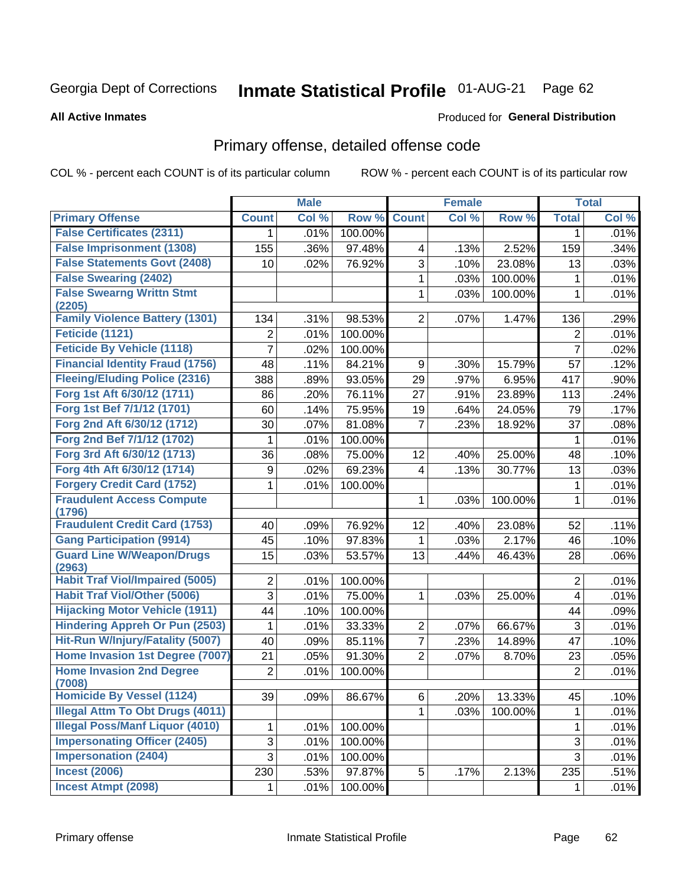Georgia Dept of Corrections **Inmate Statistical Profile** 01-AUG-21

**All Active Inmates**

Produced for **General Distribution**

## Primary offense, detailed offense code

COL % - percent each COUNT is of its particular column ROW % - percent each COUNT is of its particular row

| | Male | | | Female | | | Total | |
|---|---|---|---|---|---|---|---|---|
| **Primary Offense** | **Count** | **Col %** | **Row %** | **Count** | **Col %** | **Row %** | **Total** | **Col %** |
| False Certificates (2311) | 1 | .01% | 100.00% | | | | 1 | .01% |
| False Imprisonment (1308) | 155 | .36% | 97.48% | 4 | .13% | 2.52% | 159 | .34% |
| False Statements Govt (2408) | 10 | .02% | 76.92% | 3 | .10% | 23.08% | 13 | .03% |
| False Swearing (2402) | | | | 1 | .03% | 100.00% | 1 | .01% |
| False Swearng Writtn Stmt (2205) | | | | 1 | .03% | 100.00% | 1 | .01% |
| Family Violence Battery (1301) | 134 | .31% | 98.53% | 2 | .07% | 1.47% | 136 | .29% |
| Feticide (1121) | 2 | .01% | 100.00% | | | | 2 | .01% |
| Feticide By Vehicle (1118) | 7 | .02% | 100.00% | | | | 7 | .02% |
| Financial Identity Fraud (1756) | 48 | .11% | 84.21% | 9 | .30% | 15.79% | 57 | .12% |
| Fleeing/Eluding Police (2316) | 388 | .89% | 93.05% | 29 | .97% | 6.95% | 417 | .90% |
| Forg 1st Aft 6/30/12 (1711) | 86 | .20% | 76.11% | 27 | .91% | 23.89% | 113 | .24% |
| Forg 1st Bef 7/1/12 (1701) | 60 | .14% | 75.95% | 19 | .64% | 24.05% | 79 | .17% |
| Forg 2nd Aft 6/30/12 (1712) | 30 | .07% | 81.08% | 7 | .23% | 18.92% | 37 | .08% |
| Forg 2nd Bef 7/1/12 (1702) | 1 | .01% | 100.00% | | | | 1 | .01% |
| Forg 3rd Aft 6/30/12 (1713) | 36 | .08% | 75.00% | 12 | .40% | 25.00% | 48 | .10% |
| Forg 4th Aft 6/30/12 (1714) | 9 | .02% | 69.23% | 4 | .13% | 30.77% | 13 | .03% |
| Forgery Credit Card (1752) | 1 | .01% | 100.00% | | | | 1 | .01% |
| Fraudulent Access Compute (1796) | | | | 1 | .03% | 100.00% | 1 | .01% |
| Fraudulent Credit Card (1753) | 40 | .09% | 76.92% | 12 | .40% | 23.08% | 52 | .11% |
| Gang Participation (9914) | 45 | .10% | 97.83% | 1 | .03% | 2.17% | 46 | .10% |
| Guard Line W/Weapon/Drugs (2963) | 15 | .03% | 53.57% | 13 | .44% | 46.43% | 28 | .06% |
| Habit Traf Viol/Impaired (5005) | 2 | .01% | 100.00% | | | | 2 | .01% |
| Habit Traf Viol/Other (5006) | 3 | .01% | 75.00% | 1 | .03% | 25.00% | 4 | .01% |
| Hijacking Motor Vehicle (1911) | 44 | .10% | 100.00% | | | | 44 | .09% |
| Hindering Appreh Or Pun (2503) | 1 | .01% | 33.33% | 2 | .07% | 66.67% | 3 | .01% |
| Hit-Run W/Injury/Fatality (5007) | 40 | .09% | 85.11% | 7 | .23% | 14.89% | 47 | .10% |
| Home Invasion 1st Degree (7007) | 21 | .05% | 91.30% | 2 | .07% | 8.70% | 23 | .05% |
| Home Invasion 2nd Degree (7008) | 2 | .01% | 100.00% | | | | 2 | .01% |
| Homicide By Vessel (1124) | 39 | .09% | 86.67% | 6 | .20% | 13.33% | 45 | .10% |
| Illegal Attm To Obt Drugs (4011) | | | | 1 | .03% | 100.00% | 1 | .01% |
| Illegal Poss/Manf Liquor (4010) | 1 | .01% | 100.00% | | | | 1 | .01% |
| Impersonating Officer (2405) | 3 | .01% | 100.00% | | | | 3 | .01% |
| Impersonation (2404) | 3 | .01% | 100.00% | | | | 3 | .01% |
| Incest (2006) | 230 | .53% | 97.87% | 5 | .17% | 2.13% | 235 | .51% |
| Incest Atmpt (2098) | 1 | .01% | 100.00% | | | | 1 | .01% |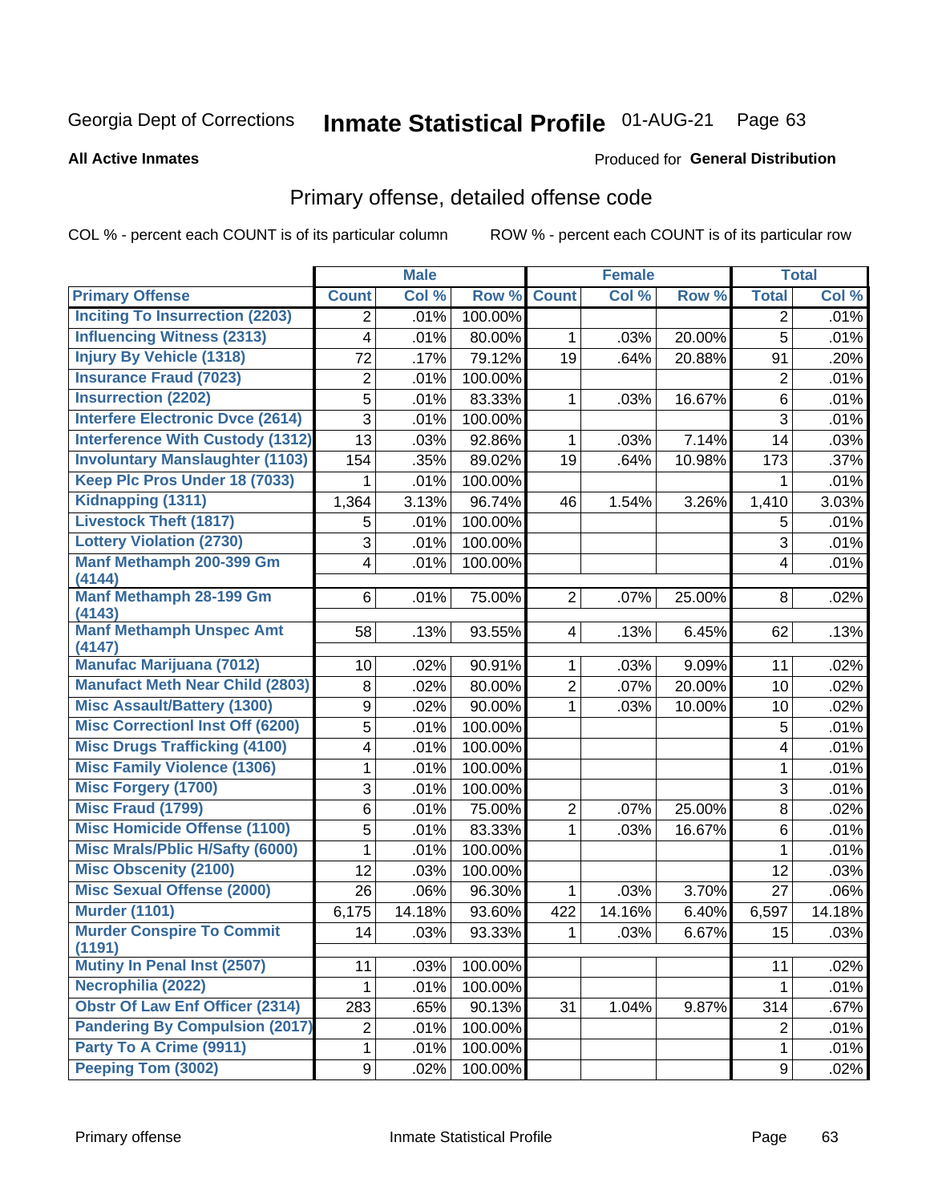# Georgia Dept of Corrections **Inmate Statistical Profile** 01-AUG-21

**All Active Inmates**

Produced for **General Distribution**

## Primary offense, detailed offense code

COL % - percent each COUNT is of its particular column

ROW % - percent each COUNT is of its particular row

| | Male | | | Female | | | Total | |
|---|---|---|---|---|---|---|---|---|
| **Primary Offense** | **Count** | **Col %** | **Row %** | **Count** | **Col %** | **Row %** | **Total** | **Col %** |
| Inciting To Insurrection (2203) | 2 | .01% | 100.00% | | | | 2 | .01% |
| Influencing Witness (2313) | 4 | .01% | 80.00% | 1 | .03% | 20.00% | 5 | .01% |
| Injury By Vehicle (1318) | 72 | .17% | 79.12% | 19 | .64% | 20.88% | 91 | .20% |
| Insurance Fraud (7023) | 2 | .01% | 100.00% | | | | 2 | .01% |
| Insurrection (2202) | 5 | .01% | 83.33% | 1 | .03% | 16.67% | 6 | .01% |
| Interfere Electronic Dvce (2614) | 3 | .01% | 100.00% | | | | 3 | .01% |
| Interference With Custody (1312) | 13 | .03% | 92.86% | 1 | .03% | 7.14% | 14 | .03% |
| Involuntary Manslaughter (1103) | 154 | .35% | 89.02% | 19 | .64% | 10.98% | 173 | .37% |
| Keep Plc Pros Under 18 (7033) | 1 | .01% | 100.00% | | | | 1 | .01% |
| Kidnapping (1311) | 1,364 | 3.13% | 96.74% | 46 | 1.54% | 3.26% | 1,410 | 3.03% |
| Livestock Theft (1817) | 5 | .01% | 100.00% | | | | 5 | .01% |
| Lottery Violation (2730) | 3 | .01% | 100.00% | | | | 3 | .01% |
| Manf Methamph 200-399 Gm (4144) | 4 | .01% | 100.00% | | | | 4 | .01% |
| Manf Methamph 28-199 Gm (4143) | 6 | .01% | 75.00% | 2 | .07% | 25.00% | 8 | .02% |
| Manf Methamph Unspec Amt (4147) | 58 | .13% | 93.55% | 4 | .13% | 6.45% | 62 | .13% |
| Manufac Marijuana (7012) | 10 | .02% | 90.91% | 1 | .03% | 9.09% | 11 | .02% |
| Manufact Meth Near Child (2803) | 8 | .02% | 80.00% | 2 | .07% | 20.00% | 10 | .02% |
| Misc Assault/Battery (1300) | 9 | .02% | 90.00% | 1 | .03% | 10.00% | 10 | .02% |
| Misc Correctionl Inst Off (6200) | 5 | .01% | 100.00% | | | | 5 | .01% |
| Misc Drugs Trafficking (4100) | 4 | .01% | 100.00% | | | | 4 | .01% |
| Misc Family Violence (1306) | 1 | .01% | 100.00% | | | | 1 | .01% |
| Misc Forgery (1700) | 3 | .01% | 100.00% | | | | 3 | .01% |
| Misc Fraud (1799) | 6 | .01% | 75.00% | 2 | .07% | 25.00% | 8 | .02% |
| Misc Homicide Offense (1100) | 5 | .01% | 83.33% | 1 | .03% | 16.67% | 6 | .01% |
| Misc Mrals/Pblic H/Safty (6000) | 1 | .01% | 100.00% | | | | 1 | .01% |
| Misc Obscenity (2100) | 12 | .03% | 100.00% | | | | 12 | .03% |
| Misc Sexual Offense (2000) | 26 | .06% | 96.30% | 1 | .03% | 3.70% | 27 | .06% |
| Murder (1101) | 6,175 | 14.18% | 93.60% | 422 | 14.16% | 6.40% | 6,597 | 14.18% |
| Murder Conspire To Commit (1191) | 14 | .03% | 93.33% | 1 | .03% | 6.67% | 15 | .03% |
| Mutiny In Penal Inst (2507) | 11 | .03% | 100.00% | | | | 11 | .02% |
| Necrophilia (2022) | 1 | .01% | 100.00% | | | | 1 | .01% |
| Obstr Of Law Enf Officer (2314) | 283 | .65% | 90.13% | 31 | 1.04% | 9.87% | 314 | .67% |
| Pandering By Compulsion (2017) | 2 | .01% | 100.00% | | | | 2 | .01% |
| Party To A Crime (9911) | 1 | .01% | 100.00% | | | | 1 | .01% |
| Peeping Tom (3002) | 9 | .02% | 100.00% | | | | 9 | .02% |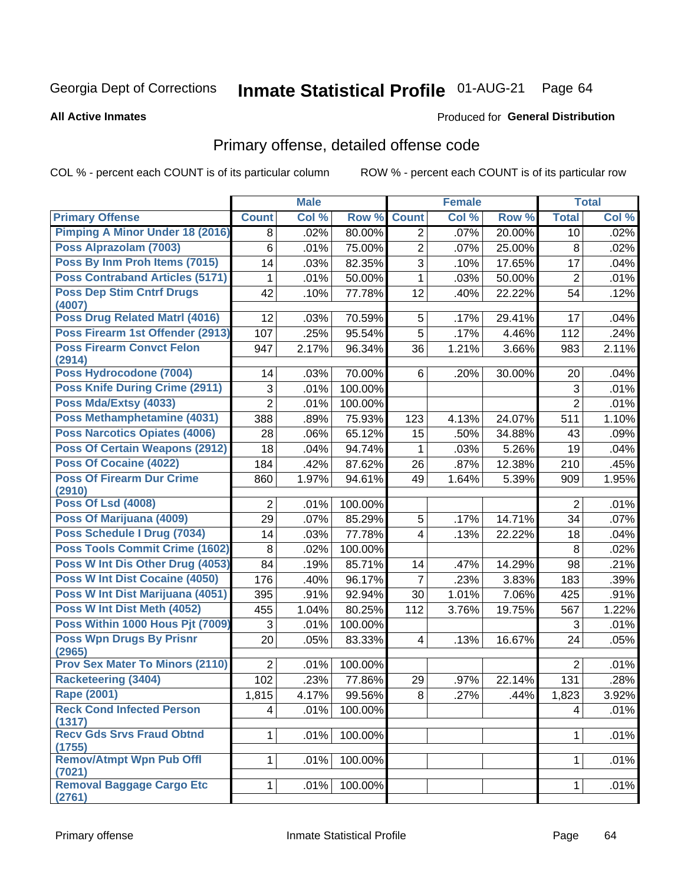Georgia Dept of Corrections **Inmate Statistical Profile** 01-AUG-21

**All Active Inmates**

Produced for **General Distribution**

## Primary offense, detailed offense code

COL % - percent each COUNT is of its particular column

ROW % - percent each COUNT is of its particular row

| | Male | | | Female | | | Total | |
|---|---|---|---|---|---|---|---|---|
| Primary Offense | Count | Col % | Row % | Count | Col % | Row % | Total | Col % |
| Pimping A Minor Under 18 (2016) | 8 | .02% | 80.00% | 2 | .07% | 20.00% | 10 | .02% |
| Poss Alprazolam (7003) | 6 | .01% | 75.00% | 2 | .07% | 25.00% | 8 | .02% |
| Poss By Inm Proh Items (7015) | 14 | .03% | 82.35% | 3 | .10% | 17.65% | 17 | .04% |
| Poss Contraband Articles (5171) | 1 | .01% | 50.00% | 1 | .03% | 50.00% | 2 | .01% |
| Poss Dep Stim Cntrf Drugs (4007) | 42 | .10% | 77.78% | 12 | .40% | 22.22% | 54 | .12% |
| Poss Drug Related Matrl (4016) | 12 | .03% | 70.59% | 5 | .17% | 29.41% | 17 | .04% |
| Poss Firearm 1st Offender (2913) | 107 | .25% | 95.54% | 5 | .17% | 4.46% | 112 | .24% |
| Poss Firearm Convct Felon (2914) | 947 | 2.17% | 96.34% | 36 | 1.21% | 3.66% | 983 | 2.11% |
| Poss Hydrocodone (7004) | 14 | .03% | 70.00% | 6 | .20% | 30.00% | 20 | .04% |
| Poss Knife During Crime (2911) | 3 | .01% | 100.00% | | | | 3 | .01% |
| Poss Mda/Extsy (4033) | 2 | .01% | 100.00% | | | | 2 | .01% |
| Poss Methamphetamine (4031) | 388 | .89% | 75.93% | 123 | 4.13% | 24.07% | 511 | 1.10% |
| Poss Narcotics Opiates (4006) | 28 | .06% | 65.12% | 15 | .50% | 34.88% | 43 | .09% |
| Poss Of Certain Weapons (2912) | 18 | .04% | 94.74% | 1 | .03% | 5.26% | 19 | .04% |
| Poss Of Cocaine (4022) | 184 | .42% | 87.62% | 26 | .87% | 12.38% | 210 | .45% |
| Poss Of Firearm Dur Crime (2910) | 860 | 1.97% | 94.61% | 49 | 1.64% | 5.39% | 909 | 1.95% |
| Poss Of Lsd (4008) | 2 | .01% | 100.00% | | | | 2 | .01% |
| Poss Of Marijuana (4009) | 29 | .07% | 85.29% | 5 | .17% | 14.71% | 34 | .07% |
| Poss Schedule I Drug (7034) | 14 | .03% | 77.78% | 4 | .13% | 22.22% | 18 | .04% |
| Poss Tools Commit Crime (1602) | 8 | .02% | 100.00% | | | | 8 | .02% |
| Poss W Int Dis Other Drug (4053) | 84 | .19% | 85.71% | 14 | .47% | 14.29% | 98 | .21% |
| Poss W Int Dist Cocaine (4050) | 176 | .40% | 96.17% | 7 | .23% | 3.83% | 183 | .39% |
| Poss W Int Dist Marijuana (4051) | 395 | .91% | 92.94% | 30 | 1.01% | 7.06% | 425 | .91% |
| Poss W Int Dist Meth (4052) | 455 | 1.04% | 80.25% | 112 | 3.76% | 19.75% | 567 | 1.22% |
| Poss Within 1000 Hous Pjt (7009) | 3 | .01% | 100.00% | | | | 3 | .01% |
| Poss Wpn Drugs By Prisnr (2965) | 20 | .05% | 83.33% | 4 | .13% | 16.67% | 24 | .05% |
| Prov Sex Mater To Minors (2110) | 2 | .01% | 100.00% | | | | 2 | .01% |
| Racketeering (3404) | 102 | .23% | 77.86% | 29 | .97% | 22.14% | 131 | .28% |
| Rape (2001) | 1,815 | 4.17% | 99.56% | 8 | .27% | .44% | 1,823 | 3.92% |
| Reck Cond Infected Person (1317) | 4 | .01% | 100.00% | | | | 4 | .01% |
| Recv Gds Srvs Fraud Obtnd (1755) | 1 | .01% | 100.00% | | | | 1 | .01% |
| Remov/Atmpt Wpn Pub Offl (7021) | 1 | .01% | 100.00% | | | | 1 | .01% |
| Removal Baggage Cargo Etc (2761) | 1 | .01% | 100.00% | | | | 1 | .01% |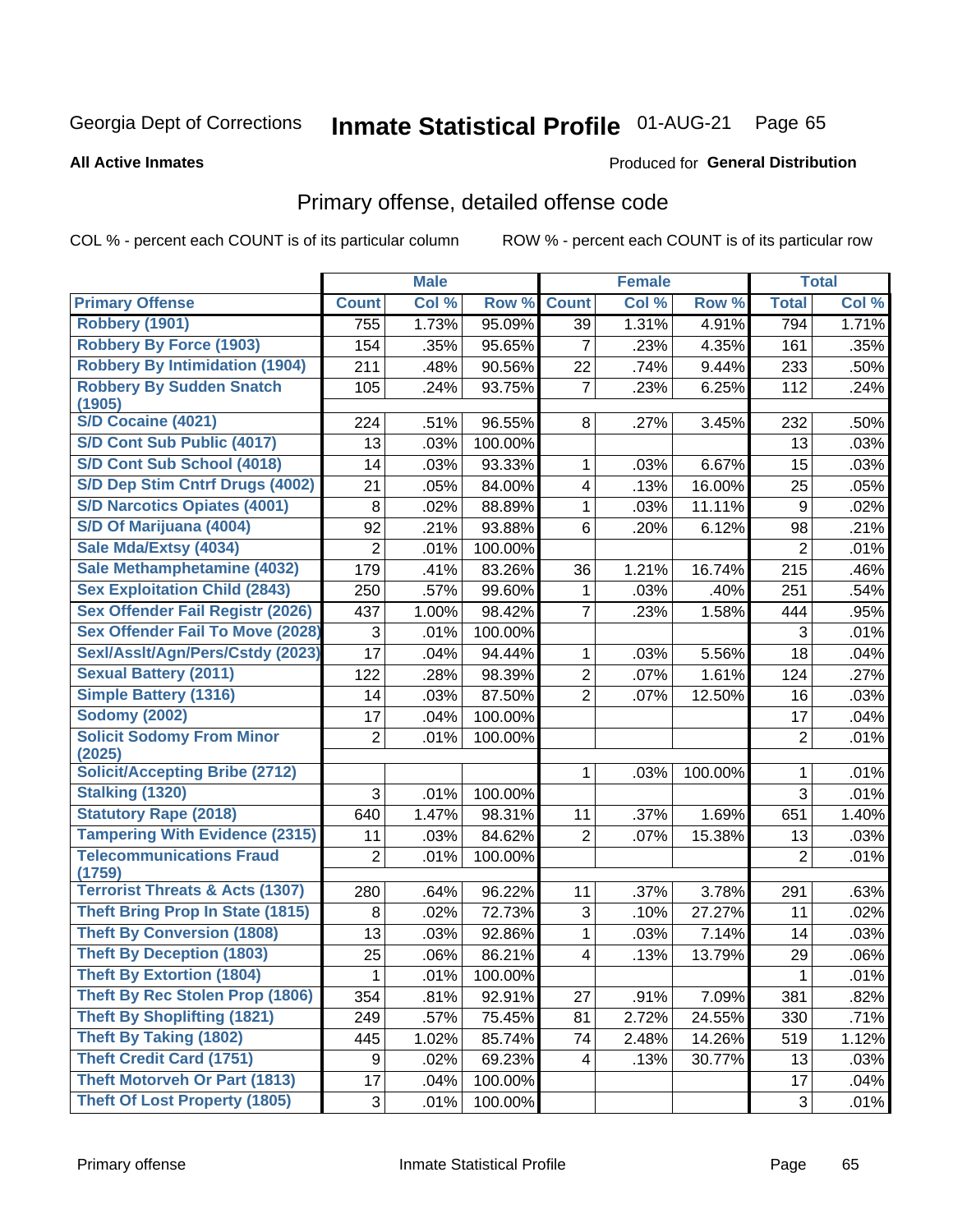Georgia Dept of Corrections **Inmate Statistical Profile** 01-AUG-21

**All Active Inmates**

Produced for **General Distribution**

## Primary offense, detailed offense code

COL % - percent each COUNT is of its particular column ROW % - percent each COUNT is of its particular row

| | Male | | | Female | | | Total | |
|---|---|---|---|---|---|---|---|---|
| **Primary Offense** | **Count** | **Col %** | **Row %** | **Count** | **Col %** | **Row %** | **Total** | **Col %** |
| Robbery (1901) | 755 | 1.73% | 95.09% | 39 | 1.31% | 4.91% | 794 | 1.71% |
| Robbery By Force (1903) | 154 | .35% | 95.65% | 7 | .23% | 4.35% | 161 | .35% |
| Robbery By Intimidation (1904) | 211 | .48% | 90.56% | 22 | .74% | 9.44% | 233 | .50% |
| Robbery By Sudden Snatch (1905) | 105 | .24% | 93.75% | 7 | .23% | 6.25% | 112 | .24% |
| S/D Cocaine (4021) | 224 | .51% | 96.55% | 8 | .27% | 3.45% | 232 | .50% |
| S/D Cont Sub Public (4017) | 13 | .03% | 100.00% | | | | 13 | .03% |
| S/D Cont Sub School (4018) | 14 | .03% | 93.33% | 1 | .03% | 6.67% | 15 | .03% |
| S/D Dep Stim Cntrf Drugs (4002) | 21 | .05% | 84.00% | 4 | .13% | 16.00% | 25 | .05% |
| S/D Narcotics Opiates (4001) | 8 | .02% | 88.89% | 1 | .03% | 11.11% | 9 | .02% |
| S/D Of Marijuana (4004) | 92 | .21% | 93.88% | 6 | .20% | 6.12% | 98 | .21% |
| Sale Mda/Extsy (4034) | 2 | .01% | 100.00% | | | | 2 | .01% |
| Sale Methamphetamine (4032) | 179 | .41% | 83.26% | 36 | 1.21% | 16.74% | 215 | .46% |
| Sex Exploitation Child (2843) | 250 | .57% | 99.60% | 1 | .03% | .40% | 251 | .54% |
| Sex Offender Fail Registr (2026) | 437 | 1.00% | 98.42% | 7 | .23% | 1.58% | 444 | .95% |
| Sex Offender Fail To Move (2028) | 3 | .01% | 100.00% | | | | 3 | .01% |
| Sexl/Asslt/Agn/Pers/Cstdy (2023) | 17 | .04% | 94.44% | 1 | .03% | 5.56% | 18 | .04% |
| Sexual Battery (2011) | 122 | .28% | 98.39% | 2 | .07% | 1.61% | 124 | .27% |
| Simple Battery (1316) | 14 | .03% | 87.50% | 2 | .07% | 12.50% | 16 | .03% |
| Sodomy (2002) | 17 | .04% | 100.00% | | | | 17 | .04% |
| Solicit Sodomy From Minor (2025) | 2 | .01% | 100.00% | | | | 2 | .01% |
| Solicit/Accepting Bribe (2712) | | | | 1 | .03% | 100.00% | 1 | .01% |
| Stalking (1320) | 3 | .01% | 100.00% | | | | 3 | .01% |
| Statutory Rape (2018) | 640 | 1.47% | 98.31% | 11 | .37% | 1.69% | 651 | 1.40% |
| Tampering With Evidence (2315) | 11 | .03% | 84.62% | 2 | .07% | 15.38% | 13 | .03% |
| Telecommunications Fraud (1759) | 2 | .01% | 100.00% | | | | 2 | .01% |
| Terrorist Threats & Acts (1307) | 280 | .64% | 96.22% | 11 | .37% | 3.78% | 291 | .63% |
| Theft Bring Prop In State (1815) | 8 | .02% | 72.73% | 3 | .10% | 27.27% | 11 | .02% |
| Theft By Conversion (1808) | 13 | .03% | 92.86% | 1 | .03% | 7.14% | 14 | .03% |
| Theft By Deception (1803) | 25 | .06% | 86.21% | 4 | .13% | 13.79% | 29 | .06% |
| Theft By Extortion (1804) | 1 | .01% | 100.00% | | | | 1 | .01% |
| Theft By Rec Stolen Prop (1806) | 354 | .81% | 92.91% | 27 | .91% | 7.09% | 381 | .82% |
| Theft By Shoplifting (1821) | 249 | .57% | 75.45% | 81 | 2.72% | 24.55% | 330 | .71% |
| Theft By Taking (1802) | 445 | 1.02% | 85.74% | 74 | 2.48% | 14.26% | 519 | 1.12% |
| Theft Credit Card (1751) | 9 | .02% | 69.23% | 4 | .13% | 30.77% | 13 | .03% |
| Theft Motorveh Or Part (1813) | 17 | .04% | 100.00% | | | | 17 | .04% |
| Theft Of Lost Property (1805) | 3 | .01% | 100.00% | | | | 3 | .01% |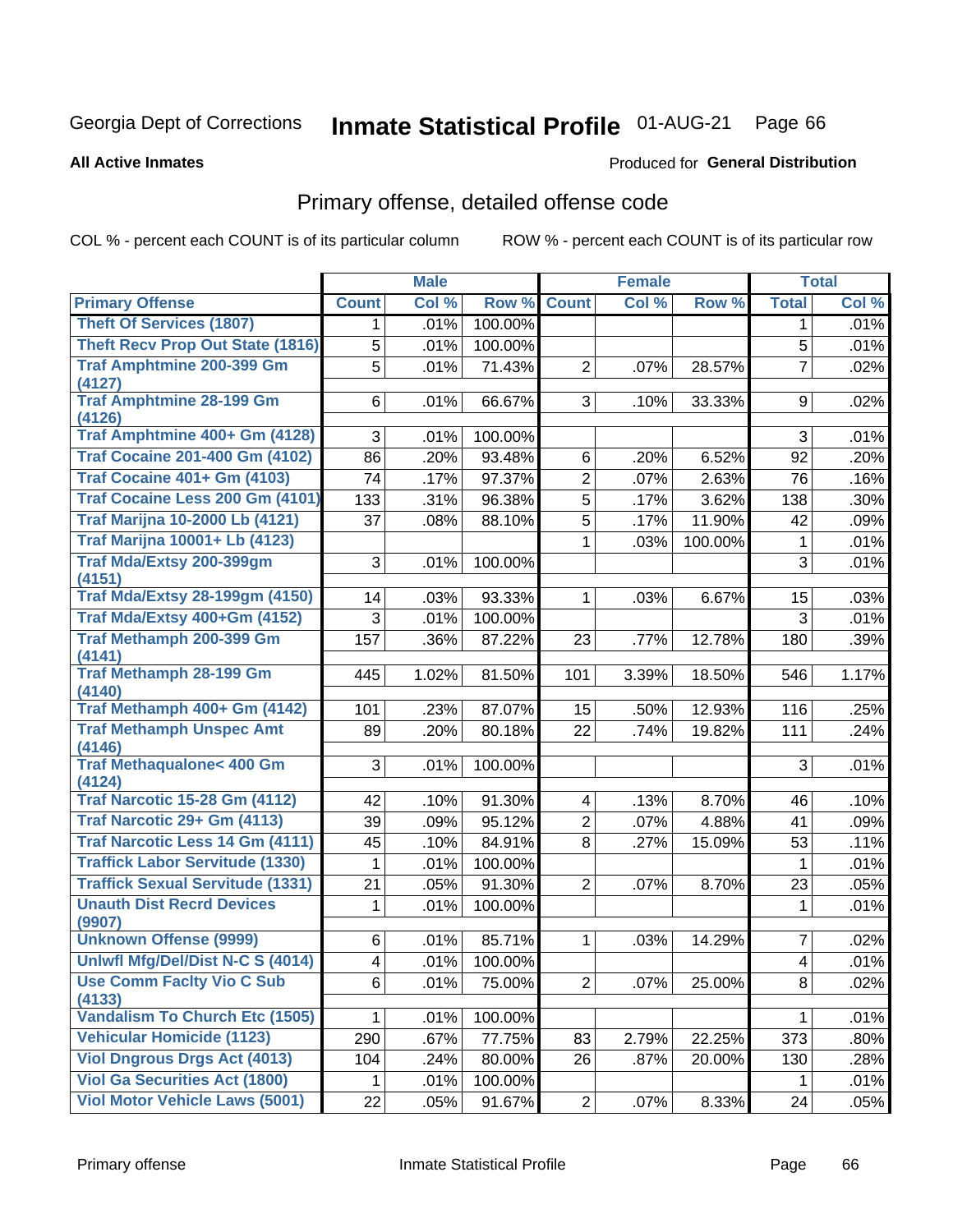Georgia Dept of Corrections **Inmate Statistical Profile** 01-AUG-21 Page 66

**All Active Inmates**

Produced for **General Distribution**

## Primary offense, detailed offense code

COL % - percent each COUNT is of its particular column ROW % - percent each COUNT is of its particular row

| | Male | | | Female | | | Total | |
|---|---|---|---|---|---|---|---|---|
| **Primary Offense** | **Count** | **Col %** | **Row %** | **Count** | **Col %** | **Row %** | **Total** | **Col %** |
| Theft Of Services (1807) | 1 | .01% | 100.00% | | | | 1 | .01% |
| Theft Recv Prop Out State (1816) | 5 | .01% | 100.00% | | | | 5 | .01% |
| Traf Amphtmine 200-399 Gm (4127) | 5 | .01% | 71.43% | 2 | .07% | 28.57% | 7 | .02% |
| Traf Amphtmine 28-199 Gm (4126) | 6 | .01% | 66.67% | 3 | .10% | 33.33% | 9 | .02% |
| Traf Amphtmine 400+ Gm (4128) | 3 | .01% | 100.00% | | | | 3 | .01% |
| Traf Cocaine 201-400 Gm (4102) | 86 | .20% | 93.48% | 6 | .20% | 6.52% | 92 | .20% |
| Traf Cocaine 401+ Gm (4103) | 74 | .17% | 97.37% | 2 | .07% | 2.63% | 76 | .16% |
| Traf Cocaine Less 200 Gm (4101) | 133 | .31% | 96.38% | 5 | .17% | 3.62% | 138 | .30% |
| Traf Marijna 10-2000 Lb (4121) | 37 | .08% | 88.10% | 5 | .17% | 11.90% | 42 | .09% |
| Traf Marijna 10001+ Lb (4123) | | | | 1 | .03% | 100.00% | 1 | .01% |
| Traf Mda/Extsy 200-399gm (4151) | 3 | .01% | 100.00% | | | | 3 | .01% |
| Traf Mda/Extsy 28-199gm (4150) | 14 | .03% | 93.33% | 1 | .03% | 6.67% | 15 | .03% |
| Traf Mda/Extsy 400+Gm (4152) | 3 | .01% | 100.00% | | | | 3 | .01% |
| Traf Methamph 200-399 Gm (4141) | 157 | .36% | 87.22% | 23 | .77% | 12.78% | 180 | .39% |
| Traf Methamph 28-199 Gm (4140) | 445 | 1.02% | 81.50% | 101 | 3.39% | 18.50% | 546 | 1.17% |
| Traf Methamph 400+ Gm (4142) | 101 | .23% | 87.07% | 15 | .50% | 12.93% | 116 | .25% |
| Traf Methamph Unspec Amt (4146) | 89 | .20% | 80.18% | 22 | .74% | 19.82% | 111 | .24% |
| Traf Methaqualone< 400 Gm (4124) | 3 | .01% | 100.00% | | | | 3 | .01% |
| Traf Narcotic 15-28 Gm (4112) | 42 | .10% | 91.30% | 4 | .13% | 8.70% | 46 | .10% |
| Traf Narcotic 29+ Gm (4113) | 39 | .09% | 95.12% | 2 | .07% | 4.88% | 41 | .09% |
| Traf Narcotic Less 14 Gm (4111) | 45 | .10% | 84.91% | 8 | .27% | 15.09% | 53 | .11% |
| Traffick Labor Servitude (1330) | 1 | .01% | 100.00% | | | | 1 | .01% |
| Traffick Sexual Servitude (1331) | 21 | .05% | 91.30% | 2 | .07% | 8.70% | 23 | .05% |
| Unauth Dist Recrd Devices (9907) | 1 | .01% | 100.00% | | | | 1 | .01% |
| Unknown Offense (9999) | 6 | .01% | 85.71% | 1 | .03% | 14.29% | 7 | .02% |
| Unlwfl Mfg/Del/Dist N-C S (4014) | 4 | .01% | 100.00% | | | | 4 | .01% |
| Use Comm Faclty Vio C Sub (4133) | 6 | .01% | 75.00% | 2 | .07% | 25.00% | 8 | .02% |
| Vandalism To Church Etc (1505) | 1 | .01% | 100.00% | | | | 1 | .01% |
| Vehicular Homicide (1123) | 290 | .67% | 77.75% | 83 | 2.79% | 22.25% | 373 | .80% |
| Viol Dngrous Drgs Act (4013) | 104 | .24% | 80.00% | 26 | .87% | 20.00% | 130 | .28% |
| Viol Ga Securities Act (1800) | 1 | .01% | 100.00% | | | | 1 | .01% |
| Viol Motor Vehicle Laws (5001) | 22 | .05% | 91.67% | 2 | .07% | 8.33% | 24 | .05% |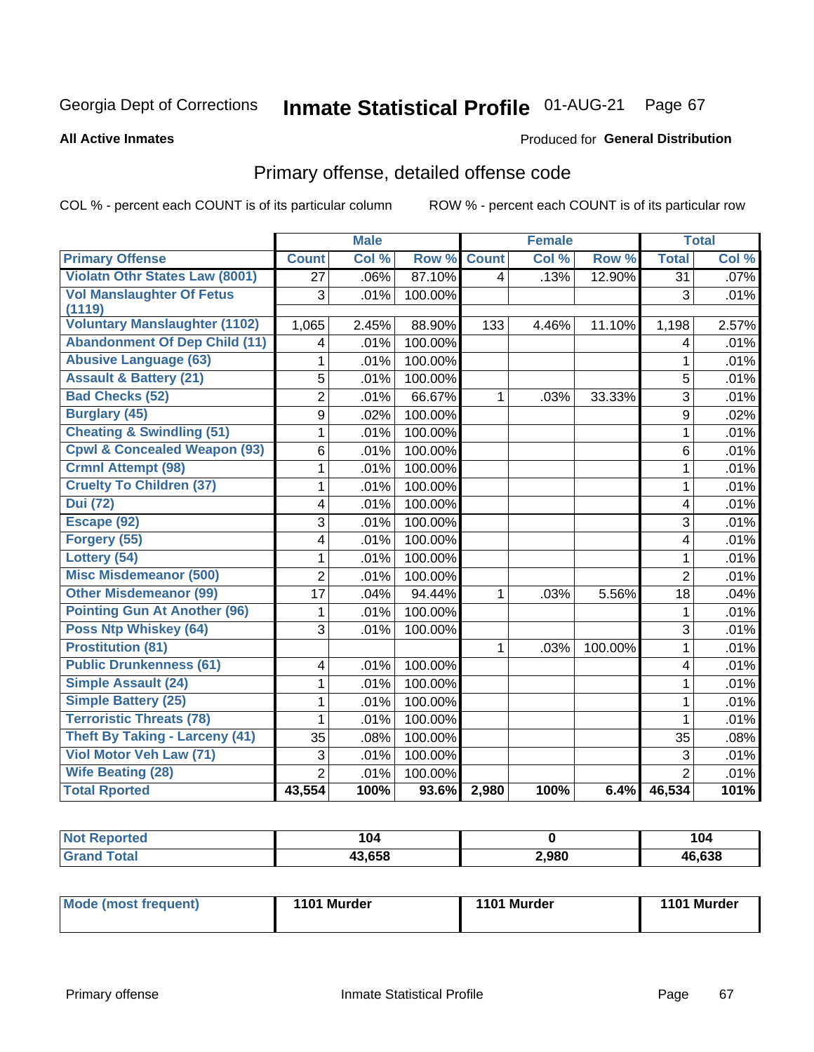Georgia Dept of Corrections **Inmate Statistical Profile** 01-AUG-21

**All Active Inmates**

Produced for **General Distribution**

## Primary offense, detailed offense code

COL % - percent each COUNT is of its particular column ROW % - percent each COUNT is of its particular row

| | Male | | | Female | | | Total | |
|---|---|---|---|---|---|---|---|---|
| **Primary Offense** | **Count** | **Col %** | **Row %** | **Count** | **Col %** | **Row %** | **Total** | **Col %** |
| Violatn Othr States Law (8001) | 27 | .06% | 87.10% | 4 | .13% | 12.90% | 31 | .07% |
| Vol Manslaughter Of Fetus (1119) | 3 | .01% | 100.00% | | | | 3 | .01% |
| Voluntary Manslaughter (1102) | 1,065 | 2.45% | 88.90% | 133 | 4.46% | 11.10% | 1,198 | 2.57% |
| Abandonment Of Dep Child (11) | 4 | .01% | 100.00% | | | | 4 | .01% |
| Abusive Language (63) | 1 | .01% | 100.00% | | | | 1 | .01% |
| Assault & Battery (21) | 5 | .01% | 100.00% | | | | 5 | .01% |
| Bad Checks (52) | 2 | .01% | 66.67% | 1 | .03% | 33.33% | 3 | .01% |
| Burglary (45) | 9 | .02% | 100.00% | | | | 9 | .02% |
| Cheating & Swindling (51) | 1 | .01% | 100.00% | | | | 1 | .01% |
| Cpwl & Concealed Weapon (93) | 6 | .01% | 100.00% | | | | 6 | .01% |
| Crmnl Attempt (98) | 1 | .01% | 100.00% | | | | 1 | .01% |
| Cruelty To Children (37) | 1 | .01% | 100.00% | | | | 1 | .01% |
| Dui (72) | 4 | .01% | 100.00% | | | | 4 | .01% |
| Escape (92) | 3 | .01% | 100.00% | | | | 3 | .01% |
| Forgery (55) | 4 | .01% | 100.00% | | | | 4 | .01% |
| Lottery (54) | 1 | .01% | 100.00% | | | | 1 | .01% |
| Misc Misdemeanor (500) | 2 | .01% | 100.00% | | | | 2 | .01% |
| Other Misdemeanor (99) | 17 | .04% | 94.44% | 1 | .03% | 5.56% | 18 | .04% |
| Pointing Gun At Another (96) | 1 | .01% | 100.00% | | | | 1 | .01% |
| Poss Ntp Whiskey (64) | 3 | .01% | 100.00% | | | | 3 | .01% |
| Prostitution (81) | | | | 1 | .03% | 100.00% | 1 | .01% |
| Public Drunkenness (61) | 4 | .01% | 100.00% | | | | 4 | .01% |
| Simple Assault (24) | 1 | .01% | 100.00% | | | | 1 | .01% |
| Simple Battery (25) | 1 | .01% | 100.00% | | | | 1 | .01% |
| Terroristic Threats (78) | 1 | .01% | 100.00% | | | | 1 | .01% |
| Theft By Taking - Larceny (41) | 35 | .08% | 100.00% | | | | 35 | .08% |
| Viol Motor Veh Law (71) | 3 | .01% | 100.00% | | | | 3 | .01% |
| Wife Beating (28) | 2 | .01% | 100.00% | | | | 2 | .01% |
| **Total Rported** | **43,554** | **100%** | **93.6%** | **2,980** | **100%** | **6.4%** | **46,534** | **101%** |

| | Male | Female | Total |
|---|---|---|---|
| Not Reported | 104 | 0 | 104 |
| Grand Total | 43,658 | 2,980 | 46,638 |

| | Male | Female | Total |
|---|---|---|---|
| Mode (most frequent) | 1101 Murder | 1101 Murder | 1101 Murder |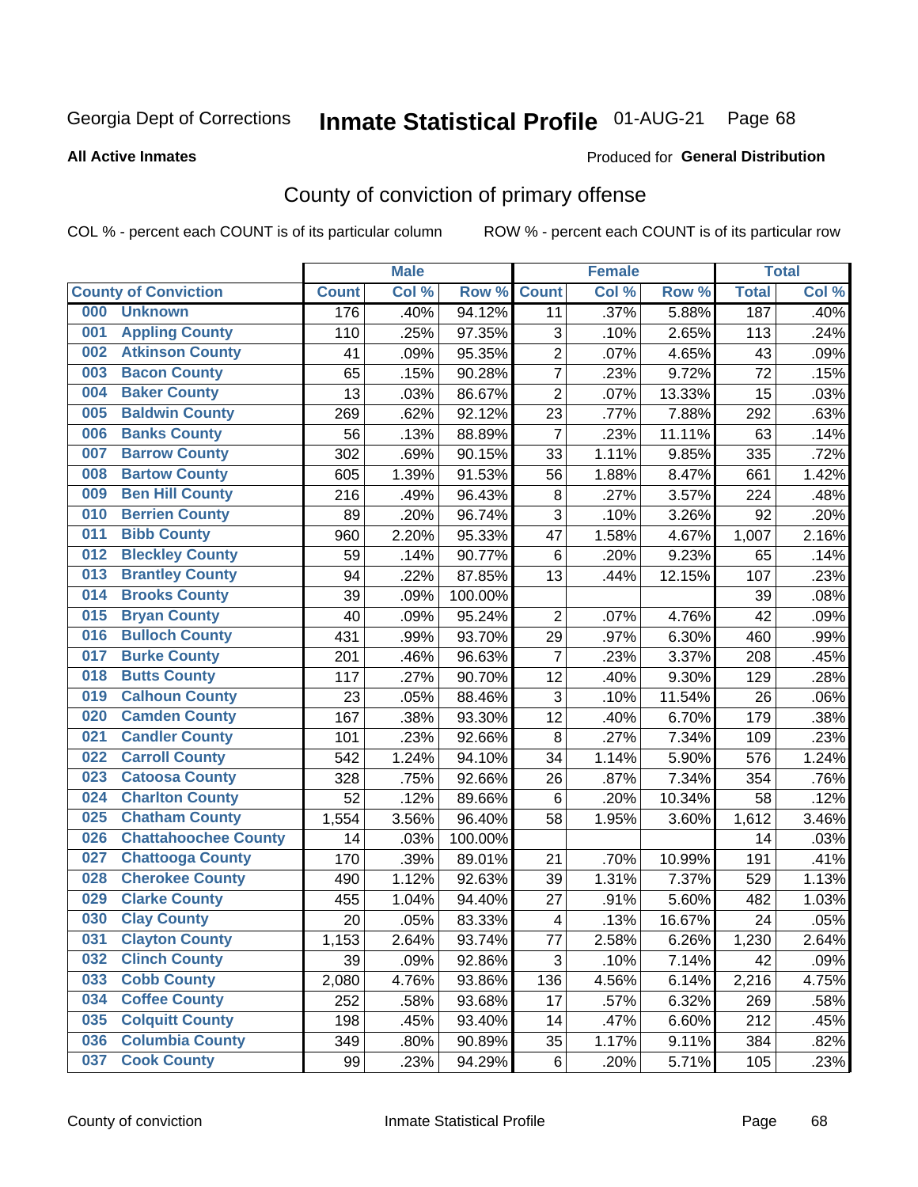Georgia Dept of Corrections **Inmate Statistical Profile** 01-AUG-21 Page 68

**All Active Inmates**

Produced for **General Distribution**

## County of conviction of primary offense

COL % - percent each COUNT is of its particular column ROW % - percent each COUNT is of its particular row

| County of Conviction | Male | | | Female | | | Total | |
|---|---|---|---|---|---|---|---|---|
| | Count | Col % | Row % | Count | Col % | Row % | Total | Col % |
| 000 Unknown | 176 | .40% | 94.12% | 11 | .37% | 5.88% | 187 | .40% |
| 001 Appling County | 110 | .25% | 97.35% | 3 | .10% | 2.65% | 113 | .24% |
| 002 Atkinson County | 41 | .09% | 95.35% | 2 | .07% | 4.65% | 43 | .09% |
| 003 Bacon County | 65 | .15% | 90.28% | 7 | .23% | 9.72% | 72 | .15% |
| 004 Baker County | 13 | .03% | 86.67% | 2 | .07% | 13.33% | 15 | .03% |
| 005 Baldwin County | 269 | .62% | 92.12% | 23 | .77% | 7.88% | 292 | .63% |
| 006 Banks County | 56 | .13% | 88.89% | 7 | .23% | 11.11% | 63 | .14% |
| 007 Barrow County | 302 | .69% | 90.15% | 33 | 1.11% | 9.85% | 335 | .72% |
| 008 Bartow County | 605 | 1.39% | 91.53% | 56 | 1.88% | 8.47% | 661 | 1.42% |
| 009 Ben Hill County | 216 | .49% | 96.43% | 8 | .27% | 3.57% | 224 | .48% |
| 010 Berrien County | 89 | .20% | 96.74% | 3 | .10% | 3.26% | 92 | .20% |
| 011 Bibb County | 960 | 2.20% | 95.33% | 47 | 1.58% | 4.67% | 1,007 | 2.16% |
| 012 Bleckley County | 59 | .14% | 90.77% | 6 | .20% | 9.23% | 65 | .14% |
| 013 Brantley County | 94 | .22% | 87.85% | 13 | .44% | 12.15% | 107 | .23% |
| 014 Brooks County | 39 | .09% | 100.00% | | | | 39 | .08% |
| 015 Bryan County | 40 | .09% | 95.24% | 2 | .07% | 4.76% | 42 | .09% |
| 016 Bulloch County | 431 | .99% | 93.70% | 29 | .97% | 6.30% | 460 | .99% |
| 017 Burke County | 201 | .46% | 96.63% | 7 | .23% | 3.37% | 208 | .45% |
| 018 Butts County | 117 | .27% | 90.70% | 12 | .40% | 9.30% | 129 | .28% |
| 019 Calhoun County | 23 | .05% | 88.46% | 3 | .10% | 11.54% | 26 | .06% |
| 020 Camden County | 167 | .38% | 93.30% | 12 | .40% | 6.70% | 179 | .38% |
| 021 Candler County | 101 | .23% | 92.66% | 8 | .27% | 7.34% | 109 | .23% |
| 022 Carroll County | 542 | 1.24% | 94.10% | 34 | 1.14% | 5.90% | 576 | 1.24% |
| 023 Catoosa County | 328 | .75% | 92.66% | 26 | .87% | 7.34% | 354 | .76% |
| 024 Charlton County | 52 | .12% | 89.66% | 6 | .20% | 10.34% | 58 | .12% |
| 025 Chatham County | 1,554 | 3.56% | 96.40% | 58 | 1.95% | 3.60% | 1,612 | 3.46% |
| 026 Chattahoochee County | 14 | .03% | 100.00% | | | | 14 | .03% |
| 027 Chattooga County | 170 | .39% | 89.01% | 21 | .70% | 10.99% | 191 | .41% |
| 028 Cherokee County | 490 | 1.12% | 92.63% | 39 | 1.31% | 7.37% | 529 | 1.13% |
| 029 Clarke County | 455 | 1.04% | 94.40% | 27 | .91% | 5.60% | 482 | 1.03% |
| 030 Clay County | 20 | .05% | 83.33% | 4 | .13% | 16.67% | 24 | .05% |
| 031 Clayton County | 1,153 | 2.64% | 93.74% | 77 | 2.58% | 6.26% | 1,230 | 2.64% |
| 032 Clinch County | 39 | .09% | 92.86% | 3 | .10% | 7.14% | 42 | .09% |
| 033 Cobb County | 2,080 | 4.76% | 93.86% | 136 | 4.56% | 6.14% | 2,216 | 4.75% |
| 034 Coffee County | 252 | .58% | 93.68% | 17 | .57% | 6.32% | 269 | .58% |
| 035 Colquitt County | 198 | .45% | 93.40% | 14 | .47% | 6.60% | 212 | .45% |
| 036 Columbia County | 349 | .80% | 90.89% | 35 | 1.17% | 9.11% | 384 | .82% |
| 037 Cook County | 99 | .23% | 94.29% | 6 | .20% | 5.71% | 105 | .23% |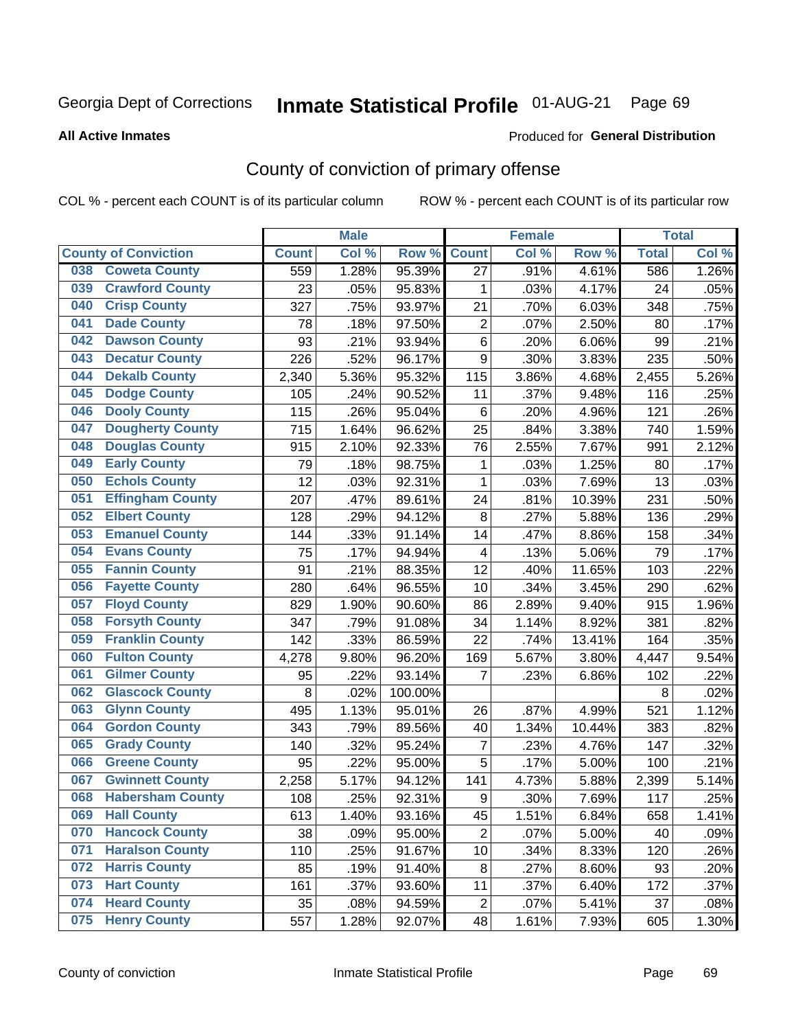Georgia Dept of Corrections **Inmate Statistical Profile** 01-AUG-21

**All Active Inmates**

Produced for **General Distribution**

## County of conviction of primary offense

COL % - percent each COUNT is of its particular column ROW % - percent each COUNT is of its particular row

| County of Conviction | Male | | | Female | | | Total | |
|---|---|---|---|---|---|---|---|---|
| | Count | Col % | Row % | Count | Col % | Row % | Total | Col % |
| 038 Coweta County | 559 | 1.28% | 95.39% | 27 | .91% | 4.61% | 586 | 1.26% |
| 039 Crawford County | 23 | .05% | 95.83% | 1 | .03% | 4.17% | 24 | .05% |
| 040 Crisp County | 327 | .75% | 93.97% | 21 | .70% | 6.03% | 348 | .75% |
| 041 Dade County | 78 | .18% | 97.50% | 2 | .07% | 2.50% | 80 | .17% |
| 042 Dawson County | 93 | .21% | 93.94% | 6 | .20% | 6.06% | 99 | .21% |
| 043 Decatur County | 226 | .52% | 96.17% | 9 | .30% | 3.83% | 235 | .50% |
| 044 Dekalb County | 2,340 | 5.36% | 95.32% | 115 | 3.86% | 4.68% | 2,455 | 5.26% |
| 045 Dodge County | 105 | .24% | 90.52% | 11 | .37% | 9.48% | 116 | .25% |
| 046 Dooly County | 115 | .26% | 95.04% | 6 | .20% | 4.96% | 121 | .26% |
| 047 Dougherty County | 715 | 1.64% | 96.62% | 25 | .84% | 3.38% | 740 | 1.59% |
| 048 Douglas County | 915 | 2.10% | 92.33% | 76 | 2.55% | 7.67% | 991 | 2.12% |
| 049 Early County | 79 | .18% | 98.75% | 1 | .03% | 1.25% | 80 | .17% |
| 050 Echols County | 12 | .03% | 92.31% | 1 | .03% | 7.69% | 13 | .03% |
| 051 Effingham County | 207 | .47% | 89.61% | 24 | .81% | 10.39% | 231 | .50% |
| 052 Elbert County | 128 | .29% | 94.12% | 8 | .27% | 5.88% | 136 | .29% |
| 053 Emanuel County | 144 | .33% | 91.14% | 14 | .47% | 8.86% | 158 | .34% |
| 054 Evans County | 75 | .17% | 94.94% | 4 | .13% | 5.06% | 79 | .17% |
| 055 Fannin County | 91 | .21% | 88.35% | 12 | .40% | 11.65% | 103 | .22% |
| 056 Fayette County | 280 | .64% | 96.55% | 10 | .34% | 3.45% | 290 | .62% |
| 057 Floyd County | 829 | 1.90% | 90.60% | 86 | 2.89% | 9.40% | 915 | 1.96% |
| 058 Forsyth County | 347 | .79% | 91.08% | 34 | 1.14% | 8.92% | 381 | .82% |
| 059 Franklin County | 142 | .33% | 86.59% | 22 | .74% | 13.41% | 164 | .35% |
| 060 Fulton County | 4,278 | 9.80% | 96.20% | 169 | 5.67% | 3.80% | 4,447 | 9.54% |
| 061 Gilmer County | 95 | .22% | 93.14% | 7 | .23% | 6.86% | 102 | .22% |
| 062 Glascock County | 8 | .02% | 100.00% | | | | 8 | .02% |
| 063 Glynn County | 495 | 1.13% | 95.01% | 26 | .87% | 4.99% | 521 | 1.12% |
| 064 Gordon County | 343 | .79% | 89.56% | 40 | 1.34% | 10.44% | 383 | .82% |
| 065 Grady County | 140 | .32% | 95.24% | 7 | .23% | 4.76% | 147 | .32% |
| 066 Greene County | 95 | .22% | 95.00% | 5 | .17% | 5.00% | 100 | .21% |
| 067 Gwinnett County | 2,258 | 5.17% | 94.12% | 141 | 4.73% | 5.88% | 2,399 | 5.14% |
| 068 Habersham County | 108 | .25% | 92.31% | 9 | .30% | 7.69% | 117 | .25% |
| 069 Hall County | 613 | 1.40% | 93.16% | 45 | 1.51% | 6.84% | 658 | 1.41% |
| 070 Hancock County | 38 | .09% | 95.00% | 2 | .07% | 5.00% | 40 | .09% |
| 071 Haralson County | 110 | .25% | 91.67% | 10 | .34% | 8.33% | 120 | .26% |
| 072 Harris County | 85 | .19% | 91.40% | 8 | .27% | 8.60% | 93 | .20% |
| 073 Hart County | 161 | .37% | 93.60% | 11 | .37% | 6.40% | 172 | .37% |
| 074 Heard County | 35 | .08% | 94.59% | 2 | .07% | 5.41% | 37 | .08% |
| 075 Henry County | 557 | 1.28% | 92.07% | 48 | 1.61% | 7.93% | 605 | 1.30% |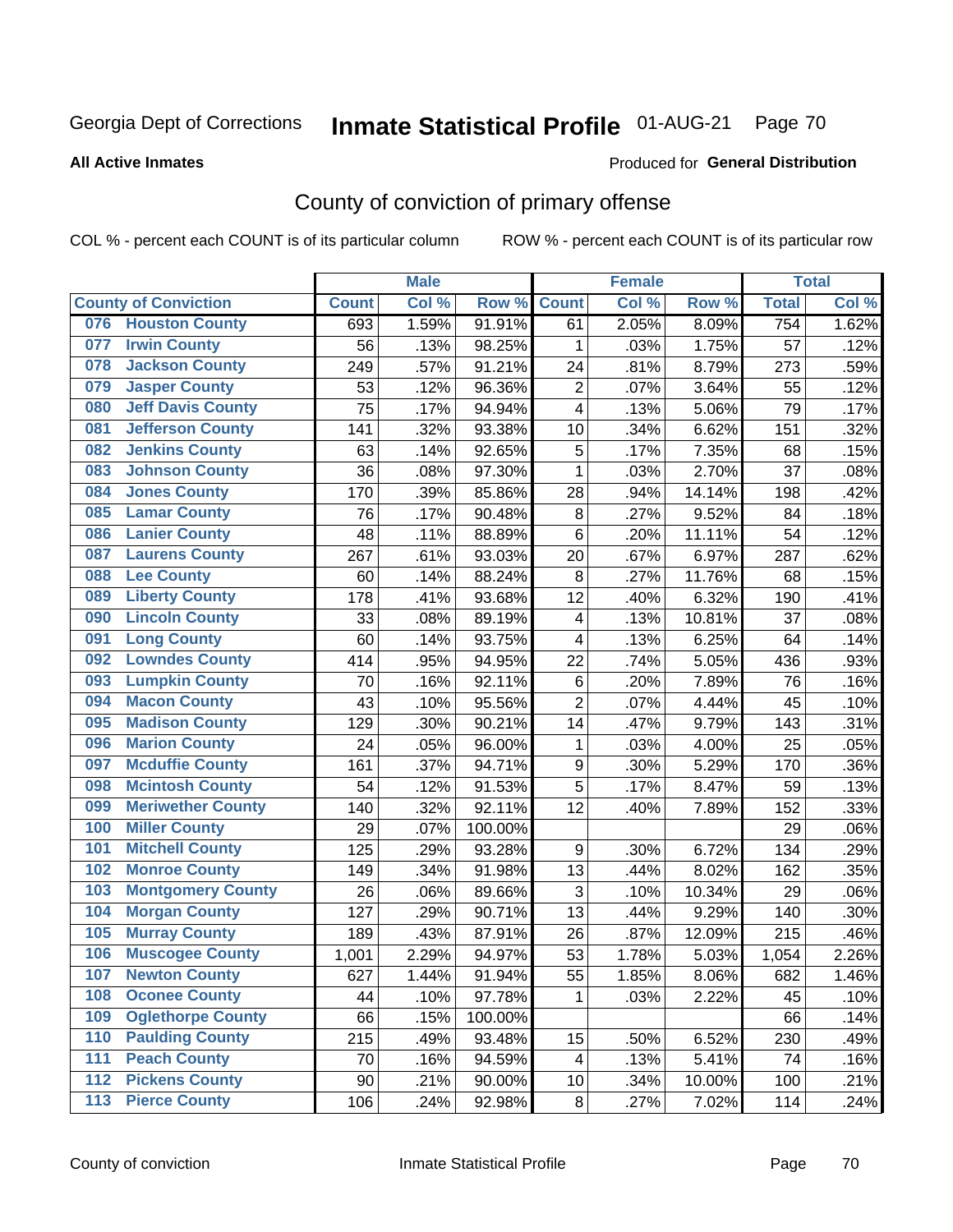Georgia Dept of Corrections **Inmate Statistical Profile** 01-AUG-21

**All Active Inmates**

Produced for **General Distribution**

## County of conviction of primary offense

COL % - percent each COUNT is of its particular column ROW % - percent each COUNT is of its particular row

| County of Conviction | Male | | | Female | | | Total | |
|---|---|---|---|---|---|---|---|---|
| | Count | Col % | Row % | Count | Col % | Row % | Total | Col % |
| 076 Houston County | 693 | 1.59% | 91.91% | 61 | 2.05% | 8.09% | 754 | 1.62% |
| 077 Irwin County | 56 | .13% | 98.25% | 1 | .03% | 1.75% | 57 | .12% |
| 078 Jackson County | 249 | .57% | 91.21% | 24 | .81% | 8.79% | 273 | .59% |
| 079 Jasper County | 53 | .12% | 96.36% | 2 | .07% | 3.64% | 55 | .12% |
| 080 Jeff Davis County | 75 | .17% | 94.94% | 4 | .13% | 5.06% | 79 | .17% |
| 081 Jefferson County | 141 | .32% | 93.38% | 10 | .34% | 6.62% | 151 | .32% |
| 082 Jenkins County | 63 | .14% | 92.65% | 5 | .17% | 7.35% | 68 | .15% |
| 083 Johnson County | 36 | .08% | 97.30% | 1 | .03% | 2.70% | 37 | .08% |
| 084 Jones County | 170 | .39% | 85.86% | 28 | .94% | 14.14% | 198 | .42% |
| 085 Lamar County | 76 | .17% | 90.48% | 8 | .27% | 9.52% | 84 | .18% |
| 086 Lanier County | 48 | .11% | 88.89% | 6 | .20% | 11.11% | 54 | .12% |
| 087 Laurens County | 267 | .61% | 93.03% | 20 | .67% | 6.97% | 287 | .62% |
| 088 Lee County | 60 | .14% | 88.24% | 8 | .27% | 11.76% | 68 | .15% |
| 089 Liberty County | 178 | .41% | 93.68% | 12 | .40% | 6.32% | 190 | .41% |
| 090 Lincoln County | 33 | .08% | 89.19% | 4 | .13% | 10.81% | 37 | .08% |
| 091 Long County | 60 | .14% | 93.75% | 4 | .13% | 6.25% | 64 | .14% |
| 092 Lowndes County | 414 | .95% | 94.95% | 22 | .74% | 5.05% | 436 | .93% |
| 093 Lumpkin County | 70 | .16% | 92.11% | 6 | .20% | 7.89% | 76 | .16% |
| 094 Macon County | 43 | .10% | 95.56% | 2 | .07% | 4.44% | 45 | .10% |
| 095 Madison County | 129 | .30% | 90.21% | 14 | .47% | 9.79% | 143 | .31% |
| 096 Marion County | 24 | .05% | 96.00% | 1 | .03% | 4.00% | 25 | .05% |
| 097 Mcduffie County | 161 | .37% | 94.71% | 9 | .30% | 5.29% | 170 | .36% |
| 098 Mcintosh County | 54 | .12% | 91.53% | 5 | .17% | 8.47% | 59 | .13% |
| 099 Meriwether County | 140 | .32% | 92.11% | 12 | .40% | 7.89% | 152 | .33% |
| 100 Miller County | 29 | .07% | 100.00% | | | | 29 | .06% |
| 101 Mitchell County | 125 | .29% | 93.28% | 9 | .30% | 6.72% | 134 | .29% |
| 102 Monroe County | 149 | .34% | 91.98% | 13 | .44% | 8.02% | 162 | .35% |
| 103 Montgomery County | 26 | .06% | 89.66% | 3 | .10% | 10.34% | 29 | .06% |
| 104 Morgan County | 127 | .29% | 90.71% | 13 | .44% | 9.29% | 140 | .30% |
| 105 Murray County | 189 | .43% | 87.91% | 26 | .87% | 12.09% | 215 | .46% |
| 106 Muscogee County | 1,001 | 2.29% | 94.97% | 53 | 1.78% | 5.03% | 1,054 | 2.26% |
| 107 Newton County | 627 | 1.44% | 91.94% | 55 | 1.85% | 8.06% | 682 | 1.46% |
| 108 Oconee County | 44 | .10% | 97.78% | 1 | .03% | 2.22% | 45 | .10% |
| 109 Oglethorpe County | 66 | .15% | 100.00% | | | | 66 | .14% |
| 110 Paulding County | 215 | .49% | 93.48% | 15 | .50% | 6.52% | 230 | .49% |
| 111 Peach County | 70 | .16% | 94.59% | 4 | .13% | 5.41% | 74 | .16% |
| 112 Pickens County | 90 | .21% | 90.00% | 10 | .34% | 10.00% | 100 | .21% |
| 113 Pierce County | 106 | .24% | 92.98% | 8 | .27% | 7.02% | 114 | .24% |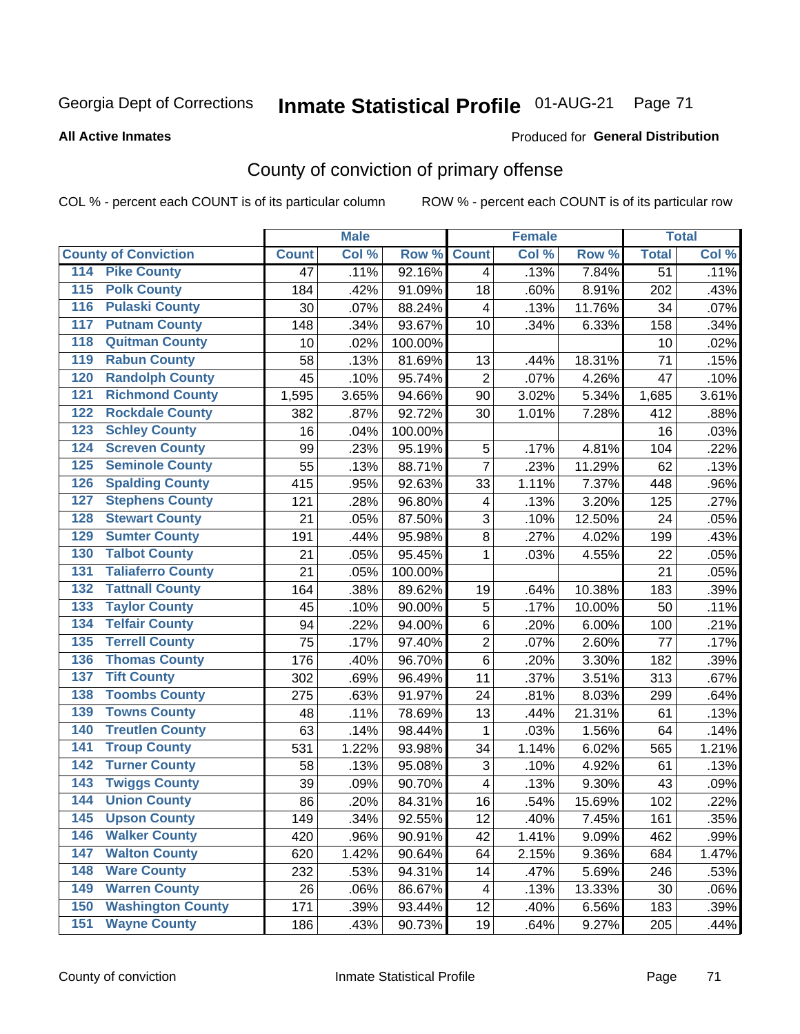Georgia Dept of Corrections **Inmate Statistical Profile** 01-AUG-21 Page 71

**All Active Inmates**

Produced for **General Distribution**

## County of conviction of primary offense

COL % - percent each COUNT is of its particular column ROW % - percent each COUNT is of its particular row

| County of Conviction | | Male | | | Female | | | Total | |
|---|---|---|---|---|---|---|---|---|---|
| | | Count | Col % | Row % | Count | Col % | Row % | Total | Col % |
| 114 | Pike County | 47 | .11% | 92.16% | 4 | .13% | 7.84% | 51 | .11% |
| 115 | Polk County | 184 | .42% | 91.09% | 18 | .60% | 8.91% | 202 | .43% |
| 116 | Pulaski County | 30 | .07% | 88.24% | 4 | .13% | 11.76% | 34 | .07% |
| 117 | Putnam County | 148 | .34% | 93.67% | 10 | .34% | 6.33% | 158 | .34% |
| 118 | Quitman County | 10 | .02% | 100.00% | | | | 10 | .02% |
| 119 | Rabun County | 58 | .13% | 81.69% | 13 | .44% | 18.31% | 71 | .15% |
| 120 | Randolph County | 45 | .10% | 95.74% | 2 | .07% | 4.26% | 47 | .10% |
| 121 | Richmond County | 1,595 | 3.65% | 94.66% | 90 | 3.02% | 5.34% | 1,685 | 3.61% |
| 122 | Rockdale County | 382 | .87% | 92.72% | 30 | 1.01% | 7.28% | 412 | .88% |
| 123 | Schley County | 16 | .04% | 100.00% | | | | 16 | .03% |
| 124 | Screven County | 99 | .23% | 95.19% | 5 | .17% | 4.81% | 104 | .22% |
| 125 | Seminole County | 55 | .13% | 88.71% | 7 | .23% | 11.29% | 62 | .13% |
| 126 | Spalding County | 415 | .95% | 92.63% | 33 | 1.11% | 7.37% | 448 | .96% |
| 127 | Stephens County | 121 | .28% | 96.80% | 4 | .13% | 3.20% | 125 | .27% |
| 128 | Stewart County | 21 | .05% | 87.50% | 3 | .10% | 12.50% | 24 | .05% |
| 129 | Sumter County | 191 | .44% | 95.98% | 8 | .27% | 4.02% | 199 | .43% |
| 130 | Talbot County | 21 | .05% | 95.45% | 1 | .03% | 4.55% | 22 | .05% |
| 131 | Taliaferro County | 21 | .05% | 100.00% | | | | 21 | .05% |
| 132 | Tattnall County | 164 | .38% | 89.62% | 19 | .64% | 10.38% | 183 | .39% |
| 133 | Taylor County | 45 | .10% | 90.00% | 5 | .17% | 10.00% | 50 | .11% |
| 134 | Telfair County | 94 | .22% | 94.00% | 6 | .20% | 6.00% | 100 | .21% |
| 135 | Terrell County | 75 | .17% | 97.40% | 2 | .07% | 2.60% | 77 | .17% |
| 136 | Thomas County | 176 | .40% | 96.70% | 6 | .20% | 3.30% | 182 | .39% |
| 137 | Tift County | 302 | .69% | 96.49% | 11 | .37% | 3.51% | 313 | .67% |
| 138 | Toombs County | 275 | .63% | 91.97% | 24 | .81% | 8.03% | 299 | .64% |
| 139 | Towns County | 48 | .11% | 78.69% | 13 | .44% | 21.31% | 61 | .13% |
| 140 | Treutlen County | 63 | .14% | 98.44% | 1 | .03% | 1.56% | 64 | .14% |
| 141 | Troup County | 531 | 1.22% | 93.98% | 34 | 1.14% | 6.02% | 565 | 1.21% |
| 142 | Turner County | 58 | .13% | 95.08% | 3 | .10% | 4.92% | 61 | .13% |
| 143 | Twiggs County | 39 | .09% | 90.70% | 4 | .13% | 9.30% | 43 | .09% |
| 144 | Union County | 86 | .20% | 84.31% | 16 | .54% | 15.69% | 102 | .22% |
| 145 | Upson County | 149 | .34% | 92.55% | 12 | .40% | 7.45% | 161 | .35% |
| 146 | Walker County | 420 | .96% | 90.91% | 42 | 1.41% | 9.09% | 462 | .99% |
| 147 | Walton County | 620 | 1.42% | 90.64% | 64 | 2.15% | 9.36% | 684 | 1.47% |
| 148 | Ware County | 232 | .53% | 94.31% | 14 | .47% | 5.69% | 246 | .53% |
| 149 | Warren County | 26 | .06% | 86.67% | 4 | .13% | 13.33% | 30 | .06% |
| 150 | Washington County | 171 | .39% | 93.44% | 12 | .40% | 6.56% | 183 | .39% |
| 151 | Wayne County | 186 | .43% | 90.73% | 19 | .64% | 9.27% | 205 | .44% |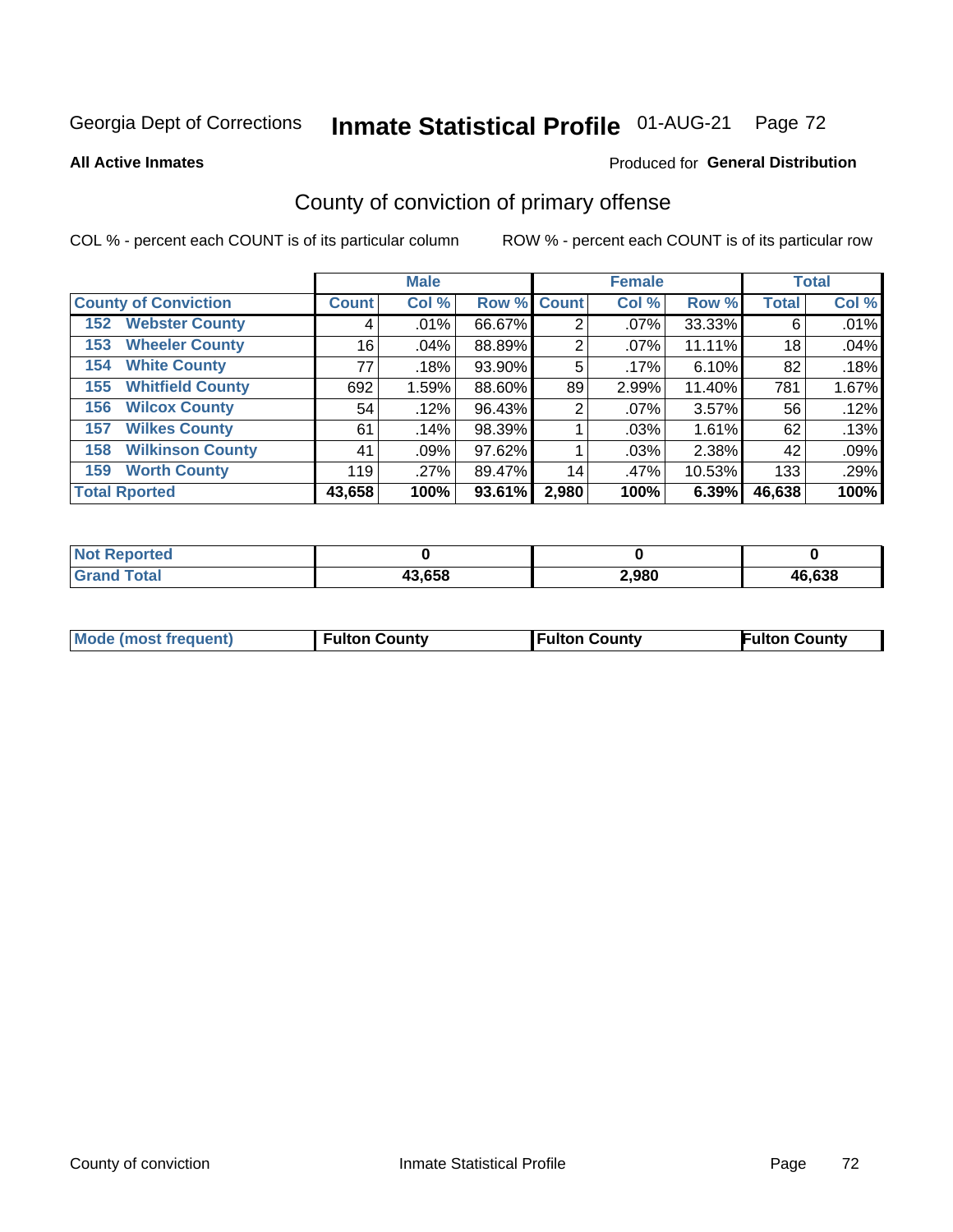Georgia Dept of Corrections **Inmate Statistical Profile** 01-AUG-21 Page 72

**All Active Inmates**

Produced for **General Distribution**

## County of conviction of primary offense

COL % - percent each COUNT is of its particular column

ROW % - percent each COUNT is of its particular row

| County of Conviction | Male | | | Female | | | Total | |
|---|---|---|---|---|---|---|---|---|
| | Count | Col % | Row % | Count | Col % | Row % | Total | Col % |
| 152 Webster County | 4 | .01% | 66.67% | 2 | .07% | 33.33% | 6 | .01% |
| 153 Wheeler County | 16 | .04% | 88.89% | 2 | .07% | 11.11% | 18 | .04% |
| 154 White County | 77 | .18% | 93.90% | 5 | .17% | 6.10% | 82 | .18% |
| 155 Whitfield County | 692 | 1.59% | 88.60% | 89 | 2.99% | 11.40% | 781 | 1.67% |
| 156 Wilcox County | 54 | .12% | 96.43% | 2 | .07% | 3.57% | 56 | .12% |
| 157 Wilkes County | 61 | .14% | 98.39% | 1 | .03% | 1.61% | 62 | .13% |
| 158 Wilkinson County | 41 | .09% | 97.62% | 1 | .03% | 2.38% | 42 | .09% |
| 159 Worth County | 119 | .27% | 89.47% | 14 | .47% | 10.53% | 133 | .29% |
| **Total Rported** | **43,658** | **100%** | **93.61%** | **2,980** | **100%** | **6.39%** | **46,638** | **100%** |

| | Male | Female | Total |
|---|---|---|---|
| Not Reported | **0** | **0** | **0** |
| Grand Total | **43,658** | **2,980** | **46,638** |

| | Male | Female | Total |
|---|---|---|---|
| Mode (most frequent) | **Fulton County** | **Fulton County** | **Fulton County** |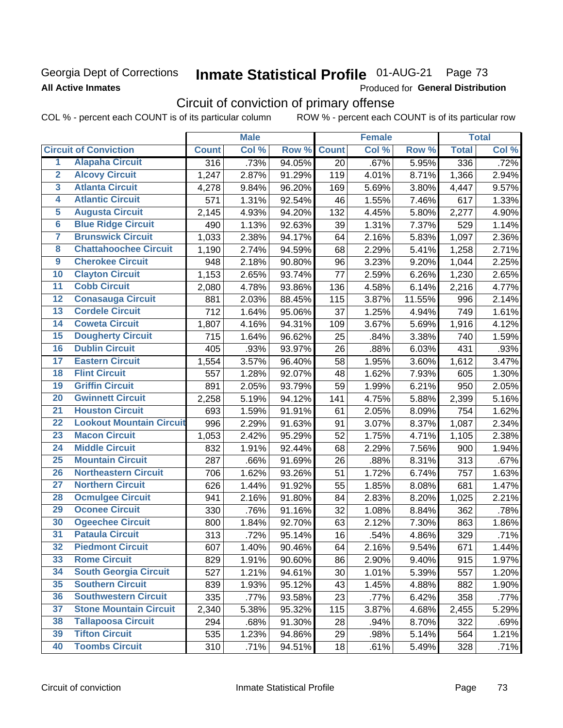Georgia Dept of Corrections
**All Active Inmates**

# Inmate Statistical Profile 01-AUG-21 Page 73

Produced for **General Distribution**

## Circuit of conviction of primary offense

COL % - percent each COUNT is of its particular column    ROW % - percent each COUNT is of its particular row

| | | Male | | | Female | | | Total | |
|---|---|---|---|---|---|---|---|---|---|
| | Circuit of Conviction | Count | Col % | Row % | Count | Col % | Row % | Total | Col % |
| 1 | Alapaha Circuit | 316 | .73% | 94.05% | 20 | .67% | 5.95% | 336 | .72% |
| 2 | Alcovy Circuit | 1,247 | 2.87% | 91.29% | 119 | 4.01% | 8.71% | 1,366 | 2.94% |
| 3 | Atlanta Circuit | 4,278 | 9.84% | 96.20% | 169 | 5.69% | 3.80% | 4,447 | 9.57% |
| 4 | Atlantic Circuit | 571 | 1.31% | 92.54% | 46 | 1.55% | 7.46% | 617 | 1.33% |
| 5 | Augusta Circuit | 2,145 | 4.93% | 94.20% | 132 | 4.45% | 5.80% | 2,277 | 4.90% |
| 6 | Blue Ridge Circuit | 490 | 1.13% | 92.63% | 39 | 1.31% | 7.37% | 529 | 1.14% |
| 7 | Brunswick Circuit | 1,033 | 2.38% | 94.17% | 64 | 2.16% | 5.83% | 1,097 | 2.36% |
| 8 | Chattahoochee Circuit | 1,190 | 2.74% | 94.59% | 68 | 2.29% | 5.41% | 1,258 | 2.71% |
| 9 | Cherokee Circuit | 948 | 2.18% | 90.80% | 96 | 3.23% | 9.20% | 1,044 | 2.25% |
| 10 | Clayton Circuit | 1,153 | 2.65% | 93.74% | 77 | 2.59% | 6.26% | 1,230 | 2.65% |
| 11 | Cobb Circuit | 2,080 | 4.78% | 93.86% | 136 | 4.58% | 6.14% | 2,216 | 4.77% |
| 12 | Conasauga Circuit | 881 | 2.03% | 88.45% | 115 | 3.87% | 11.55% | 996 | 2.14% |
| 13 | Cordele Circuit | 712 | 1.64% | 95.06% | 37 | 1.25% | 4.94% | 749 | 1.61% |
| 14 | Coweta Circuit | 1,807 | 4.16% | 94.31% | 109 | 3.67% | 5.69% | 1,916 | 4.12% |
| 15 | Dougherty Circuit | 715 | 1.64% | 96.62% | 25 | .84% | 3.38% | 740 | 1.59% |
| 16 | Dublin Circuit | 405 | .93% | 93.97% | 26 | .88% | 6.03% | 431 | .93% |
| 17 | Eastern Circuit | 1,554 | 3.57% | 96.40% | 58 | 1.95% | 3.60% | 1,612 | 3.47% |
| 18 | Flint Circuit | 557 | 1.28% | 92.07% | 48 | 1.62% | 7.93% | 605 | 1.30% |
| 19 | Griffin Circuit | 891 | 2.05% | 93.79% | 59 | 1.99% | 6.21% | 950 | 2.05% |
| 20 | Gwinnett Circuit | 2,258 | 5.19% | 94.12% | 141 | 4.75% | 5.88% | 2,399 | 5.16% |
| 21 | Houston Circuit | 693 | 1.59% | 91.91% | 61 | 2.05% | 8.09% | 754 | 1.62% |
| 22 | Lookout Mountain Circuit | 996 | 2.29% | 91.63% | 91 | 3.07% | 8.37% | 1,087 | 2.34% |
| 23 | Macon Circuit | 1,053 | 2.42% | 95.29% | 52 | 1.75% | 4.71% | 1,105 | 2.38% |
| 24 | Middle Circuit | 832 | 1.91% | 92.44% | 68 | 2.29% | 7.56% | 900 | 1.94% |
| 25 | Mountain Circuit | 287 | .66% | 91.69% | 26 | .88% | 8.31% | 313 | .67% |
| 26 | Northeastern Circuit | 706 | 1.62% | 93.26% | 51 | 1.72% | 6.74% | 757 | 1.63% |
| 27 | Northern Circuit | 626 | 1.44% | 91.92% | 55 | 1.85% | 8.08% | 681 | 1.47% |
| 28 | Ocmulgee Circuit | 941 | 2.16% | 91.80% | 84 | 2.83% | 8.20% | 1,025 | 2.21% |
| 29 | Oconee Circuit | 330 | .76% | 91.16% | 32 | 1.08% | 8.84% | 362 | .78% |
| 30 | Ogeechee Circuit | 800 | 1.84% | 92.70% | 63 | 2.12% | 7.30% | 863 | 1.86% |
| 31 | Pataula Circuit | 313 | .72% | 95.14% | 16 | .54% | 4.86% | 329 | .71% |
| 32 | Piedmont Circuit | 607 | 1.40% | 90.46% | 64 | 2.16% | 9.54% | 671 | 1.44% |
| 33 | Rome Circuit | 829 | 1.91% | 90.60% | 86 | 2.90% | 9.40% | 915 | 1.97% |
| 34 | South Georgia Circuit | 527 | 1.21% | 94.61% | 30 | 1.01% | 5.39% | 557 | 1.20% |
| 35 | Southern Circuit | 839 | 1.93% | 95.12% | 43 | 1.45% | 4.88% | 882 | 1.90% |
| 36 | Southwestern Circuit | 335 | .77% | 93.58% | 23 | .77% | 6.42% | 358 | .77% |
| 37 | Stone Mountain Circuit | 2,340 | 5.38% | 95.32% | 115 | 3.87% | 4.68% | 2,455 | 5.29% |
| 38 | Tallapoosa Circuit | 294 | .68% | 91.30% | 28 | .94% | 8.70% | 322 | .69% |
| 39 | Tifton Circuit | 535 | 1.23% | 94.86% | 29 | .98% | 5.14% | 564 | 1.21% |
| 40 | Toombs Circuit | 310 | .71% | 94.51% | 18 | .61% | 5.49% | 328 | .71% |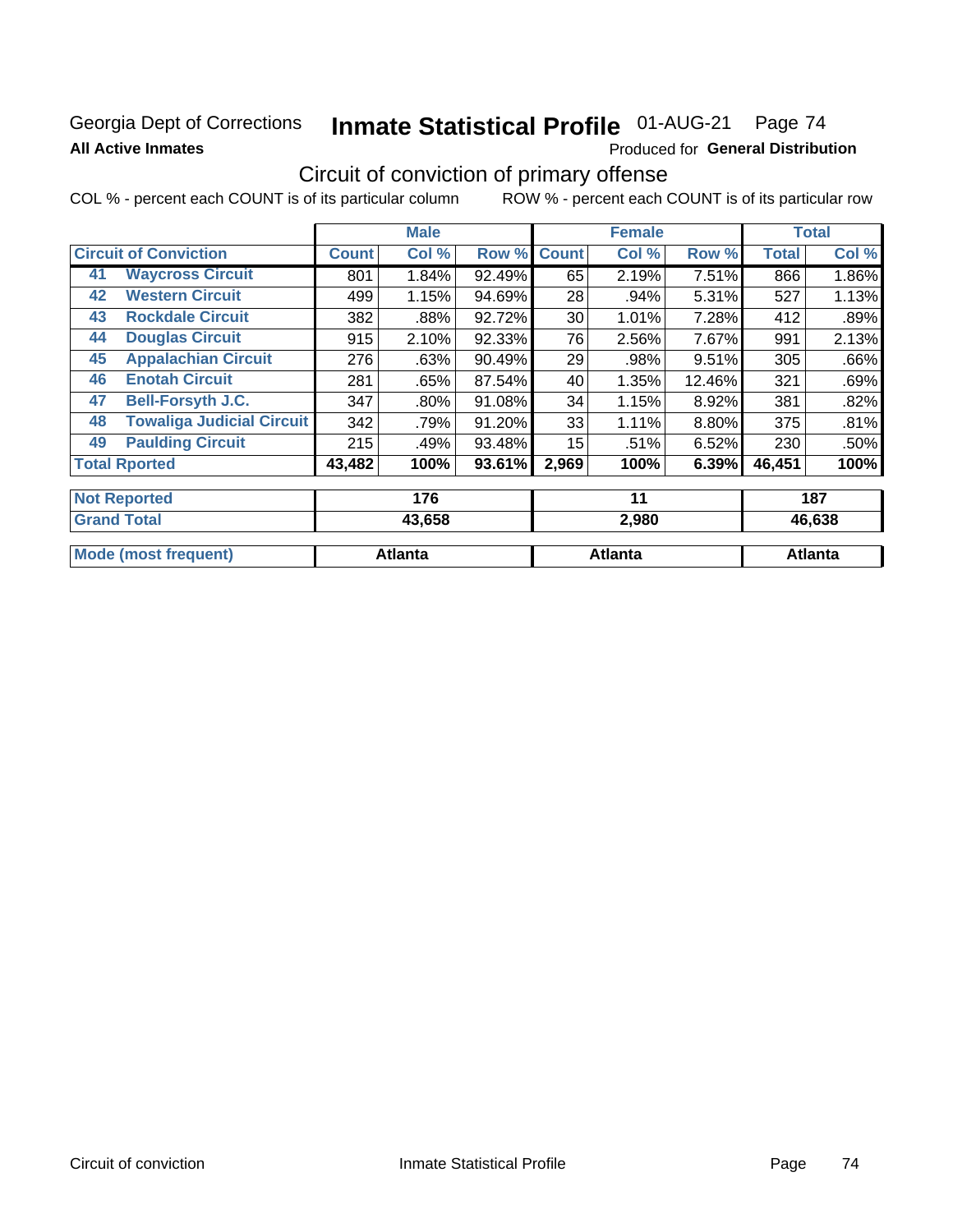Georgia Dept of Corrections **Inmate Statistical Profile** 01-AUG-21

**All Active Inmates** Produced for **General Distribution**

## Circuit of conviction of primary offense

COL % - percent each COUNT is of its particular column ROW % - percent each COUNT is of its particular row

| Circuit of Conviction | Male | | | Female | | | Total | |
|---|---|---|---|---|---|---|---|---|
| | Count | Col % | Row % | Count | Col % | Row % | Total | Col % |
| 41 Waycross Circuit | 801 | 1.84% | 92.49% | 65 | 2.19% | 7.51% | 866 | 1.86% |
| 42 Western Circuit | 499 | 1.15% | 94.69% | 28 | .94% | 5.31% | 527 | 1.13% |
| 43 Rockdale Circuit | 382 | .88% | 92.72% | 30 | 1.01% | 7.28% | 412 | .89% |
| 44 Douglas Circuit | 915 | 2.10% | 92.33% | 76 | 2.56% | 7.67% | 991 | 2.13% |
| 45 Appalachian Circuit | 276 | .63% | 90.49% | 29 | .98% | 9.51% | 305 | .66% |
| 46 Enotah Circuit | 281 | .65% | 87.54% | 40 | 1.35% | 12.46% | 321 | .69% |
| 47 Bell-Forsyth J.C. | 347 | .80% | 91.08% | 34 | 1.15% | 8.92% | 381 | .82% |
| 48 Towaliga Judicial Circuit | 342 | .79% | 91.20% | 33 | 1.11% | 8.80% | 375 | .81% |
| 49 Paulding Circuit | 215 | .49% | 93.48% | 15 | .51% | 6.52% | 230 | .50% |
| **Total Rported** | **43,482** | **100%** | **93.61%** | **2,969** | **100%** | **6.39%** | **46,451** | **100%** |
| **Not Reported** | **176** | | | **11** | | | **187** | |
| **Grand Total** | **43,658** | | | **2,980** | | | **46,638** | |
| **Mode (most frequent)** | **Atlanta** | | | **Atlanta** | | | **Atlanta** | |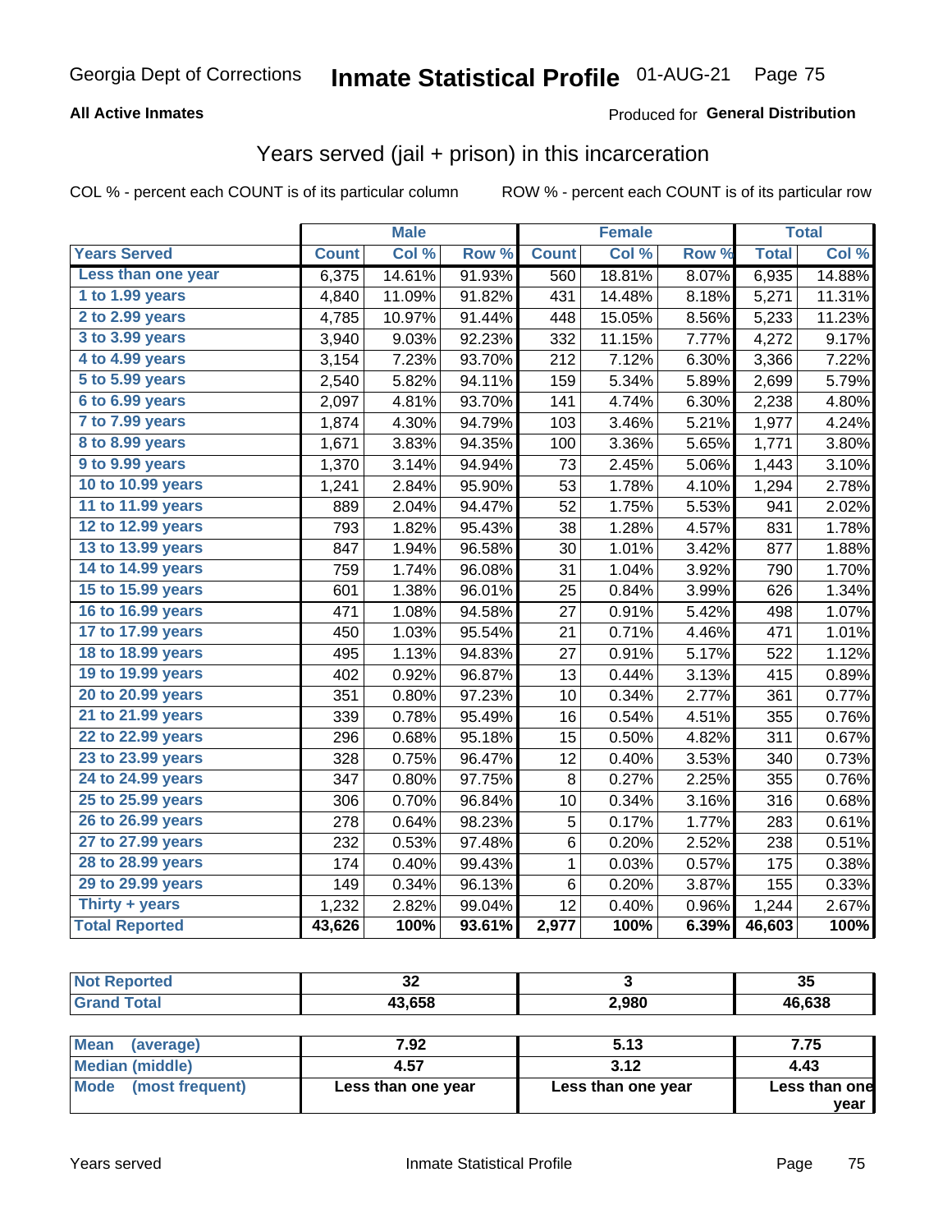Georgia Dept of Corrections **Inmate Statistical Profile** 01-AUG-21

**All Active Inmates**

Produced for **General Distribution**

## Years served (jail + prison) in this incarceration

COL % - percent each COUNT is of its particular column

ROW % - percent each COUNT is of its particular row

| | Male | | | Female | | | Total | |
|---|---|---|---|---|---|---|---|---|
| **Years Served** | **Count** | **Col %** | **Row %** | **Count** | **Col %** | **Row %** | **Total** | **Col %** |
| Less than one year | 6,375 | 14.61% | 91.93% | 560 | 18.81% | 8.07% | 6,935 | 14.88% |
| 1 to 1.99 years | 4,840 | 11.09% | 91.82% | 431 | 14.48% | 8.18% | 5,271 | 11.31% |
| 2 to 2.99 years | 4,785 | 10.97% | 91.44% | 448 | 15.05% | 8.56% | 5,233 | 11.23% |
| 3 to 3.99 years | 3,940 | 9.03% | 92.23% | 332 | 11.15% | 7.77% | 4,272 | 9.17% |
| 4 to 4.99 years | 3,154 | 7.23% | 93.70% | 212 | 7.12% | 6.30% | 3,366 | 7.22% |
| 5 to 5.99 years | 2,540 | 5.82% | 94.11% | 159 | 5.34% | 5.89% | 2,699 | 5.79% |
| 6 to 6.99 years | 2,097 | 4.81% | 93.70% | 141 | 4.74% | 6.30% | 2,238 | 4.80% |
| 7 to 7.99 years | 1,874 | 4.30% | 94.79% | 103 | 3.46% | 5.21% | 1,977 | 4.24% |
| 8 to 8.99 years | 1,671 | 3.83% | 94.35% | 100 | 3.36% | 5.65% | 1,771 | 3.80% |
| 9 to 9.99 years | 1,370 | 3.14% | 94.94% | 73 | 2.45% | 5.06% | 1,443 | 3.10% |
| 10 to 10.99 years | 1,241 | 2.84% | 95.90% | 53 | 1.78% | 4.10% | 1,294 | 2.78% |
| 11 to 11.99 years | 889 | 2.04% | 94.47% | 52 | 1.75% | 5.53% | 941 | 2.02% |
| 12 to 12.99 years | 793 | 1.82% | 95.43% | 38 | 1.28% | 4.57% | 831 | 1.78% |
| 13 to 13.99 years | 847 | 1.94% | 96.58% | 30 | 1.01% | 3.42% | 877 | 1.88% |
| 14 to 14.99 years | 759 | 1.74% | 96.08% | 31 | 1.04% | 3.92% | 790 | 1.70% |
| 15 to 15.99 years | 601 | 1.38% | 96.01% | 25 | 0.84% | 3.99% | 626 | 1.34% |
| 16 to 16.99 years | 471 | 1.08% | 94.58% | 27 | 0.91% | 5.42% | 498 | 1.07% |
| 17 to 17.99 years | 450 | 1.03% | 95.54% | 21 | 0.71% | 4.46% | 471 | 1.01% |
| 18 to 18.99 years | 495 | 1.13% | 94.83% | 27 | 0.91% | 5.17% | 522 | 1.12% |
| 19 to 19.99 years | 402 | 0.92% | 96.87% | 13 | 0.44% | 3.13% | 415 | 0.89% |
| 20 to 20.99 years | 351 | 0.80% | 97.23% | 10 | 0.34% | 2.77% | 361 | 0.77% |
| 21 to 21.99 years | 339 | 0.78% | 95.49% | 16 | 0.54% | 4.51% | 355 | 0.76% |
| 22 to 22.99 years | 296 | 0.68% | 95.18% | 15 | 0.50% | 4.82% | 311 | 0.67% |
| 23 to 23.99 years | 328 | 0.75% | 96.47% | 12 | 0.40% | 3.53% | 340 | 0.73% |
| 24 to 24.99 years | 347 | 0.80% | 97.75% | 8 | 0.27% | 2.25% | 355 | 0.76% |
| 25 to 25.99 years | 306 | 0.70% | 96.84% | 10 | 0.34% | 3.16% | 316 | 0.68% |
| 26 to 26.99 years | 278 | 0.64% | 98.23% | 5 | 0.17% | 1.77% | 283 | 0.61% |
| 27 to 27.99 years | 232 | 0.53% | 97.48% | 6 | 0.20% | 2.52% | 238 | 0.51% |
| 28 to 28.99 years | 174 | 0.40% | 99.43% | 1 | 0.03% | 0.57% | 175 | 0.38% |
| 29 to 29.99 years | 149 | 0.34% | 96.13% | 6 | 0.20% | 3.87% | 155 | 0.33% |
| Thirty + years | 1,232 | 2.82% | 99.04% | 12 | 0.40% | 0.96% | 1,244 | 2.67% |
| **Total Reported** | **43,626** | **100%** | **93.61%** | **2,977** | **100%** | **6.39%** | **46,603** | **100%** |

| | Male | Female | Total |
|---|---|---|---|
| Not Reported | 32 | 3 | 35 |
| Grand Total | 43,658 | 2,980 | 46,638 |

| | Male | Female | Total |
|---|---|---|---|
| Mean (average) | 7.92 | 5.13 | 7.75 |
| Median (middle) | 4.57 | 3.12 | 4.43 |
| Mode (most frequent) | Less than one year | Less than one year | Less than one year |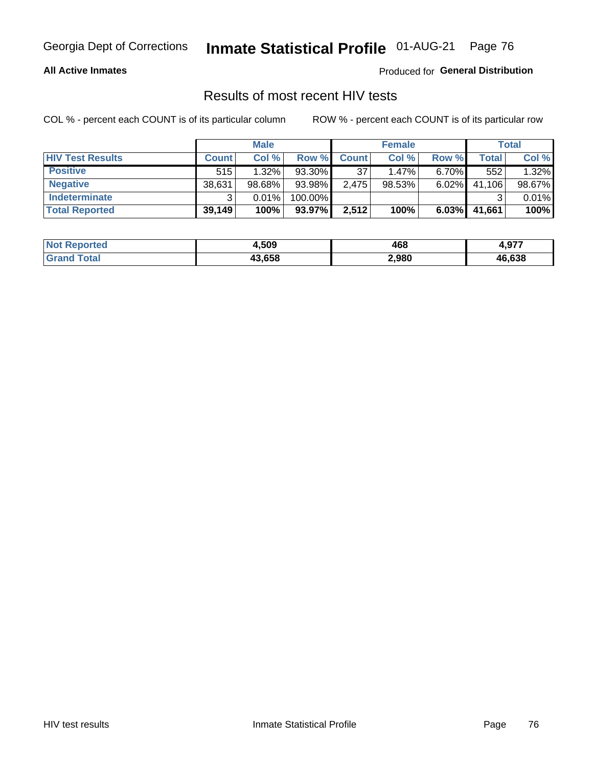Georgia Dept of Corrections **Inmate Statistical Profile** 01-AUG-21 Page 76

**All Active Inmates**

Produced for **General Distribution**

## Results of most recent HIV tests

COL % - percent each COUNT is of its particular column    ROW % - percent each COUNT is of its particular row

| | Male | | | Female | | | Total | |
|---|---|---|---|---|---|---|---|---|
| **HIV Test Results** | **Count** | **Col %** | **Row %** | **Count** | **Col %** | **Row %** | **Total** | **Col %** |
| **Positive** | 515 | 1.32% | 93.30% | 37 | 1.47% | 6.70% | 552 | 1.32% |
| **Negative** | 38,631 | 98.68% | 93.98% | 2,475 | 98.53% | 6.02% | 41,106 | 98.67% |
| **Indeterminate** | 3 | 0.01% | 100.00% | | | | 3 | 0.01% |
| **Total Reported** | **39,149** | **100%** | **93.97%** | **2,512** | **100%** | **6.03%** | **41,661** | **100%** |

| | Male | Female | Total |
|---|---|---|---|
| **Not Reported** | **4,509** | **468** | **4,977** |
| **Grand Total** | **43,658** | **2,980** | **46,638** |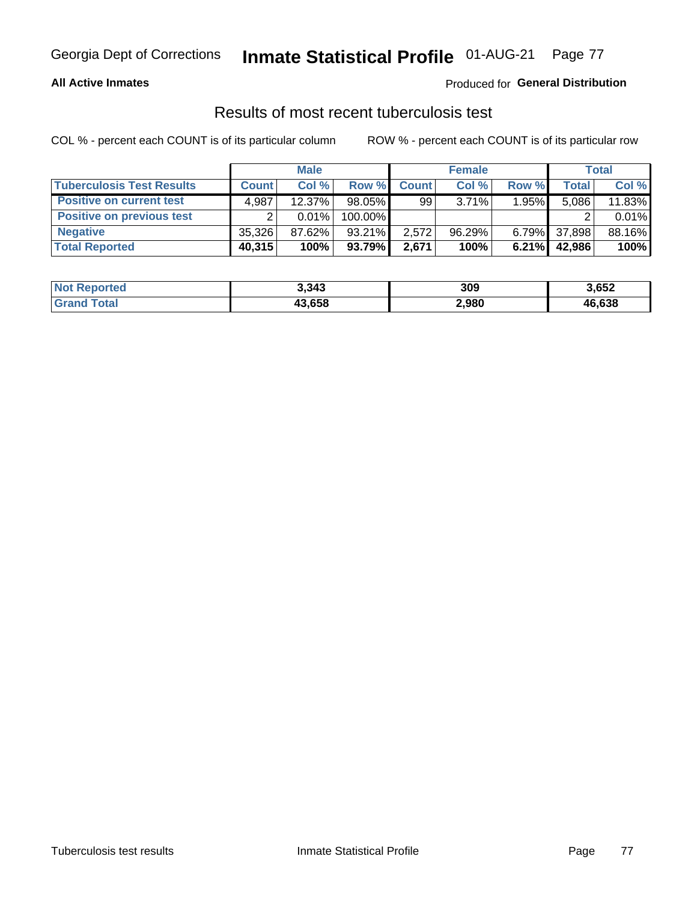Georgia Dept of Corrections **Inmate Statistical Profile** 01-AUG-21

**All Active Inmates**

Produced for **General Distribution**

## Results of most recent tuberculosis test

COL % - percent each COUNT is of its particular column

ROW % - percent each COUNT is of its particular row

| | Male | | | Female | | | Total | |
|---|---|---|---|---|---|---|---|---|
| **Tuberculosis Test Results** | **Count** | **Col %** | **Row %** | **Count** | **Col %** | **Row %** | **Total** | **Col %** |
| **Positive on current test** | 4,987 | 12.37% | 98.05% | 99 | 3.71% | 1.95% | 5,086 | 11.83% |
| **Positive on previous test** | 2 | 0.01% | 100.00% | | | | 2 | 0.01% |
| **Negative** | 35,326 | 87.62% | 93.21% | 2,572 | 96.29% | 6.79% | 37,898 | 88.16% |
| **Total Reported** | **40,315** | **100%** | **93.79%** | **2,671** | **100%** | **6.21%** | **42,986** | **100%** |

| | Male | Female | Total |
|---|---|---|---|
| **Not Reported** | **3,343** | **309** | **3,652** |
| **Grand Total** | **43,658** | **2,980** | **46,638** |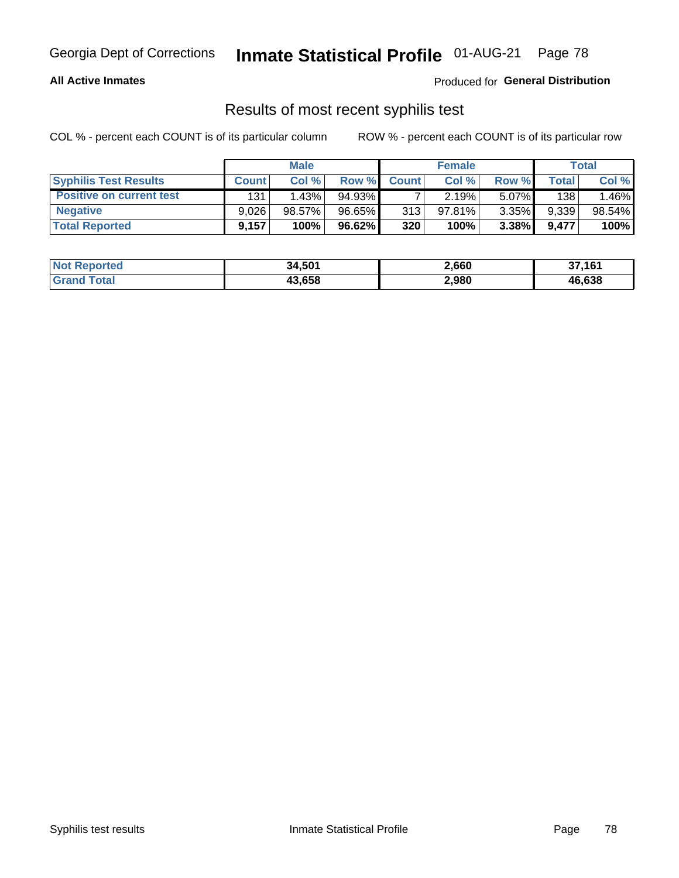**All Active Inmates**

Produced for **General Distribution**

## Results of most recent syphilis test

COL % - percent each COUNT is of its particular column

ROW % - percent each COUNT is of its particular row

| | Male | | | Female | | | Total | |
|---|---|---|---|---|---|---|---|---|
| **Syphilis Test Results** | **Count** | **Col %** | **Row %** | **Count** | **Col %** | **Row %** | **Total** | **Col %** |
| **Positive on current test** | 131 | 1.43% | 94.93% | 7 | 2.19% | 5.07% | 138 | 1.46% |
| **Negative** | 9,026 | 98.57% | 96.65% | 313 | 97.81% | 3.35% | 9,339 | 98.54% |
| **Total Reported** | **9,157** | **100%** | **96.62%** | **320** | **100%** | **3.38%** | **9,477** | **100%** |

| | Male | Female | Total |
|---|---|---|---|
| **Not Reported** | **34,501** | **2,660** | **37,161** |
| **Grand Total** | **43,658** | **2,980** | **46,638** |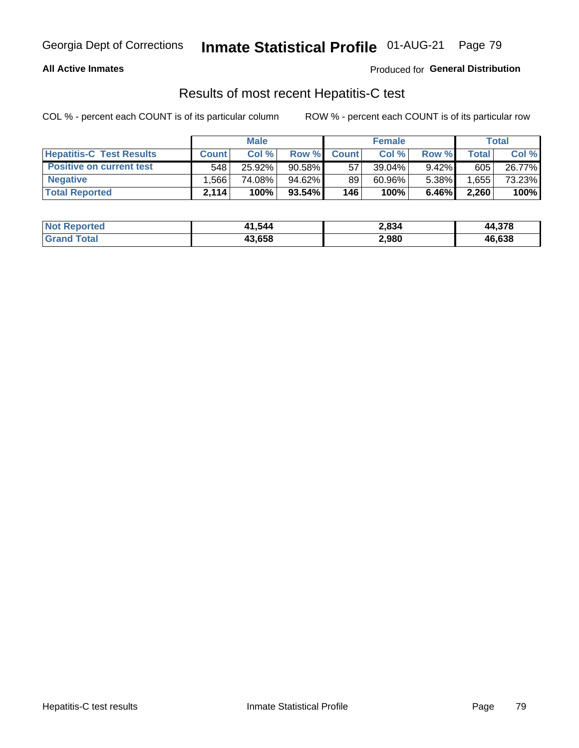Georgia Dept of Corrections **Inmate Statistical Profile** 01-AUG-21

**All Active Inmates**

Produced for **General Distribution**

## Results of most recent Hepatitis-C test

COL % - percent each COUNT is of its particular column ROW % - percent each COUNT is of its particular row

| | Male | | | Female | | | Total | |
|---|---|---|---|---|---|---|---|---|
| **Hepatitis-C Test Results** | **Count** | **Col %** | **Row %** | **Count** | **Col %** | **Row %** | **Total** | **Col %** |
| **Positive on current test** | 548 | 25.92% | 90.58% | 57 | 39.04% | 9.42% | 605 | 26.77% |
| **Negative** | 1,566 | 74.08% | 94.62% | 89 | 60.96% | 5.38% | 1,655 | 73.23% |
| **Total Reported** | **2,114** | **100%** | **93.54%** | **146** | **100%** | **6.46%** | **2,260** | **100%** |

| | Male | Female | Total |
|---|---|---|---|
| **Not Reported** | **41,544** | **2,834** | **44,378** |
| **Grand Total** | **43,658** | **2,980** | **46,638** |